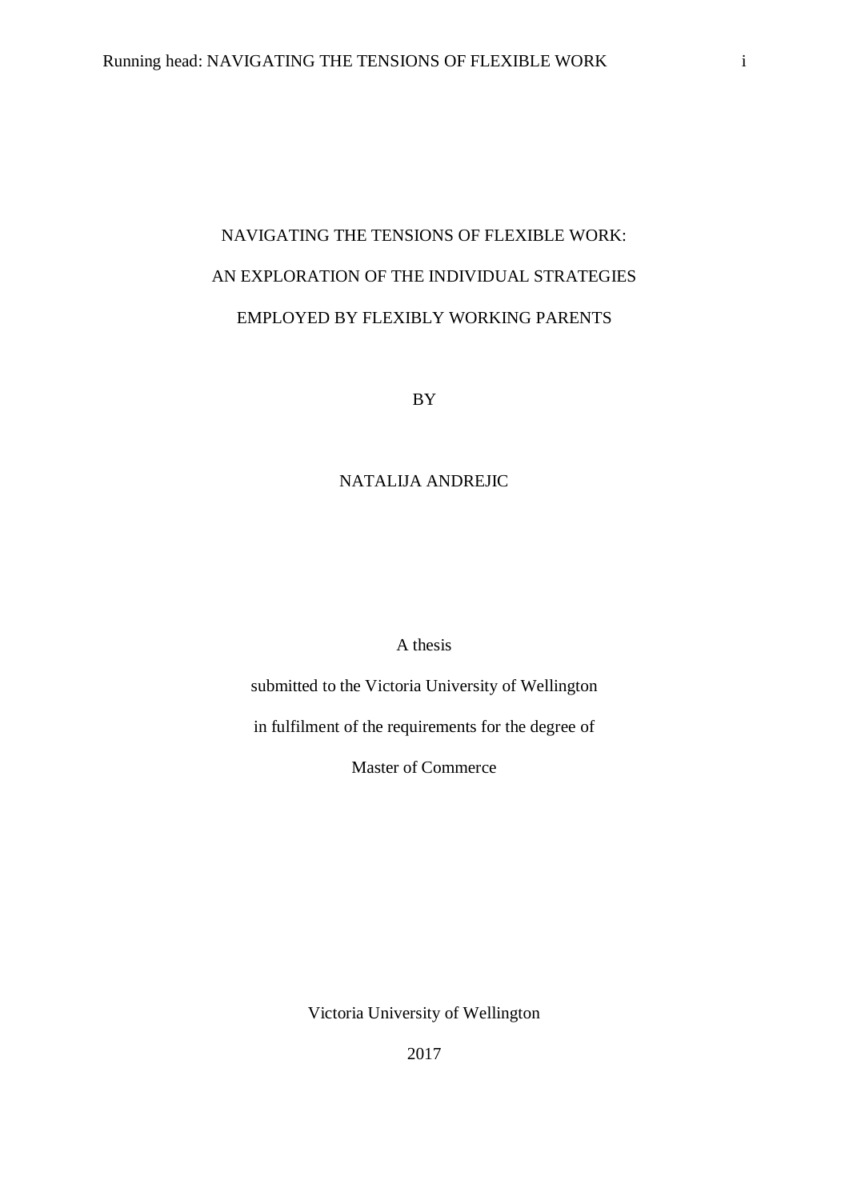# NAVIGATING THE TENSIONS OF FLEXIBLE WORK: AN EXPLORATION OF THE INDIVIDUAL STRATEGIES EMPLOYED BY FLEXIBLY WORKING PARENTS

BY

NATALIJA ANDREJIC

A thesis

submitted to the Victoria University of Wellington

in fulfilment of the requirements for the degree of

Master of Commerce

Victoria University of Wellington

2017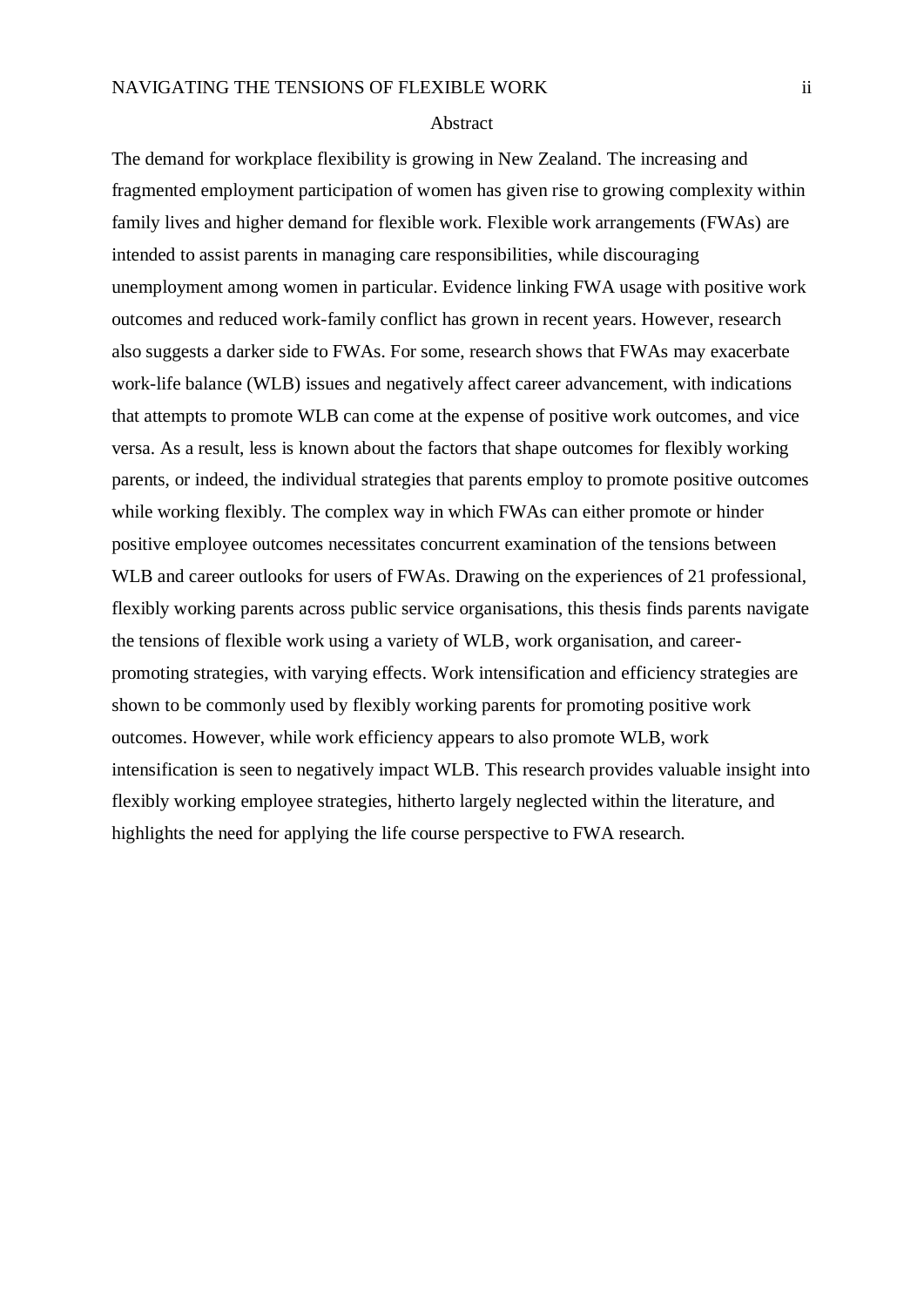# Abstract

The demand for workplace flexibility is growing in New Zealand. The increasing and fragmented employment participation of women has given rise to growing complexity within family lives and higher demand for flexible work. Flexible work arrangements (FWAs) are intended to assist parents in managing care responsibilities, while discouraging unemployment among women in particular. Evidence linking FWA usage with positive work outcomes and reduced work-family conflict has grown in recent years. However, research also suggests a darker side to FWAs. For some, research shows that FWAs may exacerbate work-life balance (WLB) issues and negatively affect career advancement, with indications that attempts to promote WLB can come at the expense of positive work outcomes, and vice versa. As a result, less is known about the factors that shape outcomes for flexibly working parents, or indeed, the individual strategies that parents employ to promote positive outcomes while working flexibly. The complex way in which FWAs can either promote or hinder positive employee outcomes necessitates concurrent examination of the tensions between WLB and career outlooks for users of FWAs. Drawing on the experiences of 21 professional, flexibly working parents across public service organisations, this thesis finds parents navigate the tensions of flexible work using a variety of WLB, work organisation, and career-promoting strategies, with varying effects. Work intensification and efficiency strategies are shown to be commonly used by flexibly working parents for promoting positive work outcomes. However, while work efficiency appears to also promote WLB, work intensification is seen to negatively impact WLB. This research provides valuable insight into flexibly working employee strategies, hitherto largely neglected within the literature, and highlights the need for applying the life course perspective to FWA research.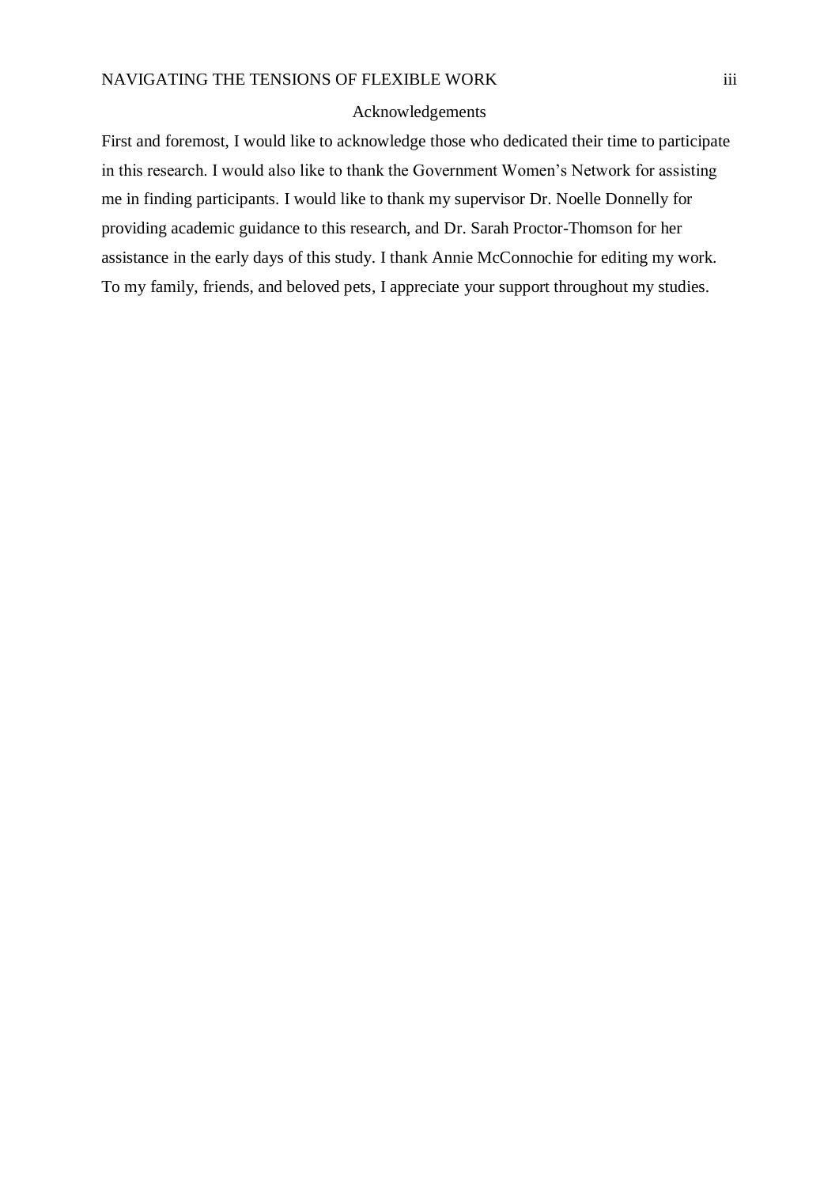# Acknowledgements

First and foremost, I would like to acknowledge those who dedicated their time to participate in this research. I would also like to thank the Government Women's Network for assisting me in finding participants. I would like to thank my supervisor Dr. Noelle Donnelly for providing academic guidance to this research, and Dr. Sarah Proctor-Thomson for her assistance in the early days of this study. I thank Annie McConnochie for editing my work. To my family, friends, and beloved pets, I appreciate your support throughout my studies.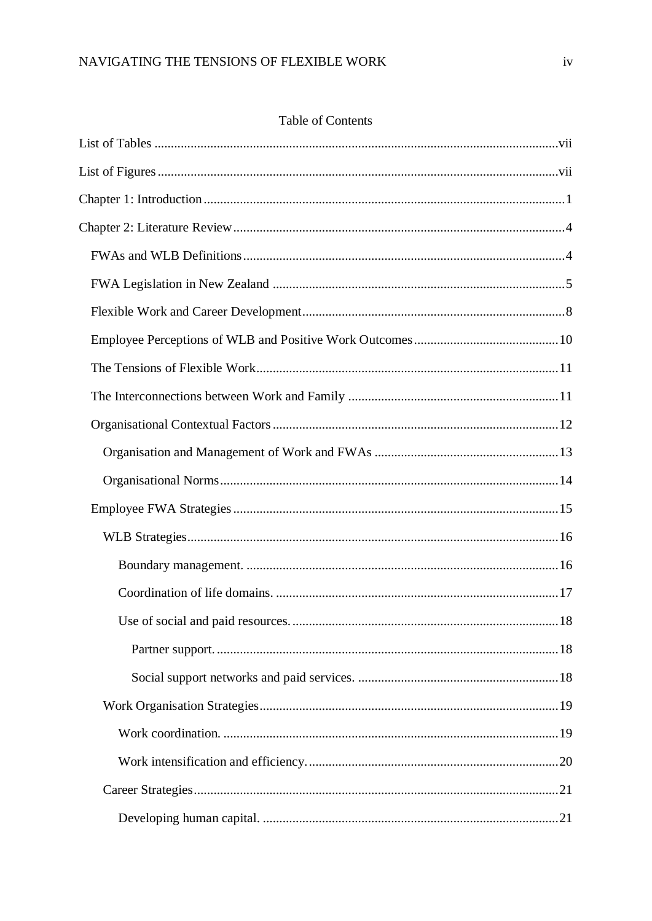Table of Contents

List of Tables ........................................................................................................................vii

List of Figures .......................................................................................................................vii

Chapter 1: Introduction ............................................................................................................1

Chapter 2: Literature Review ....................................................................................................4

- FWAs and WLB Definitions .................................................................................................4
- FWA Legislation in New Zealand ........................................................................................5
- Flexible Work and Career Development ...............................................................................8
- Employee Perceptions of WLB and Positive Work Outcomes ............................................10
- The Tensions of Flexible Work ...........................................................................................11
- The Interconnections between Work and Family ...............................................................11
- Organisational Contextual Factors ......................................................................................12
  - Organisation and Management of Work and FWAs ........................................................13
  - Organisational Norms ......................................................................................................14
- Employee FWA Strategies ..................................................................................................15
  - WLB Strategies ................................................................................................................16
    - Boundary management. ..............................................................................................16
    - Coordination of life domains. .....................................................................................17
    - Use of social and paid resources. ................................................................................18
      - Partner support. ........................................................................................................18
      - Social support networks and paid services. ............................................................18
  - Work Organisation Strategies ..........................................................................................19
    - Work coordination. .....................................................................................................19
    - Work intensification and efficiency. ............................................................................20
  - Career Strategies ..............................................................................................................21
    - Developing human capital. .........................................................................................21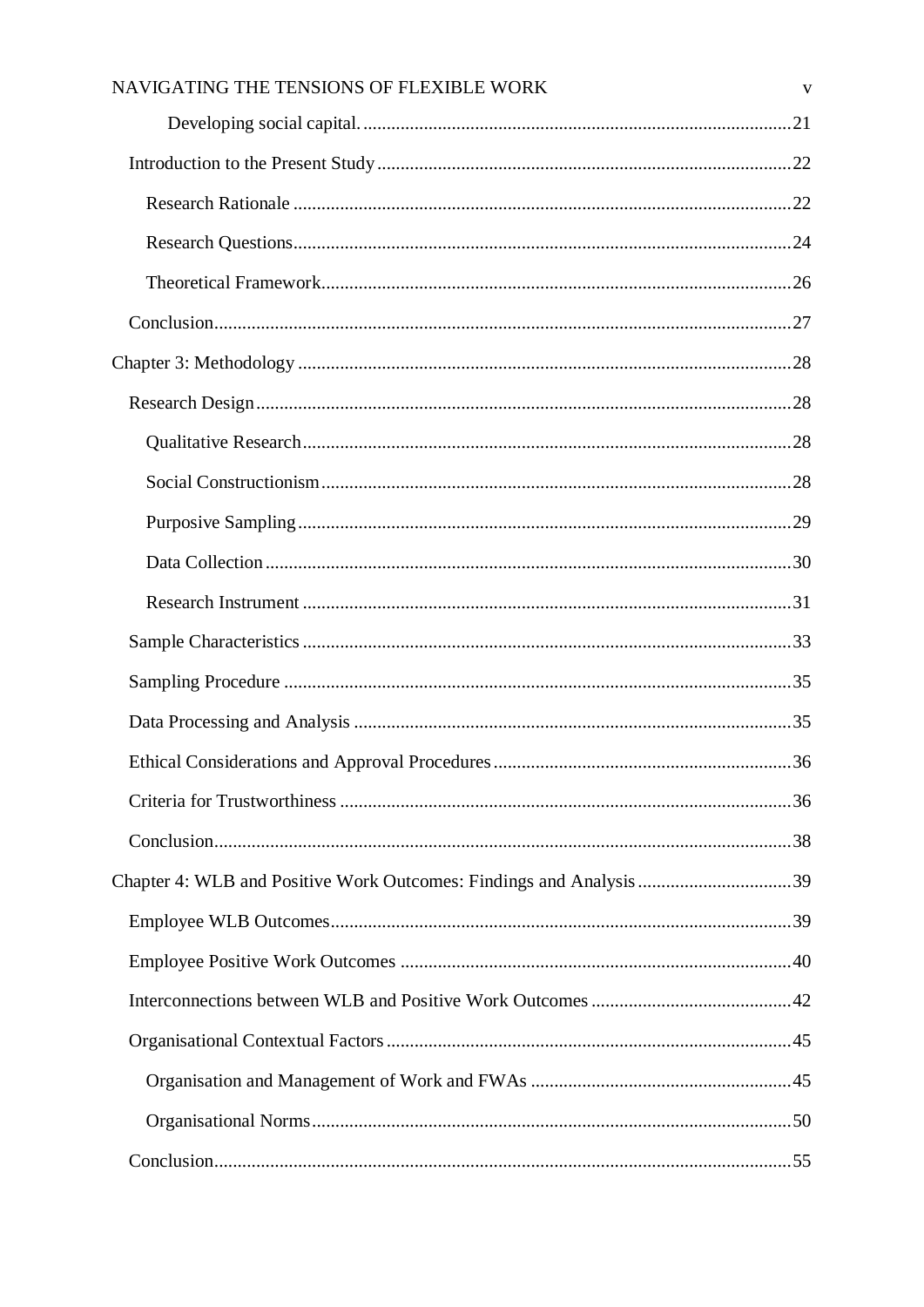Developing social capital. ....................................................................................21

Introduction to the Present Study ......................................................................................22

Research Rationale ........................................................................................................22

Research Questions........................................................................................................24

Theoretical Framework..................................................................................................26

Conclusion.........................................................................................................................27

Chapter 3: Methodology .......................................................................................................28

Research Design ................................................................................................................28

Qualitative Research......................................................................................................28

Social Constructionism..................................................................................................28

Purposive Sampling.......................................................................................................29

Data Collection ..............................................................................................................30

Research Instrument ......................................................................................................31

Sample Characteristics ......................................................................................................33

Sampling Procedure ..........................................................................................................35

Data Processing and Analysis ...........................................................................................35

Ethical Considerations and Approval Procedures .............................................................36

Criteria for Trustworthiness ..............................................................................................36

Conclusion.........................................................................................................................38

Chapter 4: WLB and Positive Work Outcomes: Findings and Analysis ...............................39

Employee WLB Outcomes................................................................................................39

Employee Positive Work Outcomes .................................................................................40

Interconnections between WLB and Positive Work Outcomes .........................................42

Organisational Contextual Factors ....................................................................................45

Organisation and Management of Work and FWAs ......................................................45

Organisational Norms....................................................................................................50

Conclusion.........................................................................................................................55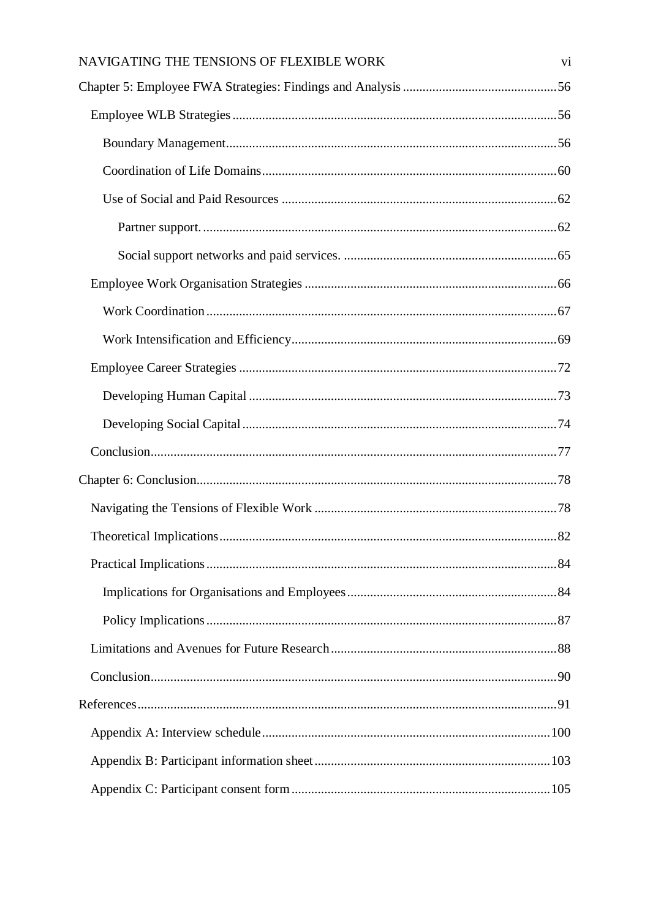Chapter 5: Employee FWA Strategies: Findings and Analysis ....... 56

- Employee WLB Strategies ....... 56
  - Boundary Management ....... 56
  - Coordination of Life Domains ....... 60
  - Use of Social and Paid Resources ....... 62
    - Partner support. ....... 62
    - Social support networks and paid services. ....... 65
- Employee Work Organisation Strategies ....... 66
  - Work Coordination ....... 67
  - Work Intensification and Efficiency ....... 69
- Employee Career Strategies ....... 72
  - Developing Human Capital ....... 73
  - Developing Social Capital ....... 74
- Conclusion ....... 77

Chapter 6: Conclusion ....... 78

- Navigating the Tensions of Flexible Work ....... 78
- Theoretical Implications ....... 82
- Practical Implications ....... 84
  - Implications for Organisations and Employees ....... 84
  - Policy Implications ....... 87
- Limitations and Avenues for Future Research ....... 88
- Conclusion ....... 90

References ....... 91

- Appendix A: Interview schedule ....... 100
- Appendix B: Participant information sheet ....... 103
- Appendix C: Participant consent form ....... 105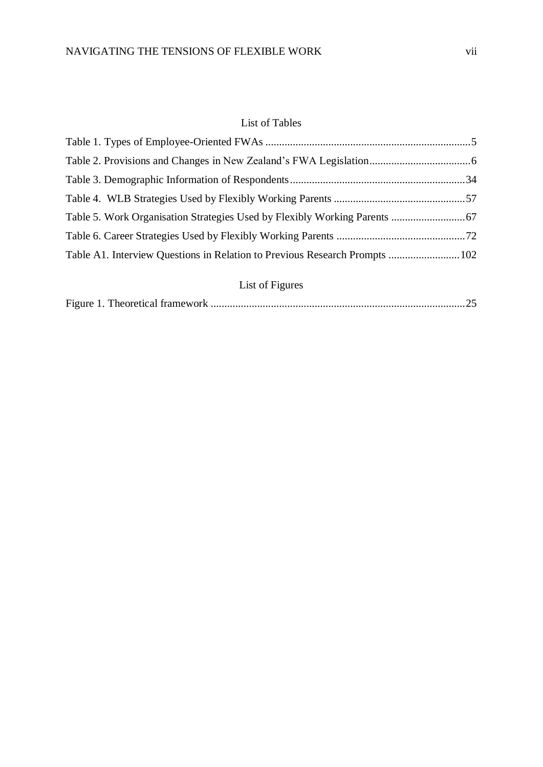## List of Tables

Table 1. Types of Employee-Oriented FWAs ........................................................................... 5

Table 2. Provisions and Changes in New Zealand's FWA Legislation .................................... 6

Table 3. Demographic Information of Respondents ................................................................ 34

Table 4. WLB Strategies Used by Flexibly Working Parents ................................................ 57

Table 5. Work Organisation Strategies Used by Flexibly Working Parents ........................... 67

Table 6. Career Strategies Used by Flexibly Working Parents ............................................... 72

Table A1. Interview Questions in Relation to Previous Research Prompts .......................... 102

## List of Figures

Figure 1. Theoretical framework ............................................................................................. 25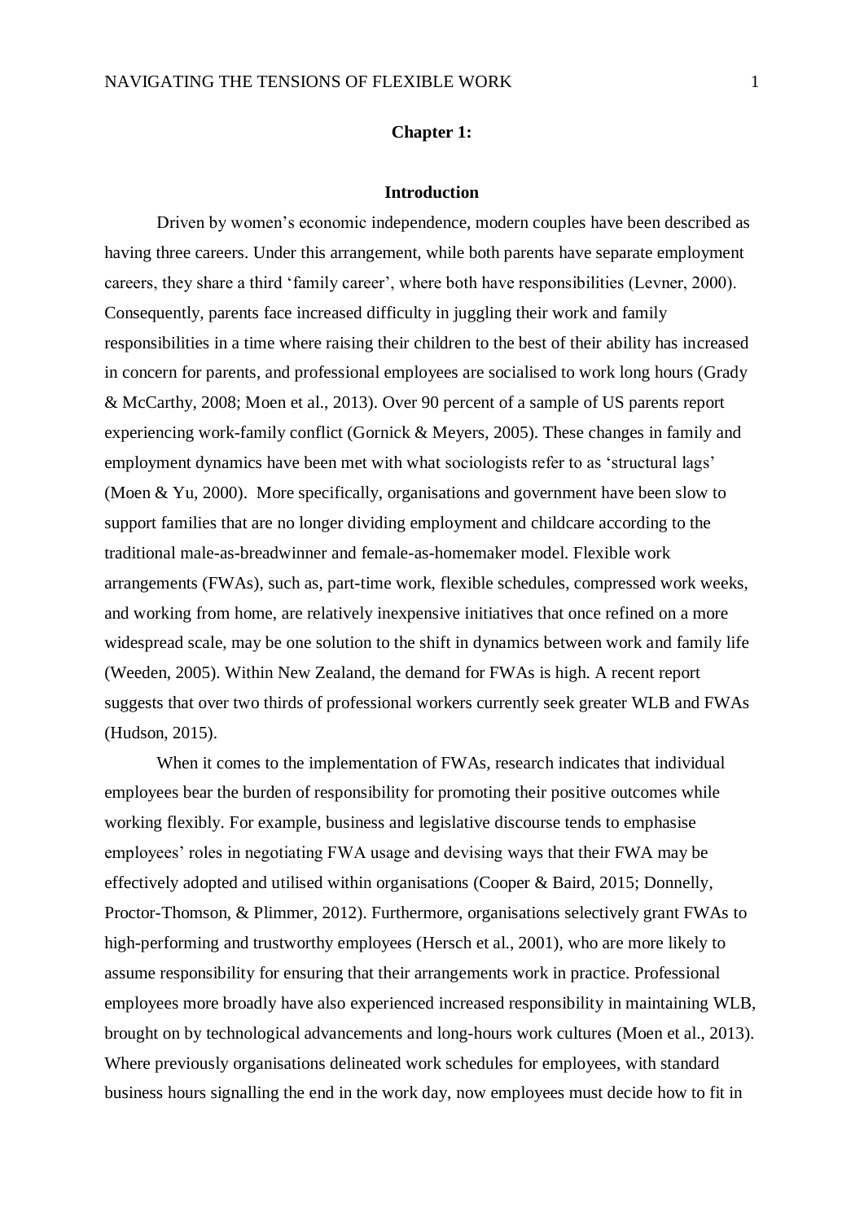# Chapter 1:

## Introduction

Driven by women's economic independence, modern couples have been described as having three careers. Under this arrangement, while both parents have separate employment careers, they share a third 'family career', where both have responsibilities (Levner, 2000). Consequently, parents face increased difficulty in juggling their work and family responsibilities in a time where raising their children to the best of their ability has increased in concern for parents, and professional employees are socialised to work long hours (Grady & McCarthy, 2008; Moen et al., 2013). Over 90 percent of a sample of US parents report experiencing work-family conflict (Gornick & Meyers, 2005). These changes in family and employment dynamics have been met with what sociologists refer to as 'structural lags' (Moen & Yu, 2000). More specifically, organisations and government have been slow to support families that are no longer dividing employment and childcare according to the traditional male-as-breadwinner and female-as-homemaker model. Flexible work arrangements (FWAs), such as, part-time work, flexible schedules, compressed work weeks, and working from home, are relatively inexpensive initiatives that once refined on a more widespread scale, may be one solution to the shift in dynamics between work and family life (Weeden, 2005). Within New Zealand, the demand for FWAs is high. A recent report suggests that over two thirds of professional workers currently seek greater WLB and FWAs (Hudson, 2015).

When it comes to the implementation of FWAs, research indicates that individual employees bear the burden of responsibility for promoting their positive outcomes while working flexibly. For example, business and legislative discourse tends to emphasise employees' roles in negotiating FWA usage and devising ways that their FWA may be effectively adopted and utilised within organisations (Cooper & Baird, 2015; Donnelly, Proctor-Thomson, & Plimmer, 2012). Furthermore, organisations selectively grant FWAs to high-performing and trustworthy employees (Hersch et al., 2001), who are more likely to assume responsibility for ensuring that their arrangements work in practice. Professional employees more broadly have also experienced increased responsibility in maintaining WLB, brought on by technological advancements and long-hours work cultures (Moen et al., 2013). Where previously organisations delineated work schedules for employees, with standard business hours signalling the end in the work day, now employees must decide how to fit in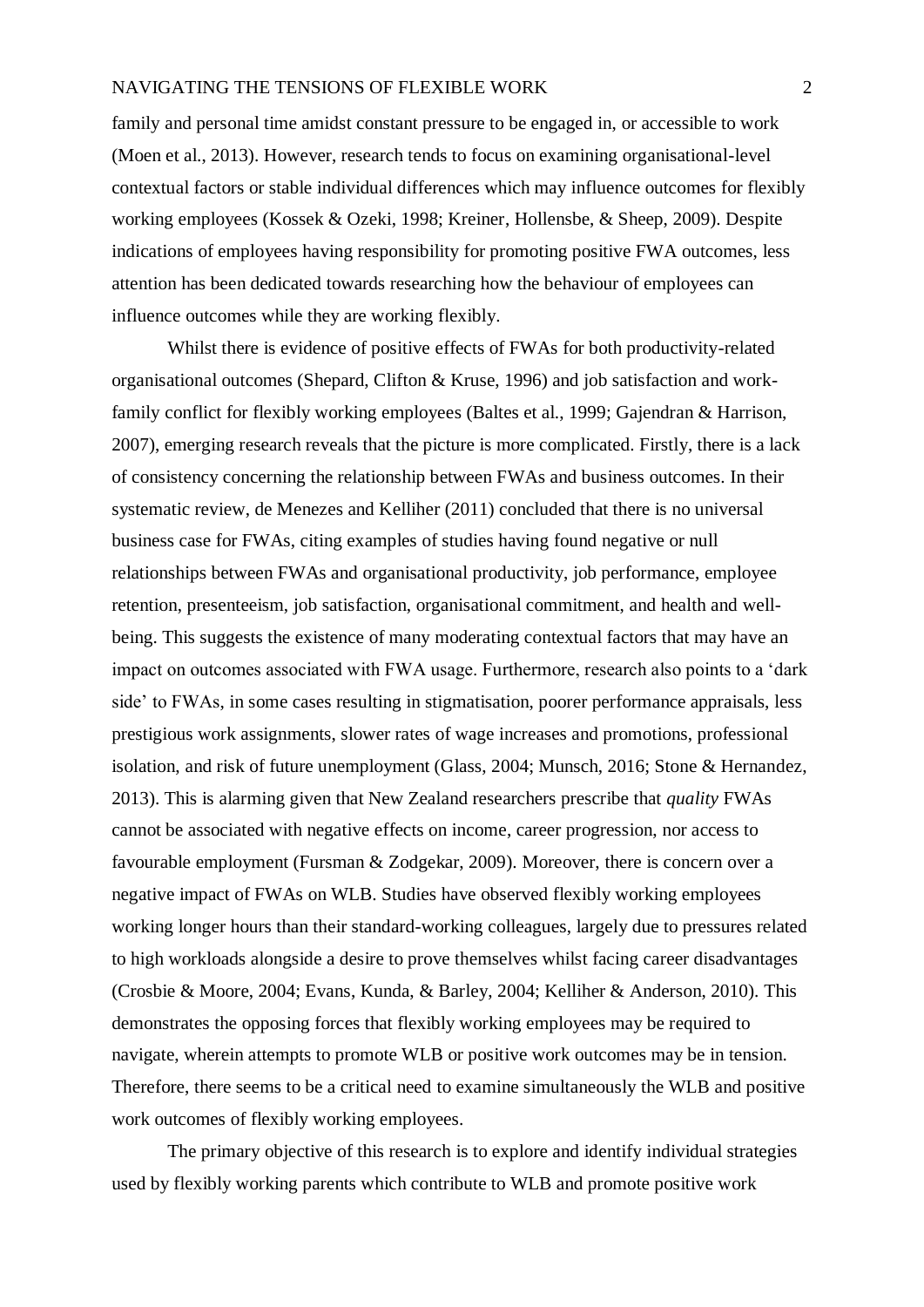family and personal time amidst constant pressure to be engaged in, or accessible to work (Moen et al., 2013). However, research tends to focus on examining organisational-level contextual factors or stable individual differences which may influence outcomes for flexibly working employees (Kossek & Ozeki, 1998; Kreiner, Hollensbe, & Sheep, 2009). Despite indications of employees having responsibility for promoting positive FWA outcomes, less attention has been dedicated towards researching how the behaviour of employees can influence outcomes while they are working flexibly.

Whilst there is evidence of positive effects of FWAs for both productivity-related organisational outcomes (Shepard, Clifton & Kruse, 1996) and job satisfaction and work-family conflict for flexibly working employees (Baltes et al., 1999; Gajendran & Harrison, 2007), emerging research reveals that the picture is more complicated. Firstly, there is a lack of consistency concerning the relationship between FWAs and business outcomes. In their systematic review, de Menezes and Kelliher (2011) concluded that there is no universal business case for FWAs, citing examples of studies having found negative or null relationships between FWAs and organisational productivity, job performance, employee retention, presenteeism, job satisfaction, organisational commitment, and health and well-being. This suggests the existence of many moderating contextual factors that may have an impact on outcomes associated with FWA usage. Furthermore, research also points to a 'dark side' to FWAs, in some cases resulting in stigmatisation, poorer performance appraisals, less prestigious work assignments, slower rates of wage increases and promotions, professional isolation, and risk of future unemployment (Glass, 2004; Munsch, 2016; Stone & Hernandez, 2013). This is alarming given that New Zealand researchers prescribe that *quality* FWAs cannot be associated with negative effects on income, career progression, nor access to favourable employment (Fursman & Zodgekar, 2009). Moreover, there is concern over a negative impact of FWAs on WLB. Studies have observed flexibly working employees working longer hours than their standard-working colleagues, largely due to pressures related to high workloads alongside a desire to prove themselves whilst facing career disadvantages (Crosbie & Moore, 2004; Evans, Kunda, & Barley, 2004; Kelliher & Anderson, 2010). This demonstrates the opposing forces that flexibly working employees may be required to navigate, wherein attempts to promote WLB or positive work outcomes may be in tension. Therefore, there seems to be a critical need to examine simultaneously the WLB and positive work outcomes of flexibly working employees.

The primary objective of this research is to explore and identify individual strategies used by flexibly working parents which contribute to WLB and promote positive work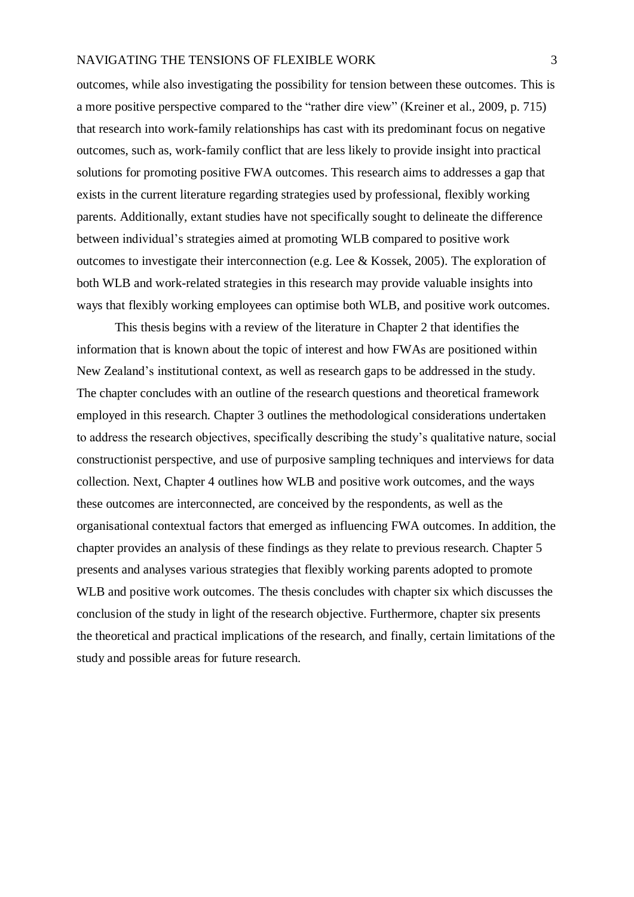outcomes, while also investigating the possibility for tension between these outcomes. This is a more positive perspective compared to the "rather dire view" (Kreiner et al., 2009, p. 715) that research into work-family relationships has cast with its predominant focus on negative outcomes, such as, work-family conflict that are less likely to provide insight into practical solutions for promoting positive FWA outcomes. This research aims to addresses a gap that exists in the current literature regarding strategies used by professional, flexibly working parents. Additionally, extant studies have not specifically sought to delineate the difference between individual's strategies aimed at promoting WLB compared to positive work outcomes to investigate their interconnection (e.g. Lee & Kossek, 2005). The exploration of both WLB and work-related strategies in this research may provide valuable insights into ways that flexibly working employees can optimise both WLB, and positive work outcomes.

This thesis begins with a review of the literature in Chapter 2 that identifies the information that is known about the topic of interest and how FWAs are positioned within New Zealand's institutional context, as well as research gaps to be addressed in the study. The chapter concludes with an outline of the research questions and theoretical framework employed in this research. Chapter 3 outlines the methodological considerations undertaken to address the research objectives, specifically describing the study's qualitative nature, social constructionist perspective, and use of purposive sampling techniques and interviews for data collection. Next, Chapter 4 outlines how WLB and positive work outcomes, and the ways these outcomes are interconnected, are conceived by the respondents, as well as the organisational contextual factors that emerged as influencing FWA outcomes. In addition, the chapter provides an analysis of these findings as they relate to previous research. Chapter 5 presents and analyses various strategies that flexibly working parents adopted to promote WLB and positive work outcomes. The thesis concludes with chapter six which discusses the conclusion of the study in light of the research objective. Furthermore, chapter six presents the theoretical and practical implications of the research, and finally, certain limitations of the study and possible areas for future research.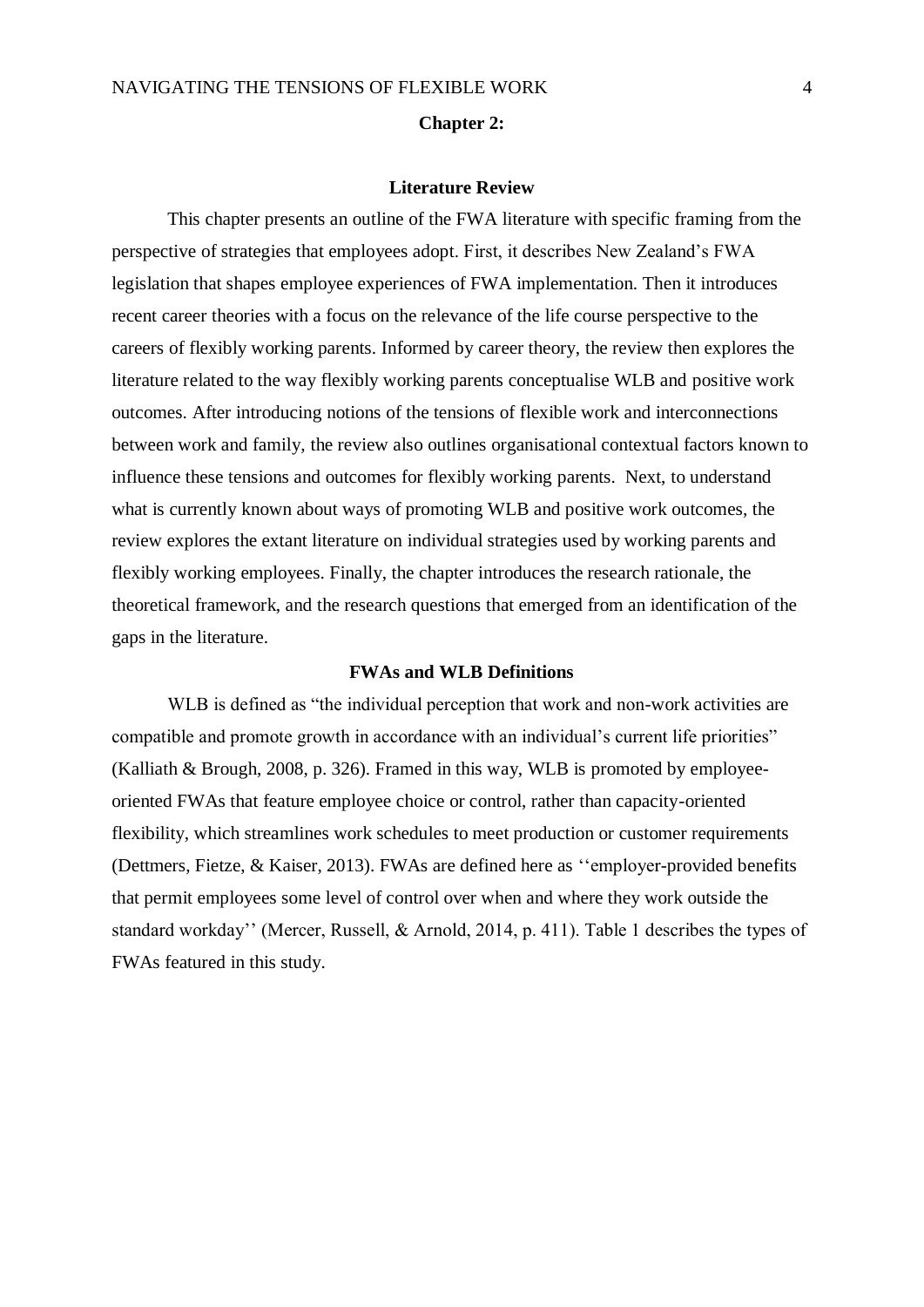# Chapter 2:

## Literature Review

This chapter presents an outline of the FWA literature with specific framing from the perspective of strategies that employees adopt. First, it describes New Zealand's FWA legislation that shapes employee experiences of FWA implementation. Then it introduces recent career theories with a focus on the relevance of the life course perspective to the careers of flexibly working parents. Informed by career theory, the review then explores the literature related to the way flexibly working parents conceptualise WLB and positive work outcomes. After introducing notions of the tensions of flexible work and interconnections between work and family, the review also outlines organisational contextual factors known to influence these tensions and outcomes for flexibly working parents. Next, to understand what is currently known about ways of promoting WLB and positive work outcomes, the review explores the extant literature on individual strategies used by working parents and flexibly working employees. Finally, the chapter introduces the research rationale, the theoretical framework, and the research questions that emerged from an identification of the gaps in the literature.

### FWAs and WLB Definitions

WLB is defined as "the individual perception that work and non-work activities are compatible and promote growth in accordance with an individual's current life priorities" (Kalliath & Brough, 2008, p. 326). Framed in this way, WLB is promoted by employee-oriented FWAs that feature employee choice or control, rather than capacity-oriented flexibility, which streamlines work schedules to meet production or customer requirements (Dettmers, Fietze, & Kaiser, 2013). FWAs are defined here as ''employer-provided benefits that permit employees some level of control over when and where they work outside the standard workday'' (Mercer, Russell, & Arnold, 2014, p. 411). Table 1 describes the types of FWAs featured in this study.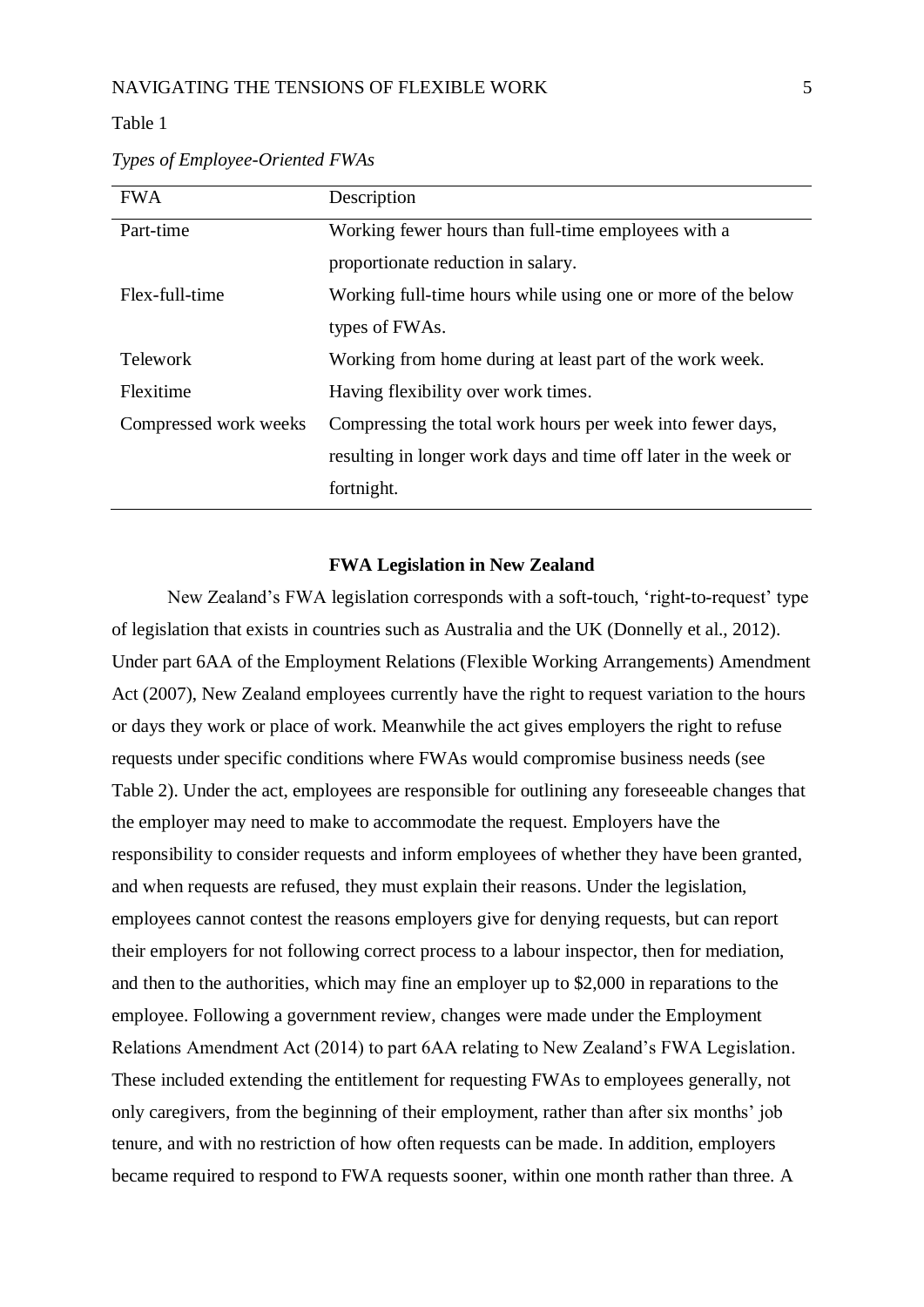Table 1

*Types of Employee-Oriented FWAs*

| FWA | Description |
|---|---|
| Part-time | Working fewer hours than full-time employees with a proportionate reduction in salary. |
| Flex-full-time | Working full-time hours while using one or more of the below types of FWAs. |
| Telework | Working from home during at least part of the work week. |
| Flexitime | Having flexibility over work times. |
| Compressed work weeks | Compressing the total work hours per week into fewer days, resulting in longer work days and time off later in the week or fortnight. |

## FWA Legislation in New Zealand

New Zealand's FWA legislation corresponds with a soft-touch, 'right-to-request' type of legislation that exists in countries such as Australia and the UK (Donnelly et al., 2012). Under part 6AA of the Employment Relations (Flexible Working Arrangements) Amendment Act (2007), New Zealand employees currently have the right to request variation to the hours or days they work or place of work. Meanwhile the act gives employers the right to refuse requests under specific conditions where FWAs would compromise business needs (see Table 2). Under the act, employees are responsible for outlining any foreseeable changes that the employer may need to make to accommodate the request. Employers have the responsibility to consider requests and inform employees of whether they have been granted, and when requests are refused, they must explain their reasons. Under the legislation, employees cannot contest the reasons employers give for denying requests, but can report their employers for not following correct process to a labour inspector, then for mediation, and then to the authorities, which may fine an employer up to $2,000 in reparations to the employee. Following a government review, changes were made under the Employment Relations Amendment Act (2014) to part 6AA relating to New Zealand's FWA Legislation. These included extending the entitlement for requesting FWAs to employees generally, not only caregivers, from the beginning of their employment, rather than after six months' job tenure, and with no restriction of how often requests can be made. In addition, employers became required to respond to FWA requests sooner, within one month rather than three. A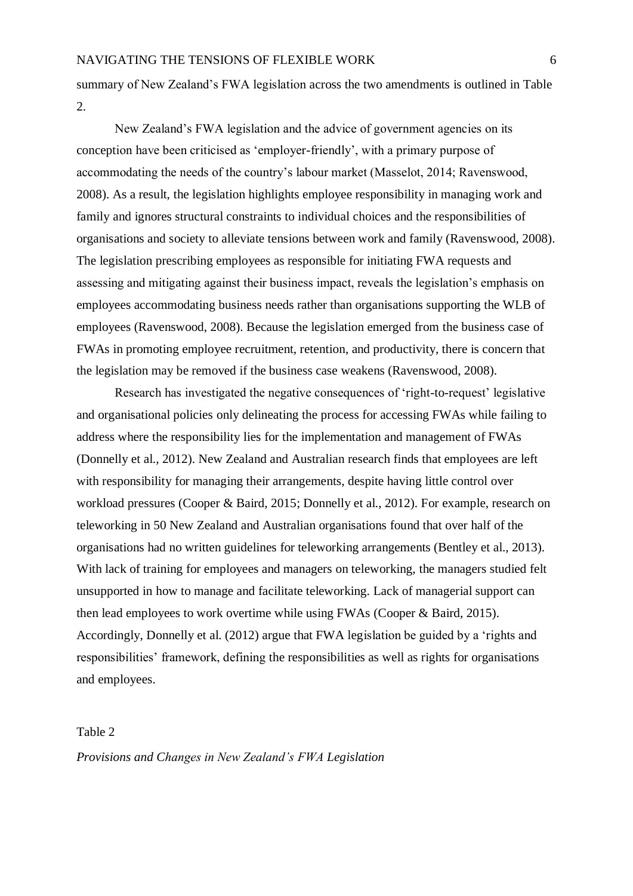summary of New Zealand's FWA legislation across the two amendments is outlined in Table 2.

New Zealand's FWA legislation and the advice of government agencies on its conception have been criticised as 'employer-friendly', with a primary purpose of accommodating the needs of the country's labour market (Masselot, 2014; Ravenswood, 2008). As a result, the legislation highlights employee responsibility in managing work and family and ignores structural constraints to individual choices and the responsibilities of organisations and society to alleviate tensions between work and family (Ravenswood, 2008). The legislation prescribing employees as responsible for initiating FWA requests and assessing and mitigating against their business impact, reveals the legislation's emphasis on employees accommodating business needs rather than organisations supporting the WLB of employees (Ravenswood, 2008). Because the legislation emerged from the business case of FWAs in promoting employee recruitment, retention, and productivity, there is concern that the legislation may be removed if the business case weakens (Ravenswood, 2008).

Research has investigated the negative consequences of 'right-to-request' legislative and organisational policies only delineating the process for accessing FWAs while failing to address where the responsibility lies for the implementation and management of FWAs (Donnelly et al., 2012). New Zealand and Australian research finds that employees are left with responsibility for managing their arrangements, despite having little control over workload pressures (Cooper & Baird, 2015; Donnelly et al., 2012). For example, research on teleworking in 50 New Zealand and Australian organisations found that over half of the organisations had no written guidelines for teleworking arrangements (Bentley et al., 2013). With lack of training for employees and managers on teleworking, the managers studied felt unsupported in how to manage and facilitate teleworking. Lack of managerial support can then lead employees to work overtime while using FWAs (Cooper & Baird, 2015). Accordingly, Donnelly et al. (2012) argue that FWA legislation be guided by a 'rights and responsibilities' framework, defining the responsibilities as well as rights for organisations and employees.

Table 2

*Provisions and Changes in New Zealand's FWA Legislation*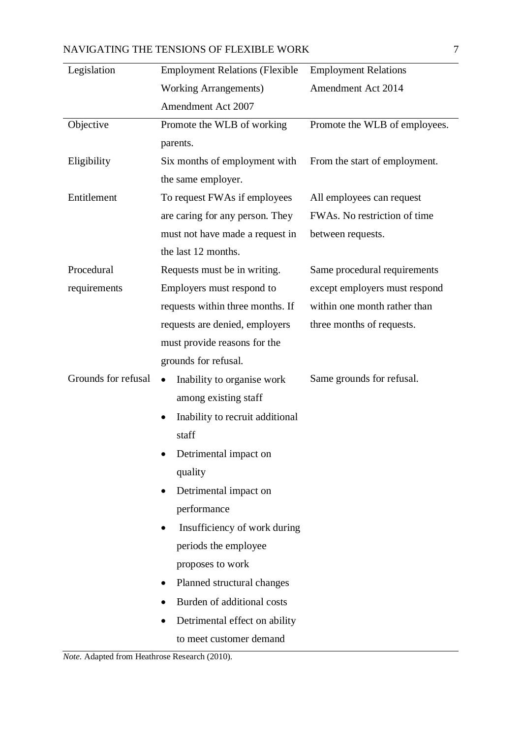| Legislation | Employment Relations (Flexible Working Arrangements) Amendment Act 2007 | Employment Relations Amendment Act 2014 |
|---|---|---|
| Objective | Promote the WLB of working parents. | Promote the WLB of employees. |
| Eligibility | Six months of employment with the same employer. | From the start of employment. |
| Entitlement | To request FWAs if employees are caring for any person. They must not have made a request in the last 12 months. | All employees can request FWAs. No restriction of time between requests. |
| Procedural requirements | Requests must be in writing. Employers must respond to requests within three months. If requests are denied, employers must provide reasons for the grounds for refusal. | Same procedural requirements except employers must respond within one month rather than three months of requests. |
| Grounds for refusal | • Inability to organise work among existing staff<br>• Inability to recruit additional staff<br>• Detrimental impact on quality<br>• Detrimental impact on performance<br>• Insufficiency of work during periods the employee proposes to work<br>• Planned structural changes<br>• Burden of additional costs<br>• Detrimental effect on ability to meet customer demand | Same grounds for refusal. |

*Note.* Adapted from Heathrose Research (2010).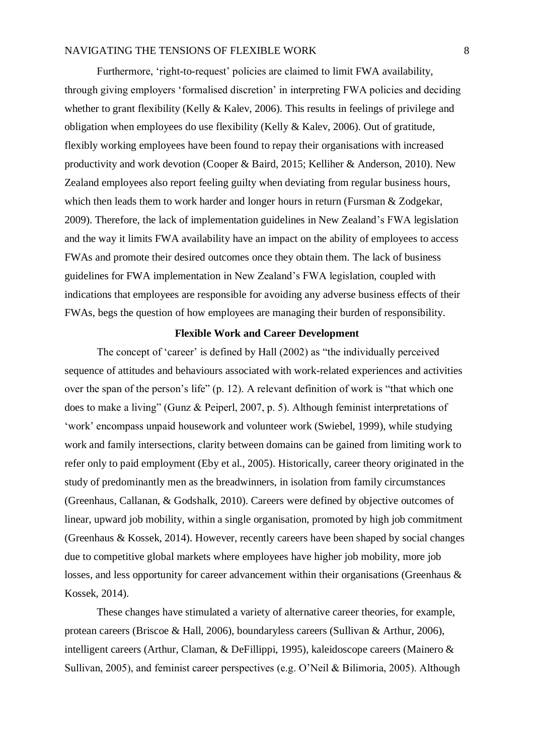Furthermore, 'right-to-request' policies are claimed to limit FWA availability, through giving employers 'formalised discretion' in interpreting FWA policies and deciding whether to grant flexibility (Kelly & Kalev, 2006). This results in feelings of privilege and obligation when employees do use flexibility (Kelly & Kalev, 2006). Out of gratitude, flexibly working employees have been found to repay their organisations with increased productivity and work devotion (Cooper & Baird, 2015; Kelliher & Anderson, 2010). New Zealand employees also report feeling guilty when deviating from regular business hours, which then leads them to work harder and longer hours in return (Fursman & Zodgekar, 2009). Therefore, the lack of implementation guidelines in New Zealand's FWA legislation and the way it limits FWA availability have an impact on the ability of employees to access FWAs and promote their desired outcomes once they obtain them. The lack of business guidelines for FWA implementation in New Zealand's FWA legislation, coupled with indications that employees are responsible for avoiding any adverse business effects of their FWAs, begs the question of how employees are managing their burden of responsibility.

## Flexible Work and Career Development

The concept of 'career' is defined by Hall (2002) as "the individually perceived sequence of attitudes and behaviours associated with work-related experiences and activities over the span of the person's life" (p. 12). A relevant definition of work is "that which one does to make a living" (Gunz & Peiperl, 2007, p. 5). Although feminist interpretations of 'work' encompass unpaid housework and volunteer work (Swiebel, 1999), while studying work and family intersections, clarity between domains can be gained from limiting work to refer only to paid employment (Eby et al., 2005). Historically, career theory originated in the study of predominantly men as the breadwinners, in isolation from family circumstances (Greenhaus, Callanan, & Godshalk, 2010). Careers were defined by objective outcomes of linear, upward job mobility, within a single organisation, promoted by high job commitment (Greenhaus & Kossek, 2014). However, recently careers have been shaped by social changes due to competitive global markets where employees have higher job mobility, more job losses, and less opportunity for career advancement within their organisations (Greenhaus & Kossek, 2014).

These changes have stimulated a variety of alternative career theories, for example, protean careers (Briscoe & Hall, 2006), boundaryless careers (Sullivan & Arthur, 2006), intelligent careers (Arthur, Claman, & DeFillippi, 1995), kaleidoscope careers (Mainero & Sullivan, 2005), and feminist career perspectives (e.g. O'Neil & Bilimoria, 2005). Although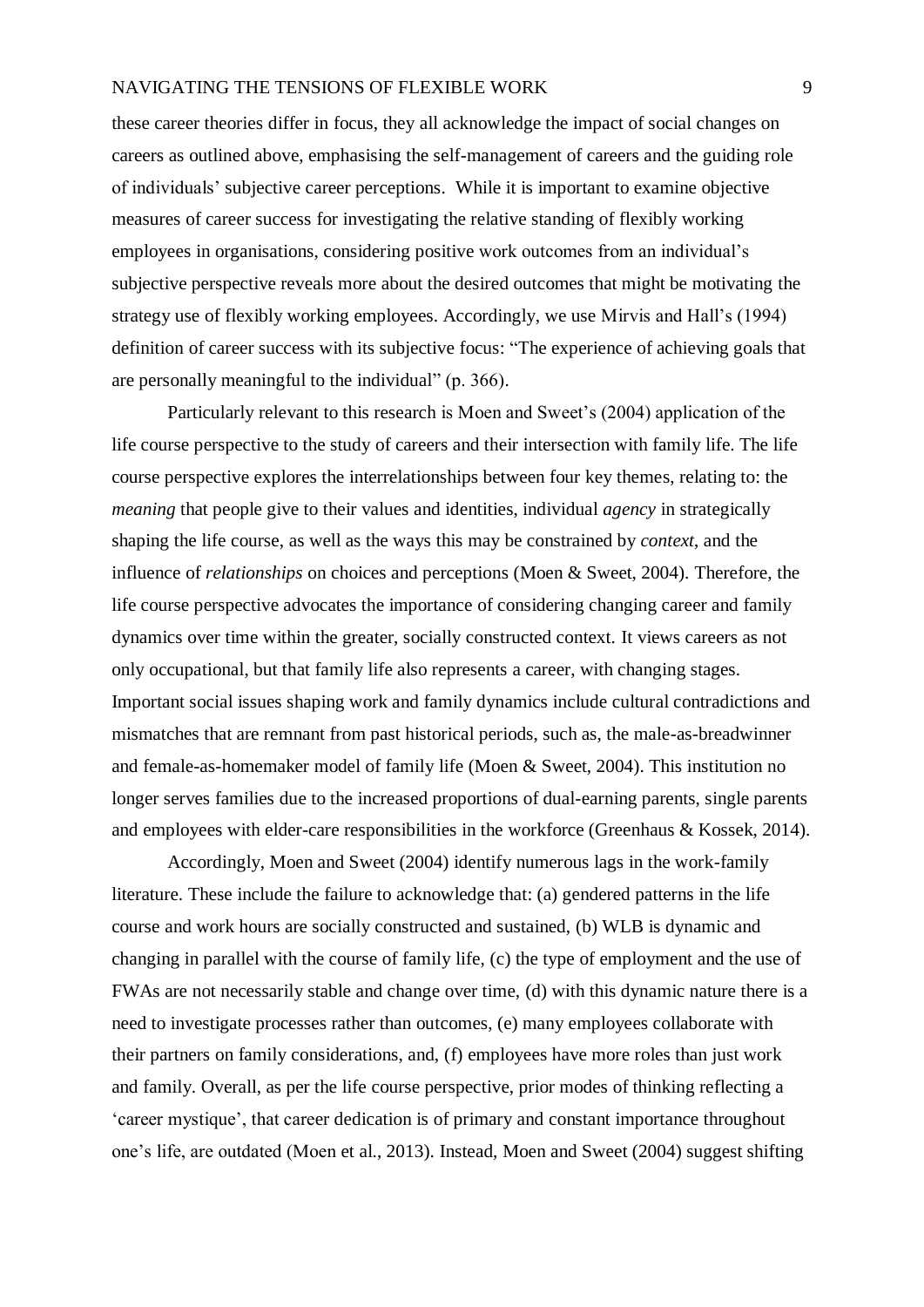these career theories differ in focus, they all acknowledge the impact of social changes on careers as outlined above, emphasising the self-management of careers and the guiding role of individuals' subjective career perceptions. While it is important to examine objective measures of career success for investigating the relative standing of flexibly working employees in organisations, considering positive work outcomes from an individual's subjective perspective reveals more about the desired outcomes that might be motivating the strategy use of flexibly working employees. Accordingly, we use Mirvis and Hall's (1994) definition of career success with its subjective focus: "The experience of achieving goals that are personally meaningful to the individual" (p. 366).

Particularly relevant to this research is Moen and Sweet's (2004) application of the life course perspective to the study of careers and their intersection with family life. The life course perspective explores the interrelationships between four key themes, relating to: the *meaning* that people give to their values and identities, individual *agency* in strategically shaping the life course, as well as the ways this may be constrained by *context*, and the influence of *relationships* on choices and perceptions (Moen & Sweet, 2004). Therefore, the life course perspective advocates the importance of considering changing career and family dynamics over time within the greater, socially constructed context. It views careers as not only occupational, but that family life also represents a career, with changing stages. Important social issues shaping work and family dynamics include cultural contradictions and mismatches that are remnant from past historical periods, such as, the male-as-breadwinner and female-as-homemaker model of family life (Moen & Sweet, 2004). This institution no longer serves families due to the increased proportions of dual-earning parents, single parents and employees with elder-care responsibilities in the workforce (Greenhaus & Kossek, 2014).

Accordingly, Moen and Sweet (2004) identify numerous lags in the work-family literature. These include the failure to acknowledge that: (a) gendered patterns in the life course and work hours are socially constructed and sustained, (b) WLB is dynamic and changing in parallel with the course of family life, (c) the type of employment and the use of FWAs are not necessarily stable and change over time, (d) with this dynamic nature there is a need to investigate processes rather than outcomes, (e) many employees collaborate with their partners on family considerations, and, (f) employees have more roles than just work and family. Overall, as per the life course perspective, prior modes of thinking reflecting a 'career mystique', that career dedication is of primary and constant importance throughout one's life, are outdated (Moen et al., 2013). Instead, Moen and Sweet (2004) suggest shifting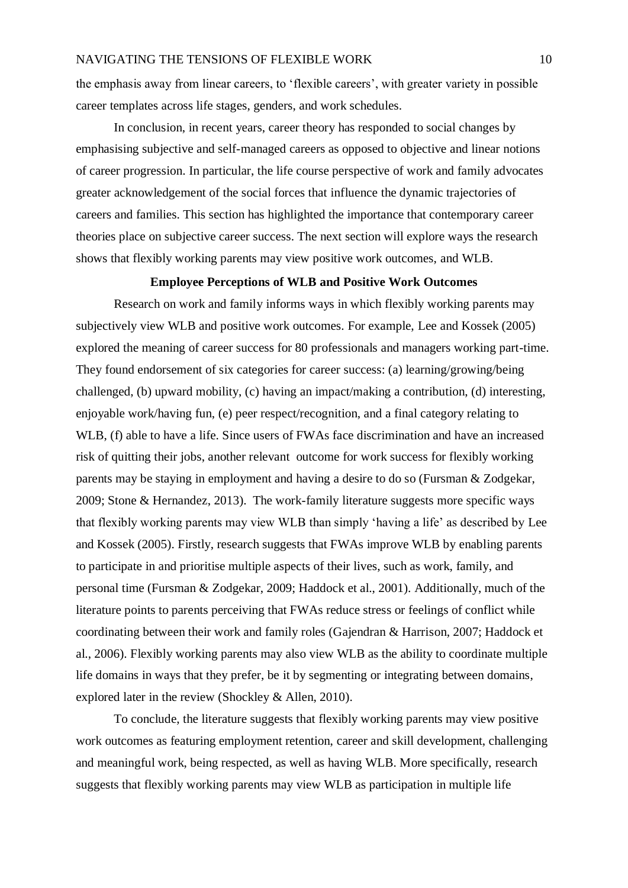the emphasis away from linear careers, to 'flexible careers', with greater variety in possible career templates across life stages, genders, and work schedules.

In conclusion, in recent years, career theory has responded to social changes by emphasising subjective and self-managed careers as opposed to objective and linear notions of career progression. In particular, the life course perspective of work and family advocates greater acknowledgement of the social forces that influence the dynamic trajectories of careers and families. This section has highlighted the importance that contemporary career theories place on subjective career success. The next section will explore ways the research shows that flexibly working parents may view positive work outcomes, and WLB.

## Employee Perceptions of WLB and Positive Work Outcomes

Research on work and family informs ways in which flexibly working parents may subjectively view WLB and positive work outcomes. For example, Lee and Kossek (2005) explored the meaning of career success for 80 professionals and managers working part-time. They found endorsement of six categories for career success: (a) learning/growing/being challenged, (b) upward mobility, (c) having an impact/making a contribution, (d) interesting, enjoyable work/having fun, (e) peer respect/recognition, and a final category relating to WLB, (f) able to have a life. Since users of FWAs face discrimination and have an increased risk of quitting their jobs, another relevant outcome for work success for flexibly working parents may be staying in employment and having a desire to do so (Fursman & Zodgekar, 2009; Stone & Hernandez, 2013). The work-family literature suggests more specific ways that flexibly working parents may view WLB than simply 'having a life' as described by Lee and Kossek (2005). Firstly, research suggests that FWAs improve WLB by enabling parents to participate in and prioritise multiple aspects of their lives, such as work, family, and personal time (Fursman & Zodgekar, 2009; Haddock et al., 2001). Additionally, much of the literature points to parents perceiving that FWAs reduce stress or feelings of conflict while coordinating between their work and family roles (Gajendran & Harrison, 2007; Haddock et al., 2006). Flexibly working parents may also view WLB as the ability to coordinate multiple life domains in ways that they prefer, be it by segmenting or integrating between domains, explored later in the review (Shockley & Allen, 2010).

To conclude, the literature suggests that flexibly working parents may view positive work outcomes as featuring employment retention, career and skill development, challenging and meaningful work, being respected, as well as having WLB. More specifically, research suggests that flexibly working parents may view WLB as participation in multiple life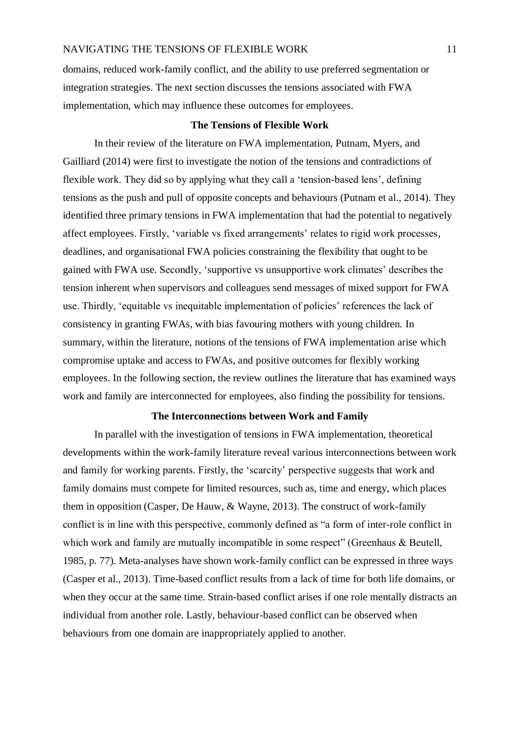domains, reduced work-family conflict, and the ability to use preferred segmentation or integration strategies. The next section discusses the tensions associated with FWA implementation, which may influence these outcomes for employees.

## The Tensions of Flexible Work

In their review of the literature on FWA implementation, Putnam, Myers, and Gailliard (2014) were first to investigate the notion of the tensions and contradictions of flexible work. They did so by applying what they call a 'tension-based lens', defining tensions as the push and pull of opposite concepts and behaviours (Putnam et al., 2014). They identified three primary tensions in FWA implementation that had the potential to negatively affect employees. Firstly, 'variable vs fixed arrangements' relates to rigid work processes, deadlines, and organisational FWA policies constraining the flexibility that ought to be gained with FWA use. Secondly, 'supportive vs unsupportive work climates' describes the tension inherent when supervisors and colleagues send messages of mixed support for FWA use. Thirdly, 'equitable vs inequitable implementation of policies' references the lack of consistency in granting FWAs, with bias favouring mothers with young children. In summary, within the literature, notions of the tensions of FWA implementation arise which compromise uptake and access to FWAs, and positive outcomes for flexibly working employees. In the following section, the review outlines the literature that has examined ways work and family are interconnected for employees, also finding the possibility for tensions.

## The Interconnections between Work and Family

In parallel with the investigation of tensions in FWA implementation, theoretical developments within the work-family literature reveal various interconnections between work and family for working parents. Firstly, the 'scarcity' perspective suggests that work and family domains must compete for limited resources, such as, time and energy, which places them in opposition (Casper, De Hauw, & Wayne, 2013). The construct of work-family conflict is in line with this perspective, commonly defined as "a form of inter-role conflict in which work and family are mutually incompatible in some respect" (Greenhaus & Beutell, 1985, p. 77). Meta-analyses have shown work-family conflict can be expressed in three ways (Casper et al., 2013). Time-based conflict results from a lack of time for both life domains, or when they occur at the same time. Strain-based conflict arises if one role mentally distracts an individual from another role. Lastly, behaviour-based conflict can be observed when behaviours from one domain are inappropriately applied to another.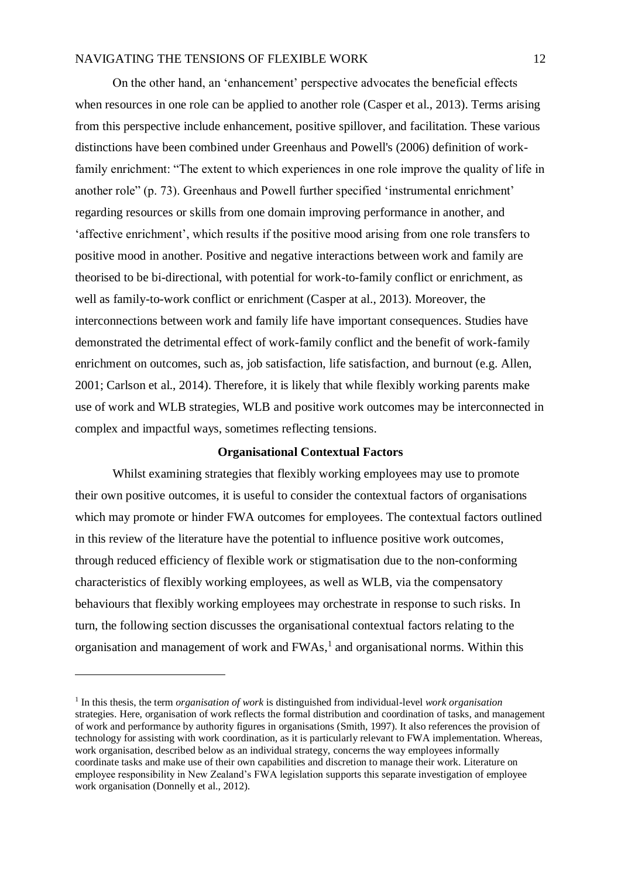On the other hand, an 'enhancement' perspective advocates the beneficial effects when resources in one role can be applied to another role (Casper et al., 2013). Terms arising from this perspective include enhancement, positive spillover, and facilitation. These various distinctions have been combined under Greenhaus and Powell's (2006) definition of work-family enrichment: "The extent to which experiences in one role improve the quality of life in another role" (p. 73). Greenhaus and Powell further specified 'instrumental enrichment' regarding resources or skills from one domain improving performance in another, and 'affective enrichment', which results if the positive mood arising from one role transfers to positive mood in another. Positive and negative interactions between work and family are theorised to be bi-directional, with potential for work-to-family conflict or enrichment, as well as family-to-work conflict or enrichment (Casper at al., 2013). Moreover, the interconnections between work and family life have important consequences. Studies have demonstrated the detrimental effect of work-family conflict and the benefit of work-family enrichment on outcomes, such as, job satisfaction, life satisfaction, and burnout (e.g. Allen, 2001; Carlson et al., 2014). Therefore, it is likely that while flexibly working parents make use of work and WLB strategies, WLB and positive work outcomes may be interconnected in complex and impactful ways, sometimes reflecting tensions.

## Organisational Contextual Factors

Whilst examining strategies that flexibly working employees may use to promote their own positive outcomes, it is useful to consider the contextual factors of organisations which may promote or hinder FWA outcomes for employees. The contextual factors outlined in this review of the literature have the potential to influence positive work outcomes, through reduced efficiency of flexible work or stigmatisation due to the non-conforming characteristics of flexibly working employees, as well as WLB, via the compensatory behaviours that flexibly working employees may orchestrate in response to such risks. In turn, the following section discusses the organisational contextual factors relating to the organisation and management of work and FWAs,[1] and organisational norms. Within this

---

[1] In this thesis, the term *organisation of work* is distinguished from individual-level *work organisation* strategies. Here, organisation of work reflects the formal distribution and coordination of tasks, and management of work and performance by authority figures in organisations (Smith, 1997). It also references the provision of technology for assisting with work coordination, as it is particularly relevant to FWA implementation. Whereas, work organisation, described below as an individual strategy, concerns the way employees informally coordinate tasks and make use of their own capabilities and discretion to manage their work. Literature on employee responsibility in New Zealand's FWA legislation supports this separate investigation of employee work organisation (Donnelly et al., 2012).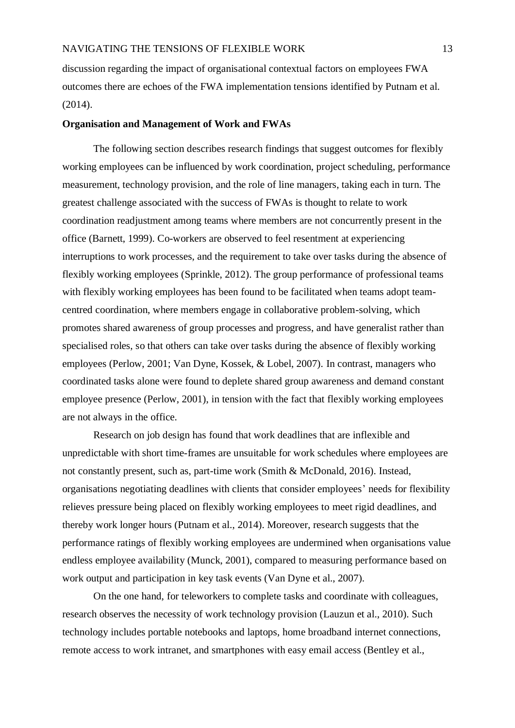discussion regarding the impact of organisational contextual factors on employees FWA outcomes there are echoes of the FWA implementation tensions identified by Putnam et al. (2014).

**Organisation and Management of Work and FWAs**

The following section describes research findings that suggest outcomes for flexibly working employees can be influenced by work coordination, project scheduling, performance measurement, technology provision, and the role of line managers, taking each in turn. The greatest challenge associated with the success of FWAs is thought to relate to work coordination readjustment among teams where members are not concurrently present in the office (Barnett, 1999). Co-workers are observed to feel resentment at experiencing interruptions to work processes, and the requirement to take over tasks during the absence of flexibly working employees (Sprinkle, 2012). The group performance of professional teams with flexibly working employees has been found to be facilitated when teams adopt team-centred coordination, where members engage in collaborative problem-solving, which promotes shared awareness of group processes and progress, and have generalist rather than specialised roles, so that others can take over tasks during the absence of flexibly working employees (Perlow, 2001; Van Dyne, Kossek, & Lobel, 2007). In contrast, managers who coordinated tasks alone were found to deplete shared group awareness and demand constant employee presence (Perlow, 2001), in tension with the fact that flexibly working employees are not always in the office.

Research on job design has found that work deadlines that are inflexible and unpredictable with short time-frames are unsuitable for work schedules where employees are not constantly present, such as, part-time work (Smith & McDonald, 2016). Instead, organisations negotiating deadlines with clients that consider employees' needs for flexibility relieves pressure being placed on flexibly working employees to meet rigid deadlines, and thereby work longer hours (Putnam et al., 2014). Moreover, research suggests that the performance ratings of flexibly working employees are undermined when organisations value endless employee availability (Munck, 2001), compared to measuring performance based on work output and participation in key task events (Van Dyne et al., 2007).

On the one hand, for teleworkers to complete tasks and coordinate with colleagues, research observes the necessity of work technology provision (Lauzun et al., 2010). Such technology includes portable notebooks and laptops, home broadband internet connections, remote access to work intranet, and smartphones with easy email access (Bentley et al.,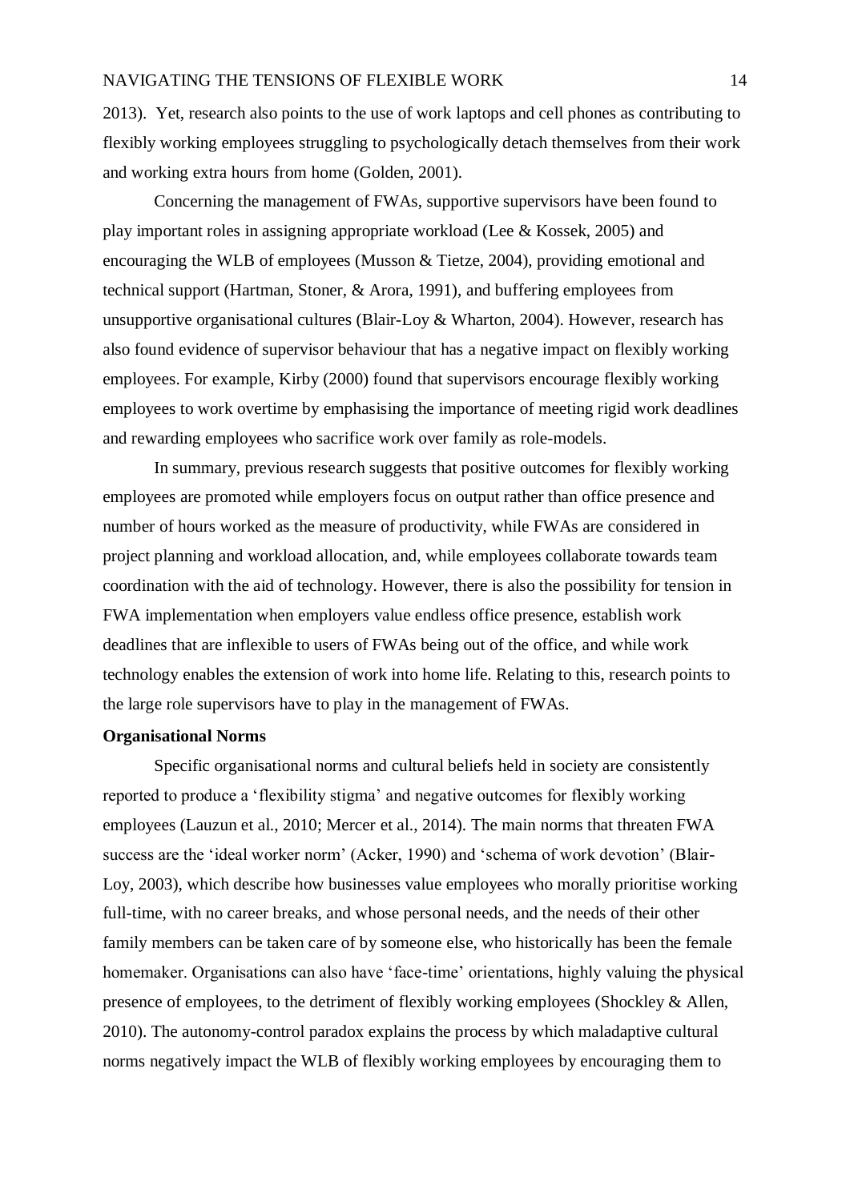2013). Yet, research also points to the use of work laptops and cell phones as contributing to flexibly working employees struggling to psychologically detach themselves from their work and working extra hours from home (Golden, 2001).

Concerning the management of FWAs, supportive supervisors have been found to play important roles in assigning appropriate workload (Lee & Kossek, 2005) and encouraging the WLB of employees (Musson & Tietze, 2004), providing emotional and technical support (Hartman, Stoner, & Arora, 1991), and buffering employees from unsupportive organisational cultures (Blair-Loy & Wharton, 2004). However, research has also found evidence of supervisor behaviour that has a negative impact on flexibly working employees. For example, Kirby (2000) found that supervisors encourage flexibly working employees to work overtime by emphasising the importance of meeting rigid work deadlines and rewarding employees who sacrifice work over family as role-models.

In summary, previous research suggests that positive outcomes for flexibly working employees are promoted while employers focus on output rather than office presence and number of hours worked as the measure of productivity, while FWAs are considered in project planning and workload allocation, and, while employees collaborate towards team coordination with the aid of technology. However, there is also the possibility for tension in FWA implementation when employers value endless office presence, establish work deadlines that are inflexible to users of FWAs being out of the office, and while work technology enables the extension of work into home life. Relating to this, research points to the large role supervisors have to play in the management of FWAs.

**Organisational Norms**

Specific organisational norms and cultural beliefs held in society are consistently reported to produce a 'flexibility stigma' and negative outcomes for flexibly working employees (Lauzun et al., 2010; Mercer et al., 2014). The main norms that threaten FWA success are the 'ideal worker norm' (Acker, 1990) and 'schema of work devotion' (Blair-Loy, 2003), which describe how businesses value employees who morally prioritise working full-time, with no career breaks, and whose personal needs, and the needs of their other family members can be taken care of by someone else, who historically has been the female homemaker. Organisations can also have 'face-time' orientations, highly valuing the physical presence of employees, to the detriment of flexibly working employees (Shockley & Allen, 2010). The autonomy-control paradox explains the process by which maladaptive cultural norms negatively impact the WLB of flexibly working employees by encouraging them to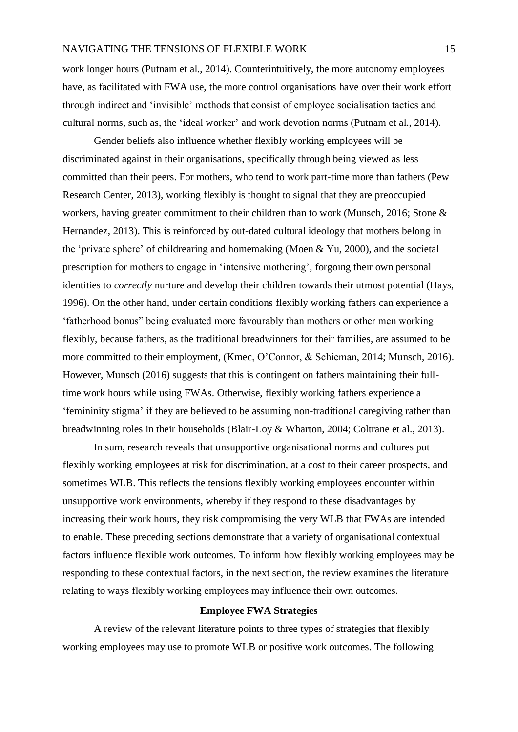work longer hours (Putnam et al., 2014). Counterintuitively, the more autonomy employees have, as facilitated with FWA use, the more control organisations have over their work effort through indirect and 'invisible' methods that consist of employee socialisation tactics and cultural norms, such as, the 'ideal worker' and work devotion norms (Putnam et al., 2014).

Gender beliefs also influence whether flexibly working employees will be discriminated against in their organisations, specifically through being viewed as less committed than their peers. For mothers, who tend to work part-time more than fathers (Pew Research Center, 2013), working flexibly is thought to signal that they are preoccupied workers, having greater commitment to their children than to work (Munsch, 2016; Stone & Hernandez, 2013). This is reinforced by out-dated cultural ideology that mothers belong in the 'private sphere' of childrearing and homemaking (Moen & Yu, 2000), and the societal prescription for mothers to engage in 'intensive mothering', forgoing their own personal identities to *correctly* nurture and develop their children towards their utmost potential (Hays, 1996). On the other hand, under certain conditions flexibly working fathers can experience a 'fatherhood bonus" being evaluated more favourably than mothers or other men working flexibly, because fathers, as the traditional breadwinners for their families, are assumed to be more committed to their employment, (Kmec, O'Connor, & Schieman, 2014; Munsch, 2016). However, Munsch (2016) suggests that this is contingent on fathers maintaining their full-time work hours while using FWAs. Otherwise, flexibly working fathers experience a 'femininity stigma' if they are believed to be assuming non-traditional caregiving rather than breadwinning roles in their households (Blair-Loy & Wharton, 2004; Coltrane et al., 2013).

In sum, research reveals that unsupportive organisational norms and cultures put flexibly working employees at risk for discrimination, at a cost to their career prospects, and sometimes WLB. This reflects the tensions flexibly working employees encounter within unsupportive work environments, whereby if they respond to these disadvantages by increasing their work hours, they risk compromising the very WLB that FWAs are intended to enable. These preceding sections demonstrate that a variety of organisational contextual factors influence flexible work outcomes. To inform how flexibly working employees may be responding to these contextual factors, in the next section, the review examines the literature relating to ways flexibly working employees may influence their own outcomes.

## Employee FWA Strategies

A review of the relevant literature points to three types of strategies that flexibly working employees may use to promote WLB or positive work outcomes. The following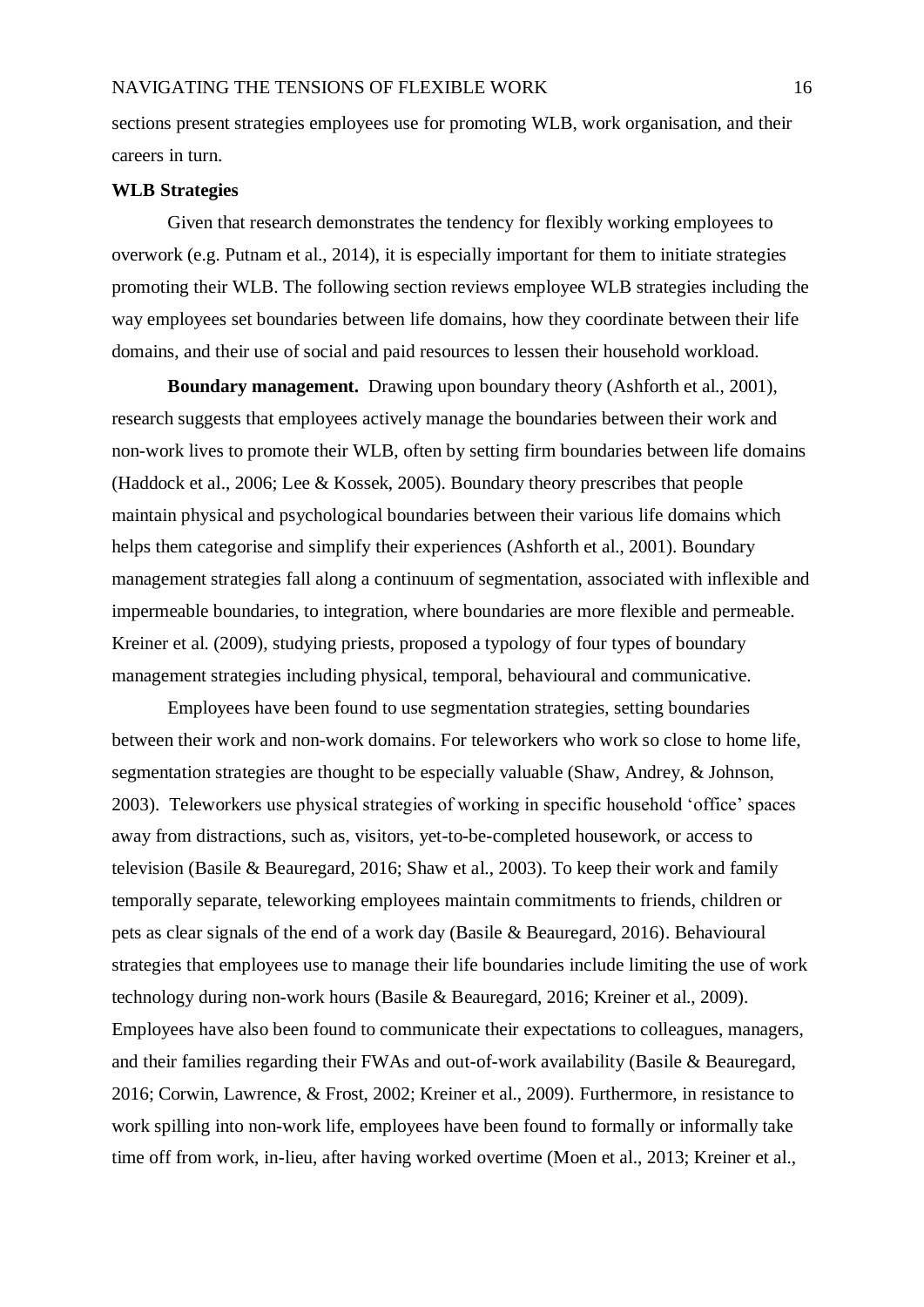sections present strategies employees use for promoting WLB, work organisation, and their careers in turn.

**WLB Strategies**

Given that research demonstrates the tendency for flexibly working employees to overwork (e.g. Putnam et al., 2014), it is especially important for them to initiate strategies promoting their WLB. The following section reviews employee WLB strategies including the way employees set boundaries between life domains, how they coordinate between their life domains, and their use of social and paid resources to lessen their household workload.

**Boundary management.** Drawing upon boundary theory (Ashforth et al., 2001), research suggests that employees actively manage the boundaries between their work and non-work lives to promote their WLB, often by setting firm boundaries between life domains (Haddock et al., 2006; Lee & Kossek, 2005). Boundary theory prescribes that people maintain physical and psychological boundaries between their various life domains which helps them categorise and simplify their experiences (Ashforth et al., 2001). Boundary management strategies fall along a continuum of segmentation, associated with inflexible and impermeable boundaries, to integration, where boundaries are more flexible and permeable. Kreiner et al. (2009), studying priests, proposed a typology of four types of boundary management strategies including physical, temporal, behavioural and communicative.

Employees have been found to use segmentation strategies, setting boundaries between their work and non-work domains. For teleworkers who work so close to home life, segmentation strategies are thought to be especially valuable (Shaw, Andrey, & Johnson, 2003). Teleworkers use physical strategies of working in specific household 'office' spaces away from distractions, such as, visitors, yet-to-be-completed housework, or access to television (Basile & Beauregard, 2016; Shaw et al., 2003). To keep their work and family temporally separate, teleworking employees maintain commitments to friends, children or pets as clear signals of the end of a work day (Basile & Beauregard, 2016). Behavioural strategies that employees use to manage their life boundaries include limiting the use of work technology during non-work hours (Basile & Beauregard, 2016; Kreiner et al., 2009). Employees have also been found to communicate their expectations to colleagues, managers, and their families regarding their FWAs and out-of-work availability (Basile & Beauregard, 2016; Corwin, Lawrence, & Frost, 2002; Kreiner et al., 2009). Furthermore, in resistance to work spilling into non-work life, employees have been found to formally or informally take time off from work, in-lieu, after having worked overtime (Moen et al., 2013; Kreiner et al.,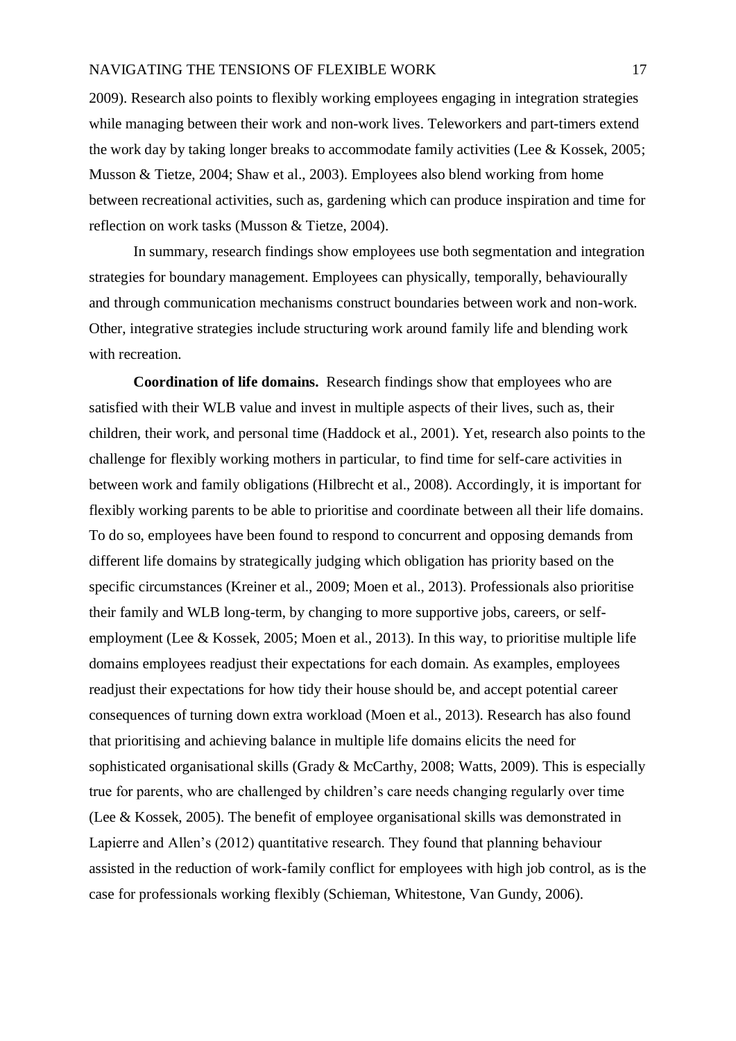2009). Research also points to flexibly working employees engaging in integration strategies while managing between their work and non-work lives. Teleworkers and part-timers extend the work day by taking longer breaks to accommodate family activities (Lee & Kossek, 2005; Musson & Tietze, 2004; Shaw et al., 2003). Employees also blend working from home between recreational activities, such as, gardening which can produce inspiration and time for reflection on work tasks (Musson & Tietze, 2004).

In summary, research findings show employees use both segmentation and integration strategies for boundary management. Employees can physically, temporally, behaviourally and through communication mechanisms construct boundaries between work and non-work. Other, integrative strategies include structuring work around family life and blending work with recreation.

**Coordination of life domains.** Research findings show that employees who are satisfied with their WLB value and invest in multiple aspects of their lives, such as, their children, their work, and personal time (Haddock et al., 2001). Yet, research also points to the challenge for flexibly working mothers in particular, to find time for self-care activities in between work and family obligations (Hilbrecht et al., 2008). Accordingly, it is important for flexibly working parents to be able to prioritise and coordinate between all their life domains. To do so, employees have been found to respond to concurrent and opposing demands from different life domains by strategically judging which obligation has priority based on the specific circumstances (Kreiner et al., 2009; Moen et al., 2013). Professionals also prioritise their family and WLB long-term, by changing to more supportive jobs, careers, or self-employment (Lee & Kossek, 2005; Moen et al., 2013). In this way, to prioritise multiple life domains employees readjust their expectations for each domain. As examples, employees readjust their expectations for how tidy their house should be, and accept potential career consequences of turning down extra workload (Moen et al., 2013). Research has also found that prioritising and achieving balance in multiple life domains elicits the need for sophisticated organisational skills (Grady & McCarthy, 2008; Watts, 2009). This is especially true for parents, who are challenged by children's care needs changing regularly over time (Lee & Kossek, 2005). The benefit of employee organisational skills was demonstrated in Lapierre and Allen's (2012) quantitative research. They found that planning behaviour assisted in the reduction of work-family conflict for employees with high job control, as is the case for professionals working flexibly (Schieman, Whitestone, Van Gundy, 2006).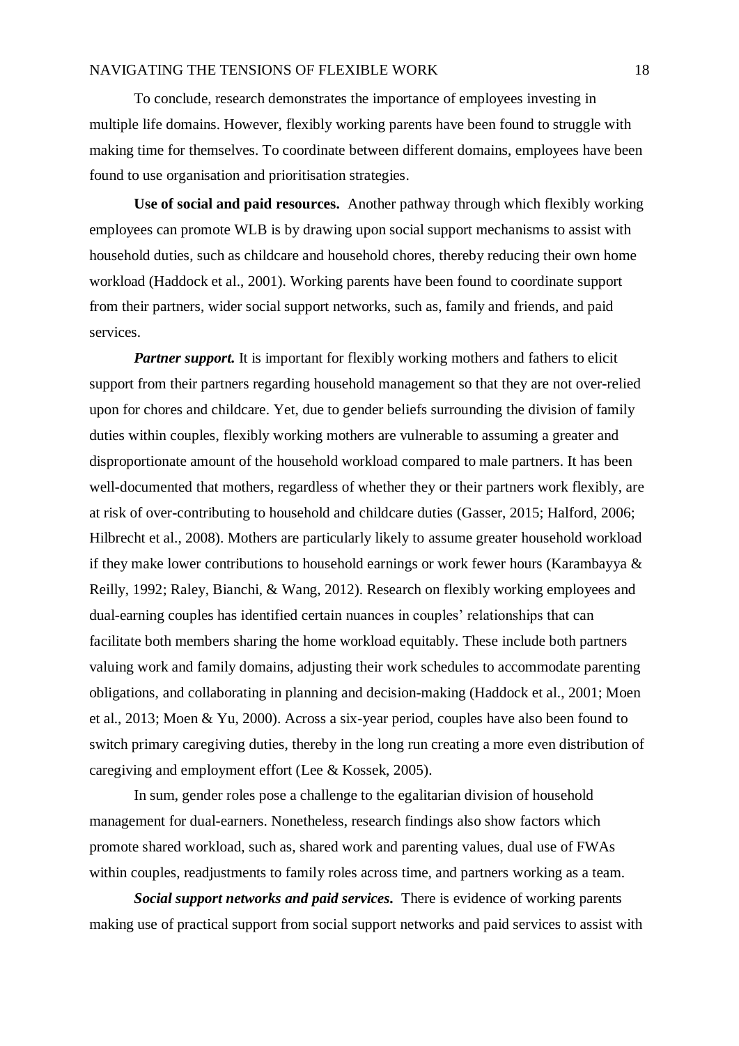To conclude, research demonstrates the importance of employees investing in multiple life domains. However, flexibly working parents have been found to struggle with making time for themselves. To coordinate between different domains, employees have been found to use organisation and prioritisation strategies.

**Use of social and paid resources.** Another pathway through which flexibly working employees can promote WLB is by drawing upon social support mechanisms to assist with household duties, such as childcare and household chores, thereby reducing their own home workload (Haddock et al., 2001). Working parents have been found to coordinate support from their partners, wider social support networks, such as, family and friends, and paid services.

***Partner support.*** It is important for flexibly working mothers and fathers to elicit support from their partners regarding household management so that they are not over-relied upon for chores and childcare. Yet, due to gender beliefs surrounding the division of family duties within couples, flexibly working mothers are vulnerable to assuming a greater and disproportionate amount of the household workload compared to male partners. It has been well-documented that mothers, regardless of whether they or their partners work flexibly, are at risk of over-contributing to household and childcare duties (Gasser, 2015; Halford, 2006; Hilbrecht et al., 2008). Mothers are particularly likely to assume greater household workload if they make lower contributions to household earnings or work fewer hours (Karambayya & Reilly, 1992; Raley, Bianchi, & Wang, 2012). Research on flexibly working employees and dual-earning couples has identified certain nuances in couples' relationships that can facilitate both members sharing the home workload equitably. These include both partners valuing work and family domains, adjusting their work schedules to accommodate parenting obligations, and collaborating in planning and decision-making (Haddock et al., 2001; Moen et al., 2013; Moen & Yu, 2000). Across a six-year period, couples have also been found to switch primary caregiving duties, thereby in the long run creating a more even distribution of caregiving and employment effort (Lee & Kossek, 2005).

In sum, gender roles pose a challenge to the egalitarian division of household management for dual-earners. Nonetheless, research findings also show factors which promote shared workload, such as, shared work and parenting values, dual use of FWAs within couples, readjustments to family roles across time, and partners working as a team.

***Social support networks and paid services.*** There is evidence of working parents making use of practical support from social support networks and paid services to assist with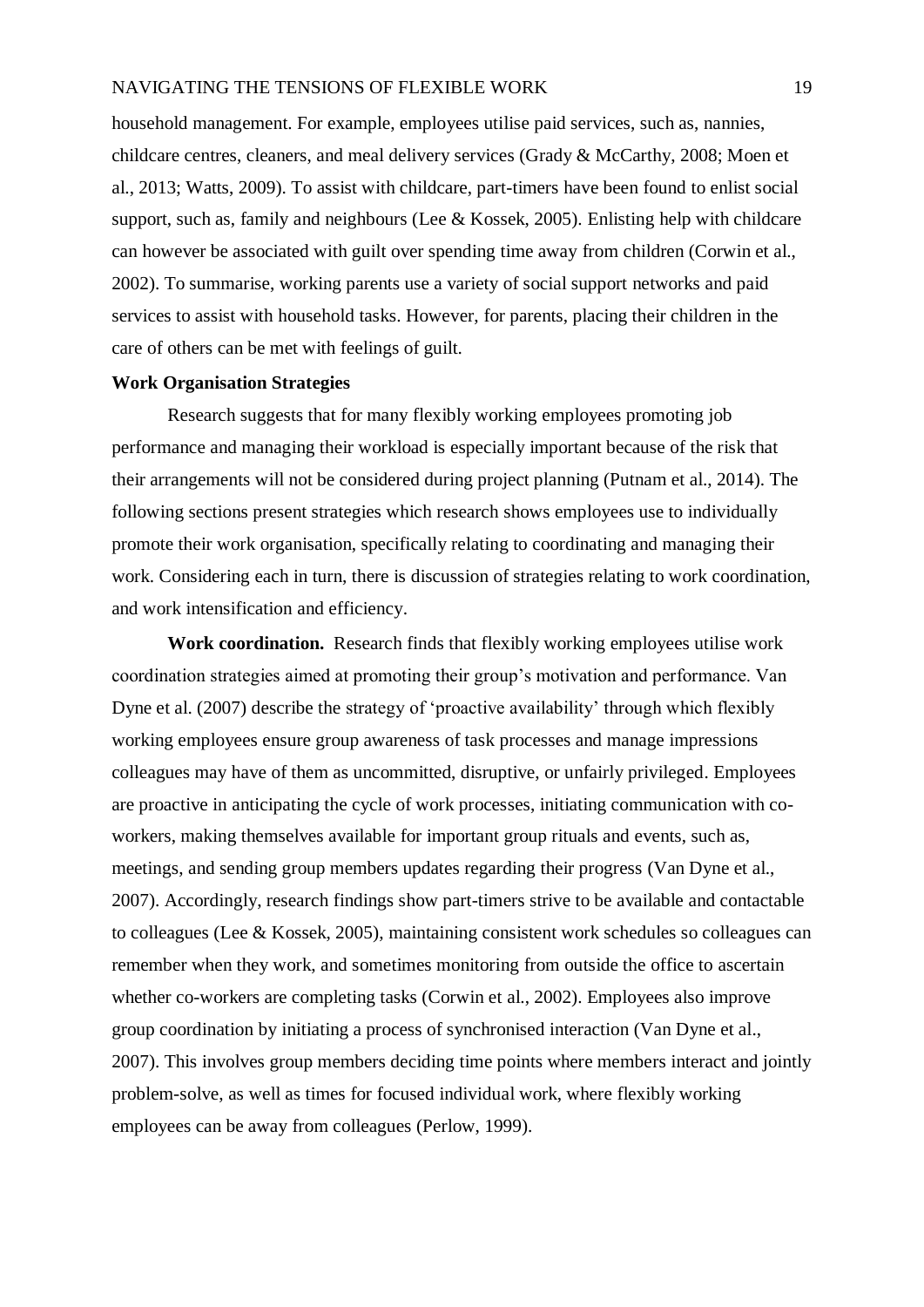household management. For example, employees utilise paid services, such as, nannies, childcare centres, cleaners, and meal delivery services (Grady & McCarthy, 2008; Moen et al., 2013; Watts, 2009). To assist with childcare, part-timers have been found to enlist social support, such as, family and neighbours (Lee & Kossek, 2005). Enlisting help with childcare can however be associated with guilt over spending time away from children (Corwin et al., 2002). To summarise, working parents use a variety of social support networks and paid services to assist with household tasks. However, for parents, placing their children in the care of others can be met with feelings of guilt.

## Work Organisation Strategies

Research suggests that for many flexibly working employees promoting job performance and managing their workload is especially important because of the risk that their arrangements will not be considered during project planning (Putnam et al., 2014). The following sections present strategies which research shows employees use to individually promote their work organisation, specifically relating to coordinating and managing their work. Considering each in turn, there is discussion of strategies relating to work coordination, and work intensification and efficiency.

**Work coordination.** Research finds that flexibly working employees utilise work coordination strategies aimed at promoting their group's motivation and performance. Van Dyne et al. (2007) describe the strategy of 'proactive availability' through which flexibly working employees ensure group awareness of task processes and manage impressions colleagues may have of them as uncommitted, disruptive, or unfairly privileged. Employees are proactive in anticipating the cycle of work processes, initiating communication with co-workers, making themselves available for important group rituals and events, such as, meetings, and sending group members updates regarding their progress (Van Dyne et al., 2007). Accordingly, research findings show part-timers strive to be available and contactable to colleagues (Lee & Kossek, 2005), maintaining consistent work schedules so colleagues can remember when they work, and sometimes monitoring from outside the office to ascertain whether co-workers are completing tasks (Corwin et al., 2002). Employees also improve group coordination by initiating a process of synchronised interaction (Van Dyne et al., 2007). This involves group members deciding time points where members interact and jointly problem-solve, as well as times for focused individual work, where flexibly working employees can be away from colleagues (Perlow, 1999).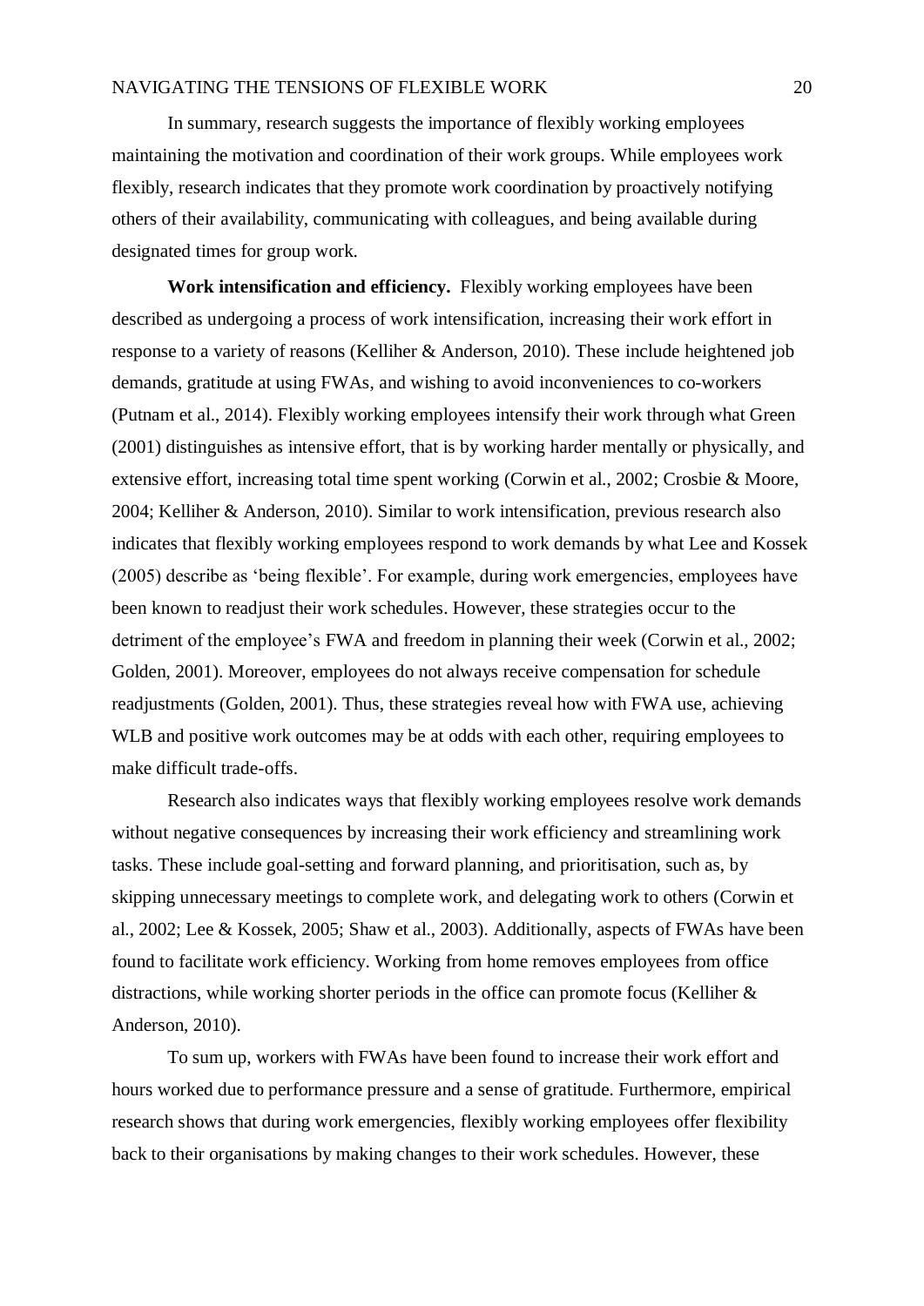In summary, research suggests the importance of flexibly working employees maintaining the motivation and coordination of their work groups. While employees work flexibly, research indicates that they promote work coordination by proactively notifying others of their availability, communicating with colleagues, and being available during designated times for group work.

**Work intensification and efficiency.** Flexibly working employees have been described as undergoing a process of work intensification, increasing their work effort in response to a variety of reasons (Kelliher & Anderson, 2010). These include heightened job demands, gratitude at using FWAs, and wishing to avoid inconveniences to co-workers (Putnam et al., 2014). Flexibly working employees intensify their work through what Green (2001) distinguishes as intensive effort, that is by working harder mentally or physically, and extensive effort, increasing total time spent working (Corwin et al., 2002; Crosbie & Moore, 2004; Kelliher & Anderson, 2010). Similar to work intensification, previous research also indicates that flexibly working employees respond to work demands by what Lee and Kossek (2005) describe as 'being flexible'. For example, during work emergencies, employees have been known to readjust their work schedules. However, these strategies occur to the detriment of the employee's FWA and freedom in planning their week (Corwin et al., 2002; Golden, 2001). Moreover, employees do not always receive compensation for schedule readjustments (Golden, 2001). Thus, these strategies reveal how with FWA use, achieving WLB and positive work outcomes may be at odds with each other, requiring employees to make difficult trade-offs.

Research also indicates ways that flexibly working employees resolve work demands without negative consequences by increasing their work efficiency and streamlining work tasks. These include goal-setting and forward planning, and prioritisation, such as, by skipping unnecessary meetings to complete work, and delegating work to others (Corwin et al., 2002; Lee & Kossek, 2005; Shaw et al., 2003). Additionally, aspects of FWAs have been found to facilitate work efficiency. Working from home removes employees from office distractions, while working shorter periods in the office can promote focus (Kelliher & Anderson, 2010).

To sum up, workers with FWAs have been found to increase their work effort and hours worked due to performance pressure and a sense of gratitude. Furthermore, empirical research shows that during work emergencies, flexibly working employees offer flexibility back to their organisations by making changes to their work schedules. However, these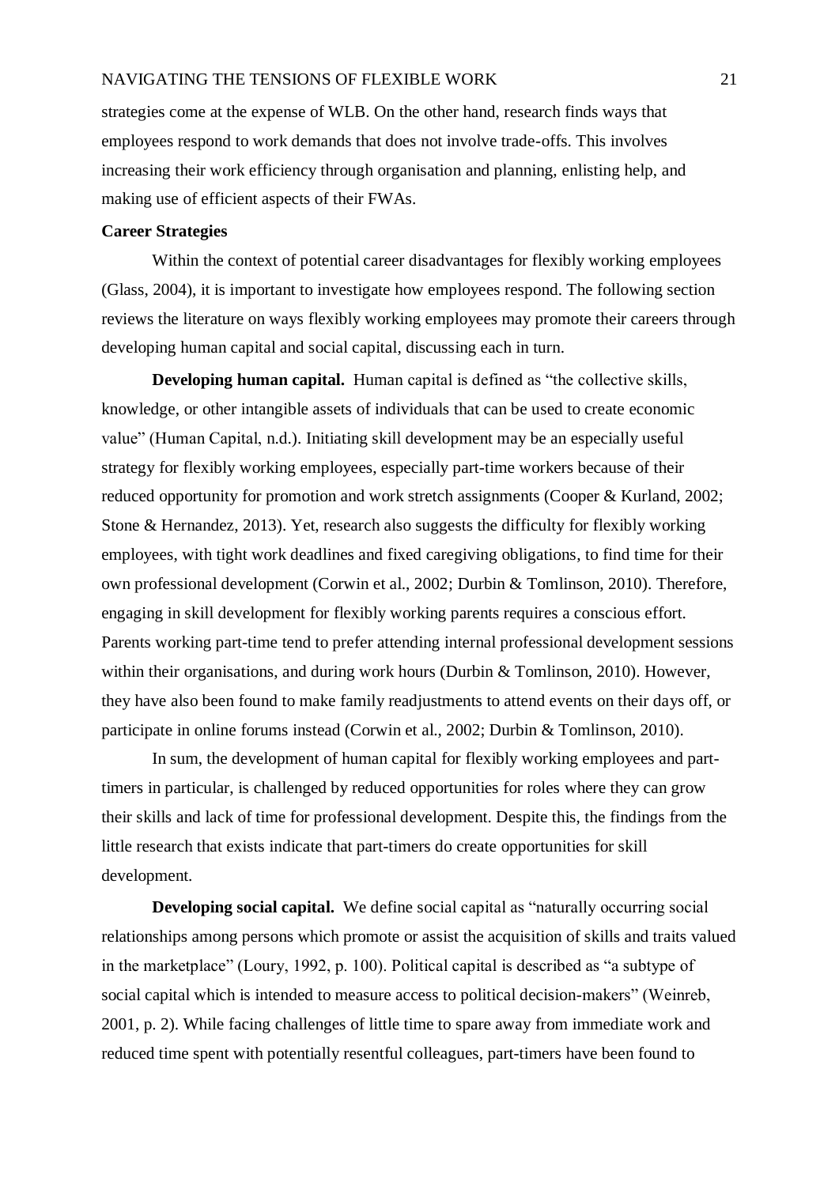strategies come at the expense of WLB. On the other hand, research finds ways that employees respond to work demands that does not involve trade-offs. This involves increasing their work efficiency through organisation and planning, enlisting help, and making use of efficient aspects of their FWAs.

## Career Strategies

Within the context of potential career disadvantages for flexibly working employees (Glass, 2004), it is important to investigate how employees respond. The following section reviews the literature on ways flexibly working employees may promote their careers through developing human capital and social capital, discussing each in turn.

**Developing human capital.** Human capital is defined as "the collective skills, knowledge, or other intangible assets of individuals that can be used to create economic value" (Human Capital, n.d.). Initiating skill development may be an especially useful strategy for flexibly working employees, especially part-time workers because of their reduced opportunity for promotion and work stretch assignments (Cooper & Kurland, 2002; Stone & Hernandez, 2013). Yet, research also suggests the difficulty for flexibly working employees, with tight work deadlines and fixed caregiving obligations, to find time for their own professional development (Corwin et al., 2002; Durbin & Tomlinson, 2010). Therefore, engaging in skill development for flexibly working parents requires a conscious effort. Parents working part-time tend to prefer attending internal professional development sessions within their organisations, and during work hours (Durbin & Tomlinson, 2010). However, they have also been found to make family readjustments to attend events on their days off, or participate in online forums instead (Corwin et al., 2002; Durbin & Tomlinson, 2010).

In sum, the development of human capital for flexibly working employees and part-timers in particular, is challenged by reduced opportunities for roles where they can grow their skills and lack of time for professional development. Despite this, the findings from the little research that exists indicate that part-timers do create opportunities for skill development.

**Developing social capital.** We define social capital as "naturally occurring social relationships among persons which promote or assist the acquisition of skills and traits valued in the marketplace" (Loury, 1992, p. 100). Political capital is described as "a subtype of social capital which is intended to measure access to political decision-makers" (Weinreb, 2001, p. 2). While facing challenges of little time to spare away from immediate work and reduced time spent with potentially resentful colleagues, part-timers have been found to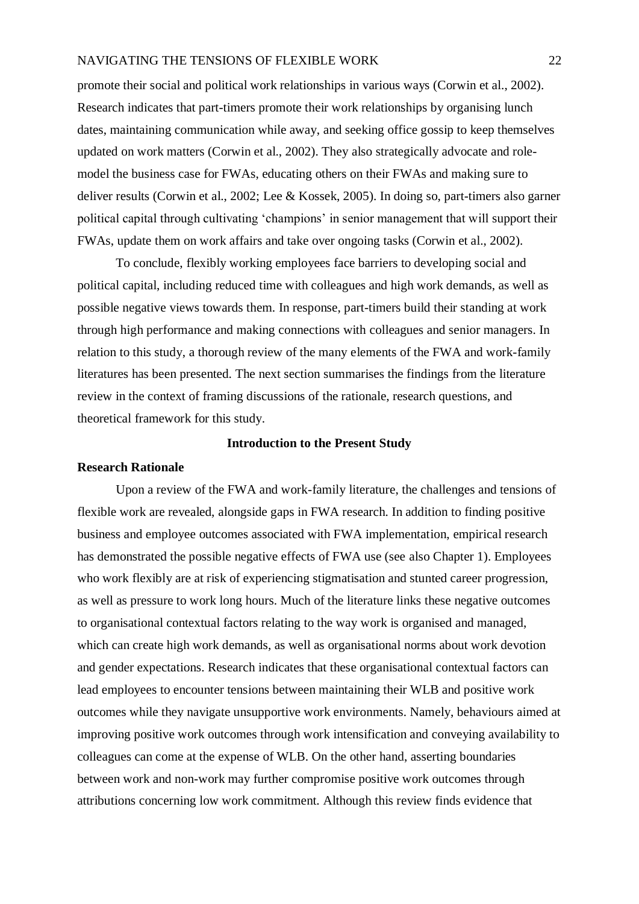promote their social and political work relationships in various ways (Corwin et al., 2002). Research indicates that part-timers promote their work relationships by organising lunch dates, maintaining communication while away, and seeking office gossip to keep themselves updated on work matters (Corwin et al., 2002). They also strategically advocate and role-model the business case for FWAs, educating others on their FWAs and making sure to deliver results (Corwin et al., 2002; Lee & Kossek, 2005). In doing so, part-timers also garner political capital through cultivating 'champions' in senior management that will support their FWAs, update them on work affairs and take over ongoing tasks (Corwin et al., 2002).

To conclude, flexibly working employees face barriers to developing social and political capital, including reduced time with colleagues and high work demands, as well as possible negative views towards them. In response, part-timers build their standing at work through high performance and making connections with colleagues and senior managers. In relation to this study, a thorough review of the many elements of the FWA and work-family literatures has been presented. The next section summarises the findings from the literature review in the context of framing discussions of the rationale, research questions, and theoretical framework for this study.

## Introduction to the Present Study

### Research Rationale

Upon a review of the FWA and work-family literature, the challenges and tensions of flexible work are revealed, alongside gaps in FWA research. In addition to finding positive business and employee outcomes associated with FWA implementation, empirical research has demonstrated the possible negative effects of FWA use (see also Chapter 1). Employees who work flexibly are at risk of experiencing stigmatisation and stunted career progression, as well as pressure to work long hours. Much of the literature links these negative outcomes to organisational contextual factors relating to the way work is organised and managed, which can create high work demands, as well as organisational norms about work devotion and gender expectations. Research indicates that these organisational contextual factors can lead employees to encounter tensions between maintaining their WLB and positive work outcomes while they navigate unsupportive work environments. Namely, behaviours aimed at improving positive work outcomes through work intensification and conveying availability to colleagues can come at the expense of WLB. On the other hand, asserting boundaries between work and non-work may further compromise positive work outcomes through attributions concerning low work commitment. Although this review finds evidence that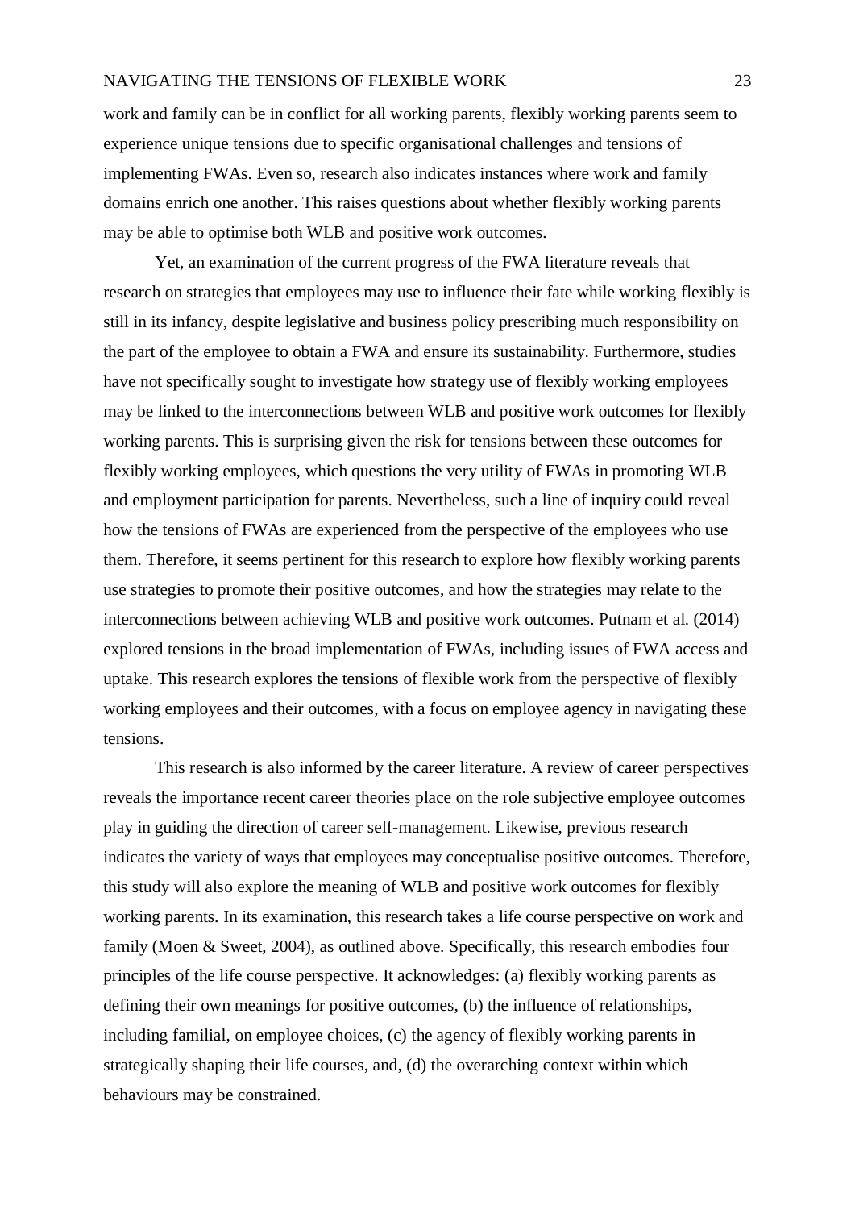work and family can be in conflict for all working parents, flexibly working parents seem to experience unique tensions due to specific organisational challenges and tensions of implementing FWAs. Even so, research also indicates instances where work and family domains enrich one another. This raises questions about whether flexibly working parents may be able to optimise both WLB and positive work outcomes.

Yet, an examination of the current progress of the FWA literature reveals that research on strategies that employees may use to influence their fate while working flexibly is still in its infancy, despite legislative and business policy prescribing much responsibility on the part of the employee to obtain a FWA and ensure its sustainability. Furthermore, studies have not specifically sought to investigate how strategy use of flexibly working employees may be linked to the interconnections between WLB and positive work outcomes for flexibly working parents. This is surprising given the risk for tensions between these outcomes for flexibly working employees, which questions the very utility of FWAs in promoting WLB and employment participation for parents. Nevertheless, such a line of inquiry could reveal how the tensions of FWAs are experienced from the perspective of the employees who use them. Therefore, it seems pertinent for this research to explore how flexibly working parents use strategies to promote their positive outcomes, and how the strategies may relate to the interconnections between achieving WLB and positive work outcomes. Putnam et al. (2014) explored tensions in the broad implementation of FWAs, including issues of FWA access and uptake. This research explores the tensions of flexible work from the perspective of flexibly working employees and their outcomes, with a focus on employee agency in navigating these tensions.

This research is also informed by the career literature. A review of career perspectives reveals the importance recent career theories place on the role subjective employee outcomes play in guiding the direction of career self-management. Likewise, previous research indicates the variety of ways that employees may conceptualise positive outcomes. Therefore, this study will also explore the meaning of WLB and positive work outcomes for flexibly working parents. In its examination, this research takes a life course perspective on work and family (Moen & Sweet, 2004), as outlined above. Specifically, this research embodies four principles of the life course perspective. It acknowledges: (a) flexibly working parents as defining their own meanings for positive outcomes, (b) the influence of relationships, including familial, on employee choices, (c) the agency of flexibly working parents in strategically shaping their life courses, and, (d) the overarching context within which behaviours may be constrained.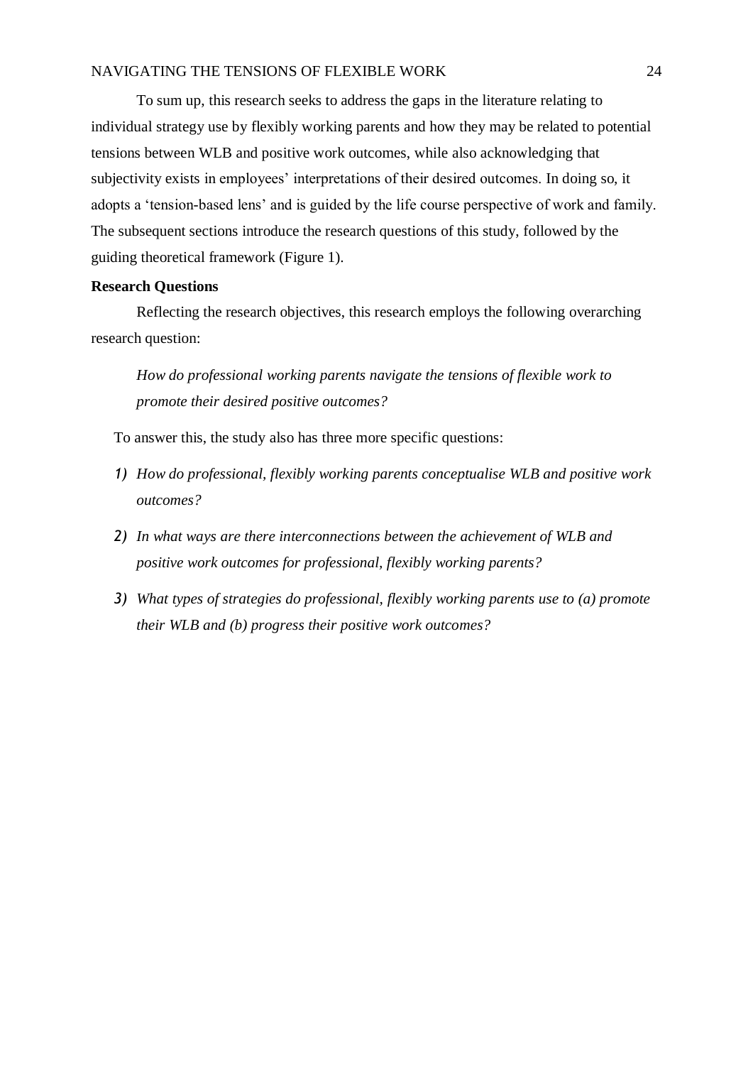To sum up, this research seeks to address the gaps in the literature relating to individual strategy use by flexibly working parents and how they may be related to potential tensions between WLB and positive work outcomes, while also acknowledging that subjectivity exists in employees' interpretations of their desired outcomes. In doing so, it adopts a 'tension-based lens' and is guided by the life course perspective of work and family. The subsequent sections introduce the research questions of this study, followed by the guiding theoretical framework (Figure 1).

## Research Questions

Reflecting the research objectives, this research employs the following overarching research question:

> *How do professional working parents navigate the tensions of flexible work to promote their desired positive outcomes?*

To answer this, the study also has three more specific questions:

1) *How do professional, flexibly working parents conceptualise WLB and positive work outcomes?*
2) *In what ways are there interconnections between the achievement of WLB and positive work outcomes for professional, flexibly working parents?*
3) *What types of strategies do professional, flexibly working parents use to (a) promote their WLB and (b) progress their positive work outcomes?*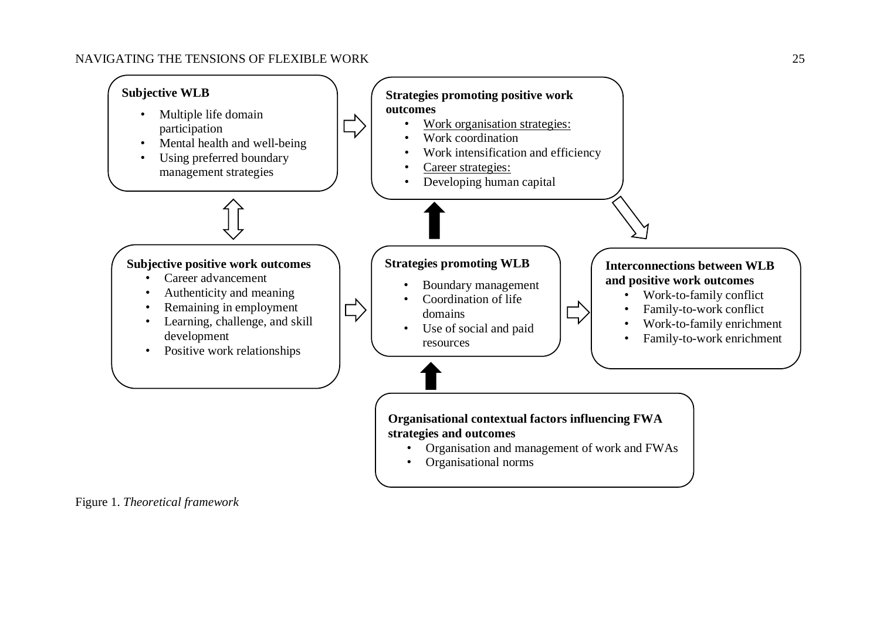**Subjective WLB**

- Multiple life domain participation
- Mental health and well-being
- Using preferred boundary management strategies

**Strategies promoting positive work outcomes**

- Work organisation strategies:
- Work coordination
- Work intensification and efficiency
- Career strategies:
- Developing human capital

**Subjective positive work outcomes**

- Career advancement
- Authenticity and meaning
- Remaining in employment
- Learning, challenge, and skill development
- Positive work relationships

**Strategies promoting WLB**

- Boundary management
- Coordination of life domains
- Use of social and paid resources

**Interconnections between WLB and positive work outcomes**

- Work-to-family conflict
- Family-to-work conflict
- Work-to-family enrichment
- Family-to-work enrichment

**Organisational contextual factors influencing FWA strategies and outcomes**

- Organisation and management of work and FWAs
- Organisational norms

Figure 1. *Theoretical framework*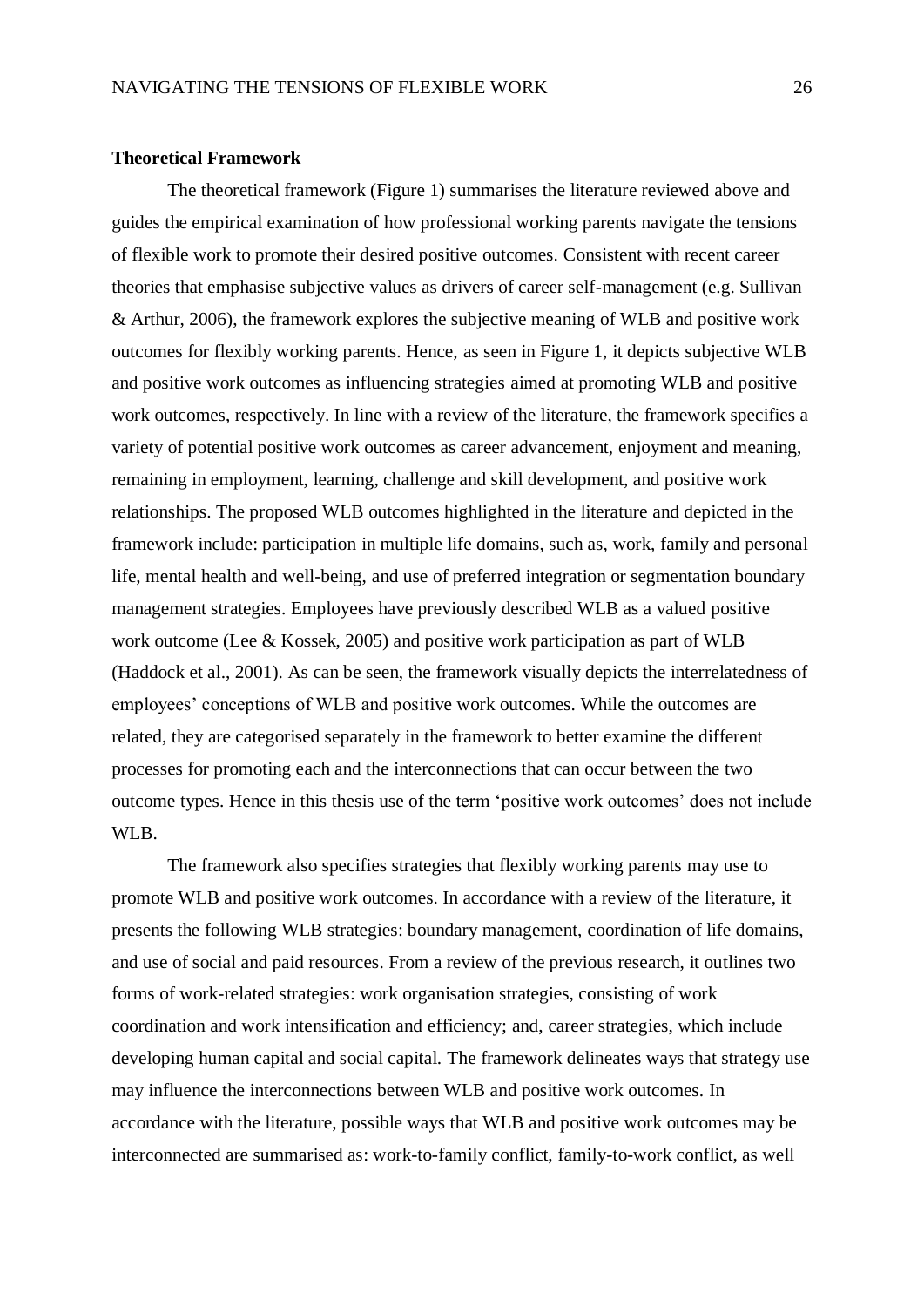**Theoretical Framework**

The theoretical framework (Figure 1) summarises the literature reviewed above and guides the empirical examination of how professional working parents navigate the tensions of flexible work to promote their desired positive outcomes. Consistent with recent career theories that emphasise subjective values as drivers of career self-management (e.g. Sullivan & Arthur, 2006), the framework explores the subjective meaning of WLB and positive work outcomes for flexibly working parents. Hence, as seen in Figure 1, it depicts subjective WLB and positive work outcomes as influencing strategies aimed at promoting WLB and positive work outcomes, respectively. In line with a review of the literature, the framework specifies a variety of potential positive work outcomes as career advancement, enjoyment and meaning, remaining in employment, learning, challenge and skill development, and positive work relationships. The proposed WLB outcomes highlighted in the literature and depicted in the framework include: participation in multiple life domains, such as, work, family and personal life, mental health and well-being, and use of preferred integration or segmentation boundary management strategies. Employees have previously described WLB as a valued positive work outcome (Lee & Kossek, 2005) and positive work participation as part of WLB (Haddock et al., 2001). As can be seen, the framework visually depicts the interrelatedness of employees' conceptions of WLB and positive work outcomes. While the outcomes are related, they are categorised separately in the framework to better examine the different processes for promoting each and the interconnections that can occur between the two outcome types. Hence in this thesis use of the term 'positive work outcomes' does not include WLB.

The framework also specifies strategies that flexibly working parents may use to promote WLB and positive work outcomes. In accordance with a review of the literature, it presents the following WLB strategies: boundary management, coordination of life domains, and use of social and paid resources. From a review of the previous research, it outlines two forms of work-related strategies: work organisation strategies, consisting of work coordination and work intensification and efficiency; and, career strategies, which include developing human capital and social capital. The framework delineates ways that strategy use may influence the interconnections between WLB and positive work outcomes. In accordance with the literature, possible ways that WLB and positive work outcomes may be interconnected are summarised as: work-to-family conflict, family-to-work conflict, as well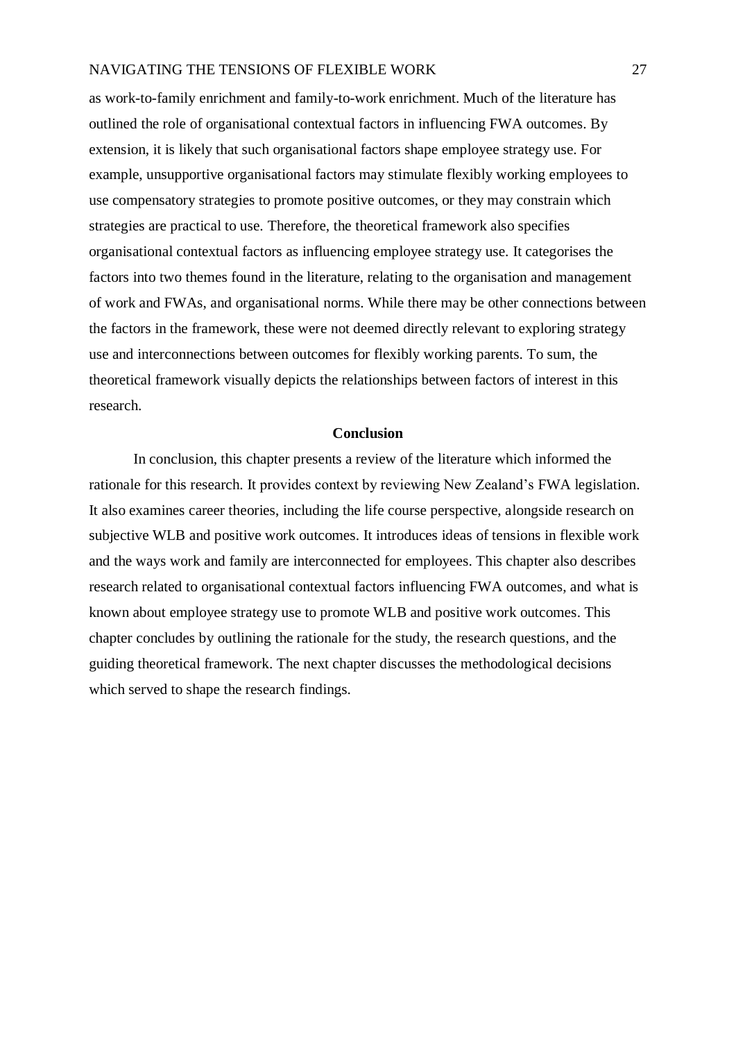as work-to-family enrichment and family-to-work enrichment. Much of the literature has outlined the role of organisational contextual factors in influencing FWA outcomes. By extension, it is likely that such organisational factors shape employee strategy use. For example, unsupportive organisational factors may stimulate flexibly working employees to use compensatory strategies to promote positive outcomes, or they may constrain which strategies are practical to use. Therefore, the theoretical framework also specifies organisational contextual factors as influencing employee strategy use. It categorises the factors into two themes found in the literature, relating to the organisation and management of work and FWAs, and organisational norms. While there may be other connections between the factors in the framework, these were not deemed directly relevant to exploring strategy use and interconnections between outcomes for flexibly working parents. To sum, the theoretical framework visually depicts the relationships between factors of interest in this research.

## Conclusion

In conclusion, this chapter presents a review of the literature which informed the rationale for this research. It provides context by reviewing New Zealand's FWA legislation. It also examines career theories, including the life course perspective, alongside research on subjective WLB and positive work outcomes. It introduces ideas of tensions in flexible work and the ways work and family are interconnected for employees. This chapter also describes research related to organisational contextual factors influencing FWA outcomes, and what is known about employee strategy use to promote WLB and positive work outcomes. This chapter concludes by outlining the rationale for the study, the research questions, and the guiding theoretical framework. The next chapter discusses the methodological decisions which served to shape the research findings.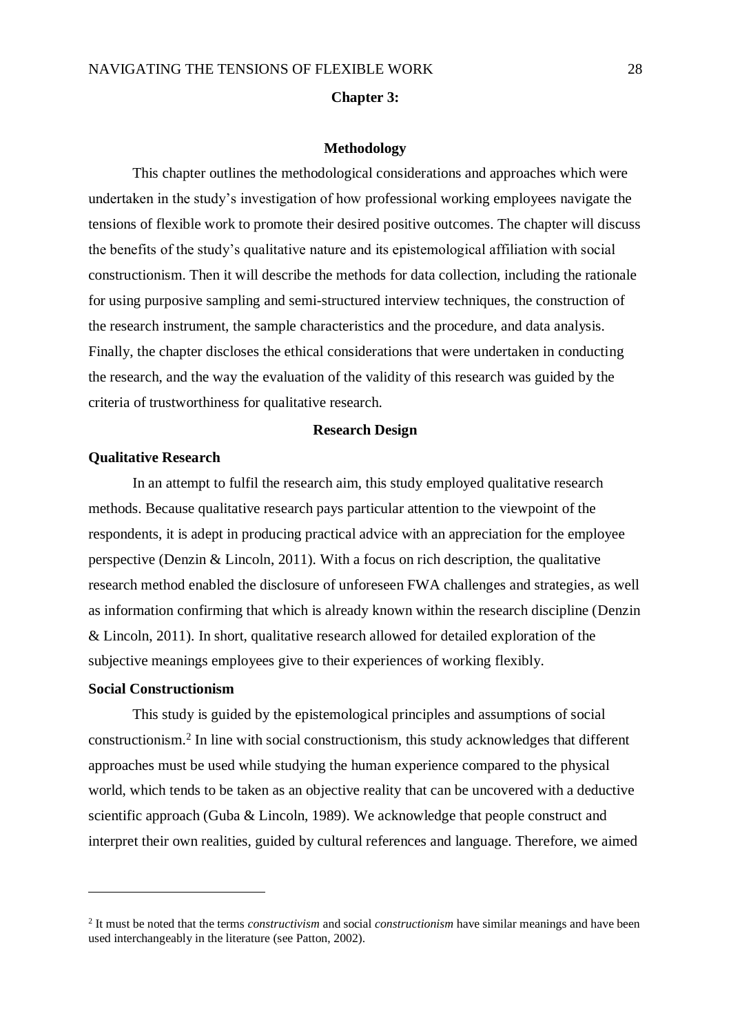# Chapter 3:

## Methodology

This chapter outlines the methodological considerations and approaches which were undertaken in the study's investigation of how professional working employees navigate the tensions of flexible work to promote their desired positive outcomes. The chapter will discuss the benefits of the study's qualitative nature and its epistemological affiliation with social constructionism. Then it will describe the methods for data collection, including the rationale for using purposive sampling and semi-structured interview techniques, the construction of the research instrument, the sample characteristics and the procedure, and data analysis. Finally, the chapter discloses the ethical considerations that were undertaken in conducting the research, and the way the evaluation of the validity of this research was guided by the criteria of trustworthiness for qualitative research.

## Research Design

### Qualitative Research

In an attempt to fulfil the research aim, this study employed qualitative research methods. Because qualitative research pays particular attention to the viewpoint of the respondents, it is adept in producing practical advice with an appreciation for the employee perspective (Denzin & Lincoln, 2011). With a focus on rich description, the qualitative research method enabled the disclosure of unforeseen FWA challenges and strategies, as well as information confirming that which is already known within the research discipline (Denzin & Lincoln, 2011). In short, qualitative research allowed for detailed exploration of the subjective meanings employees give to their experiences of working flexibly.

### Social Constructionism

This study is guided by the epistemological principles and assumptions of social constructionism.[2] In line with social constructionism, this study acknowledges that different approaches must be used while studying the human experience compared to the physical world, which tends to be taken as an objective reality that can be uncovered with a deductive scientific approach (Guba & Lincoln, 1989). We acknowledge that people construct and interpret their own realities, guided by cultural references and language. Therefore, we aimed

---

[2] It must be noted that the terms *constructivism* and social *constructionism* have similar meanings and have been used interchangeably in the literature (see Patton, 2002).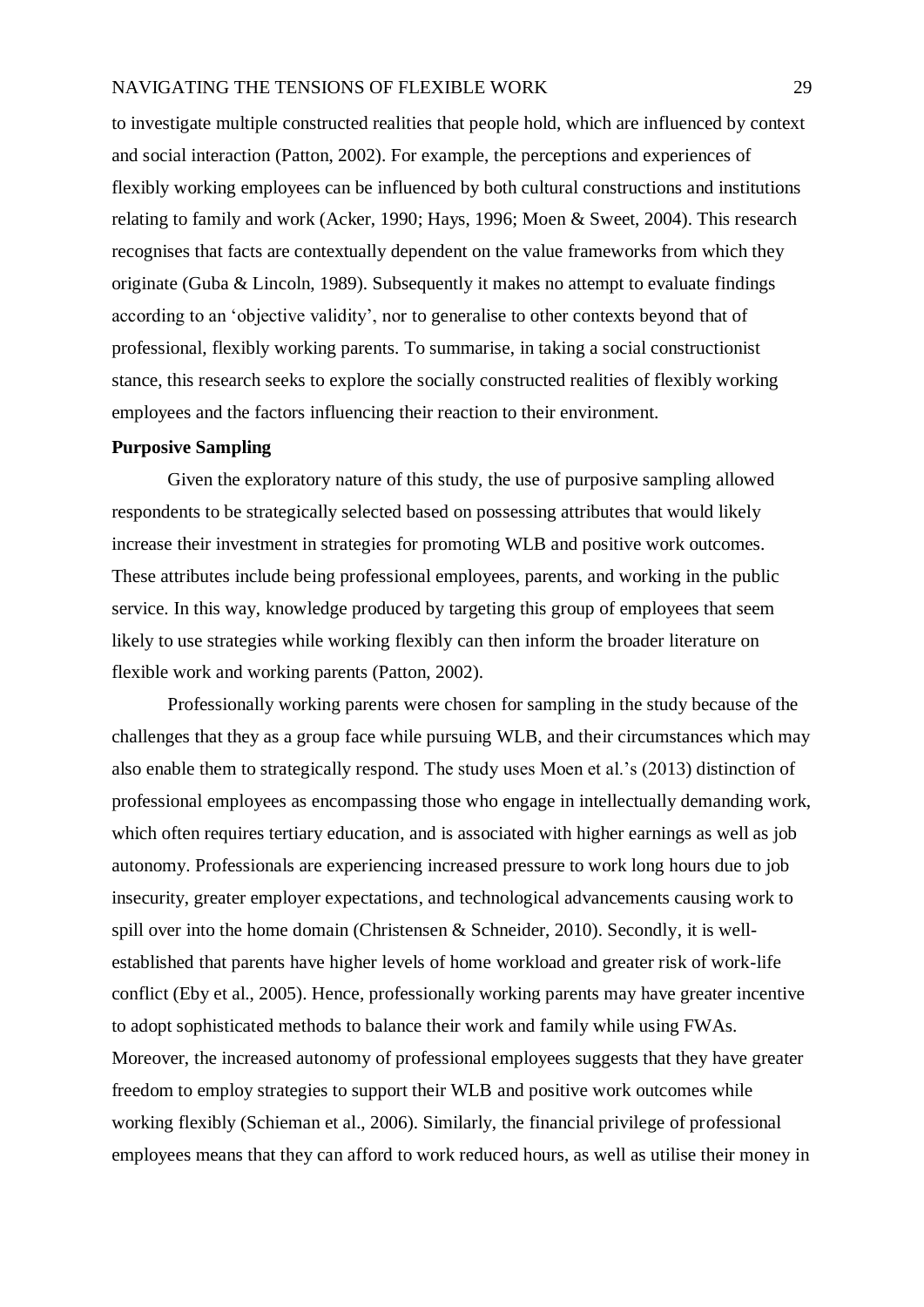to investigate multiple constructed realities that people hold, which are influenced by context and social interaction (Patton, 2002). For example, the perceptions and experiences of flexibly working employees can be influenced by both cultural constructions and institutions relating to family and work (Acker, 1990; Hays, 1996; Moen & Sweet, 2004). This research recognises that facts are contextually dependent on the value frameworks from which they originate (Guba & Lincoln, 1989). Subsequently it makes no attempt to evaluate findings according to an 'objective validity', nor to generalise to other contexts beyond that of professional, flexibly working parents. To summarise, in taking a social constructionist stance, this research seeks to explore the socially constructed realities of flexibly working employees and the factors influencing their reaction to their environment.

**Purposive Sampling**

Given the exploratory nature of this study, the use of purposive sampling allowed respondents to be strategically selected based on possessing attributes that would likely increase their investment in strategies for promoting WLB and positive work outcomes. These attributes include being professional employees, parents, and working in the public service. In this way, knowledge produced by targeting this group of employees that seem likely to use strategies while working flexibly can then inform the broader literature on flexible work and working parents (Patton, 2002).

Professionally working parents were chosen for sampling in the study because of the challenges that they as a group face while pursuing WLB, and their circumstances which may also enable them to strategically respond. The study uses Moen et al.'s (2013) distinction of professional employees as encompassing those who engage in intellectually demanding work, which often requires tertiary education, and is associated with higher earnings as well as job autonomy. Professionals are experiencing increased pressure to work long hours due to job insecurity, greater employer expectations, and technological advancements causing work to spill over into the home domain (Christensen & Schneider, 2010). Secondly, it is well-established that parents have higher levels of home workload and greater risk of work-life conflict (Eby et al., 2005). Hence, professionally working parents may have greater incentive to adopt sophisticated methods to balance their work and family while using FWAs. Moreover, the increased autonomy of professional employees suggests that they have greater freedom to employ strategies to support their WLB and positive work outcomes while working flexibly (Schieman et al., 2006). Similarly, the financial privilege of professional employees means that they can afford to work reduced hours, as well as utilise their money in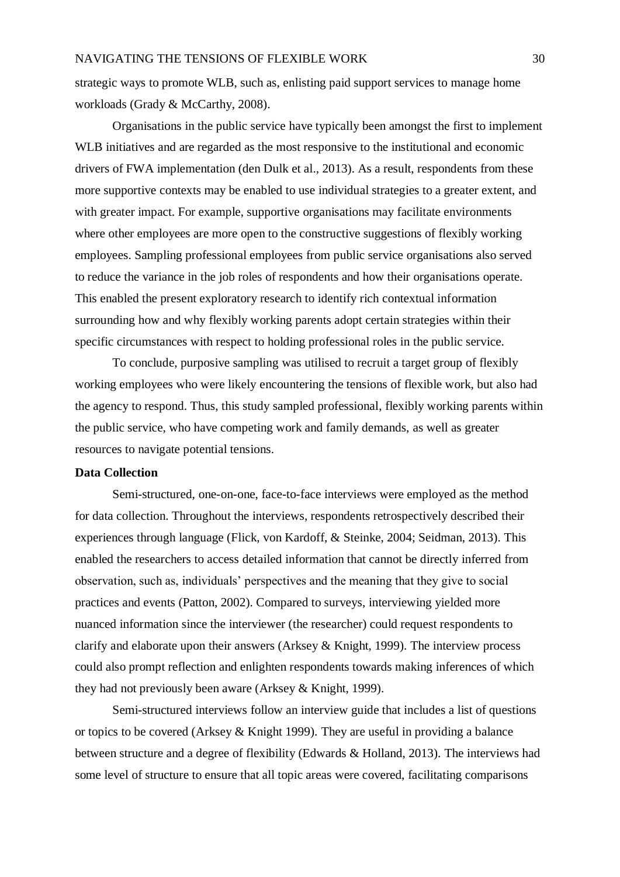strategic ways to promote WLB, such as, enlisting paid support services to manage home workloads (Grady & McCarthy, 2008).

Organisations in the public service have typically been amongst the first to implement WLB initiatives and are regarded as the most responsive to the institutional and economic drivers of FWA implementation (den Dulk et al., 2013). As a result, respondents from these more supportive contexts may be enabled to use individual strategies to a greater extent, and with greater impact. For example, supportive organisations may facilitate environments where other employees are more open to the constructive suggestions of flexibly working employees. Sampling professional employees from public service organisations also served to reduce the variance in the job roles of respondents and how their organisations operate. This enabled the present exploratory research to identify rich contextual information surrounding how and why flexibly working parents adopt certain strategies within their specific circumstances with respect to holding professional roles in the public service.

To conclude, purposive sampling was utilised to recruit a target group of flexibly working employees who were likely encountering the tensions of flexible work, but also had the agency to respond. Thus, this study sampled professional, flexibly working parents within the public service, who have competing work and family demands, as well as greater resources to navigate potential tensions.

**Data Collection**

Semi-structured, one-on-one, face-to-face interviews were employed as the method for data collection. Throughout the interviews, respondents retrospectively described their experiences through language (Flick, von Kardoff, & Steinke, 2004; Seidman, 2013). This enabled the researchers to access detailed information that cannot be directly inferred from observation, such as, individuals' perspectives and the meaning that they give to social practices and events (Patton, 2002). Compared to surveys, interviewing yielded more nuanced information since the interviewer (the researcher) could request respondents to clarify and elaborate upon their answers (Arksey & Knight, 1999). The interview process could also prompt reflection and enlighten respondents towards making inferences of which they had not previously been aware (Arksey & Knight, 1999).

Semi-structured interviews follow an interview guide that includes a list of questions or topics to be covered (Arksey & Knight 1999). They are useful in providing a balance between structure and a degree of flexibility (Edwards & Holland, 2013). The interviews had some level of structure to ensure that all topic areas were covered, facilitating comparisons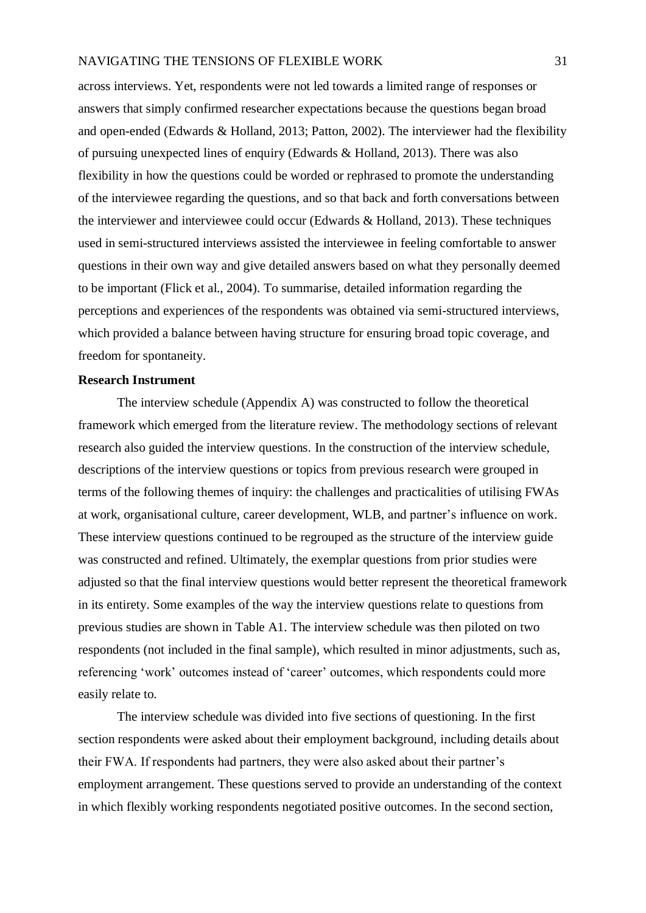across interviews. Yet, respondents were not led towards a limited range of responses or answers that simply confirmed researcher expectations because the questions began broad and open-ended (Edwards & Holland, 2013; Patton, 2002). The interviewer had the flexibility of pursuing unexpected lines of enquiry (Edwards & Holland, 2013). There was also flexibility in how the questions could be worded or rephrased to promote the understanding of the interviewee regarding the questions, and so that back and forth conversations between the interviewer and interviewee could occur (Edwards & Holland, 2013). These techniques used in semi-structured interviews assisted the interviewee in feeling comfortable to answer questions in their own way and give detailed answers based on what they personally deemed to be important (Flick et al., 2004). To summarise, detailed information regarding the perceptions and experiences of the respondents was obtained via semi-structured interviews, which provided a balance between having structure for ensuring broad topic coverage, and freedom for spontaneity.

**Research Instrument**

The interview schedule (Appendix A) was constructed to follow the theoretical framework which emerged from the literature review. The methodology sections of relevant research also guided the interview questions. In the construction of the interview schedule, descriptions of the interview questions or topics from previous research were grouped in terms of the following themes of inquiry: the challenges and practicalities of utilising FWAs at work, organisational culture, career development, WLB, and partner's influence on work. These interview questions continued to be regrouped as the structure of the interview guide was constructed and refined. Ultimately, the exemplar questions from prior studies were adjusted so that the final interview questions would better represent the theoretical framework in its entirety. Some examples of the way the interview questions relate to questions from previous studies are shown in Table A1. The interview schedule was then piloted on two respondents (not included in the final sample), which resulted in minor adjustments, such as, referencing 'work' outcomes instead of 'career' outcomes, which respondents could more easily relate to.

The interview schedule was divided into five sections of questioning. In the first section respondents were asked about their employment background, including details about their FWA. If respondents had partners, they were also asked about their partner's employment arrangement. These questions served to provide an understanding of the context in which flexibly working respondents negotiated positive outcomes. In the second section,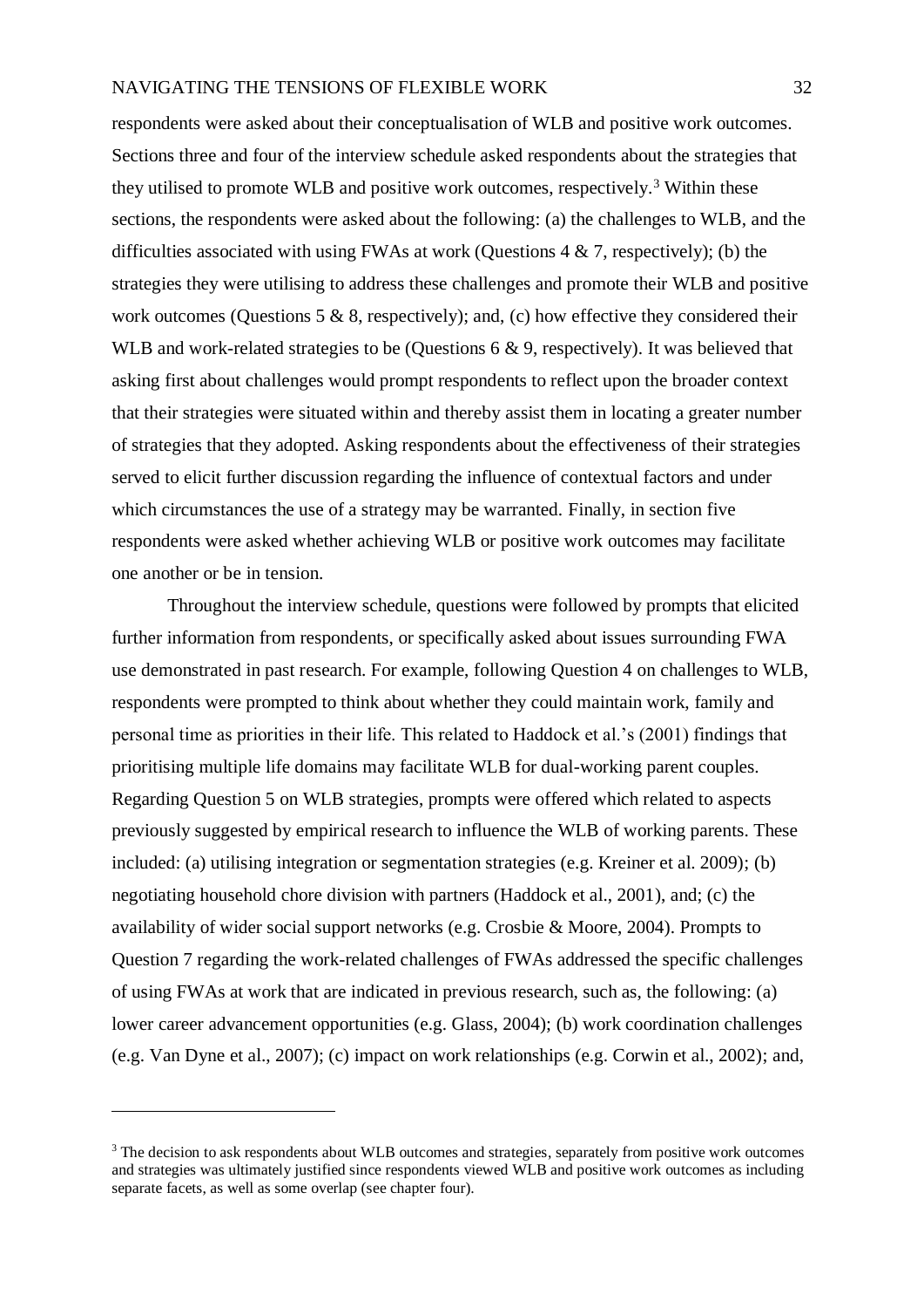respondents were asked about their conceptualisation of WLB and positive work outcomes. Sections three and four of the interview schedule asked respondents about the strategies that they utilised to promote WLB and positive work outcomes, respectively.[3] Within these sections, the respondents were asked about the following: (a) the challenges to WLB, and the difficulties associated with using FWAs at work (Questions 4 & 7, respectively); (b) the strategies they were utilising to address these challenges and promote their WLB and positive work outcomes (Questions 5 & 8, respectively); and, (c) how effective they considered their WLB and work-related strategies to be (Questions 6 & 9, respectively). It was believed that asking first about challenges would prompt respondents to reflect upon the broader context that their strategies were situated within and thereby assist them in locating a greater number of strategies that they adopted. Asking respondents about the effectiveness of their strategies served to elicit further discussion regarding the influence of contextual factors and under which circumstances the use of a strategy may be warranted. Finally, in section five respondents were asked whether achieving WLB or positive work outcomes may facilitate one another or be in tension.

Throughout the interview schedule, questions were followed by prompts that elicited further information from respondents, or specifically asked about issues surrounding FWA use demonstrated in past research. For example, following Question 4 on challenges to WLB, respondents were prompted to think about whether they could maintain work, family and personal time as priorities in their life. This related to Haddock et al.'s (2001) findings that prioritising multiple life domains may facilitate WLB for dual-working parent couples. Regarding Question 5 on WLB strategies, prompts were offered which related to aspects previously suggested by empirical research to influence the WLB of working parents. These included: (a) utilising integration or segmentation strategies (e.g. Kreiner et al. 2009); (b) negotiating household chore division with partners (Haddock et al., 2001), and; (c) the availability of wider social support networks (e.g. Crosbie & Moore, 2004). Prompts to Question 7 regarding the work-related challenges of FWAs addressed the specific challenges of using FWAs at work that are indicated in previous research, such as, the following: (a) lower career advancement opportunities (e.g. Glass, 2004); (b) work coordination challenges (e.g. Van Dyne et al., 2007); (c) impact on work relationships (e.g. Corwin et al., 2002); and,

---

[3] The decision to ask respondents about WLB outcomes and strategies, separately from positive work outcomes and strategies was ultimately justified since respondents viewed WLB and positive work outcomes as including separate facets, as well as some overlap (see chapter four).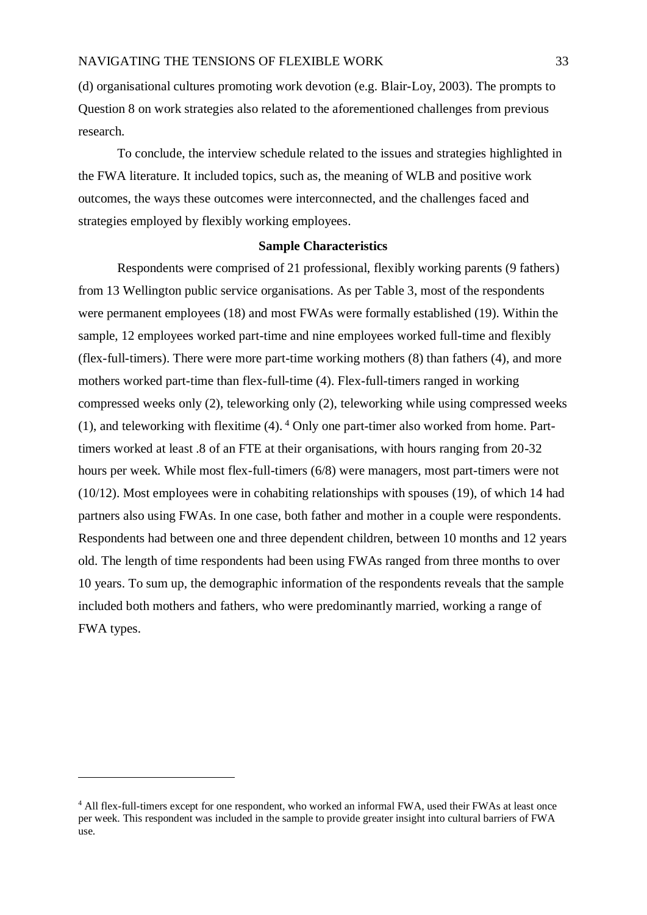(d) organisational cultures promoting work devotion (e.g. Blair-Loy, 2003). The prompts to Question 8 on work strategies also related to the aforementioned challenges from previous research.

To conclude, the interview schedule related to the issues and strategies highlighted in the FWA literature. It included topics, such as, the meaning of WLB and positive work outcomes, the ways these outcomes were interconnected, and the challenges faced and strategies employed by flexibly working employees.

**Sample Characteristics**

Respondents were comprised of 21 professional, flexibly working parents (9 fathers) from 13 Wellington public service organisations. As per Table 3, most of the respondents were permanent employees (18) and most FWAs were formally established (19). Within the sample, 12 employees worked part-time and nine employees worked full-time and flexibly (flex-full-timers). There were more part-time working mothers (8) than fathers (4), and more mothers worked part-time than flex-full-time (4). Flex-full-timers ranged in working compressed weeks only (2), teleworking only (2), teleworking while using compressed weeks (1), and teleworking with flexitime (4). [4] Only one part-timer also worked from home. Part-timers worked at least .8 of an FTE at their organisations, with hours ranging from 20-32 hours per week. While most flex-full-timers (6/8) were managers, most part-timers were not (10/12). Most employees were in cohabiting relationships with spouses (19), of which 14 had partners also using FWAs. In one case, both father and mother in a couple were respondents. Respondents had between one and three dependent children, between 10 months and 12 years old. The length of time respondents had been using FWAs ranged from three months to over 10 years. To sum up, the demographic information of the respondents reveals that the sample included both mothers and fathers, who were predominantly married, working a range of FWA types.

[4] All flex-full-timers except for one respondent, who worked an informal FWA, used their FWAs at least once per week. This respondent was included in the sample to provide greater insight into cultural barriers of FWA use.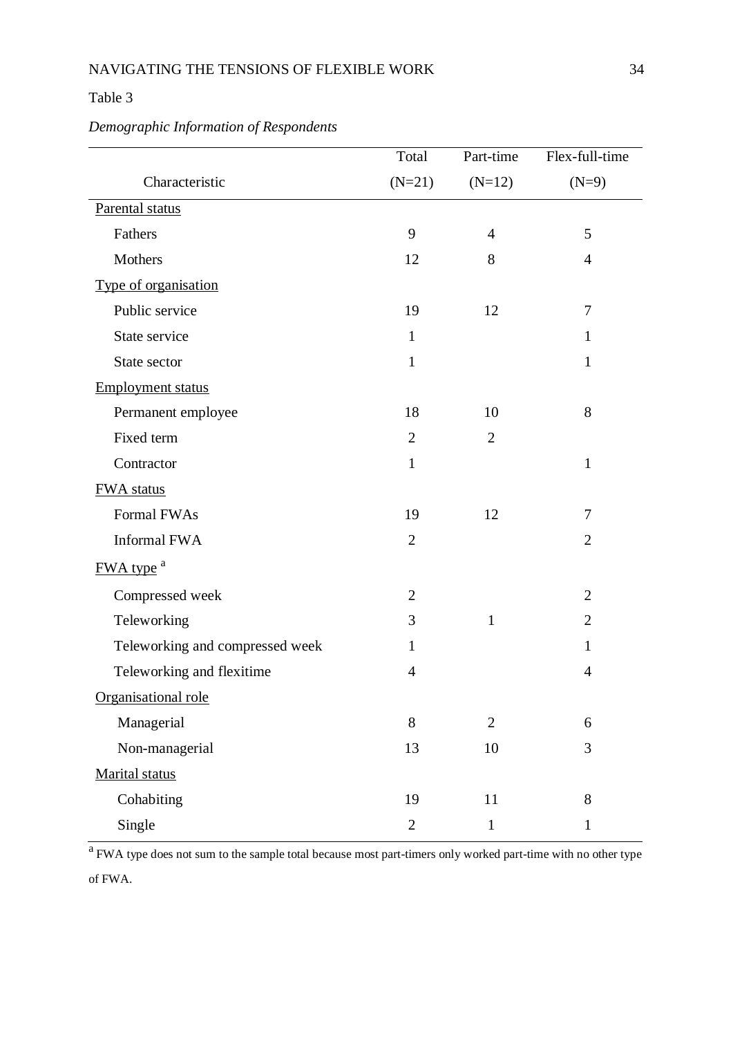Table 3

*Demographic Information of Respondents*

| Characteristic | Total (N=21) | Part-time (N=12) | Flex-full-time (N=9) |
|---|---|---|---|
| Parental status | | | |
| Fathers | 9 | 4 | 5 |
| Mothers | 12 | 8 | 4 |
| Type of organisation | | | |
| Public service | 19 | 12 | 7 |
| State service | 1 | | 1 |
| State sector | 1 | | 1 |
| Employment status | | | |
| Permanent employee | 18 | 10 | 8 |
| Fixed term | 2 | 2 | |
| Contractor | 1 | | 1 |
| FWA status | | | |
| Formal FWAs | 19 | 12 | 7 |
| Informal FWA | 2 | | 2 |
| FWA type [a] | | | |
| Compressed week | 2 | | 2 |
| Teleworking | 3 | 1 | 2 |
| Teleworking and compressed week | 1 | | 1 |
| Teleworking and flexitime | 4 | | 4 |
| Organisational role | | | |
| Managerial | 8 | 2 | 6 |
| Non-managerial | 13 | 10 | 3 |
| Marital status | | | |
| Cohabiting | 19 | 11 | 8 |
| Single | 2 | 1 | 1 |

[a] FWA type does not sum to the sample total because most part-timers only worked part-time with no other type of FWA.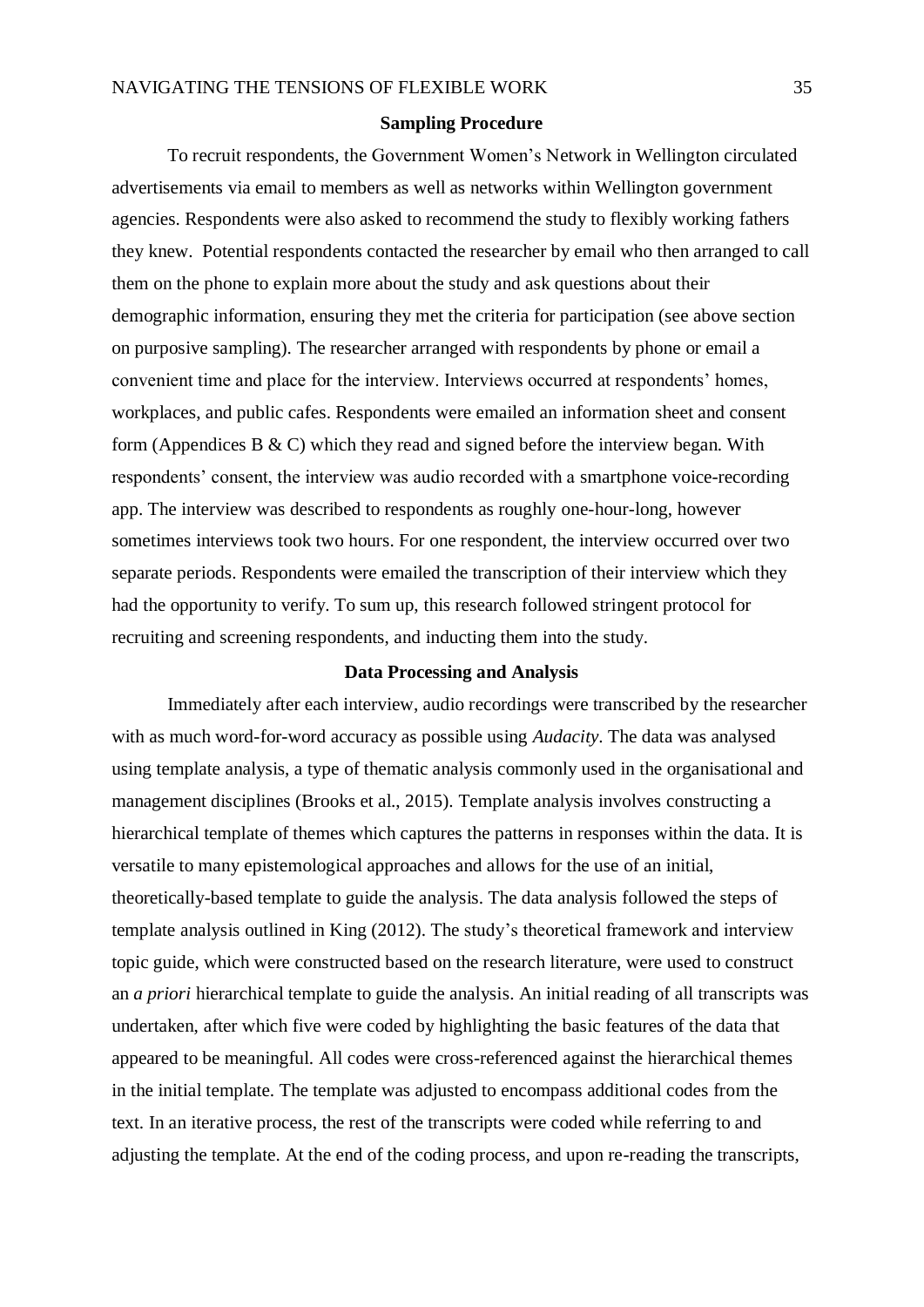## Sampling Procedure

To recruit respondents, the Government Women's Network in Wellington circulated advertisements via email to members as well as networks within Wellington government agencies. Respondents were also asked to recommend the study to flexibly working fathers they knew. Potential respondents contacted the researcher by email who then arranged to call them on the phone to explain more about the study and ask questions about their demographic information, ensuring they met the criteria for participation (see above section on purposive sampling). The researcher arranged with respondents by phone or email a convenient time and place for the interview. Interviews occurred at respondents' homes, workplaces, and public cafes. Respondents were emailed an information sheet and consent form (Appendices B & C) which they read and signed before the interview began. With respondents' consent, the interview was audio recorded with a smartphone voice-recording app. The interview was described to respondents as roughly one-hour-long, however sometimes interviews took two hours. For one respondent, the interview occurred over two separate periods. Respondents were emailed the transcription of their interview which they had the opportunity to verify. To sum up, this research followed stringent protocol for recruiting and screening respondents, and inducting them into the study.

## Data Processing and Analysis

Immediately after each interview, audio recordings were transcribed by the researcher with as much word-for-word accuracy as possible using *Audacity*. The data was analysed using template analysis, a type of thematic analysis commonly used in the organisational and management disciplines (Brooks et al., 2015). Template analysis involves constructing a hierarchical template of themes which captures the patterns in responses within the data. It is versatile to many epistemological approaches and allows for the use of an initial, theoretically-based template to guide the analysis. The data analysis followed the steps of template analysis outlined in King (2012). The study's theoretical framework and interview topic guide, which were constructed based on the research literature, were used to construct an *a priori* hierarchical template to guide the analysis. An initial reading of all transcripts was undertaken, after which five were coded by highlighting the basic features of the data that appeared to be meaningful. All codes were cross-referenced against the hierarchical themes in the initial template. The template was adjusted to encompass additional codes from the text. In an iterative process, the rest of the transcripts were coded while referring to and adjusting the template. At the end of the coding process, and upon re-reading the transcripts,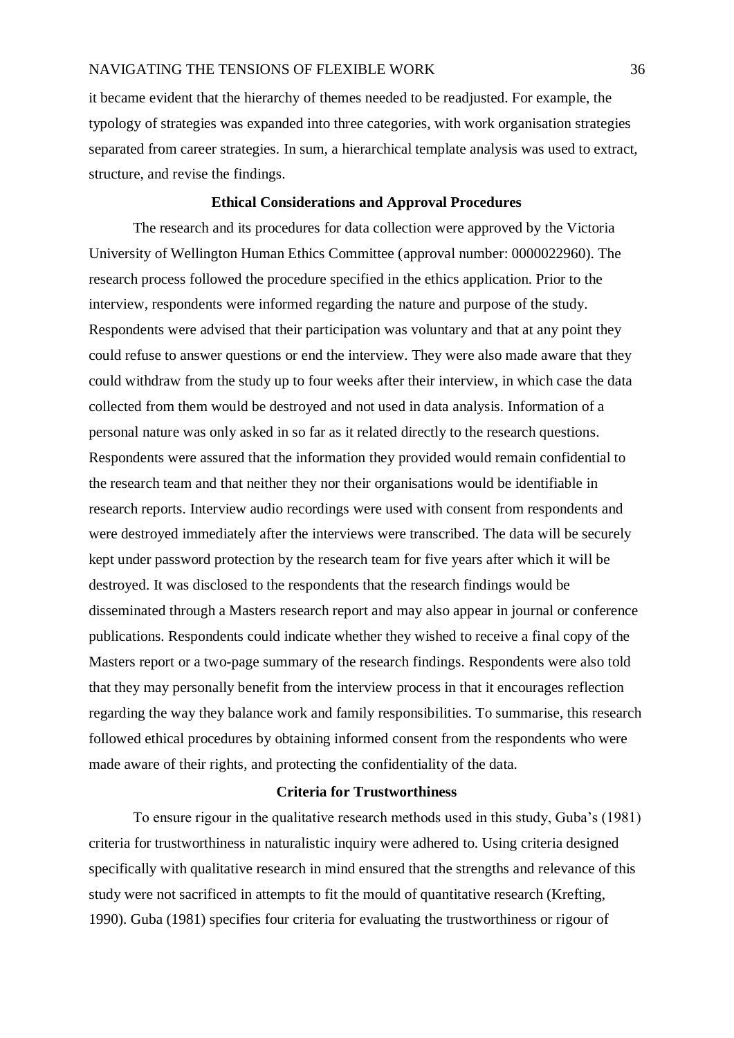it became evident that the hierarchy of themes needed to be readjusted. For example, the typology of strategies was expanded into three categories, with work organisation strategies separated from career strategies. In sum, a hierarchical template analysis was used to extract, structure, and revise the findings.

## Ethical Considerations and Approval Procedures

The research and its procedures for data collection were approved by the Victoria University of Wellington Human Ethics Committee (approval number: 0000022960). The research process followed the procedure specified in the ethics application. Prior to the interview, respondents were informed regarding the nature and purpose of the study. Respondents were advised that their participation was voluntary and that at any point they could refuse to answer questions or end the interview. They were also made aware that they could withdraw from the study up to four weeks after their interview, in which case the data collected from them would be destroyed and not used in data analysis. Information of a personal nature was only asked in so far as it related directly to the research questions. Respondents were assured that the information they provided would remain confidential to the research team and that neither they nor their organisations would be identifiable in research reports. Interview audio recordings were used with consent from respondents and were destroyed immediately after the interviews were transcribed. The data will be securely kept under password protection by the research team for five years after which it will be destroyed. It was disclosed to the respondents that the research findings would be disseminated through a Masters research report and may also appear in journal or conference publications. Respondents could indicate whether they wished to receive a final copy of the Masters report or a two-page summary of the research findings. Respondents were also told that they may personally benefit from the interview process in that it encourages reflection regarding the way they balance work and family responsibilities. To summarise, this research followed ethical procedures by obtaining informed consent from the respondents who were made aware of their rights, and protecting the confidentiality of the data.

## Criteria for Trustworthiness

To ensure rigour in the qualitative research methods used in this study, Guba's (1981) criteria for trustworthiness in naturalistic inquiry were adhered to. Using criteria designed specifically with qualitative research in mind ensured that the strengths and relevance of this study were not sacrificed in attempts to fit the mould of quantitative research (Krefting, 1990). Guba (1981) specifies four criteria for evaluating the trustworthiness or rigour of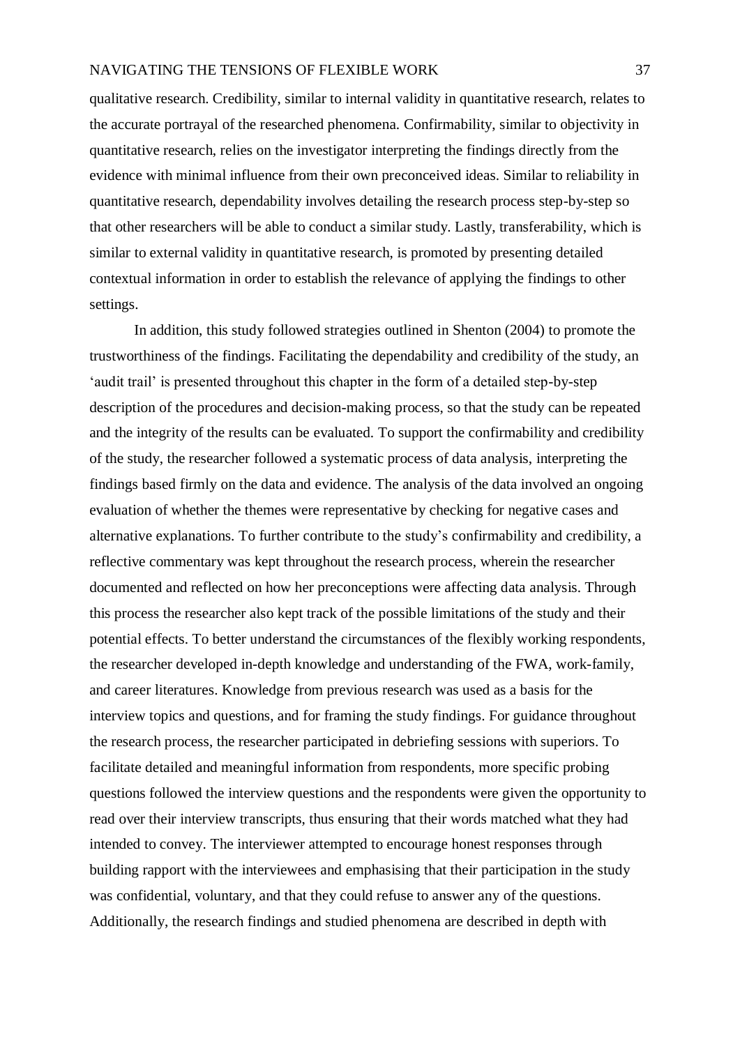qualitative research. Credibility, similar to internal validity in quantitative research, relates to the accurate portrayal of the researched phenomena. Confirmability, similar to objectivity in quantitative research, relies on the investigator interpreting the findings directly from the evidence with minimal influence from their own preconceived ideas. Similar to reliability in quantitative research, dependability involves detailing the research process step-by-step so that other researchers will be able to conduct a similar study. Lastly, transferability, which is similar to external validity in quantitative research, is promoted by presenting detailed contextual information in order to establish the relevance of applying the findings to other settings.

In addition, this study followed strategies outlined in Shenton (2004) to promote the trustworthiness of the findings. Facilitating the dependability and credibility of the study, an 'audit trail' is presented throughout this chapter in the form of a detailed step-by-step description of the procedures and decision-making process, so that the study can be repeated and the integrity of the results can be evaluated. To support the confirmability and credibility of the study, the researcher followed a systematic process of data analysis, interpreting the findings based firmly on the data and evidence. The analysis of the data involved an ongoing evaluation of whether the themes were representative by checking for negative cases and alternative explanations. To further contribute to the study's confirmability and credibility, a reflective commentary was kept throughout the research process, wherein the researcher documented and reflected on how her preconceptions were affecting data analysis. Through this process the researcher also kept track of the possible limitations of the study and their potential effects. To better understand the circumstances of the flexibly working respondents, the researcher developed in-depth knowledge and understanding of the FWA, work-family, and career literatures. Knowledge from previous research was used as a basis for the interview topics and questions, and for framing the study findings. For guidance throughout the research process, the researcher participated in debriefing sessions with superiors. To facilitate detailed and meaningful information from respondents, more specific probing questions followed the interview questions and the respondents were given the opportunity to read over their interview transcripts, thus ensuring that their words matched what they had intended to convey. The interviewer attempted to encourage honest responses through building rapport with the interviewees and emphasising that their participation in the study was confidential, voluntary, and that they could refuse to answer any of the questions. Additionally, the research findings and studied phenomena are described in depth with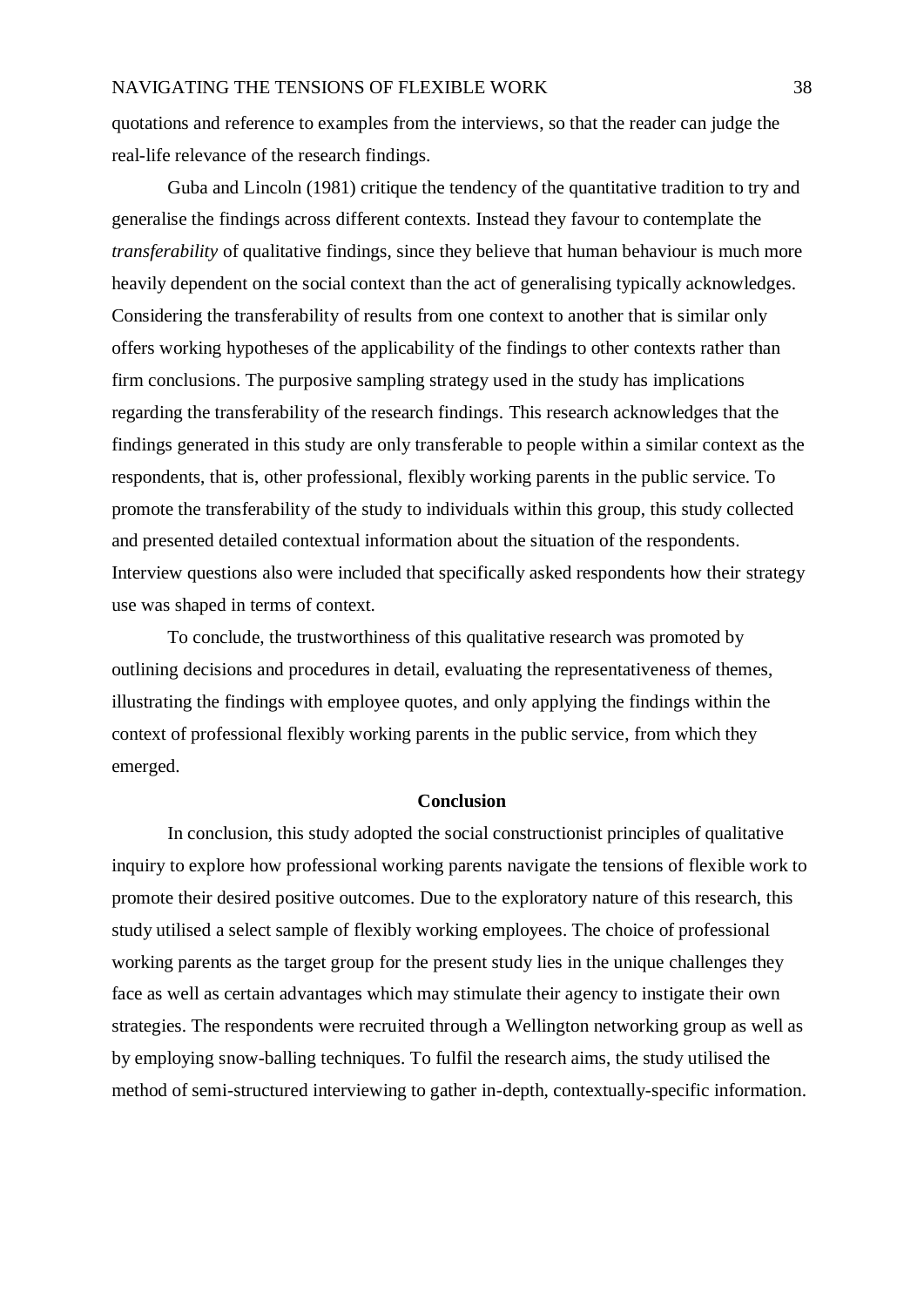quotations and reference to examples from the interviews, so that the reader can judge the real-life relevance of the research findings.

Guba and Lincoln (1981) critique the tendency of the quantitative tradition to try and generalise the findings across different contexts. Instead they favour to contemplate the *transferability* of qualitative findings, since they believe that human behaviour is much more heavily dependent on the social context than the act of generalising typically acknowledges. Considering the transferability of results from one context to another that is similar only offers working hypotheses of the applicability of the findings to other contexts rather than firm conclusions. The purposive sampling strategy used in the study has implications regarding the transferability of the research findings. This research acknowledges that the findings generated in this study are only transferable to people within a similar context as the respondents, that is, other professional, flexibly working parents in the public service. To promote the transferability of the study to individuals within this group, this study collected and presented detailed contextual information about the situation of the respondents. Interview questions also were included that specifically asked respondents how their strategy use was shaped in terms of context.

To conclude, the trustworthiness of this qualitative research was promoted by outlining decisions and procedures in detail, evaluating the representativeness of themes, illustrating the findings with employee quotes, and only applying the findings within the context of professional flexibly working parents in the public service, from which they emerged.

## Conclusion

In conclusion, this study adopted the social constructionist principles of qualitative inquiry to explore how professional working parents navigate the tensions of flexible work to promote their desired positive outcomes. Due to the exploratory nature of this research, this study utilised a select sample of flexibly working employees. The choice of professional working parents as the target group for the present study lies in the unique challenges they face as well as certain advantages which may stimulate their agency to instigate their own strategies. The respondents were recruited through a Wellington networking group as well as by employing snow-balling techniques. To fulfil the research aims, the study utilised the method of semi-structured interviewing to gather in-depth, contextually-specific information.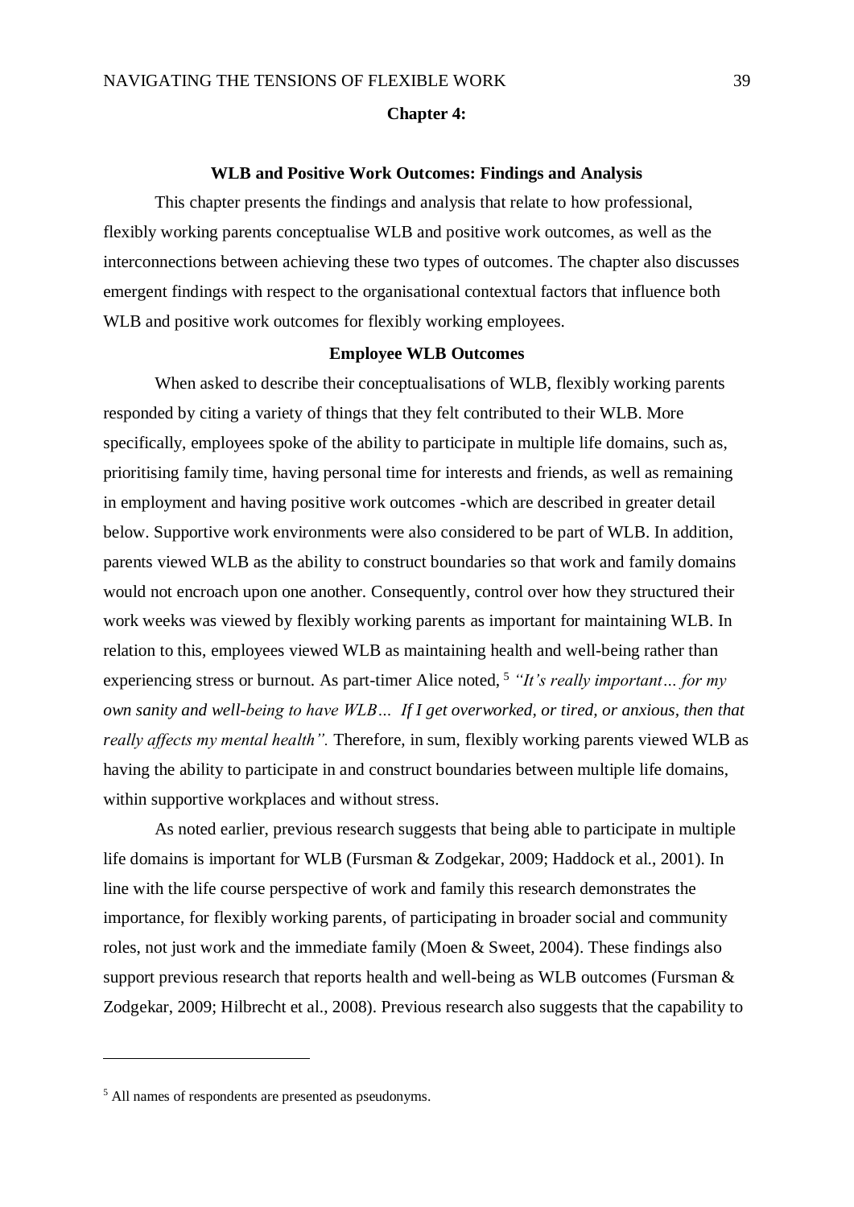# Chapter 4:

## WLB and Positive Work Outcomes: Findings and Analysis

This chapter presents the findings and analysis that relate to how professional, flexibly working parents conceptualise WLB and positive work outcomes, as well as the interconnections between achieving these two types of outcomes. The chapter also discusses emergent findings with respect to the organisational contextual factors that influence both WLB and positive work outcomes for flexibly working employees.

### Employee WLB Outcomes

When asked to describe their conceptualisations of WLB, flexibly working parents responded by citing a variety of things that they felt contributed to their WLB. More specifically, employees spoke of the ability to participate in multiple life domains, such as, prioritising family time, having personal time for interests and friends, as well as remaining in employment and having positive work outcomes -which are described in greater detail below. Supportive work environments were also considered to be part of WLB. In addition, parents viewed WLB as the ability to construct boundaries so that work and family domains would not encroach upon one another. Consequently, control over how they structured their work weeks was viewed by flexibly working parents as important for maintaining WLB. In relation to this, employees viewed WLB as maintaining health and well-being rather than experiencing stress or burnout. As part-timer Alice noted, [5] *"It's really important… for my own sanity and well-being to have WLB… If I get overworked, or tired, or anxious, then that really affects my mental health".* Therefore, in sum, flexibly working parents viewed WLB as having the ability to participate in and construct boundaries between multiple life domains, within supportive workplaces and without stress.

As noted earlier, previous research suggests that being able to participate in multiple life domains is important for WLB (Fursman & Zodgekar, 2009; Haddock et al., 2001). In line with the life course perspective of work and family this research demonstrates the importance, for flexibly working parents, of participating in broader social and community roles, not just work and the immediate family (Moen & Sweet, 2004). These findings also support previous research that reports health and well-being as WLB outcomes (Fursman & Zodgekar, 2009; Hilbrecht et al., 2008). Previous research also suggests that the capability to

---

[5] All names of respondents are presented as pseudonyms.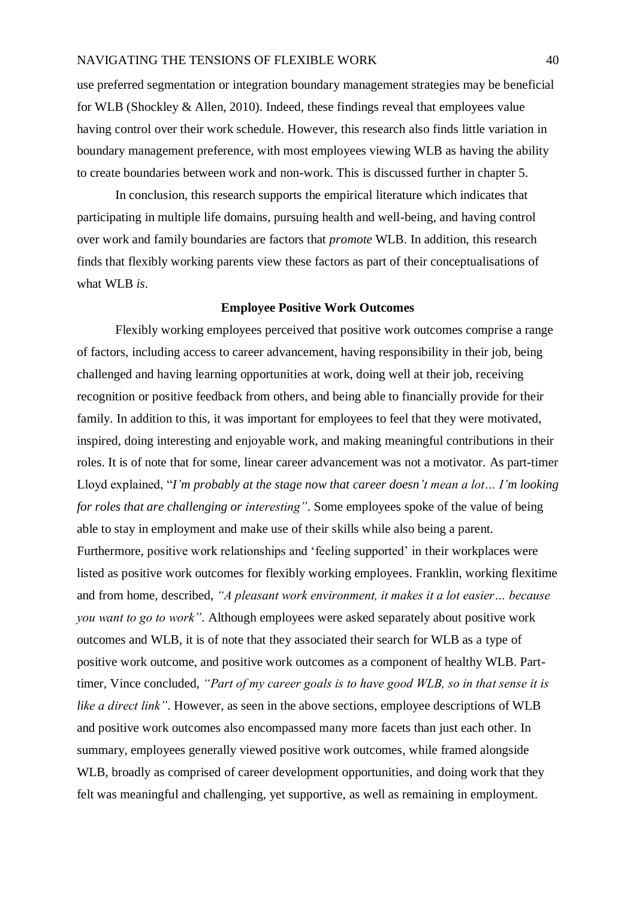use preferred segmentation or integration boundary management strategies may be beneficial for WLB (Shockley & Allen, 2010). Indeed, these findings reveal that employees value having control over their work schedule. However, this research also finds little variation in boundary management preference, with most employees viewing WLB as having the ability to create boundaries between work and non-work. This is discussed further in chapter 5.

In conclusion, this research supports the empirical literature which indicates that participating in multiple life domains, pursuing health and well-being, and having control over work and family boundaries are factors that *promote* WLB. In addition, this research finds that flexibly working parents view these factors as part of their conceptualisations of what WLB *is*.

## Employee Positive Work Outcomes

Flexibly working employees perceived that positive work outcomes comprise a range of factors, including access to career advancement, having responsibility in their job, being challenged and having learning opportunities at work, doing well at their job, receiving recognition or positive feedback from others, and being able to financially provide for their family. In addition to this, it was important for employees to feel that they were motivated, inspired, doing interesting and enjoyable work, and making meaningful contributions in their roles. It is of note that for some, linear career advancement was not a motivator. As part-timer Lloyd explained, "*I'm probably at the stage now that career doesn't mean a lot… I'm looking for roles that are challenging or interesting"*. Some employees spoke of the value of being able to stay in employment and make use of their skills while also being a parent. Furthermore, positive work relationships and 'feeling supported' in their workplaces were listed as positive work outcomes for flexibly working employees. Franklin, working flexitime and from home, described, *"A pleasant work environment, it makes it a lot easier… because you want to go to work"*. Although employees were asked separately about positive work outcomes and WLB, it is of note that they associated their search for WLB as a type of positive work outcome, and positive work outcomes as a component of healthy WLB. Part-timer, Vince concluded, *"Part of my career goals is to have good WLB, so in that sense it is like a direct link"*. However, as seen in the above sections, employee descriptions of WLB and positive work outcomes also encompassed many more facets than just each other. In summary, employees generally viewed positive work outcomes, while framed alongside WLB, broadly as comprised of career development opportunities, and doing work that they felt was meaningful and challenging, yet supportive, as well as remaining in employment.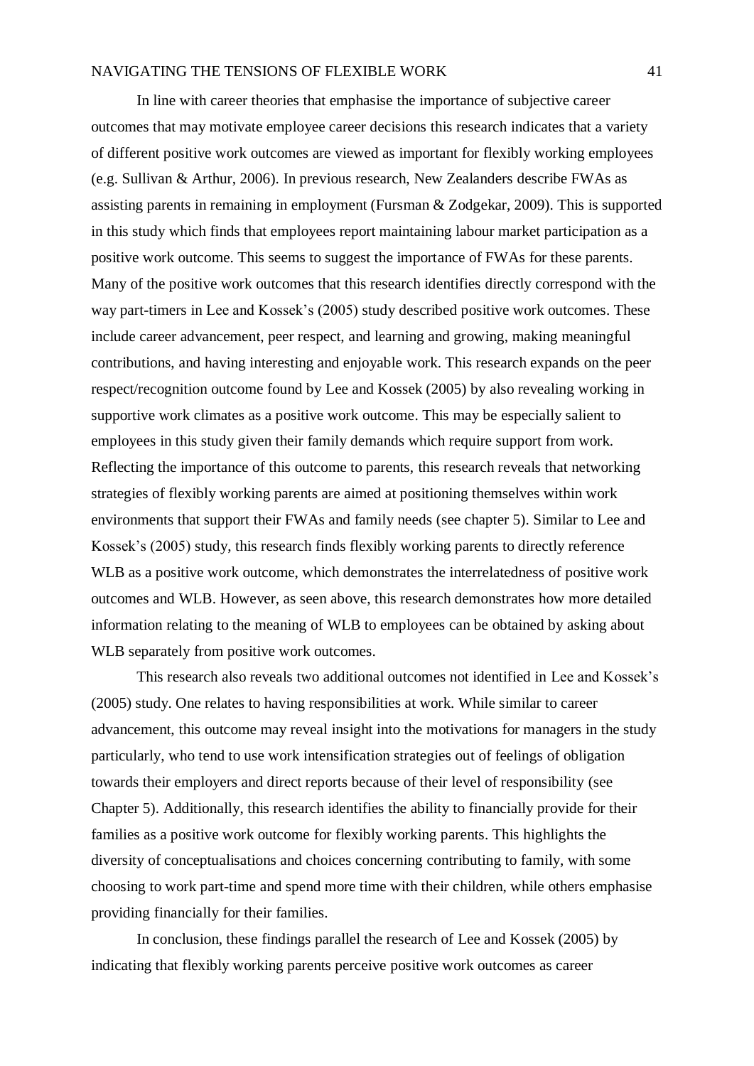In line with career theories that emphasise the importance of subjective career outcomes that may motivate employee career decisions this research indicates that a variety of different positive work outcomes are viewed as important for flexibly working employees (e.g. Sullivan & Arthur, 2006). In previous research, New Zealanders describe FWAs as assisting parents in remaining in employment (Fursman & Zodgekar, 2009). This is supported in this study which finds that employees report maintaining labour market participation as a positive work outcome. This seems to suggest the importance of FWAs for these parents. Many of the positive work outcomes that this research identifies directly correspond with the way part-timers in Lee and Kossek's (2005) study described positive work outcomes. These include career advancement, peer respect, and learning and growing, making meaningful contributions, and having interesting and enjoyable work. This research expands on the peer respect/recognition outcome found by Lee and Kossek (2005) by also revealing working in supportive work climates as a positive work outcome. This may be especially salient to employees in this study given their family demands which require support from work. Reflecting the importance of this outcome to parents, this research reveals that networking strategies of flexibly working parents are aimed at positioning themselves within work environments that support their FWAs and family needs (see chapter 5). Similar to Lee and Kossek's (2005) study, this research finds flexibly working parents to directly reference WLB as a positive work outcome, which demonstrates the interrelatedness of positive work outcomes and WLB. However, as seen above, this research demonstrates how more detailed information relating to the meaning of WLB to employees can be obtained by asking about WLB separately from positive work outcomes.

This research also reveals two additional outcomes not identified in Lee and Kossek's (2005) study. One relates to having responsibilities at work. While similar to career advancement, this outcome may reveal insight into the motivations for managers in the study particularly, who tend to use work intensification strategies out of feelings of obligation towards their employers and direct reports because of their level of responsibility (see Chapter 5). Additionally, this research identifies the ability to financially provide for their families as a positive work outcome for flexibly working parents. This highlights the diversity of conceptualisations and choices concerning contributing to family, with some choosing to work part-time and spend more time with their children, while others emphasise providing financially for their families.

In conclusion, these findings parallel the research of Lee and Kossek (2005) by indicating that flexibly working parents perceive positive work outcomes as career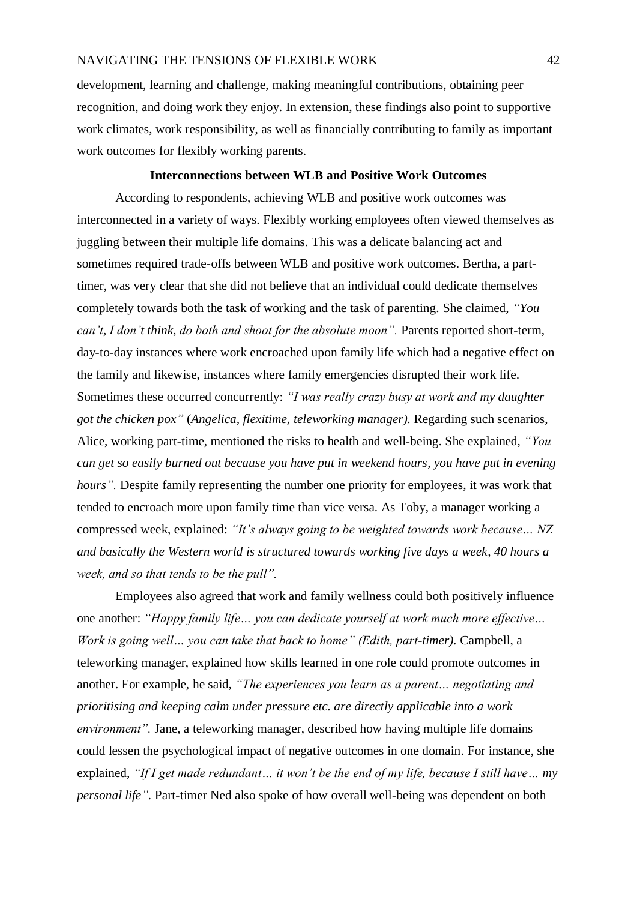development, learning and challenge, making meaningful contributions, obtaining peer recognition, and doing work they enjoy. In extension, these findings also point to supportive work climates, work responsibility, as well as financially contributing to family as important work outcomes for flexibly working parents.

## Interconnections between WLB and Positive Work Outcomes

According to respondents, achieving WLB and positive work outcomes was interconnected in a variety of ways. Flexibly working employees often viewed themselves as juggling between their multiple life domains. This was a delicate balancing act and sometimes required trade-offs between WLB and positive work outcomes. Bertha, a part-timer, was very clear that she did not believe that an individual could dedicate themselves completely towards both the task of working and the task of parenting. She claimed, *"You can't, I don't think, do both and shoot for the absolute moon".* Parents reported short-term, day-to-day instances where work encroached upon family life which had a negative effect on the family and likewise, instances where family emergencies disrupted their work life. Sometimes these occurred concurrently: *"I was really crazy busy at work and my daughter got the chicken pox"* (*Angelica, flexitime, teleworking manager).* Regarding such scenarios, Alice, working part-time, mentioned the risks to health and well-being. She explained, *"You can get so easily burned out because you have put in weekend hours, you have put in evening hours".* Despite family representing the number one priority for employees, it was work that tended to encroach more upon family time than vice versa. As Toby, a manager working a compressed week, explained: *"It's always going to be weighted towards work because… NZ and basically the Western world is structured towards working five days a week, 40 hours a week, and so that tends to be the pull".*

Employees also agreed that work and family wellness could both positively influence one another: *"Happy family life… you can dedicate yourself at work much more effective… Work is going well… you can take that back to home" (Edith, part-timer).* Campbell, a teleworking manager, explained how skills learned in one role could promote outcomes in another. For example, he said, *"The experiences you learn as a parent… negotiating and prioritising and keeping calm under pressure etc. are directly applicable into a work environment".* Jane, a teleworking manager, described how having multiple life domains could lessen the psychological impact of negative outcomes in one domain. For instance, she explained, *"If I get made redundant… it won't be the end of my life, because I still have… my personal life".* Part-timer Ned also spoke of how overall well-being was dependent on both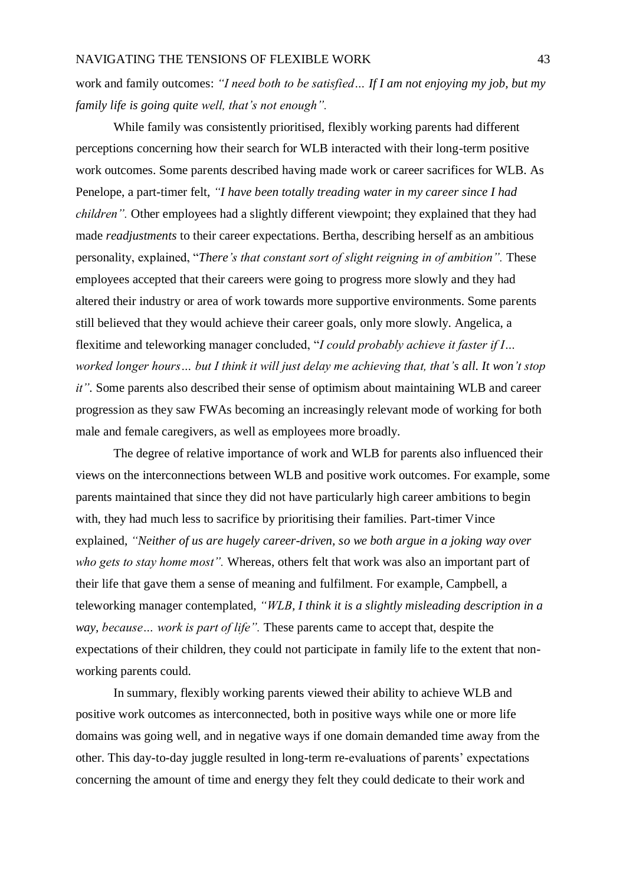work and family outcomes: *"I need both to be satisfied… If I am not enjoying my job, but my family life is going quite well, that's not enough".*

While family was consistently prioritised, flexibly working parents had different perceptions concerning how their search for WLB interacted with their long-term positive work outcomes. Some parents described having made work or career sacrifices for WLB. As Penelope, a part-timer felt, *"I have been totally treading water in my career since I had children".* Other employees had a slightly different viewpoint; they explained that they had made *readjustments* to their career expectations. Bertha, describing herself as an ambitious personality, explained, "*There's that constant sort of slight reigning in of ambition".* These employees accepted that their careers were going to progress more slowly and they had altered their industry or area of work towards more supportive environments. Some parents still believed that they would achieve their career goals, only more slowly. Angelica, a flexitime and teleworking manager concluded, "*I could probably achieve it faster if I… worked longer hours… but I think it will just delay me achieving that, that's all. It won't stop it".* Some parents also described their sense of optimism about maintaining WLB and career progression as they saw FWAs becoming an increasingly relevant mode of working for both male and female caregivers, as well as employees more broadly.

The degree of relative importance of work and WLB for parents also influenced their views on the interconnections between WLB and positive work outcomes. For example, some parents maintained that since they did not have particularly high career ambitions to begin with, they had much less to sacrifice by prioritising their families. Part-timer Vince explained, *"Neither of us are hugely career-driven, so we both argue in a joking way over who gets to stay home most".* Whereas, others felt that work was also an important part of their life that gave them a sense of meaning and fulfilment. For example, Campbell, a teleworking manager contemplated, *"WLB, I think it is a slightly misleading description in a way, because… work is part of life".* These parents came to accept that, despite the expectations of their children, they could not participate in family life to the extent that non-working parents could.

In summary, flexibly working parents viewed their ability to achieve WLB and positive work outcomes as interconnected, both in positive ways while one or more life domains was going well, and in negative ways if one domain demanded time away from the other. This day-to-day juggle resulted in long-term re-evaluations of parents' expectations concerning the amount of time and energy they felt they could dedicate to their work and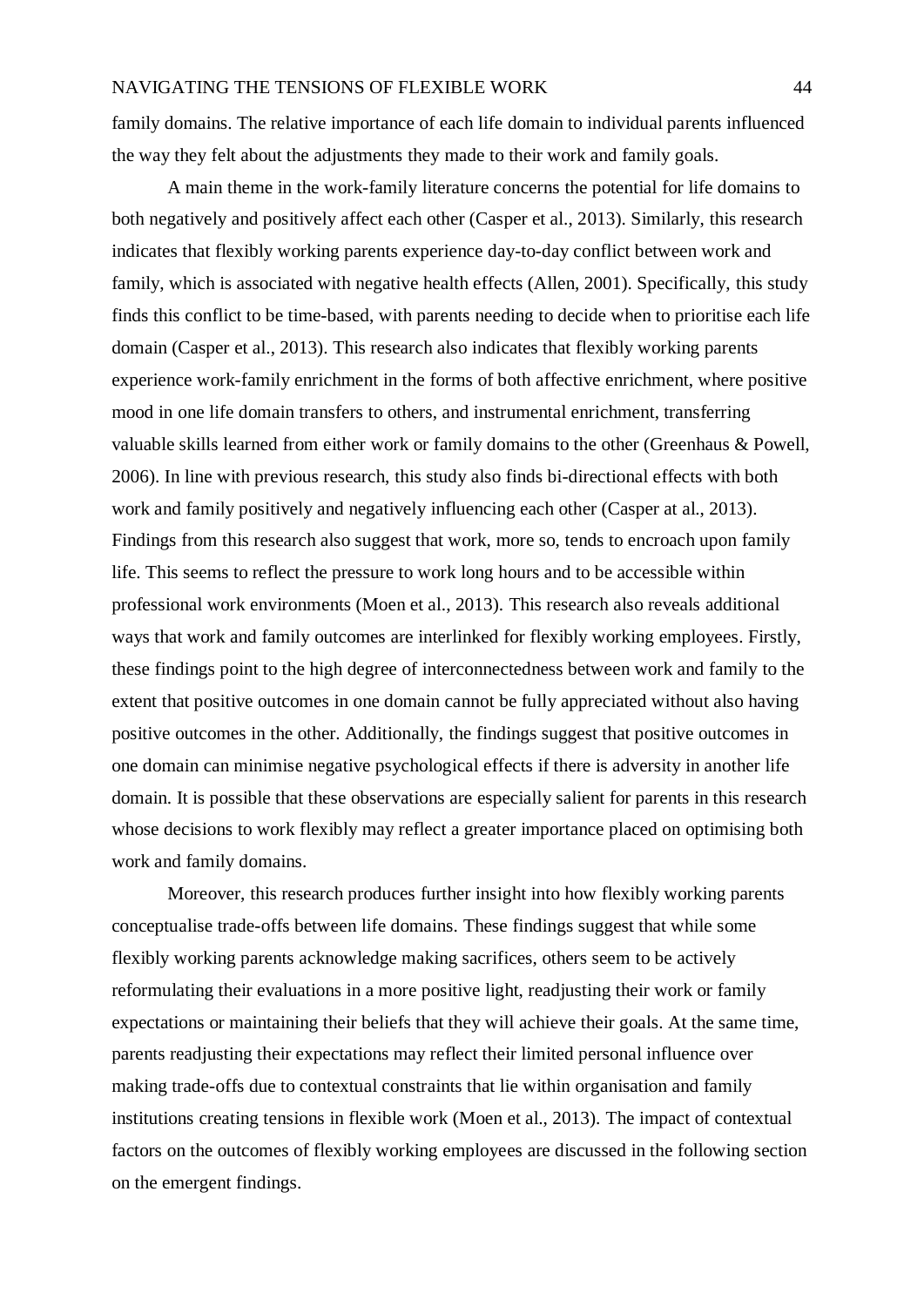family domains. The relative importance of each life domain to individual parents influenced the way they felt about the adjustments they made to their work and family goals.

A main theme in the work-family literature concerns the potential for life domains to both negatively and positively affect each other (Casper et al., 2013). Similarly, this research indicates that flexibly working parents experience day-to-day conflict between work and family, which is associated with negative health effects (Allen, 2001). Specifically, this study finds this conflict to be time-based, with parents needing to decide when to prioritise each life domain (Casper et al., 2013). This research also indicates that flexibly working parents experience work-family enrichment in the forms of both affective enrichment, where positive mood in one life domain transfers to others, and instrumental enrichment, transferring valuable skills learned from either work or family domains to the other (Greenhaus & Powell, 2006). In line with previous research, this study also finds bi-directional effects with both work and family positively and negatively influencing each other (Casper at al., 2013). Findings from this research also suggest that work, more so, tends to encroach upon family life. This seems to reflect the pressure to work long hours and to be accessible within professional work environments (Moen et al., 2013). This research also reveals additional ways that work and family outcomes are interlinked for flexibly working employees. Firstly, these findings point to the high degree of interconnectedness between work and family to the extent that positive outcomes in one domain cannot be fully appreciated without also having positive outcomes in the other. Additionally, the findings suggest that positive outcomes in one domain can minimise negative psychological effects if there is adversity in another life domain. It is possible that these observations are especially salient for parents in this research whose decisions to work flexibly may reflect a greater importance placed on optimising both work and family domains.

Moreover, this research produces further insight into how flexibly working parents conceptualise trade-offs between life domains. These findings suggest that while some flexibly working parents acknowledge making sacrifices, others seem to be actively reformulating their evaluations in a more positive light, readjusting their work or family expectations or maintaining their beliefs that they will achieve their goals. At the same time, parents readjusting their expectations may reflect their limited personal influence over making trade-offs due to contextual constraints that lie within organisation and family institutions creating tensions in flexible work (Moen et al., 2013). The impact of contextual factors on the outcomes of flexibly working employees are discussed in the following section on the emergent findings.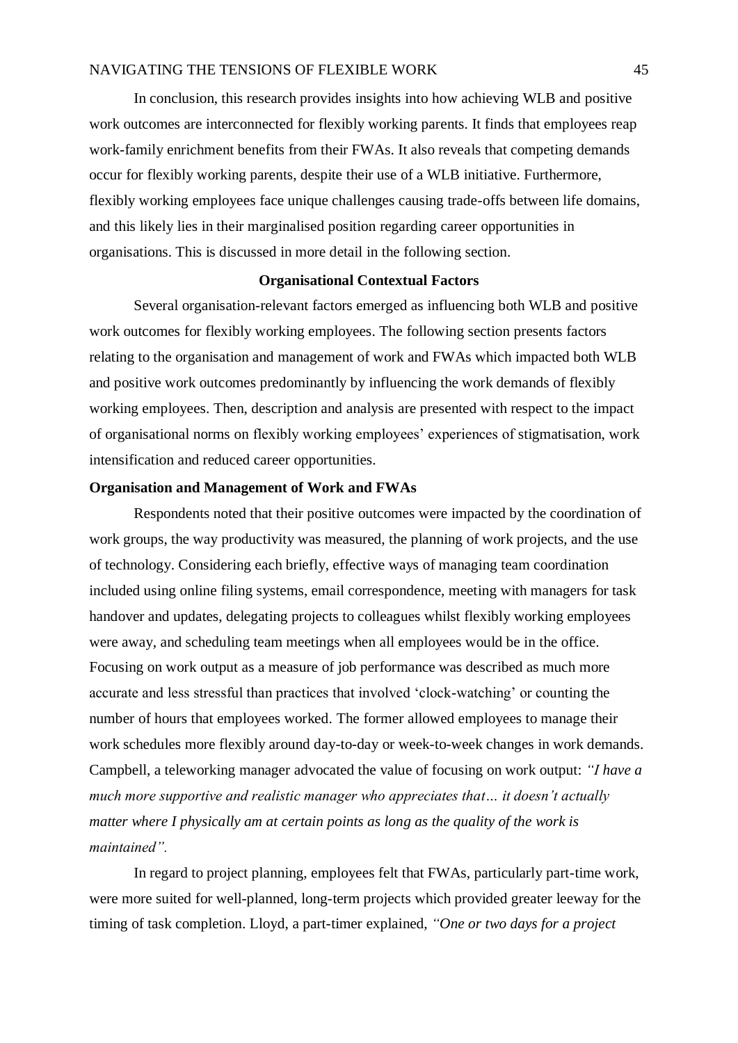In conclusion, this research provides insights into how achieving WLB and positive work outcomes are interconnected for flexibly working parents. It finds that employees reap work-family enrichment benefits from their FWAs. It also reveals that competing demands occur for flexibly working parents, despite their use of a WLB initiative. Furthermore, flexibly working employees face unique challenges causing trade-offs between life domains, and this likely lies in their marginalised position regarding career opportunities in organisations. This is discussed in more detail in the following section.

## Organisational Contextual Factors

Several organisation-relevant factors emerged as influencing both WLB and positive work outcomes for flexibly working employees. The following section presents factors relating to the organisation and management of work and FWAs which impacted both WLB and positive work outcomes predominantly by influencing the work demands of flexibly working employees. Then, description and analysis are presented with respect to the impact of organisational norms on flexibly working employees' experiences of stigmatisation, work intensification and reduced career opportunities.

### Organisation and Management of Work and FWAs

Respondents noted that their positive outcomes were impacted by the coordination of work groups, the way productivity was measured, the planning of work projects, and the use of technology. Considering each briefly, effective ways of managing team coordination included using online filing systems, email correspondence, meeting with managers for task handover and updates, delegating projects to colleagues whilst flexibly working employees were away, and scheduling team meetings when all employees would be in the office. Focusing on work output as a measure of job performance was described as much more accurate and less stressful than practices that involved 'clock-watching' or counting the number of hours that employees worked. The former allowed employees to manage their work schedules more flexibly around day-to-day or week-to-week changes in work demands. Campbell, a teleworking manager advocated the value of focusing on work output: *"I have a much more supportive and realistic manager who appreciates that… it doesn't actually matter where I physically am at certain points as long as the quality of the work is maintained".*

In regard to project planning, employees felt that FWAs, particularly part-time work, were more suited for well-planned, long-term projects which provided greater leeway for the timing of task completion. Lloyd, a part-timer explained, *"One or two days for a project*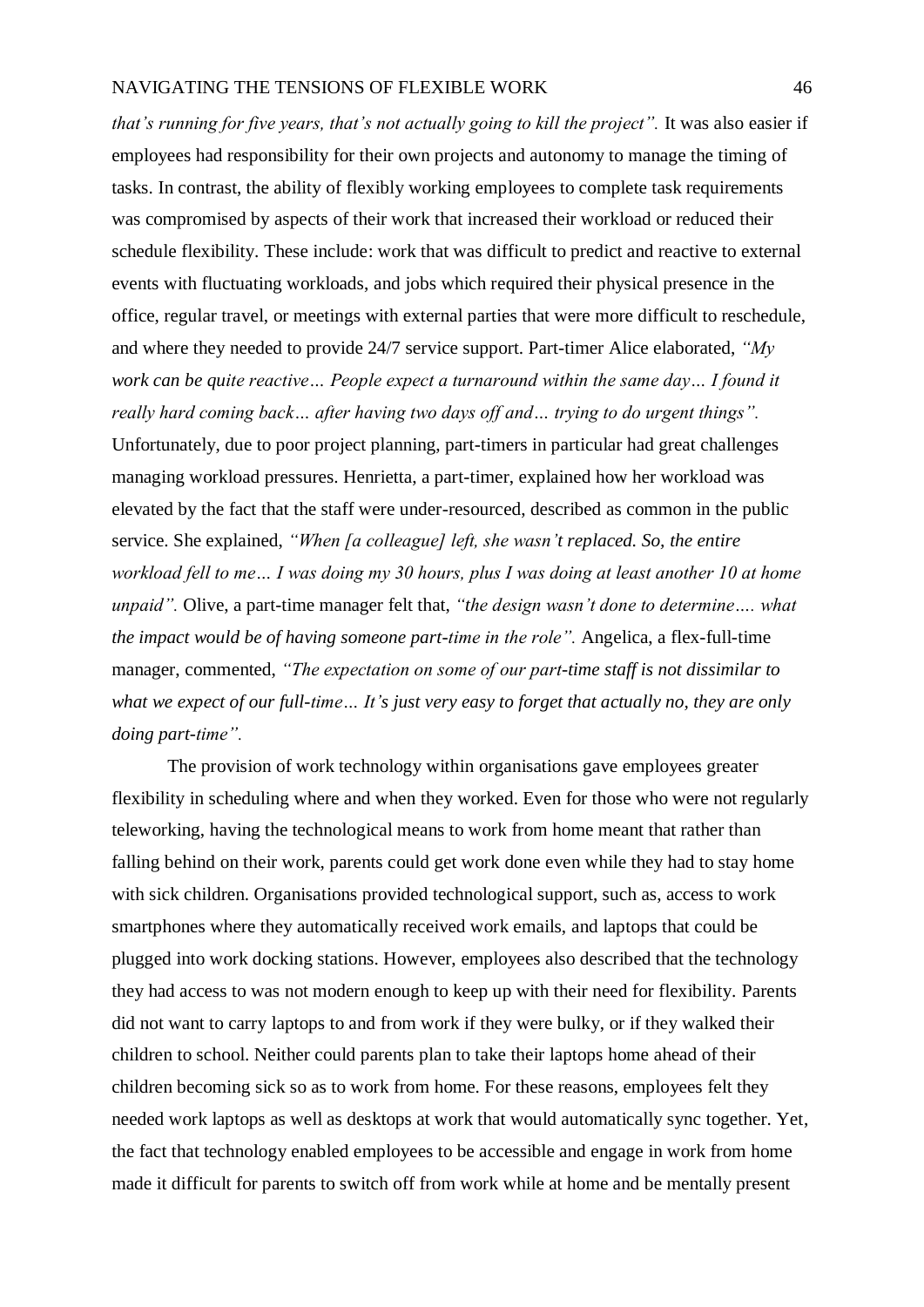*that's running for five years, that's not actually going to kill the project".* It was also easier if employees had responsibility for their own projects and autonomy to manage the timing of tasks. In contrast, the ability of flexibly working employees to complete task requirements was compromised by aspects of their work that increased their workload or reduced their schedule flexibility. These include: work that was difficult to predict and reactive to external events with fluctuating workloads, and jobs which required their physical presence in the office, regular travel, or meetings with external parties that were more difficult to reschedule, and where they needed to provide 24/7 service support. Part-timer Alice elaborated, *"My work can be quite reactive… People expect a turnaround within the same day… I found it really hard coming back… after having two days off and… trying to do urgent things".* Unfortunately, due to poor project planning, part-timers in particular had great challenges managing workload pressures. Henrietta, a part-timer, explained how her workload was elevated by the fact that the staff were under-resourced, described as common in the public service. She explained, *"When [a colleague] left, she wasn't replaced. So, the entire workload fell to me… I was doing my 30 hours, plus I was doing at least another 10 at home unpaid".* Olive, a part-time manager felt that, *"the design wasn't done to determine…. what the impact would be of having someone part-time in the role".* Angelica, a flex-full-time manager, commented, *"The expectation on some of our part-time staff is not dissimilar to what we expect of our full-time… It's just very easy to forget that actually no, they are only doing part-time".*

The provision of work technology within organisations gave employees greater flexibility in scheduling where and when they worked. Even for those who were not regularly teleworking, having the technological means to work from home meant that rather than falling behind on their work, parents could get work done even while they had to stay home with sick children. Organisations provided technological support, such as, access to work smartphones where they automatically received work emails, and laptops that could be plugged into work docking stations. However, employees also described that the technology they had access to was not modern enough to keep up with their need for flexibility. Parents did not want to carry laptops to and from work if they were bulky, or if they walked their children to school. Neither could parents plan to take their laptops home ahead of their children becoming sick so as to work from home. For these reasons, employees felt they needed work laptops as well as desktops at work that would automatically sync together. Yet, the fact that technology enabled employees to be accessible and engage in work from home made it difficult for parents to switch off from work while at home and be mentally present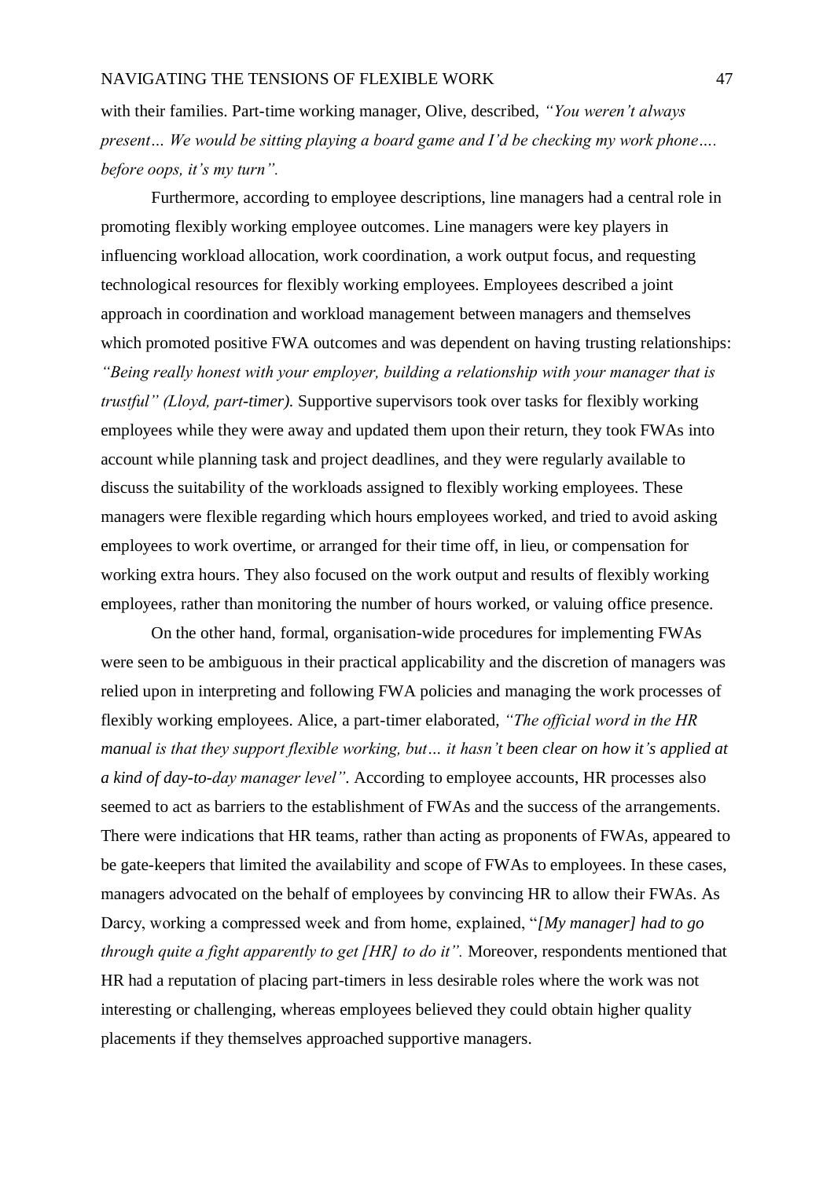with their families. Part-time working manager, Olive, described, *"You weren't always present… We would be sitting playing a board game and I'd be checking my work phone…. before oops, it's my turn".*

Furthermore, according to employee descriptions, line managers had a central role in promoting flexibly working employee outcomes. Line managers were key players in influencing workload allocation, work coordination, a work output focus, and requesting technological resources for flexibly working employees. Employees described a joint approach in coordination and workload management between managers and themselves which promoted positive FWA outcomes and was dependent on having trusting relationships: *"Being really honest with your employer, building a relationship with your manager that is trustful" (Lloyd, part-timer).* Supportive supervisors took over tasks for flexibly working employees while they were away and updated them upon their return, they took FWAs into account while planning task and project deadlines, and they were regularly available to discuss the suitability of the workloads assigned to flexibly working employees. These managers were flexible regarding which hours employees worked, and tried to avoid asking employees to work overtime, or arranged for their time off, in lieu, or compensation for working extra hours. They also focused on the work output and results of flexibly working employees, rather than monitoring the number of hours worked, or valuing office presence.

On the other hand, formal, organisation-wide procedures for implementing FWAs were seen to be ambiguous in their practical applicability and the discretion of managers was relied upon in interpreting and following FWA policies and managing the work processes of flexibly working employees. Alice, a part-timer elaborated, *"The official word in the HR manual is that they support flexible working, but… it hasn't been clear on how it's applied at a kind of day-to-day manager level".* According to employee accounts, HR processes also seemed to act as barriers to the establishment of FWAs and the success of the arrangements. There were indications that HR teams, rather than acting as proponents of FWAs, appeared to be gate-keepers that limited the availability and scope of FWAs to employees. In these cases, managers advocated on the behalf of employees by convincing HR to allow their FWAs. As Darcy, working a compressed week and from home, explained, "*[My manager] had to go through quite a fight apparently to get [HR] to do it".* Moreover, respondents mentioned that HR had a reputation of placing part-timers in less desirable roles where the work was not interesting or challenging, whereas employees believed they could obtain higher quality placements if they themselves approached supportive managers.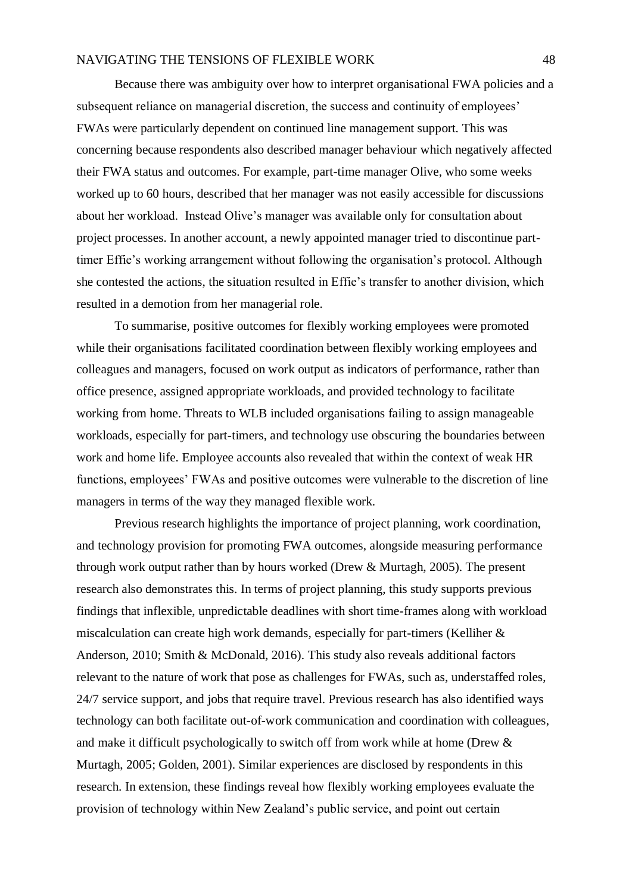Because there was ambiguity over how to interpret organisational FWA policies and a subsequent reliance on managerial discretion, the success and continuity of employees' FWAs were particularly dependent on continued line management support. This was concerning because respondents also described manager behaviour which negatively affected their FWA status and outcomes. For example, part-time manager Olive, who some weeks worked up to 60 hours, described that her manager was not easily accessible for discussions about her workload. Instead Olive's manager was available only for consultation about project processes. In another account, a newly appointed manager tried to discontinue part-timer Effie's working arrangement without following the organisation's protocol. Although she contested the actions, the situation resulted in Effie's transfer to another division, which resulted in a demotion from her managerial role.

To summarise, positive outcomes for flexibly working employees were promoted while their organisations facilitated coordination between flexibly working employees and colleagues and managers, focused on work output as indicators of performance, rather than office presence, assigned appropriate workloads, and provided technology to facilitate working from home. Threats to WLB included organisations failing to assign manageable workloads, especially for part-timers, and technology use obscuring the boundaries between work and home life. Employee accounts also revealed that within the context of weak HR functions, employees' FWAs and positive outcomes were vulnerable to the discretion of line managers in terms of the way they managed flexible work.

Previous research highlights the importance of project planning, work coordination, and technology provision for promoting FWA outcomes, alongside measuring performance through work output rather than by hours worked (Drew & Murtagh, 2005). The present research also demonstrates this. In terms of project planning, this study supports previous findings that inflexible, unpredictable deadlines with short time-frames along with workload miscalculation can create high work demands, especially for part-timers (Kelliher & Anderson, 2010; Smith & McDonald, 2016). This study also reveals additional factors relevant to the nature of work that pose as challenges for FWAs, such as, understaffed roles, 24/7 service support, and jobs that require travel. Previous research has also identified ways technology can both facilitate out-of-work communication and coordination with colleagues, and make it difficult psychologically to switch off from work while at home (Drew & Murtagh, 2005; Golden, 2001). Similar experiences are disclosed by respondents in this research. In extension, these findings reveal how flexibly working employees evaluate the provision of technology within New Zealand's public service, and point out certain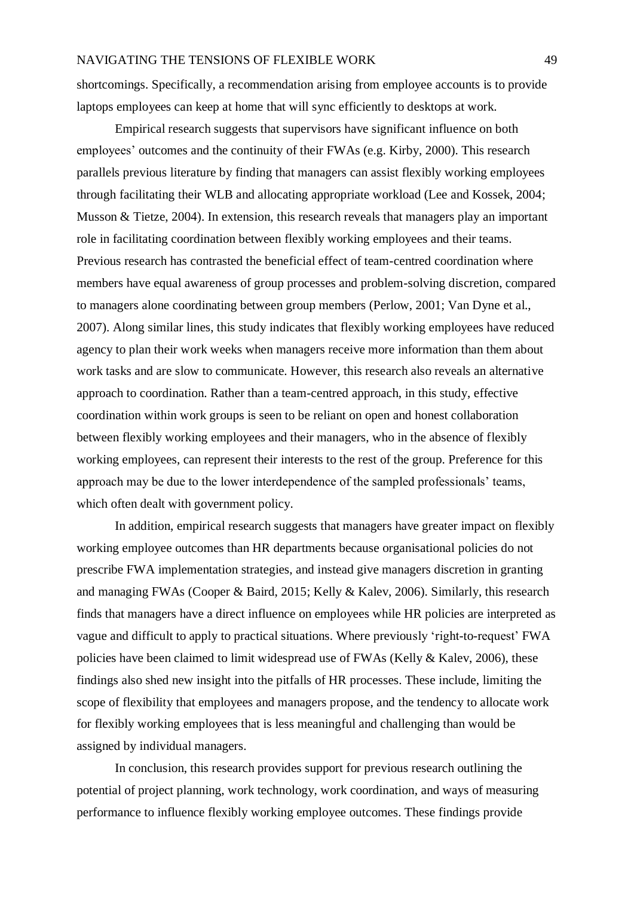shortcomings. Specifically, a recommendation arising from employee accounts is to provide laptops employees can keep at home that will sync efficiently to desktops at work.

Empirical research suggests that supervisors have significant influence on both employees' outcomes and the continuity of their FWAs (e.g. Kirby, 2000). This research parallels previous literature by finding that managers can assist flexibly working employees through facilitating their WLB and allocating appropriate workload (Lee and Kossek, 2004; Musson & Tietze, 2004). In extension, this research reveals that managers play an important role in facilitating coordination between flexibly working employees and their teams. Previous research has contrasted the beneficial effect of team-centred coordination where members have equal awareness of group processes and problem-solving discretion, compared to managers alone coordinating between group members (Perlow, 2001; Van Dyne et al., 2007). Along similar lines, this study indicates that flexibly working employees have reduced agency to plan their work weeks when managers receive more information than them about work tasks and are slow to communicate. However, this research also reveals an alternative approach to coordination. Rather than a team-centred approach, in this study, effective coordination within work groups is seen to be reliant on open and honest collaboration between flexibly working employees and their managers, who in the absence of flexibly working employees, can represent their interests to the rest of the group. Preference for this approach may be due to the lower interdependence of the sampled professionals' teams, which often dealt with government policy.

In addition, empirical research suggests that managers have greater impact on flexibly working employee outcomes than HR departments because organisational policies do not prescribe FWA implementation strategies, and instead give managers discretion in granting and managing FWAs (Cooper & Baird, 2015; Kelly & Kalev, 2006). Similarly, this research finds that managers have a direct influence on employees while HR policies are interpreted as vague and difficult to apply to practical situations. Where previously 'right-to-request' FWA policies have been claimed to limit widespread use of FWAs (Kelly & Kalev, 2006), these findings also shed new insight into the pitfalls of HR processes. These include, limiting the scope of flexibility that employees and managers propose, and the tendency to allocate work for flexibly working employees that is less meaningful and challenging than would be assigned by individual managers.

In conclusion, this research provides support for previous research outlining the potential of project planning, work technology, work coordination, and ways of measuring performance to influence flexibly working employee outcomes. These findings provide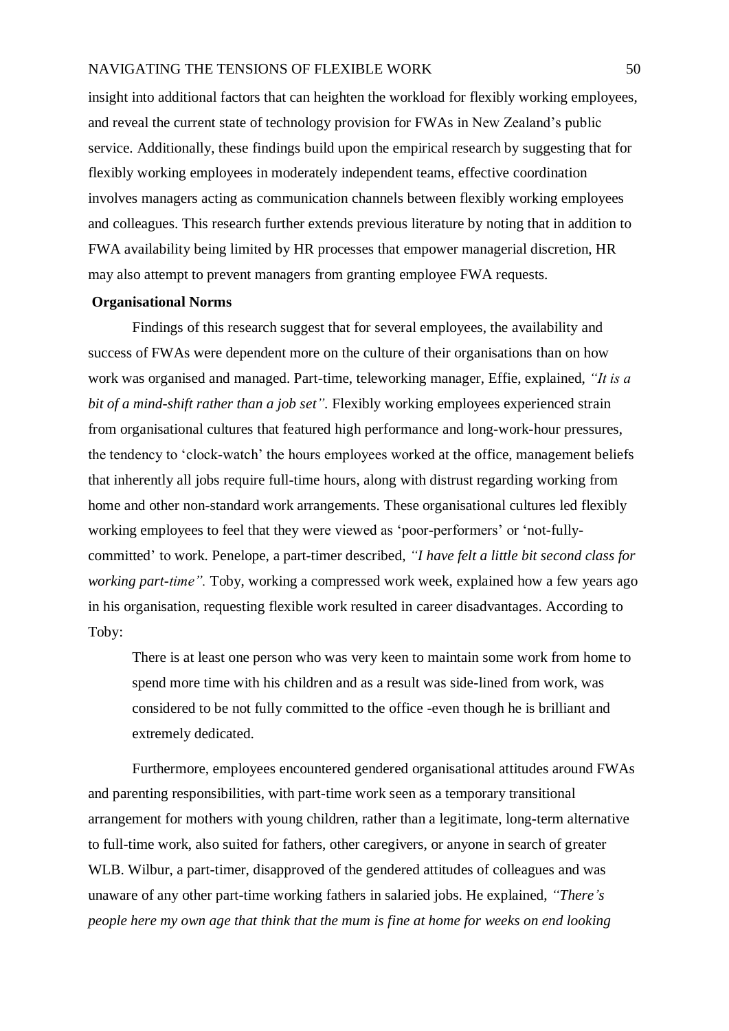insight into additional factors that can heighten the workload for flexibly working employees, and reveal the current state of technology provision for FWAs in New Zealand's public service. Additionally, these findings build upon the empirical research by suggesting that for flexibly working employees in moderately independent teams, effective coordination involves managers acting as communication channels between flexibly working employees and colleagues. This research further extends previous literature by noting that in addition to FWA availability being limited by HR processes that empower managerial discretion, HR may also attempt to prevent managers from granting employee FWA requests.

**Organisational Norms**

Findings of this research suggest that for several employees, the availability and success of FWAs were dependent more on the culture of their organisations than on how work was organised and managed. Part-time, teleworking manager, Effie, explained, *"It is a bit of a mind-shift rather than a job set".* Flexibly working employees experienced strain from organisational cultures that featured high performance and long-work-hour pressures, the tendency to 'clock-watch' the hours employees worked at the office, management beliefs that inherently all jobs require full-time hours, along with distrust regarding working from home and other non-standard work arrangements. These organisational cultures led flexibly working employees to feel that they were viewed as 'poor-performers' or 'not-fully-committed' to work. Penelope, a part-timer described, *"I have felt a little bit second class for working part-time".* Toby, working a compressed work week, explained how a few years ago in his organisation, requesting flexible work resulted in career disadvantages. According to Toby:

> There is at least one person who was very keen to maintain some work from home to spend more time with his children and as a result was side-lined from work, was considered to be not fully committed to the office -even though he is brilliant and extremely dedicated.

Furthermore, employees encountered gendered organisational attitudes around FWAs and parenting responsibilities, with part-time work seen as a temporary transitional arrangement for mothers with young children, rather than a legitimate, long-term alternative to full-time work, also suited for fathers, other caregivers, or anyone in search of greater WLB. Wilbur, a part-timer, disapproved of the gendered attitudes of colleagues and was unaware of any other part-time working fathers in salaried jobs. He explained, *"There's people here my own age that think that the mum is fine at home for weeks on end looking*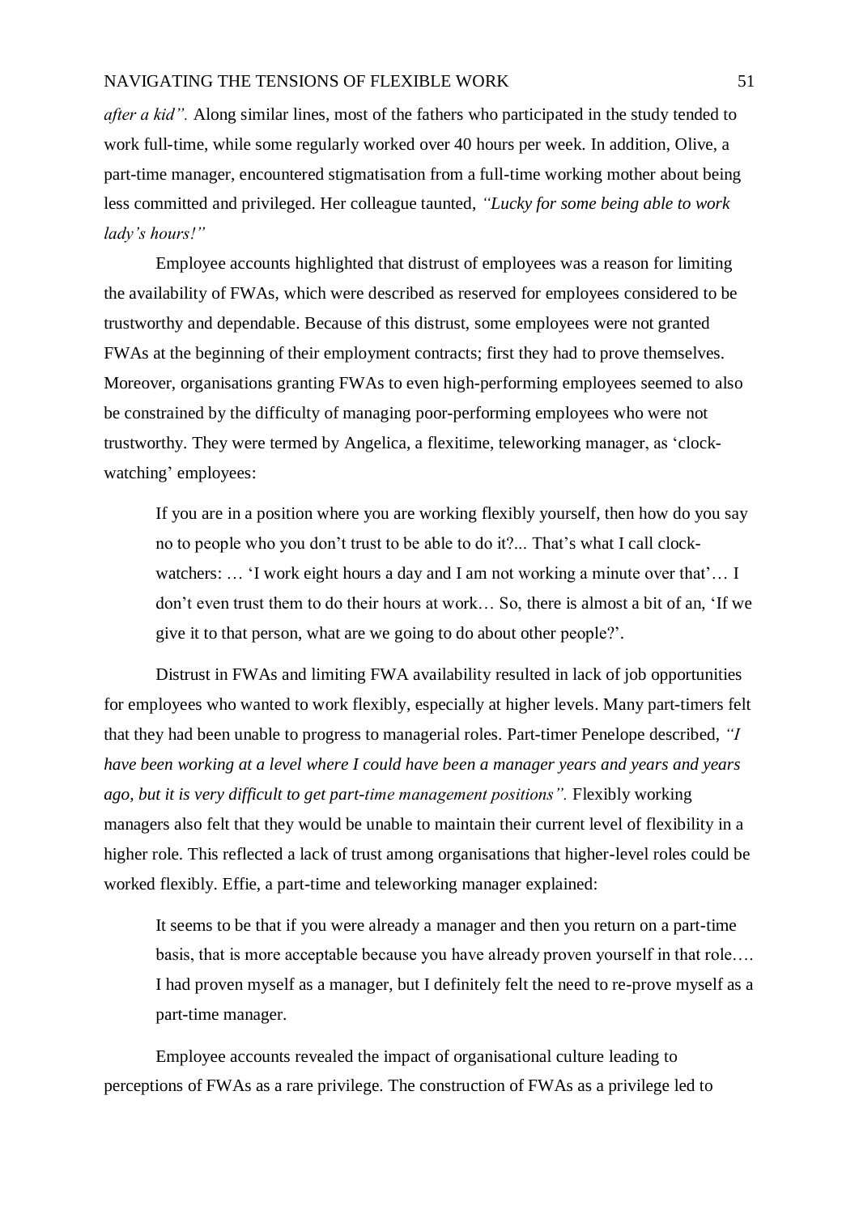*after a kid".* Along similar lines, most of the fathers who participated in the study tended to work full-time, while some regularly worked over 40 hours per week. In addition, Olive, a part-time manager, encountered stigmatisation from a full-time working mother about being less committed and privileged. Her colleague taunted, *"Lucky for some being able to work lady's hours!"*

Employee accounts highlighted that distrust of employees was a reason for limiting the availability of FWAs, which were described as reserved for employees considered to be trustworthy and dependable. Because of this distrust, some employees were not granted FWAs at the beginning of their employment contracts; first they had to prove themselves. Moreover, organisations granting FWAs to even high-performing employees seemed to also be constrained by the difficulty of managing poor-performing employees who were not trustworthy. They were termed by Angelica, a flexitime, teleworking manager, as 'clock-watching' employees:

> If you are in a position where you are working flexibly yourself, then how do you say no to people who you don't trust to be able to do it?... That's what I call clock-watchers: … 'I work eight hours a day and I am not working a minute over that'… I don't even trust them to do their hours at work… So, there is almost a bit of an, 'If we give it to that person, what are we going to do about other people?'.

Distrust in FWAs and limiting FWA availability resulted in lack of job opportunities for employees who wanted to work flexibly, especially at higher levels. Many part-timers felt that they had been unable to progress to managerial roles. Part-timer Penelope described, *"I have been working at a level where I could have been a manager years and years and years ago, but it is very difficult to get part-time management positions".* Flexibly working managers also felt that they would be unable to maintain their current level of flexibility in a higher role. This reflected a lack of trust among organisations that higher-level roles could be worked flexibly. Effie, a part-time and teleworking manager explained:

> It seems to be that if you were already a manager and then you return on a part-time basis, that is more acceptable because you have already proven yourself in that role…. I had proven myself as a manager, but I definitely felt the need to re-prove myself as a part-time manager.

Employee accounts revealed the impact of organisational culture leading to perceptions of FWAs as a rare privilege. The construction of FWAs as a privilege led to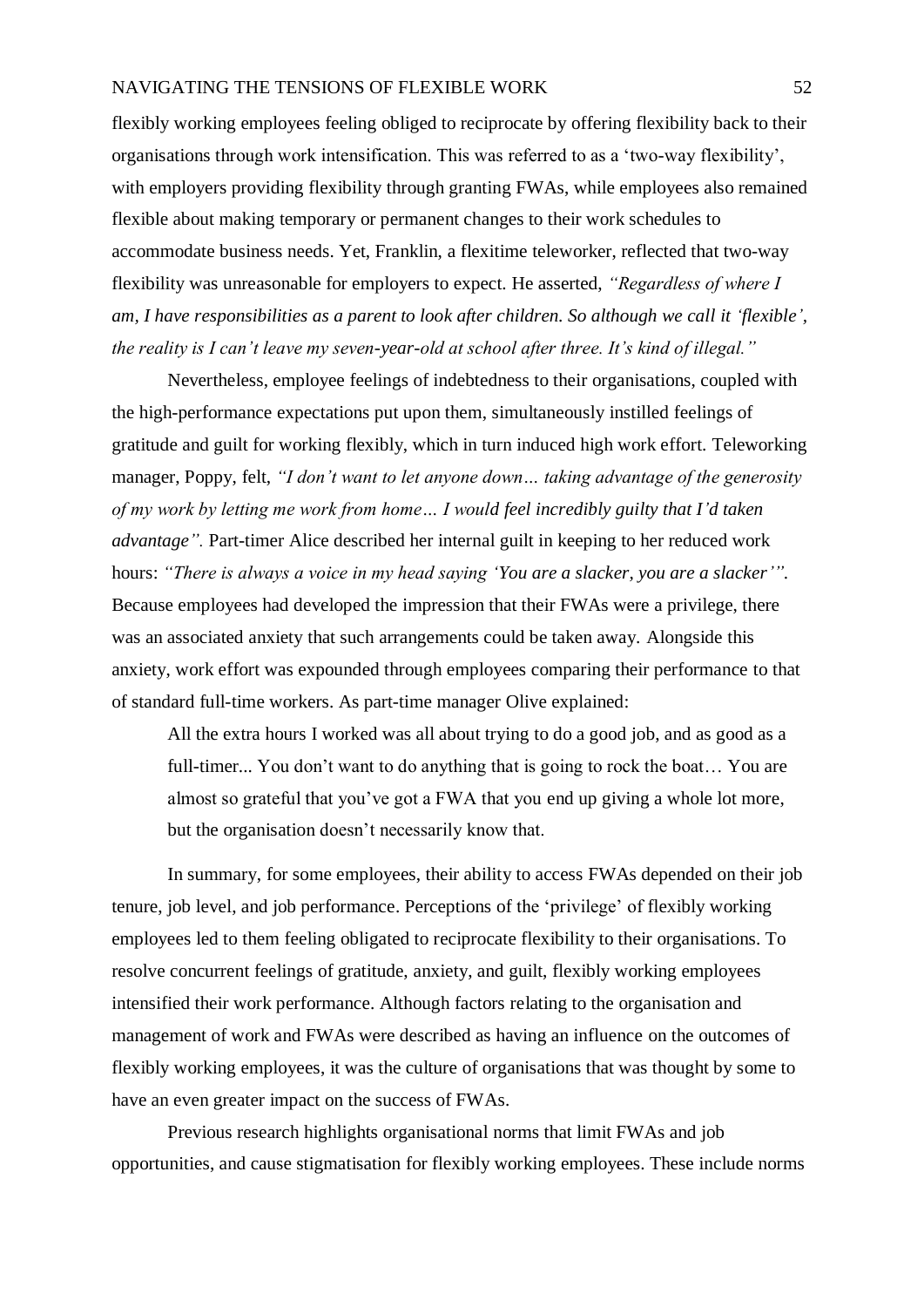flexibly working employees feeling obliged to reciprocate by offering flexibility back to their organisations through work intensification. This was referred to as a 'two-way flexibility', with employers providing flexibility through granting FWAs, while employees also remained flexible about making temporary or permanent changes to their work schedules to accommodate business needs. Yet, Franklin, a flexitime teleworker, reflected that two-way flexibility was unreasonable for employers to expect. He asserted, *"Regardless of where I am, I have responsibilities as a parent to look after children. So although we call it 'flexible', the reality is I can't leave my seven-year-old at school after three. It's kind of illegal."*

Nevertheless, employee feelings of indebtedness to their organisations, coupled with the high-performance expectations put upon them, simultaneously instilled feelings of gratitude and guilt for working flexibly, which in turn induced high work effort. Teleworking manager, Poppy, felt, *"I don't want to let anyone down… taking advantage of the generosity of my work by letting me work from home… I would feel incredibly guilty that I'd taken advantage".* Part-timer Alice described her internal guilt in keeping to her reduced work hours: *"There is always a voice in my head saying 'You are a slacker, you are a slacker'"*. Because employees had developed the impression that their FWAs were a privilege, there was an associated anxiety that such arrangements could be taken away. Alongside this anxiety, work effort was expounded through employees comparing their performance to that of standard full-time workers. As part-time manager Olive explained:

> All the extra hours I worked was all about trying to do a good job, and as good as a full-timer... You don't want to do anything that is going to rock the boat… You are almost so grateful that you've got a FWA that you end up giving a whole lot more, but the organisation doesn't necessarily know that.

In summary, for some employees, their ability to access FWAs depended on their job tenure, job level, and job performance. Perceptions of the 'privilege' of flexibly working employees led to them feeling obligated to reciprocate flexibility to their organisations. To resolve concurrent feelings of gratitude, anxiety, and guilt, flexibly working employees intensified their work performance. Although factors relating to the organisation and management of work and FWAs were described as having an influence on the outcomes of flexibly working employees, it was the culture of organisations that was thought by some to have an even greater impact on the success of FWAs.

Previous research highlights organisational norms that limit FWAs and job opportunities, and cause stigmatisation for flexibly working employees. These include norms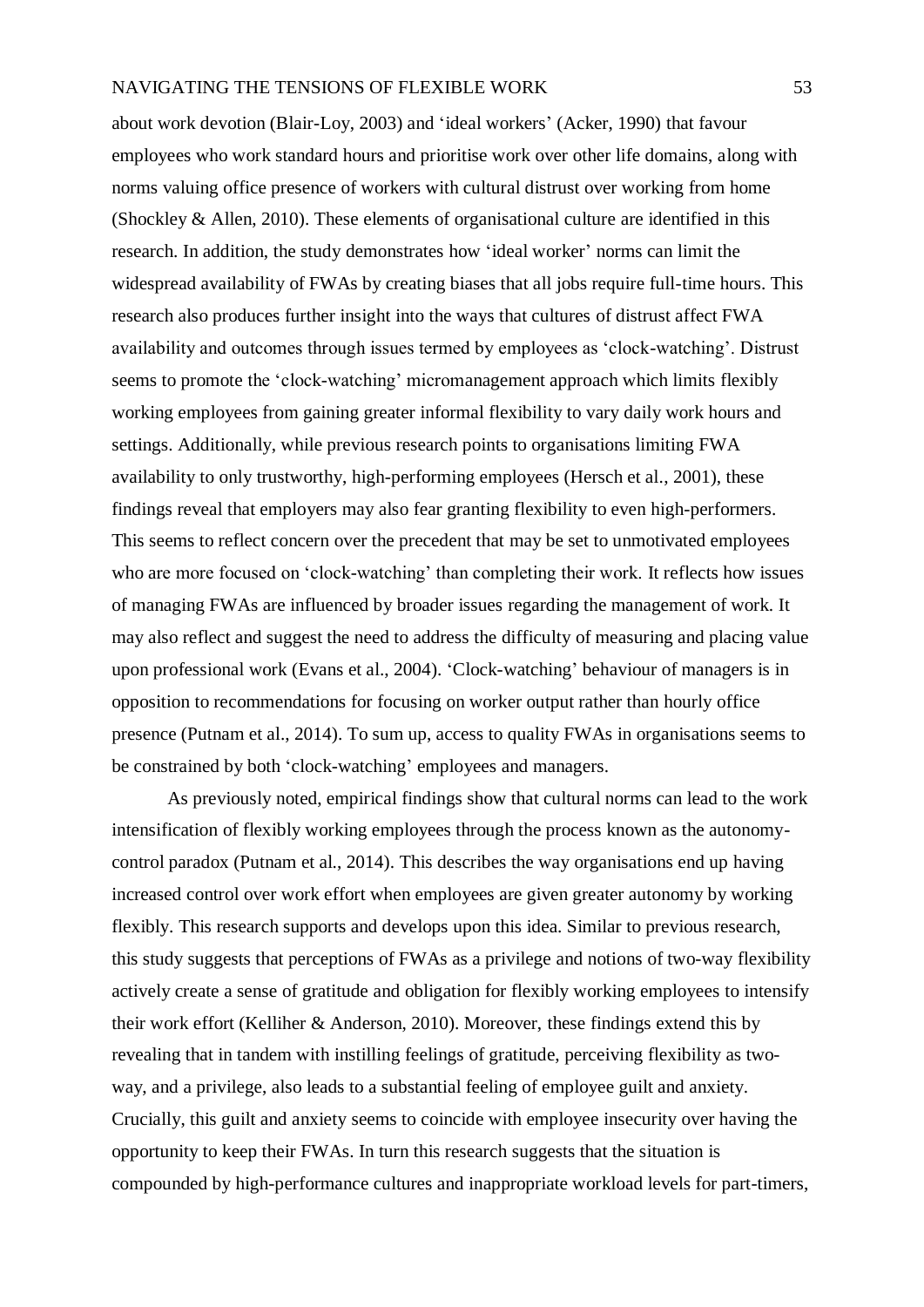about work devotion (Blair-Loy, 2003) and 'ideal workers' (Acker, 1990) that favour employees who work standard hours and prioritise work over other life domains, along with norms valuing office presence of workers with cultural distrust over working from home (Shockley & Allen, 2010). These elements of organisational culture are identified in this research. In addition, the study demonstrates how 'ideal worker' norms can limit the widespread availability of FWAs by creating biases that all jobs require full-time hours. This research also produces further insight into the ways that cultures of distrust affect FWA availability and outcomes through issues termed by employees as 'clock-watching'. Distrust seems to promote the 'clock-watching' micromanagement approach which limits flexibly working employees from gaining greater informal flexibility to vary daily work hours and settings. Additionally, while previous research points to organisations limiting FWA availability to only trustworthy, high-performing employees (Hersch et al., 2001), these findings reveal that employers may also fear granting flexibility to even high-performers. This seems to reflect concern over the precedent that may be set to unmotivated employees who are more focused on 'clock-watching' than completing their work. It reflects how issues of managing FWAs are influenced by broader issues regarding the management of work. It may also reflect and suggest the need to address the difficulty of measuring and placing value upon professional work (Evans et al., 2004). 'Clock-watching' behaviour of managers is in opposition to recommendations for focusing on worker output rather than hourly office presence (Putnam et al., 2014). To sum up, access to quality FWAs in organisations seems to be constrained by both 'clock-watching' employees and managers.

As previously noted, empirical findings show that cultural norms can lead to the work intensification of flexibly working employees through the process known as the autonomy-control paradox (Putnam et al., 2014). This describes the way organisations end up having increased control over work effort when employees are given greater autonomy by working flexibly. This research supports and develops upon this idea. Similar to previous research, this study suggests that perceptions of FWAs as a privilege and notions of two-way flexibility actively create a sense of gratitude and obligation for flexibly working employees to intensify their work effort (Kelliher & Anderson, 2010). Moreover, these findings extend this by revealing that in tandem with instilling feelings of gratitude, perceiving flexibility as two-way, and a privilege, also leads to a substantial feeling of employee guilt and anxiety. Crucially, this guilt and anxiety seems to coincide with employee insecurity over having the opportunity to keep their FWAs. In turn this research suggests that the situation is compounded by high-performance cultures and inappropriate workload levels for part-timers,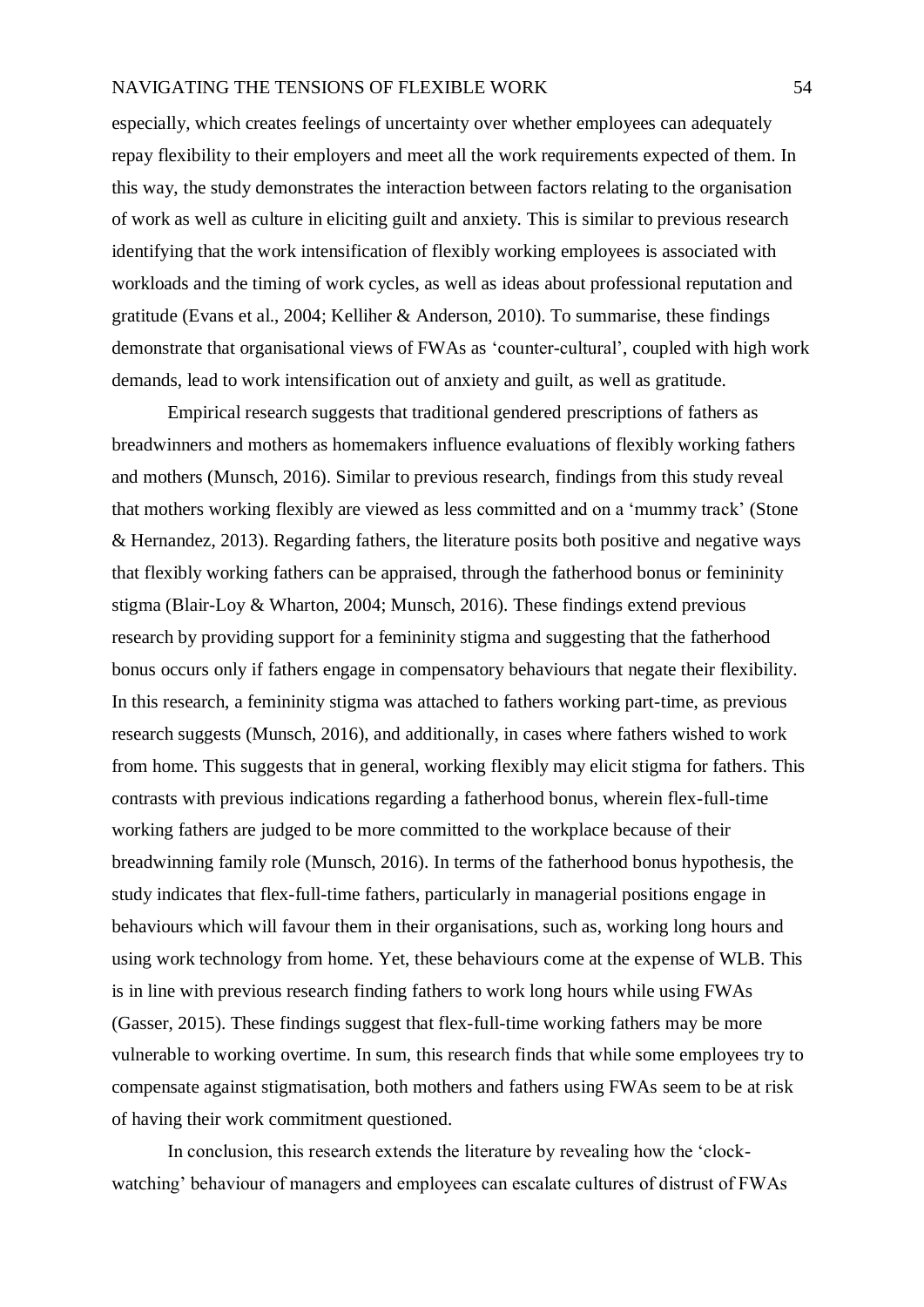especially, which creates feelings of uncertainty over whether employees can adequately repay flexibility to their employers and meet all the work requirements expected of them. In this way, the study demonstrates the interaction between factors relating to the organisation of work as well as culture in eliciting guilt and anxiety. This is similar to previous research identifying that the work intensification of flexibly working employees is associated with workloads and the timing of work cycles, as well as ideas about professional reputation and gratitude (Evans et al., 2004; Kelliher & Anderson, 2010). To summarise, these findings demonstrate that organisational views of FWAs as 'counter-cultural', coupled with high work demands, lead to work intensification out of anxiety and guilt, as well as gratitude.

Empirical research suggests that traditional gendered prescriptions of fathers as breadwinners and mothers as homemakers influence evaluations of flexibly working fathers and mothers (Munsch, 2016). Similar to previous research, findings from this study reveal that mothers working flexibly are viewed as less committed and on a 'mummy track' (Stone & Hernandez, 2013). Regarding fathers, the literature posits both positive and negative ways that flexibly working fathers can be appraised, through the fatherhood bonus or femininity stigma (Blair-Loy & Wharton, 2004; Munsch, 2016). These findings extend previous research by providing support for a femininity stigma and suggesting that the fatherhood bonus occurs only if fathers engage in compensatory behaviours that negate their flexibility. In this research, a femininity stigma was attached to fathers working part-time, as previous research suggests (Munsch, 2016), and additionally, in cases where fathers wished to work from home. This suggests that in general, working flexibly may elicit stigma for fathers. This contrasts with previous indications regarding a fatherhood bonus, wherein flex-full-time working fathers are judged to be more committed to the workplace because of their breadwinning family role (Munsch, 2016). In terms of the fatherhood bonus hypothesis, the study indicates that flex-full-time fathers, particularly in managerial positions engage in behaviours which will favour them in their organisations, such as, working long hours and using work technology from home. Yet, these behaviours come at the expense of WLB. This is in line with previous research finding fathers to work long hours while using FWAs (Gasser, 2015). These findings suggest that flex-full-time working fathers may be more vulnerable to working overtime. In sum, this research finds that while some employees try to compensate against stigmatisation, both mothers and fathers using FWAs seem to be at risk of having their work commitment questioned.

In conclusion, this research extends the literature by revealing how the 'clock-watching' behaviour of managers and employees can escalate cultures of distrust of FWAs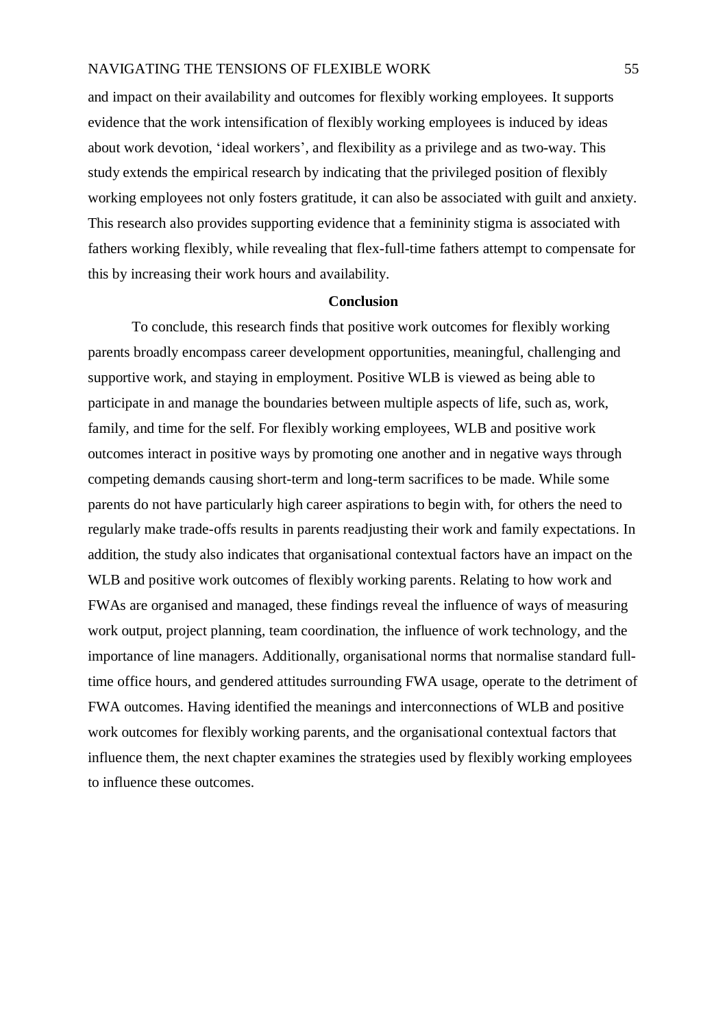and impact on their availability and outcomes for flexibly working employees. It supports evidence that the work intensification of flexibly working employees is induced by ideas about work devotion, 'ideal workers', and flexibility as a privilege and as two-way. This study extends the empirical research by indicating that the privileged position of flexibly working employees not only fosters gratitude, it can also be associated with guilt and anxiety. This research also provides supporting evidence that a femininity stigma is associated with fathers working flexibly, while revealing that flex-full-time fathers attempt to compensate for this by increasing their work hours and availability.

## Conclusion

To conclude, this research finds that positive work outcomes for flexibly working parents broadly encompass career development opportunities, meaningful, challenging and supportive work, and staying in employment. Positive WLB is viewed as being able to participate in and manage the boundaries between multiple aspects of life, such as, work, family, and time for the self. For flexibly working employees, WLB and positive work outcomes interact in positive ways by promoting one another and in negative ways through competing demands causing short-term and long-term sacrifices to be made. While some parents do not have particularly high career aspirations to begin with, for others the need to regularly make trade-offs results in parents readjusting their work and family expectations. In addition, the study also indicates that organisational contextual factors have an impact on the WLB and positive work outcomes of flexibly working parents. Relating to how work and FWAs are organised and managed, these findings reveal the influence of ways of measuring work output, project planning, team coordination, the influence of work technology, and the importance of line managers. Additionally, organisational norms that normalise standard full-time office hours, and gendered attitudes surrounding FWA usage, operate to the detriment of FWA outcomes. Having identified the meanings and interconnections of WLB and positive work outcomes for flexibly working parents, and the organisational contextual factors that influence them, the next chapter examines the strategies used by flexibly working employees to influence these outcomes.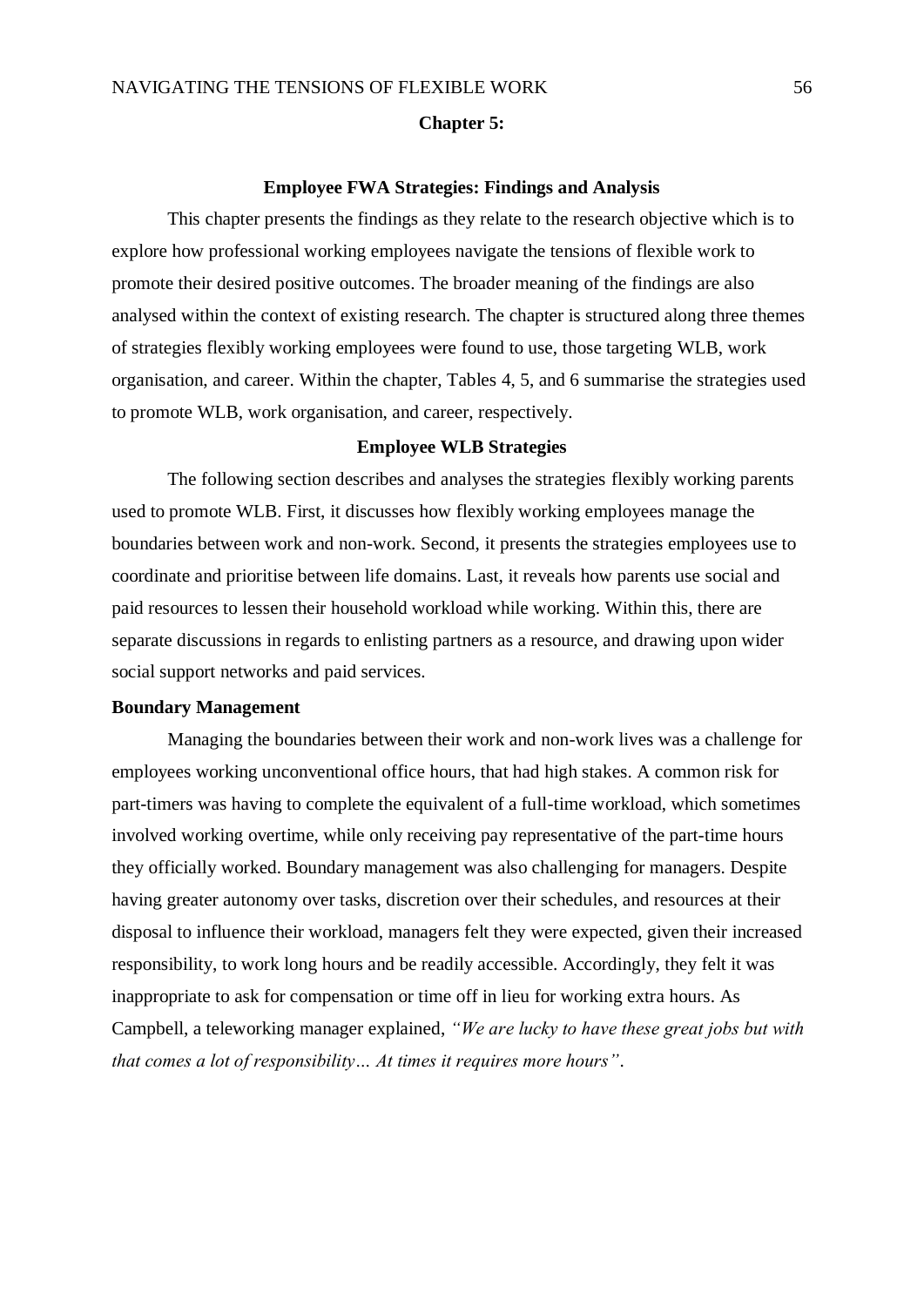# Chapter 5:

## Employee FWA Strategies: Findings and Analysis

This chapter presents the findings as they relate to the research objective which is to explore how professional working employees navigate the tensions of flexible work to promote their desired positive outcomes. The broader meaning of the findings are also analysed within the context of existing research. The chapter is structured along three themes of strategies flexibly working employees were found to use, those targeting WLB, work organisation, and career. Within the chapter, Tables 4, 5, and 6 summarise the strategies used to promote WLB, work organisation, and career, respectively.

## Employee WLB Strategies

The following section describes and analyses the strategies flexibly working parents used to promote WLB. First, it discusses how flexibly working employees manage the boundaries between work and non-work. Second, it presents the strategies employees use to coordinate and prioritise between life domains. Last, it reveals how parents use social and paid resources to lessen their household workload while working. Within this, there are separate discussions in regards to enlisting partners as a resource, and drawing upon wider social support networks and paid services.

### Boundary Management

Managing the boundaries between their work and non-work lives was a challenge for employees working unconventional office hours, that had high stakes. A common risk for part-timers was having to complete the equivalent of a full-time workload, which sometimes involved working overtime, while only receiving pay representative of the part-time hours they officially worked. Boundary management was also challenging for managers. Despite having greater autonomy over tasks, discretion over their schedules, and resources at their disposal to influence their workload, managers felt they were expected, given their increased responsibility, to work long hours and be readily accessible. Accordingly, they felt it was inappropriate to ask for compensation or time off in lieu for working extra hours. As Campbell, a teleworking manager explained, *"We are lucky to have these great jobs but with that comes a lot of responsibility… At times it requires more hours"*.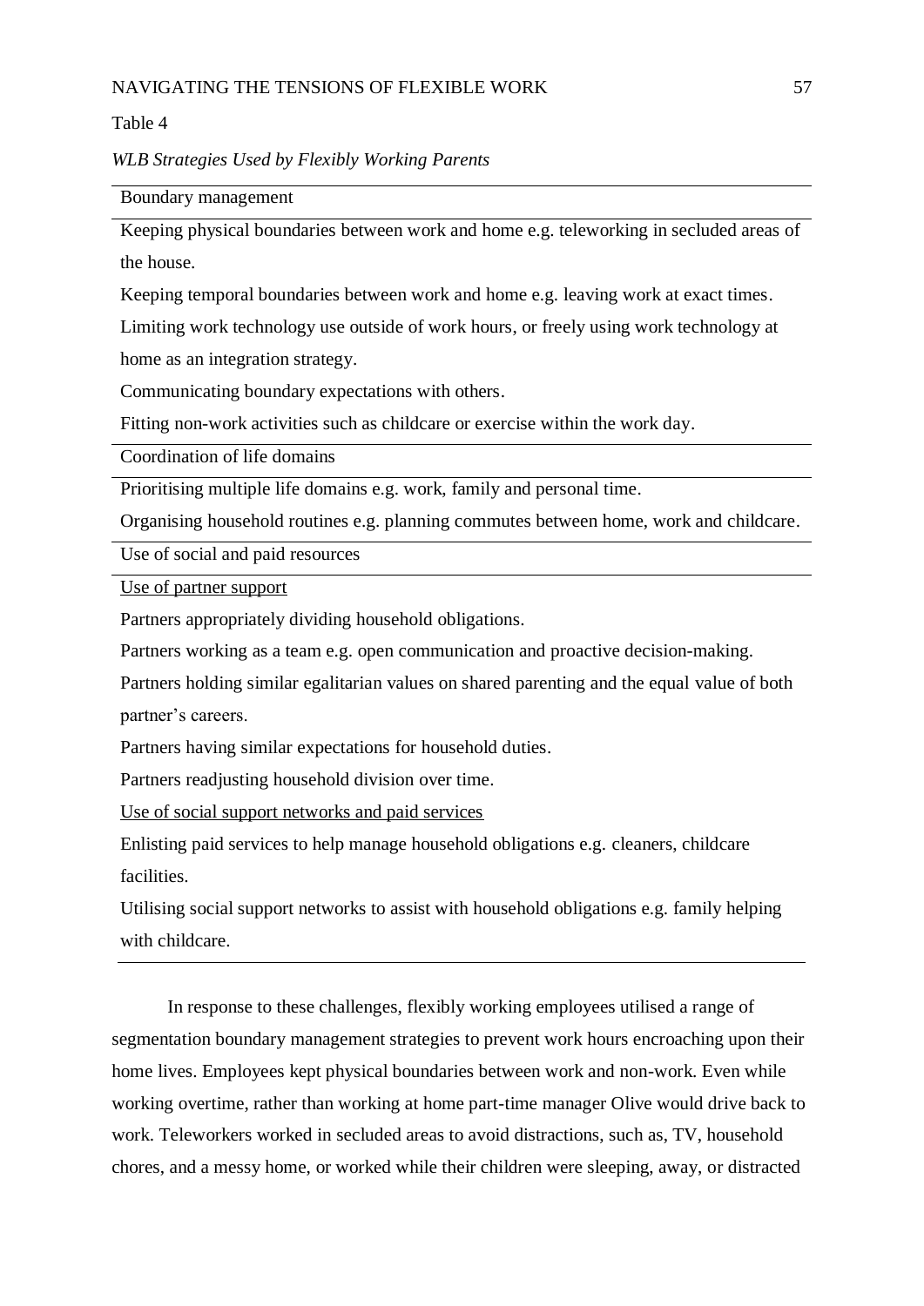Table 4

*WLB Strategies Used by Flexibly Working Parents*

| Boundary management |
|---|
| Keeping physical boundaries between work and home e.g. teleworking in secluded areas of the house. |
| Keeping temporal boundaries between work and home e.g. leaving work at exact times. |
| Limiting work technology use outside of work hours, or freely using work technology at home as an integration strategy. |
| Communicating boundary expectations with others. |
| Fitting non-work activities such as childcare or exercise within the work day. |
| **Coordination of life domains** |
| Prioritising multiple life domains e.g. work, family and personal time. |
| Organising household routines e.g. planning commutes between home, work and childcare. |
| **Use of social and paid resources** |
| <u>Use of partner support</u> |
| Partners appropriately dividing household obligations. |
| Partners working as a team e.g. open communication and proactive decision-making. |
| Partners holding similar egalitarian values on shared parenting and the equal value of both partner's careers. |
| Partners having similar expectations for household duties. |
| Partners readjusting household division over time. |
| <u>Use of social support networks and paid services</u> |
| Enlisting paid services to help manage household obligations e.g. cleaners, childcare facilities. |
| Utilising social support networks to assist with household obligations e.g. family helping with childcare. |

In response to these challenges, flexibly working employees utilised a range of segmentation boundary management strategies to prevent work hours encroaching upon their home lives. Employees kept physical boundaries between work and non-work. Even while working overtime, rather than working at home part-time manager Olive would drive back to work. Teleworkers worked in secluded areas to avoid distractions, such as, TV, household chores, and a messy home, or worked while their children were sleeping, away, or distracted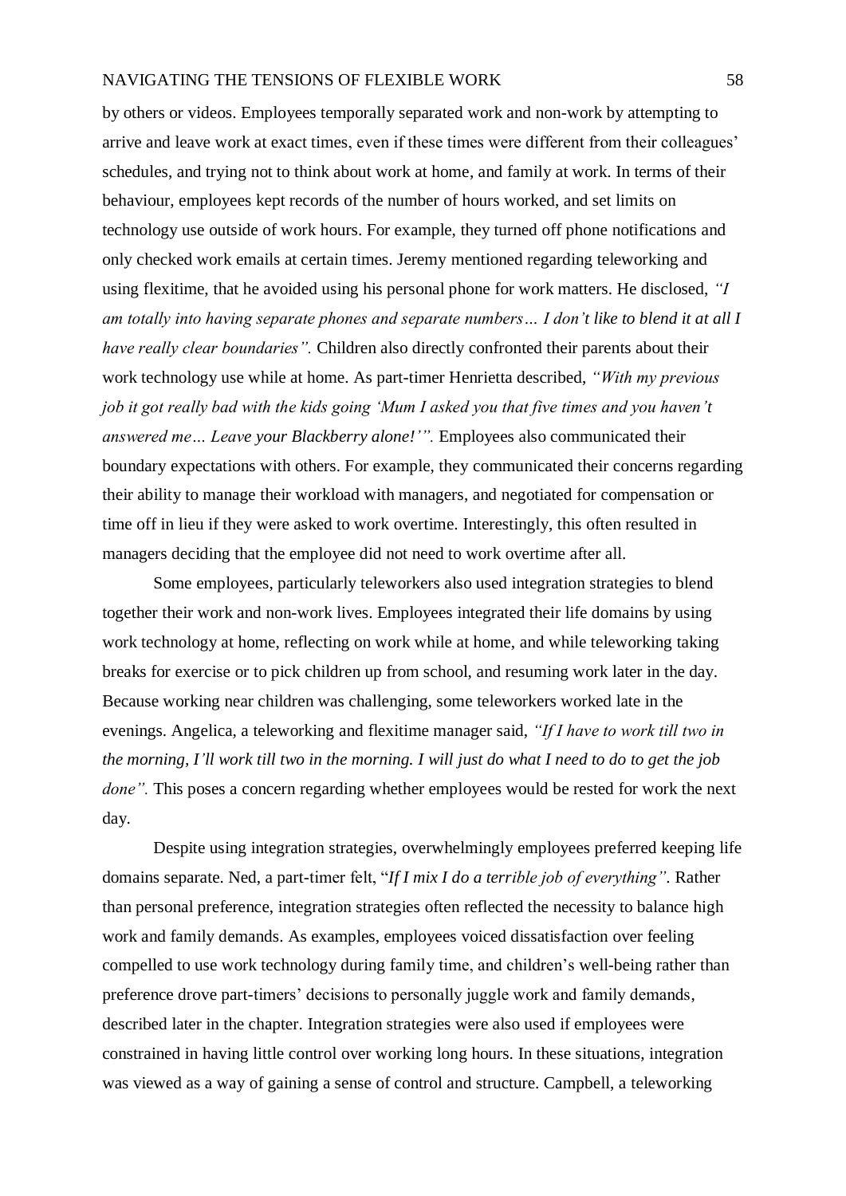by others or videos. Employees temporally separated work and non-work by attempting to arrive and leave work at exact times, even if these times were different from their colleagues' schedules, and trying not to think about work at home, and family at work. In terms of their behaviour, employees kept records of the number of hours worked, and set limits on technology use outside of work hours. For example, they turned off phone notifications and only checked work emails at certain times. Jeremy mentioned regarding teleworking and using flexitime, that he avoided using his personal phone for work matters. He disclosed, *"I am totally into having separate phones and separate numbers… I don't like to blend it at all I have really clear boundaries".* Children also directly confronted their parents about their work technology use while at home. As part-timer Henrietta described, *"With my previous job it got really bad with the kids going 'Mum I asked you that five times and you haven't answered me… Leave your Blackberry alone!'".* Employees also communicated their boundary expectations with others. For example, they communicated their concerns regarding their ability to manage their workload with managers, and negotiated for compensation or time off in lieu if they were asked to work overtime. Interestingly, this often resulted in managers deciding that the employee did not need to work overtime after all.

Some employees, particularly teleworkers also used integration strategies to blend together their work and non-work lives. Employees integrated their life domains by using work technology at home, reflecting on work while at home, and while teleworking taking breaks for exercise or to pick children up from school, and resuming work later in the day. Because working near children was challenging, some teleworkers worked late in the evenings. Angelica, a teleworking and flexitime manager said, *"If I have to work till two in the morning, I'll work till two in the morning. I will just do what I need to do to get the job done".* This poses a concern regarding whether employees would be rested for work the next day.

Despite using integration strategies, overwhelmingly employees preferred keeping life domains separate. Ned, a part-timer felt, "*If I mix I do a terrible job of everything"*. Rather than personal preference, integration strategies often reflected the necessity to balance high work and family demands. As examples, employees voiced dissatisfaction over feeling compelled to use work technology during family time, and children's well-being rather than preference drove part-timers' decisions to personally juggle work and family demands, described later in the chapter. Integration strategies were also used if employees were constrained in having little control over working long hours. In these situations, integration was viewed as a way of gaining a sense of control and structure. Campbell, a teleworking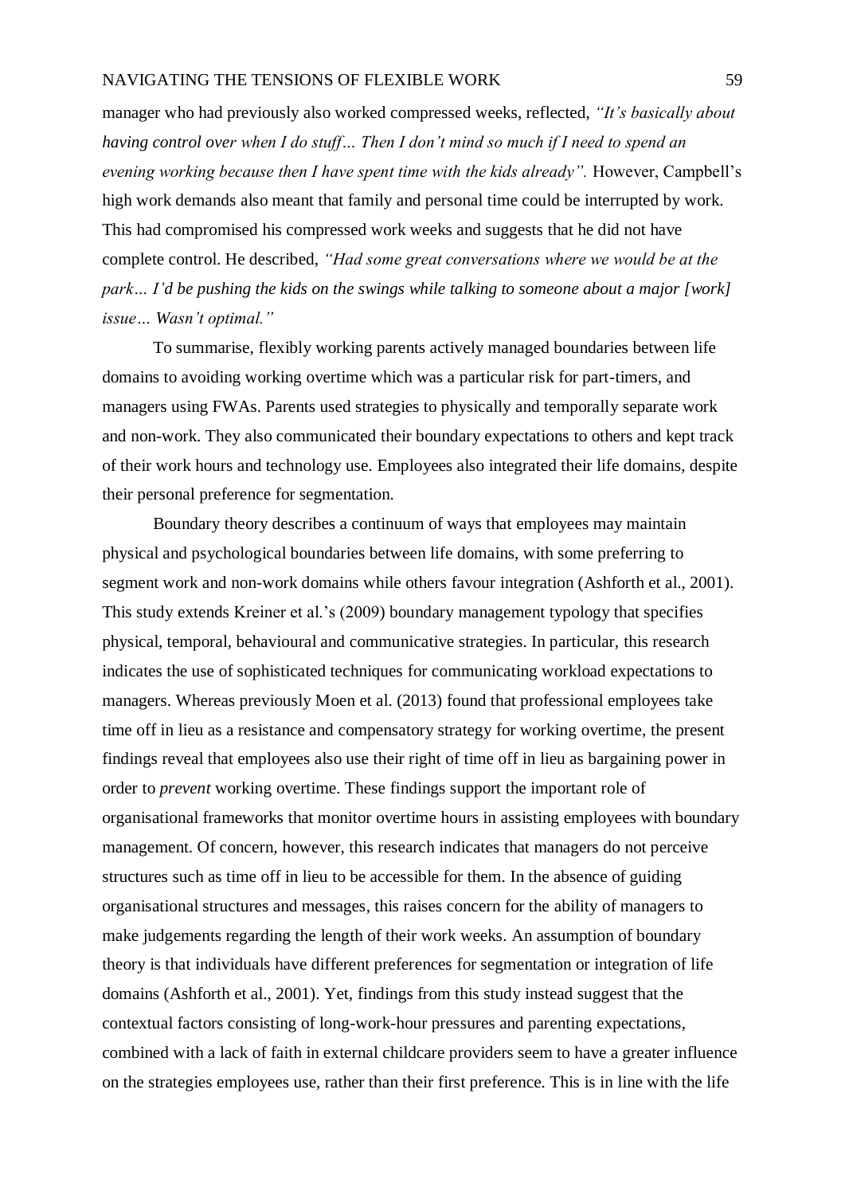manager who had previously also worked compressed weeks, reflected, *"It's basically about having control over when I do stuff… Then I don't mind so much if I need to spend an evening working because then I have spent time with the kids already".* However, Campbell's high work demands also meant that family and personal time could be interrupted by work. This had compromised his compressed work weeks and suggests that he did not have complete control. He described, *"Had some great conversations where we would be at the park… I'd be pushing the kids on the swings while talking to someone about a major [work] issue… Wasn't optimal."*

To summarise, flexibly working parents actively managed boundaries between life domains to avoiding working overtime which was a particular risk for part-timers, and managers using FWAs. Parents used strategies to physically and temporally separate work and non-work. They also communicated their boundary expectations to others and kept track of their work hours and technology use. Employees also integrated their life domains, despite their personal preference for segmentation.

Boundary theory describes a continuum of ways that employees may maintain physical and psychological boundaries between life domains, with some preferring to segment work and non-work domains while others favour integration (Ashforth et al., 2001). This study extends Kreiner et al.'s (2009) boundary management typology that specifies physical, temporal, behavioural and communicative strategies. In particular, this research indicates the use of sophisticated techniques for communicating workload expectations to managers. Whereas previously Moen et al. (2013) found that professional employees take time off in lieu as a resistance and compensatory strategy for working overtime, the present findings reveal that employees also use their right of time off in lieu as bargaining power in order to *prevent* working overtime. These findings support the important role of organisational frameworks that monitor overtime hours in assisting employees with boundary management. Of concern, however, this research indicates that managers do not perceive structures such as time off in lieu to be accessible for them. In the absence of guiding organisational structures and messages, this raises concern for the ability of managers to make judgements regarding the length of their work weeks. An assumption of boundary theory is that individuals have different preferences for segmentation or integration of life domains (Ashforth et al., 2001). Yet, findings from this study instead suggest that the contextual factors consisting of long-work-hour pressures and parenting expectations, combined with a lack of faith in external childcare providers seem to have a greater influence on the strategies employees use, rather than their first preference. This is in line with the life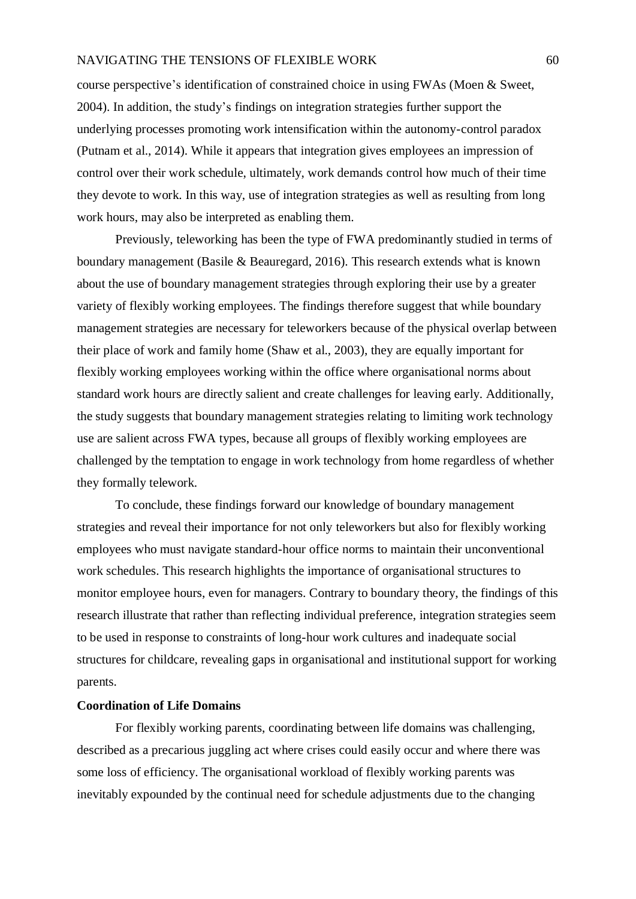course perspective's identification of constrained choice in using FWAs (Moen & Sweet, 2004). In addition, the study's findings on integration strategies further support the underlying processes promoting work intensification within the autonomy-control paradox (Putnam et al., 2014). While it appears that integration gives employees an impression of control over their work schedule, ultimately, work demands control how much of their time they devote to work. In this way, use of integration strategies as well as resulting from long work hours, may also be interpreted as enabling them.

Previously, teleworking has been the type of FWA predominantly studied in terms of boundary management (Basile & Beauregard, 2016). This research extends what is known about the use of boundary management strategies through exploring their use by a greater variety of flexibly working employees. The findings therefore suggest that while boundary management strategies are necessary for teleworkers because of the physical overlap between their place of work and family home (Shaw et al., 2003), they are equally important for flexibly working employees working within the office where organisational norms about standard work hours are directly salient and create challenges for leaving early. Additionally, the study suggests that boundary management strategies relating to limiting work technology use are salient across FWA types, because all groups of flexibly working employees are challenged by the temptation to engage in work technology from home regardless of whether they formally telework.

To conclude, these findings forward our knowledge of boundary management strategies and reveal their importance for not only teleworkers but also for flexibly working employees who must navigate standard-hour office norms to maintain their unconventional work schedules. This research highlights the importance of organisational structures to monitor employee hours, even for managers. Contrary to boundary theory, the findings of this research illustrate that rather than reflecting individual preference, integration strategies seem to be used in response to constraints of long-hour work cultures and inadequate social structures for childcare, revealing gaps in organisational and institutional support for working parents.

**Coordination of Life Domains**

For flexibly working parents, coordinating between life domains was challenging, described as a precarious juggling act where crises could easily occur and where there was some loss of efficiency. The organisational workload of flexibly working parents was inevitably expounded by the continual need for schedule adjustments due to the changing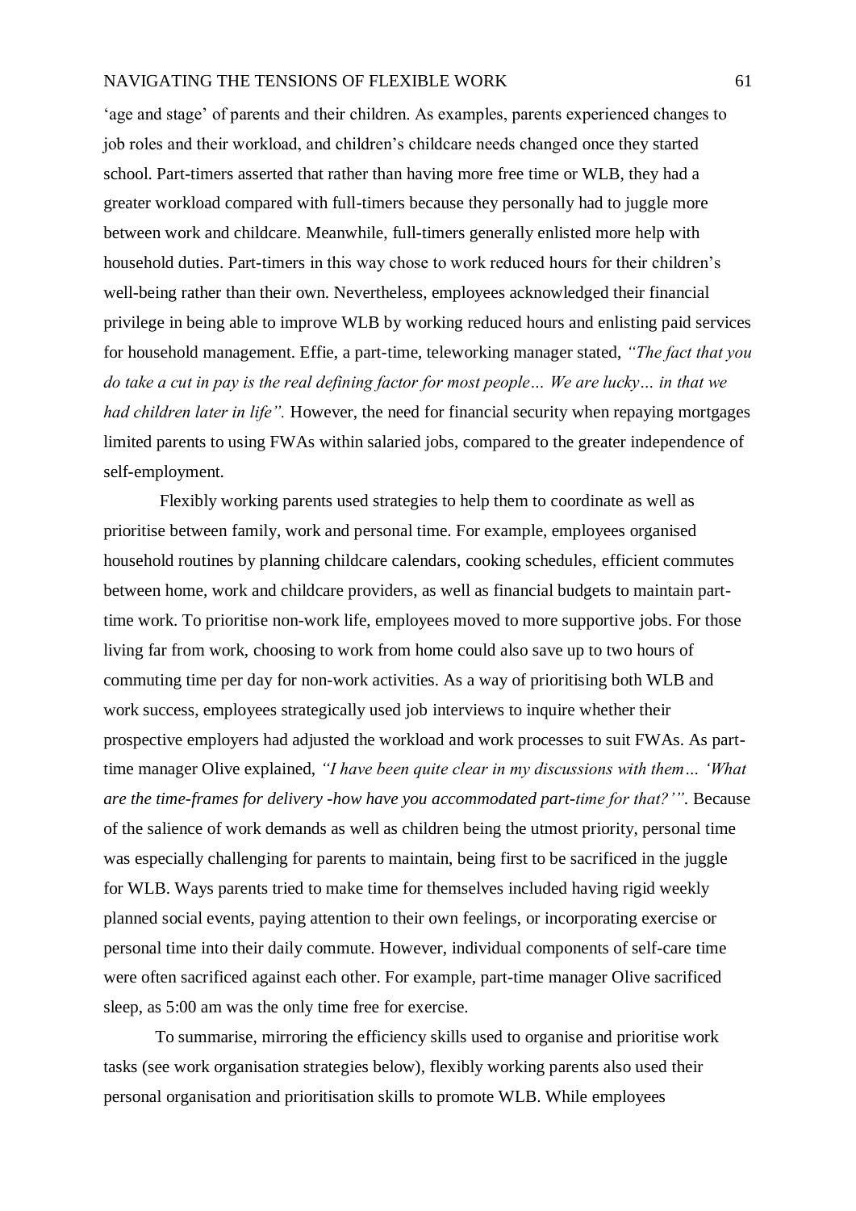'age and stage' of parents and their children. As examples, parents experienced changes to job roles and their workload, and children's childcare needs changed once they started school. Part-timers asserted that rather than having more free time or WLB, they had a greater workload compared with full-timers because they personally had to juggle more between work and childcare. Meanwhile, full-timers generally enlisted more help with household duties. Part-timers in this way chose to work reduced hours for their children's well-being rather than their own. Nevertheless, employees acknowledged their financial privilege in being able to improve WLB by working reduced hours and enlisting paid services for household management. Effie, a part-time, teleworking manager stated, *"The fact that you do take a cut in pay is the real defining factor for most people… We are lucky… in that we had children later in life".* However, the need for financial security when repaying mortgages limited parents to using FWAs within salaried jobs, compared to the greater independence of self-employment.

Flexibly working parents used strategies to help them to coordinate as well as prioritise between family, work and personal time. For example, employees organised household routines by planning childcare calendars, cooking schedules, efficient commutes between home, work and childcare providers, as well as financial budgets to maintain part-time work. To prioritise non-work life, employees moved to more supportive jobs. For those living far from work, choosing to work from home could also save up to two hours of commuting time per day for non-work activities. As a way of prioritising both WLB and work success, employees strategically used job interviews to inquire whether their prospective employers had adjusted the workload and work processes to suit FWAs. As part-time manager Olive explained, *"I have been quite clear in my discussions with them… 'What are the time-frames for delivery -how have you accommodated part-time for that?'"*. Because of the salience of work demands as well as children being the utmost priority, personal time was especially challenging for parents to maintain, being first to be sacrificed in the juggle for WLB. Ways parents tried to make time for themselves included having rigid weekly planned social events, paying attention to their own feelings, or incorporating exercise or personal time into their daily commute. However, individual components of self-care time were often sacrificed against each other. For example, part-time manager Olive sacrificed sleep, as 5:00 am was the only time free for exercise.

To summarise, mirroring the efficiency skills used to organise and prioritise work tasks (see work organisation strategies below), flexibly working parents also used their personal organisation and prioritisation skills to promote WLB. While employees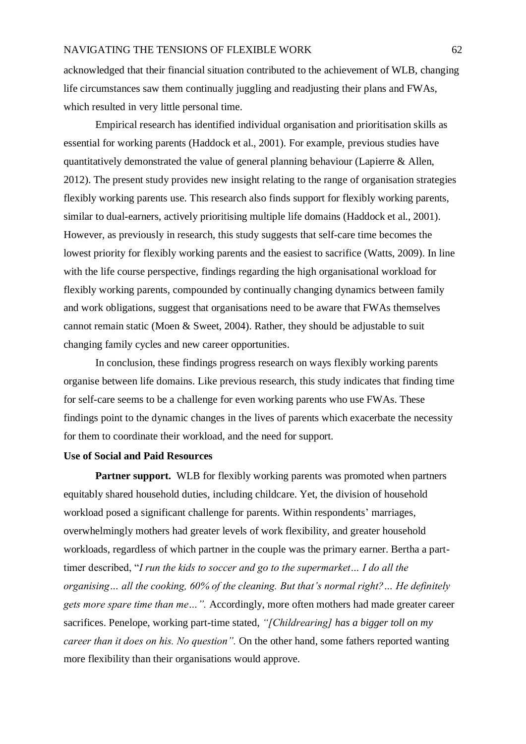acknowledged that their financial situation contributed to the achievement of WLB, changing life circumstances saw them continually juggling and readjusting their plans and FWAs, which resulted in very little personal time.

Empirical research has identified individual organisation and prioritisation skills as essential for working parents (Haddock et al., 2001). For example, previous studies have quantitatively demonstrated the value of general planning behaviour (Lapierre & Allen, 2012). The present study provides new insight relating to the range of organisation strategies flexibly working parents use. This research also finds support for flexibly working parents, similar to dual-earners, actively prioritising multiple life domains (Haddock et al., 2001). However, as previously in research, this study suggests that self-care time becomes the lowest priority for flexibly working parents and the easiest to sacrifice (Watts, 2009). In line with the life course perspective, findings regarding the high organisational workload for flexibly working parents, compounded by continually changing dynamics between family and work obligations, suggest that organisations need to be aware that FWAs themselves cannot remain static (Moen & Sweet, 2004). Rather, they should be adjustable to suit changing family cycles and new career opportunities.

In conclusion, these findings progress research on ways flexibly working parents organise between life domains. Like previous research, this study indicates that finding time for self-care seems to be a challenge for even working parents who use FWAs. These findings point to the dynamic changes in the lives of parents which exacerbate the necessity for them to coordinate their workload, and the need for support.

**Use of Social and Paid Resources**

**Partner support.** WLB for flexibly working parents was promoted when partners equitably shared household duties, including childcare. Yet, the division of household workload posed a significant challenge for parents. Within respondents' marriages, overwhelmingly mothers had greater levels of work flexibility, and greater household workloads, regardless of which partner in the couple was the primary earner. Bertha a part-timer described, "*I run the kids to soccer and go to the supermarket… I do all the organising… all the cooking, 60% of the cleaning. But that's normal right?… He definitely gets more spare time than me…".* Accordingly, more often mothers had made greater career sacrifices. Penelope, working part-time stated, *"[Childrearing] has a bigger toll on my career than it does on his. No question".* On the other hand, some fathers reported wanting more flexibility than their organisations would approve.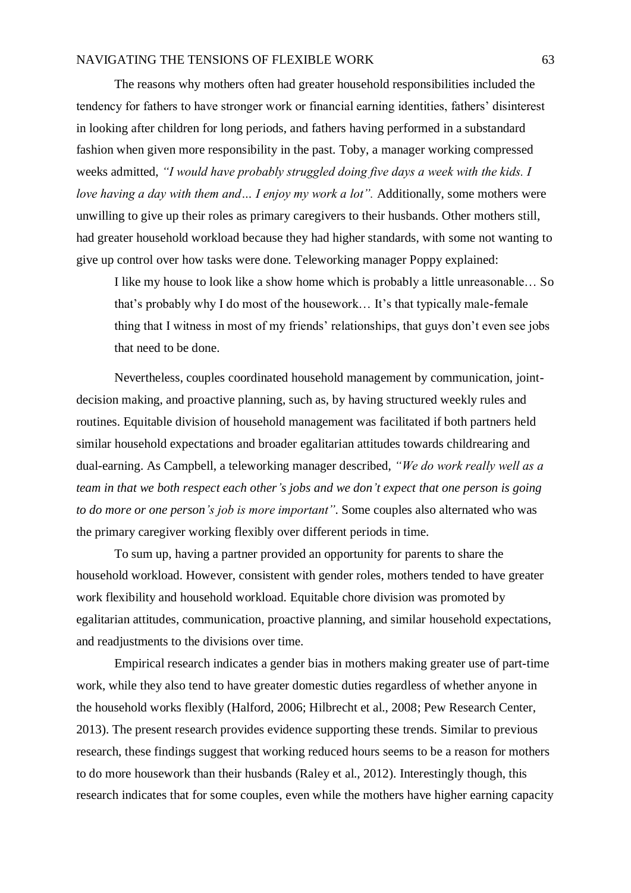The reasons why mothers often had greater household responsibilities included the tendency for fathers to have stronger work or financial earning identities, fathers' disinterest in looking after children for long periods, and fathers having performed in a substandard fashion when given more responsibility in the past. Toby, a manager working compressed weeks admitted, *"I would have probably struggled doing five days a week with the kids. I love having a day with them and… I enjoy my work a lot".* Additionally, some mothers were unwilling to give up their roles as primary caregivers to their husbands. Other mothers still, had greater household workload because they had higher standards, with some not wanting to give up control over how tasks were done. Teleworking manager Poppy explained:

> I like my house to look like a show home which is probably a little unreasonable… So that's probably why I do most of the housework… It's that typically male-female thing that I witness in most of my friends' relationships, that guys don't even see jobs that need to be done.

Nevertheless, couples coordinated household management by communication, joint-decision making, and proactive planning, such as, by having structured weekly rules and routines. Equitable division of household management was facilitated if both partners held similar household expectations and broader egalitarian attitudes towards childrearing and dual-earning. As Campbell, a teleworking manager described, *"We do work really well as a team in that we both respect each other's jobs and we don't expect that one person is going to do more or one person's job is more important"*. Some couples also alternated who was the primary caregiver working flexibly over different periods in time.

To sum up, having a partner provided an opportunity for parents to share the household workload. However, consistent with gender roles, mothers tended to have greater work flexibility and household workload. Equitable chore division was promoted by egalitarian attitudes, communication, proactive planning, and similar household expectations, and readjustments to the divisions over time.

Empirical research indicates a gender bias in mothers making greater use of part-time work, while they also tend to have greater domestic duties regardless of whether anyone in the household works flexibly (Halford, 2006; Hilbrecht et al., 2008; Pew Research Center, 2013). The present research provides evidence supporting these trends. Similar to previous research, these findings suggest that working reduced hours seems to be a reason for mothers to do more housework than their husbands (Raley et al., 2012). Interestingly though, this research indicates that for some couples, even while the mothers have higher earning capacity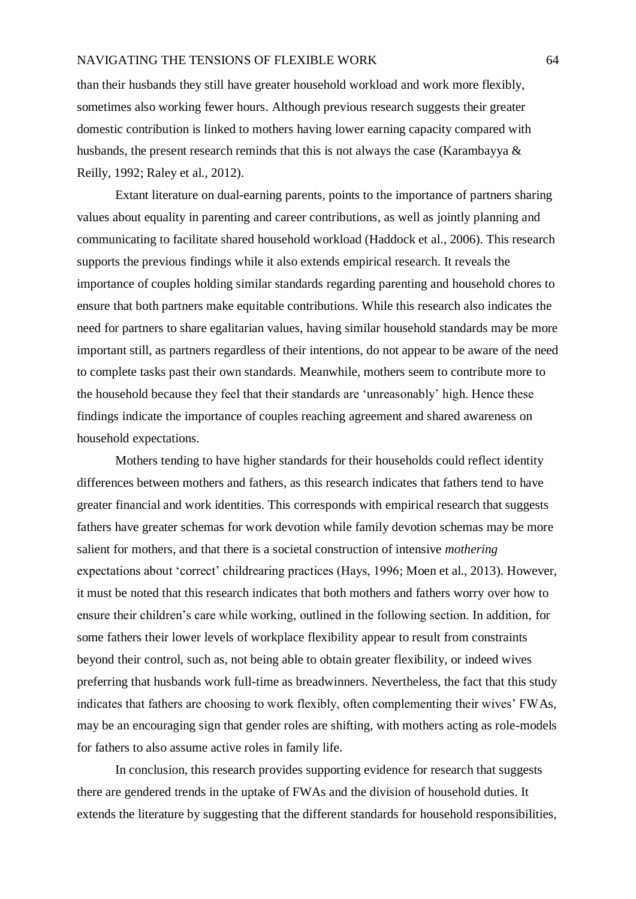than their husbands they still have greater household workload and work more flexibly, sometimes also working fewer hours. Although previous research suggests their greater domestic contribution is linked to mothers having lower earning capacity compared with husbands, the present research reminds that this is not always the case (Karambayya & Reilly, 1992; Raley et al., 2012).

Extant literature on dual-earning parents, points to the importance of partners sharing values about equality in parenting and career contributions, as well as jointly planning and communicating to facilitate shared household workload (Haddock et al., 2006). This research supports the previous findings while it also extends empirical research. It reveals the importance of couples holding similar standards regarding parenting and household chores to ensure that both partners make equitable contributions. While this research also indicates the need for partners to share egalitarian values, having similar household standards may be more important still, as partners regardless of their intentions, do not appear to be aware of the need to complete tasks past their own standards. Meanwhile, mothers seem to contribute more to the household because they feel that their standards are 'unreasonably' high. Hence these findings indicate the importance of couples reaching agreement and shared awareness on household expectations.

Mothers tending to have higher standards for their households could reflect identity differences between mothers and fathers, as this research indicates that fathers tend to have greater financial and work identities. This corresponds with empirical research that suggests fathers have greater schemas for work devotion while family devotion schemas may be more salient for mothers, and that there is a societal construction of intensive *mothering* expectations about 'correct' childrearing practices (Hays, 1996; Moen et al., 2013). However, it must be noted that this research indicates that both mothers and fathers worry over how to ensure their children's care while working, outlined in the following section. In addition, for some fathers their lower levels of workplace flexibility appear to result from constraints beyond their control, such as, not being able to obtain greater flexibility, or indeed wives preferring that husbands work full-time as breadwinners. Nevertheless, the fact that this study indicates that fathers are choosing to work flexibly, often complementing their wives' FWAs, may be an encouraging sign that gender roles are shifting, with mothers acting as role-models for fathers to also assume active roles in family life.

In conclusion, this research provides supporting evidence for research that suggests there are gendered trends in the uptake of FWAs and the division of household duties. It extends the literature by suggesting that the different standards for household responsibilities,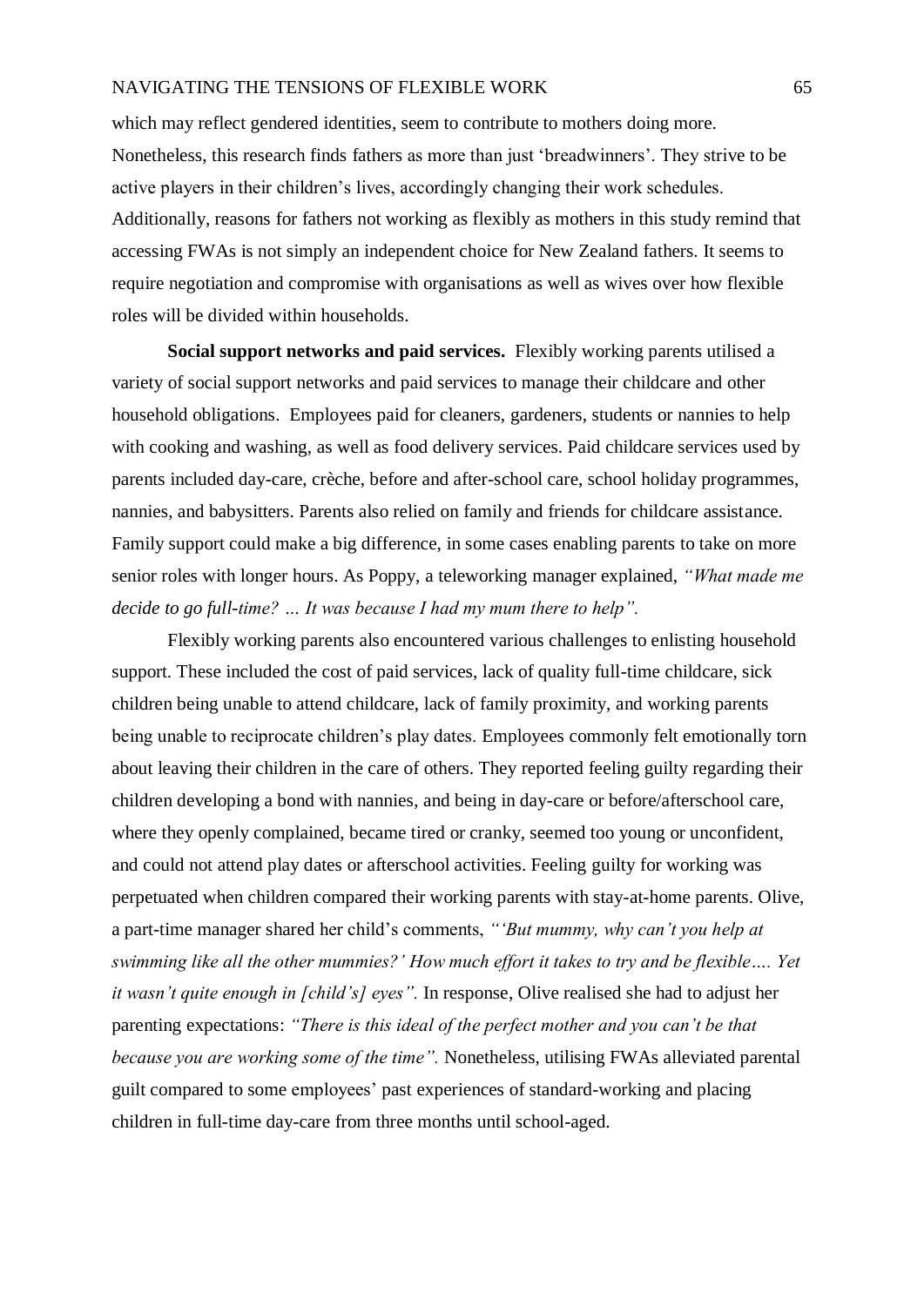which may reflect gendered identities, seem to contribute to mothers doing more. Nonetheless, this research finds fathers as more than just 'breadwinners'. They strive to be active players in their children's lives, accordingly changing their work schedules. Additionally, reasons for fathers not working as flexibly as mothers in this study remind that accessing FWAs is not simply an independent choice for New Zealand fathers. It seems to require negotiation and compromise with organisations as well as wives over how flexible roles will be divided within households.

**Social support networks and paid services.** Flexibly working parents utilised a variety of social support networks and paid services to manage their childcare and other household obligations. Employees paid for cleaners, gardeners, students or nannies to help with cooking and washing, as well as food delivery services. Paid childcare services used by parents included day-care, crèche, before and after-school care, school holiday programmes, nannies, and babysitters. Parents also relied on family and friends for childcare assistance. Family support could make a big difference, in some cases enabling parents to take on more senior roles with longer hours. As Poppy, a teleworking manager explained, *"What made me decide to go full-time? … It was because I had my mum there to help".*

Flexibly working parents also encountered various challenges to enlisting household support. These included the cost of paid services, lack of quality full-time childcare, sick children being unable to attend childcare, lack of family proximity, and working parents being unable to reciprocate children's play dates. Employees commonly felt emotionally torn about leaving their children in the care of others. They reported feeling guilty regarding their children developing a bond with nannies, and being in day-care or before/afterschool care, where they openly complained, became tired or cranky, seemed too young or unconfident, and could not attend play dates or afterschool activities. Feeling guilty for working was perpetuated when children compared their working parents with stay-at-home parents. Olive, a part-time manager shared her child's comments, *"'But mummy, why can't you help at swimming like all the other mummies?' How much effort it takes to try and be flexible…. Yet it wasn't quite enough in [child's] eyes".* In response, Olive realised she had to adjust her parenting expectations: *"There is this ideal of the perfect mother and you can't be that because you are working some of the time".* Nonetheless, utilising FWAs alleviated parental guilt compared to some employees' past experiences of standard-working and placing children in full-time day-care from three months until school-aged.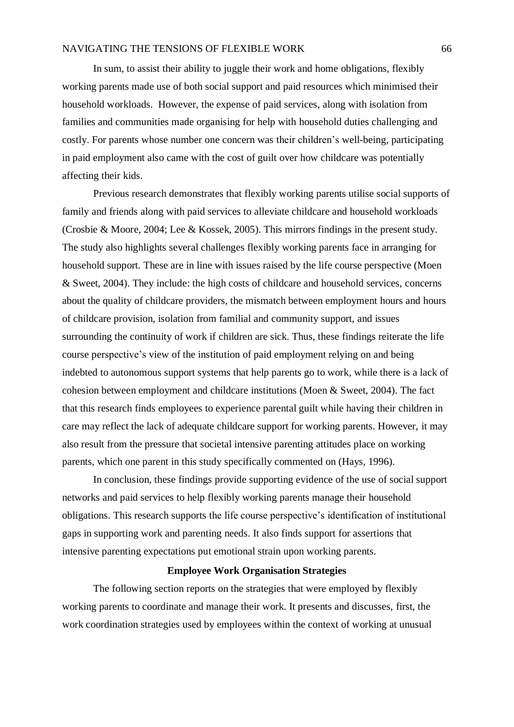In sum, to assist their ability to juggle their work and home obligations, flexibly working parents made use of both social support and paid resources which minimised their household workloads. However, the expense of paid services, along with isolation from families and communities made organising for help with household duties challenging and costly. For parents whose number one concern was their children's well-being, participating in paid employment also came with the cost of guilt over how childcare was potentially affecting their kids.

Previous research demonstrates that flexibly working parents utilise social supports of family and friends along with paid services to alleviate childcare and household workloads (Crosbie & Moore, 2004; Lee & Kossek, 2005). This mirrors findings in the present study. The study also highlights several challenges flexibly working parents face in arranging for household support. These are in line with issues raised by the life course perspective (Moen & Sweet, 2004). They include: the high costs of childcare and household services, concerns about the quality of childcare providers, the mismatch between employment hours and hours of childcare provision, isolation from familial and community support, and issues surrounding the continuity of work if children are sick. Thus, these findings reiterate the life course perspective's view of the institution of paid employment relying on and being indebted to autonomous support systems that help parents go to work, while there is a lack of cohesion between employment and childcare institutions (Moen & Sweet, 2004). The fact that this research finds employees to experience parental guilt while having their children in care may reflect the lack of adequate childcare support for working parents. However, it may also result from the pressure that societal intensive parenting attitudes place on working parents, which one parent in this study specifically commented on (Hays, 1996).

In conclusion, these findings provide supporting evidence of the use of social support networks and paid services to help flexibly working parents manage their household obligations. This research supports the life course perspective's identification of institutional gaps in supporting work and parenting needs. It also finds support for assertions that intensive parenting expectations put emotional strain upon working parents.

## Employee Work Organisation Strategies

The following section reports on the strategies that were employed by flexibly working parents to coordinate and manage their work. It presents and discusses, first, the work coordination strategies used by employees within the context of working at unusual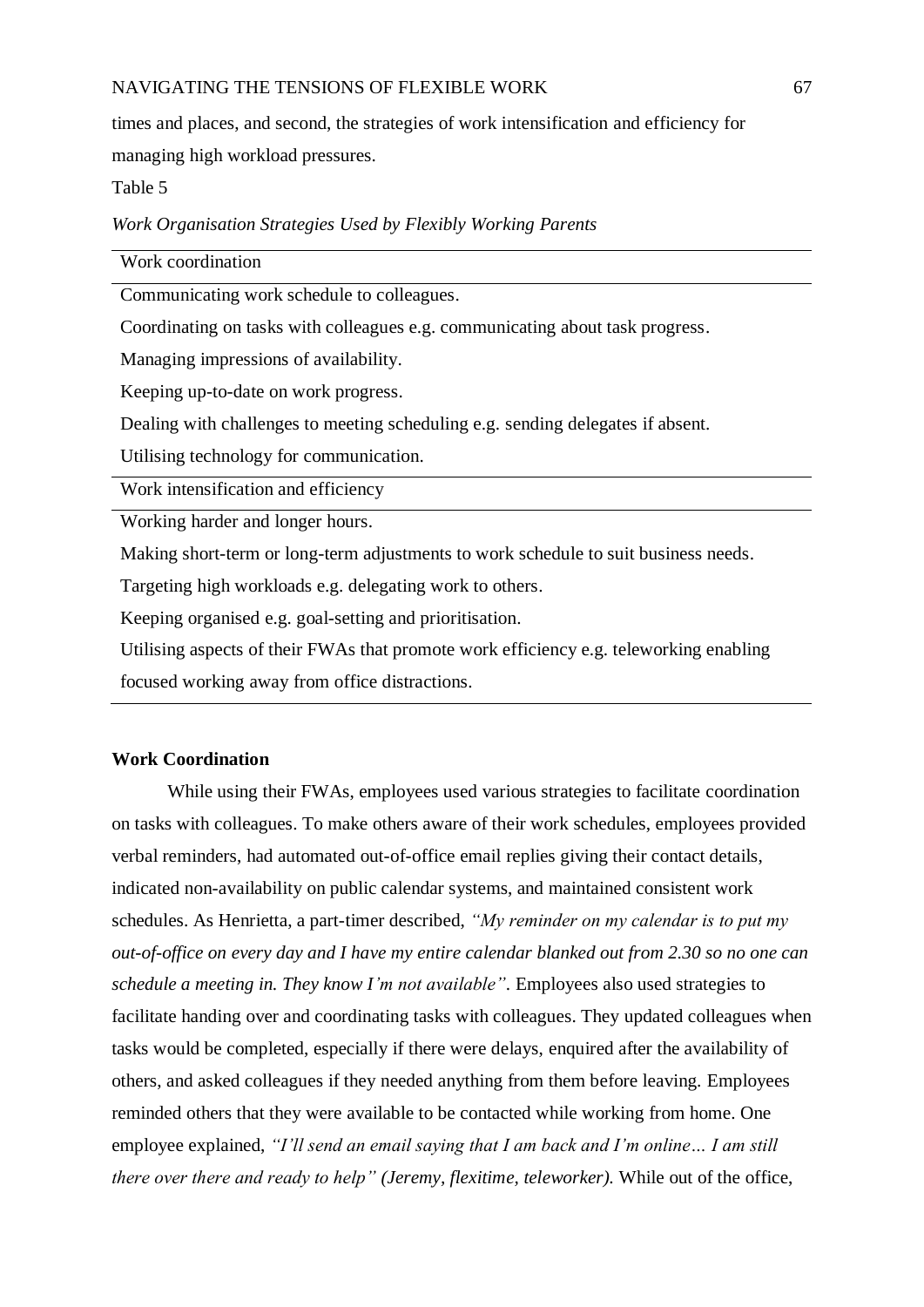times and places, and second, the strategies of work intensification and efficiency for managing high workload pressures.

Table 5

*Work Organisation Strategies Used by Flexibly Working Parents*

| Work coordination |
| --- |
| Communicating work schedule to colleagues. |
| Coordinating on tasks with colleagues e.g. communicating about task progress. |
| Managing impressions of availability. |
| Keeping up-to-date on work progress. |
| Dealing with challenges to meeting scheduling e.g. sending delegates if absent. |
| Utilising technology for communication. |
| **Work intensification and efficiency** |
| Working harder and longer hours. |
| Making short-term or long-term adjustments to work schedule to suit business needs. |
| Targeting high workloads e.g. delegating work to others. |
| Keeping organised e.g. goal-setting and prioritisation. |
| Utilising aspects of their FWAs that promote work efficiency e.g. teleworking enabling focused working away from office distractions. |

**Work Coordination**

While using their FWAs, employees used various strategies to facilitate coordination on tasks with colleagues. To make others aware of their work schedules, employees provided verbal reminders, had automated out-of-office email replies giving their contact details, indicated non-availability on public calendar systems, and maintained consistent work schedules. As Henrietta, a part-timer described, *"My reminder on my calendar is to put my out-of-office on every day and I have my entire calendar blanked out from 2.30 so no one can schedule a meeting in. They know I'm not available"*. Employees also used strategies to facilitate handing over and coordinating tasks with colleagues. They updated colleagues when tasks would be completed, especially if there were delays, enquired after the availability of others, and asked colleagues if they needed anything from them before leaving. Employees reminded others that they were available to be contacted while working from home. One employee explained, *"I'll send an email saying that I am back and I'm online… I am still there over there and ready to help" (Jeremy, flexitime, teleworker).* While out of the office,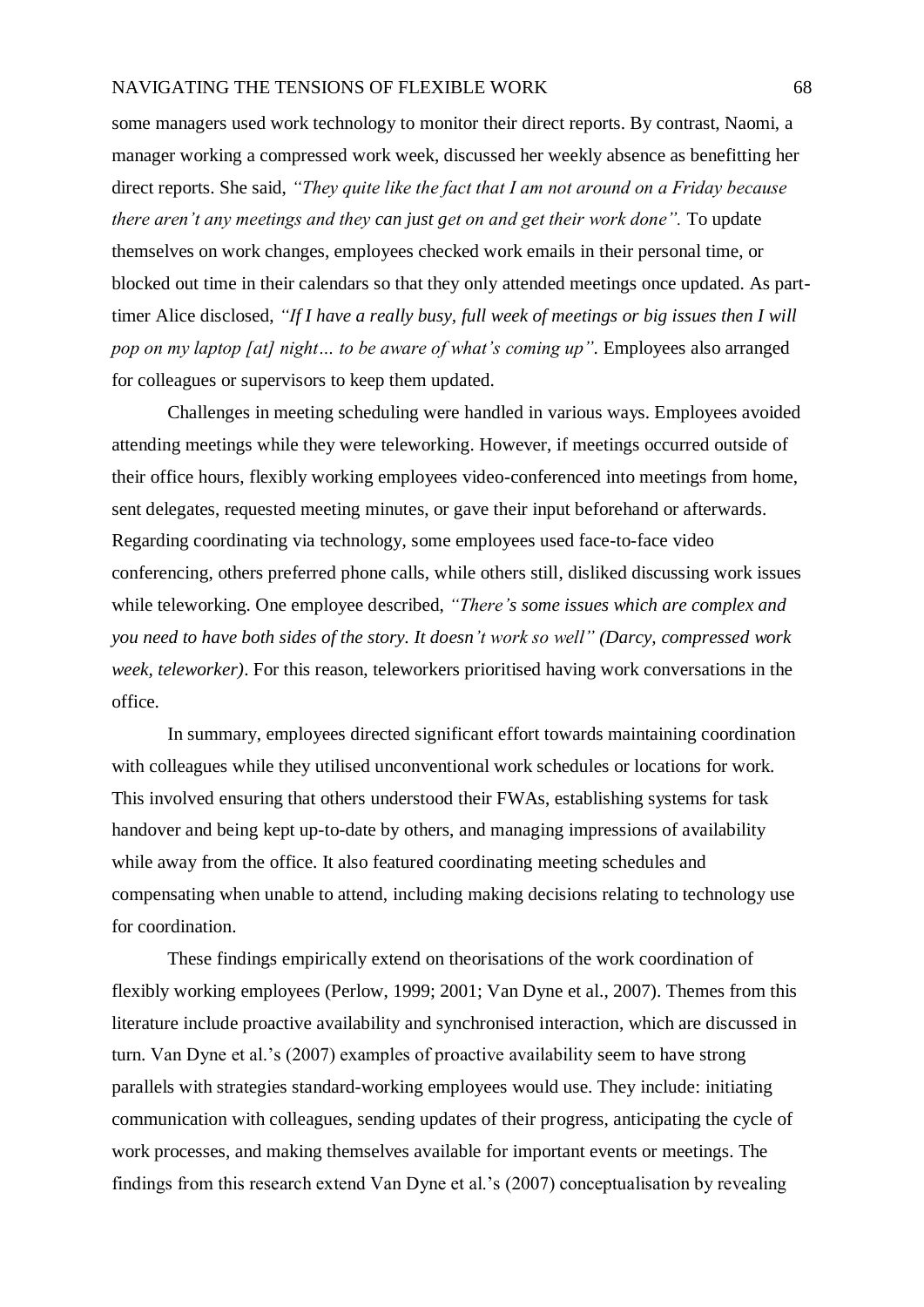some managers used work technology to monitor their direct reports. By contrast, Naomi, a manager working a compressed work week, discussed her weekly absence as benefitting her direct reports. She said, *"They quite like the fact that I am not around on a Friday because there aren't any meetings and they can just get on and get their work done".* To update themselves on work changes, employees checked work emails in their personal time, or blocked out time in their calendars so that they only attended meetings once updated. As part-timer Alice disclosed, *"If I have a really busy, full week of meetings or big issues then I will pop on my laptop [at] night… to be aware of what's coming up".* Employees also arranged for colleagues or supervisors to keep them updated.

Challenges in meeting scheduling were handled in various ways. Employees avoided attending meetings while they were teleworking. However, if meetings occurred outside of their office hours, flexibly working employees video-conferenced into meetings from home, sent delegates, requested meeting minutes, or gave their input beforehand or afterwards. Regarding coordinating via technology, some employees used face-to-face video conferencing, others preferred phone calls, while others still, disliked discussing work issues while teleworking. One employee described, *"There's some issues which are complex and you need to have both sides of the story. It doesn't work so well" (Darcy, compressed work week, teleworker)*. For this reason, teleworkers prioritised having work conversations in the office.

In summary, employees directed significant effort towards maintaining coordination with colleagues while they utilised unconventional work schedules or locations for work. This involved ensuring that others understood their FWAs, establishing systems for task handover and being kept up-to-date by others, and managing impressions of availability while away from the office. It also featured coordinating meeting schedules and compensating when unable to attend, including making decisions relating to technology use for coordination.

These findings empirically extend on theorisations of the work coordination of flexibly working employees (Perlow, 1999; 2001; Van Dyne et al., 2007). Themes from this literature include proactive availability and synchronised interaction, which are discussed in turn. Van Dyne et al.'s (2007) examples of proactive availability seem to have strong parallels with strategies standard-working employees would use. They include: initiating communication with colleagues, sending updates of their progress, anticipating the cycle of work processes, and making themselves available for important events or meetings. The findings from this research extend Van Dyne et al.'s (2007) conceptualisation by revealing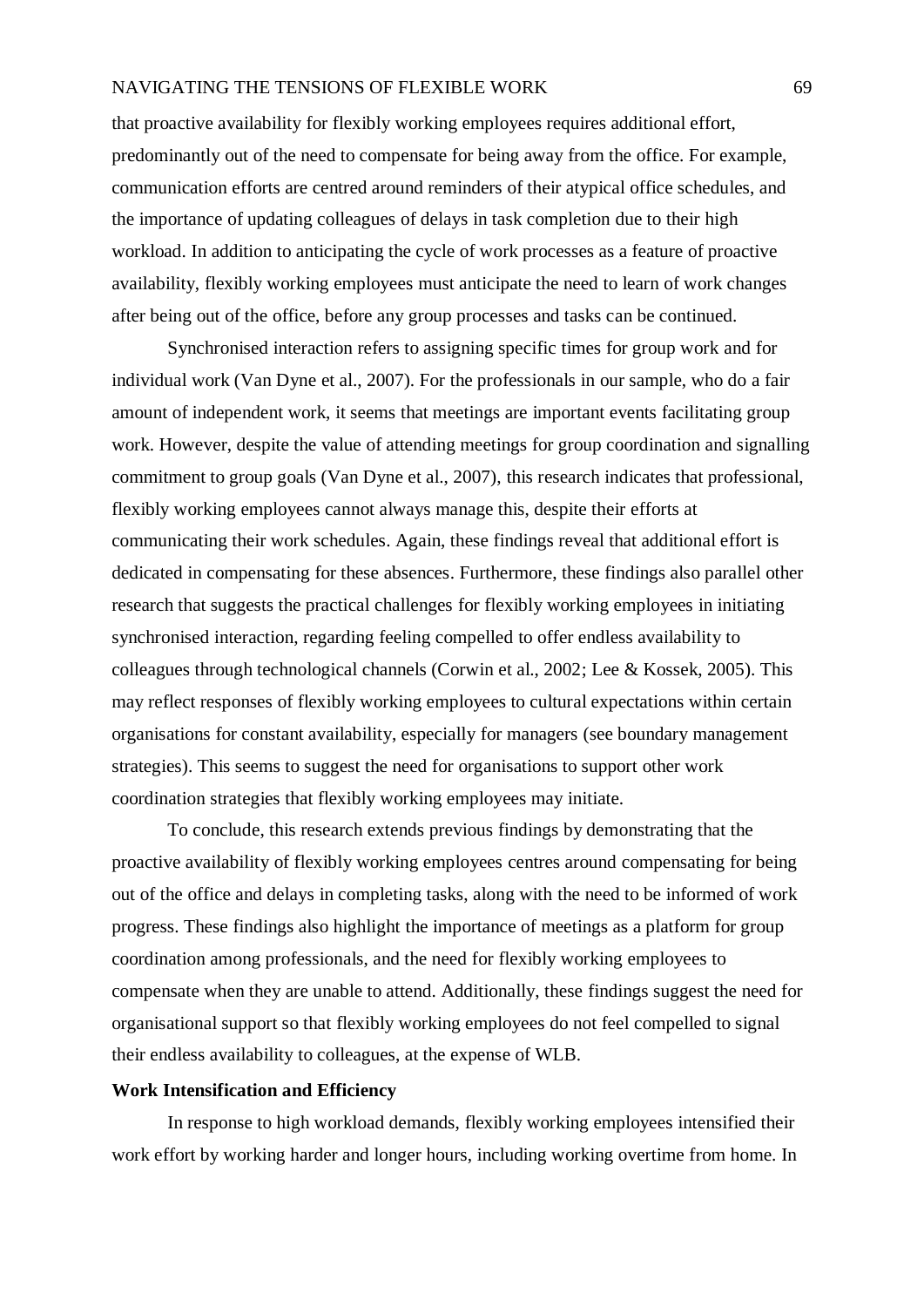that proactive availability for flexibly working employees requires additional effort, predominantly out of the need to compensate for being away from the office. For example, communication efforts are centred around reminders of their atypical office schedules, and the importance of updating colleagues of delays in task completion due to their high workload. In addition to anticipating the cycle of work processes as a feature of proactive availability, flexibly working employees must anticipate the need to learn of work changes after being out of the office, before any group processes and tasks can be continued.

Synchronised interaction refers to assigning specific times for group work and for individual work (Van Dyne et al., 2007). For the professionals in our sample, who do a fair amount of independent work, it seems that meetings are important events facilitating group work. However, despite the value of attending meetings for group coordination and signalling commitment to group goals (Van Dyne et al., 2007), this research indicates that professional, flexibly working employees cannot always manage this, despite their efforts at communicating their work schedules. Again, these findings reveal that additional effort is dedicated in compensating for these absences. Furthermore, these findings also parallel other research that suggests the practical challenges for flexibly working employees in initiating synchronised interaction, regarding feeling compelled to offer endless availability to colleagues through technological channels (Corwin et al., 2002; Lee & Kossek, 2005). This may reflect responses of flexibly working employees to cultural expectations within certain organisations for constant availability, especially for managers (see boundary management strategies). This seems to suggest the need for organisations to support other work coordination strategies that flexibly working employees may initiate.

To conclude, this research extends previous findings by demonstrating that the proactive availability of flexibly working employees centres around compensating for being out of the office and delays in completing tasks, along with the need to be informed of work progress. These findings also highlight the importance of meetings as a platform for group coordination among professionals, and the need for flexibly working employees to compensate when they are unable to attend. Additionally, these findings suggest the need for organisational support so that flexibly working employees do not feel compelled to signal their endless availability to colleagues, at the expense of WLB.

**Work Intensification and Efficiency**

In response to high workload demands, flexibly working employees intensified their work effort by working harder and longer hours, including working overtime from home. In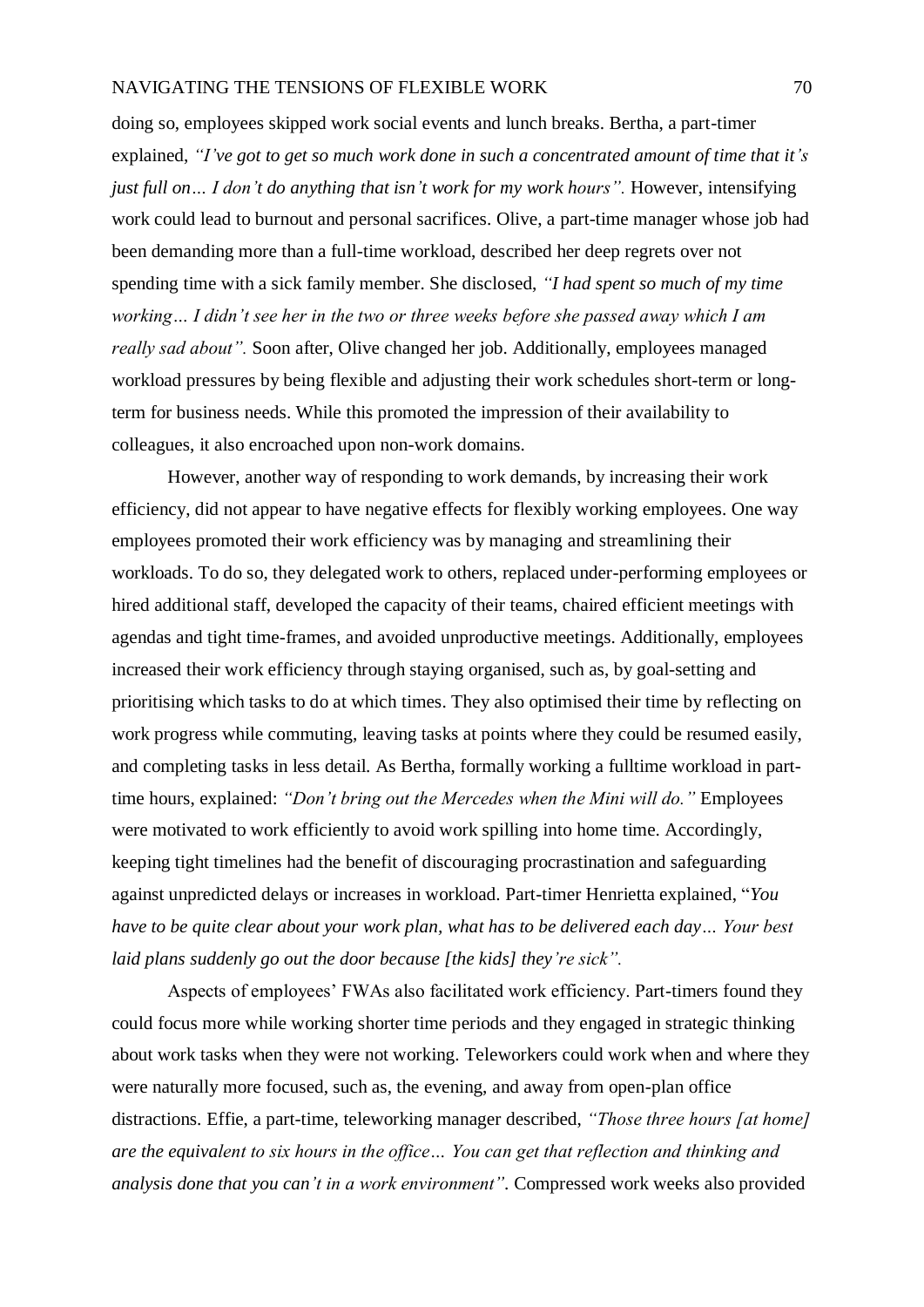doing so, employees skipped work social events and lunch breaks. Bertha, a part-timer explained, *"I've got to get so much work done in such a concentrated amount of time that it's just full on… I don't do anything that isn't work for my work hours".* However, intensifying work could lead to burnout and personal sacrifices. Olive, a part-time manager whose job had been demanding more than a full-time workload, described her deep regrets over not spending time with a sick family member. She disclosed, *"I had spent so much of my time working… I didn't see her in the two or three weeks before she passed away which I am really sad about".* Soon after, Olive changed her job. Additionally, employees managed workload pressures by being flexible and adjusting their work schedules short-term or long-term for business needs. While this promoted the impression of their availability to colleagues, it also encroached upon non-work domains.

However, another way of responding to work demands, by increasing their work efficiency, did not appear to have negative effects for flexibly working employees. One way employees promoted their work efficiency was by managing and streamlining their workloads. To do so, they delegated work to others, replaced under-performing employees or hired additional staff, developed the capacity of their teams, chaired efficient meetings with agendas and tight time-frames, and avoided unproductive meetings. Additionally, employees increased their work efficiency through staying organised, such as, by goal-setting and prioritising which tasks to do at which times. They also optimised their time by reflecting on work progress while commuting, leaving tasks at points where they could be resumed easily, and completing tasks in less detail. As Bertha, formally working a fulltime workload in part-time hours, explained: *"Don't bring out the Mercedes when the Mini will do."* Employees were motivated to work efficiently to avoid work spilling into home time. Accordingly, keeping tight timelines had the benefit of discouraging procrastination and safeguarding against unpredicted delays or increases in workload. Part-timer Henrietta explained, "*You have to be quite clear about your work plan, what has to be delivered each day… Your best laid plans suddenly go out the door because [the kids] they're sick".*

Aspects of employees' FWAs also facilitated work efficiency. Part-timers found they could focus more while working shorter time periods and they engaged in strategic thinking about work tasks when they were not working. Teleworkers could work when and where they were naturally more focused, such as, the evening, and away from open-plan office distractions. Effie, a part-time, teleworking manager described, *"Those three hours [at home] are the equivalent to six hours in the office… You can get that reflection and thinking and analysis done that you can't in a work environment"*. Compressed work weeks also provided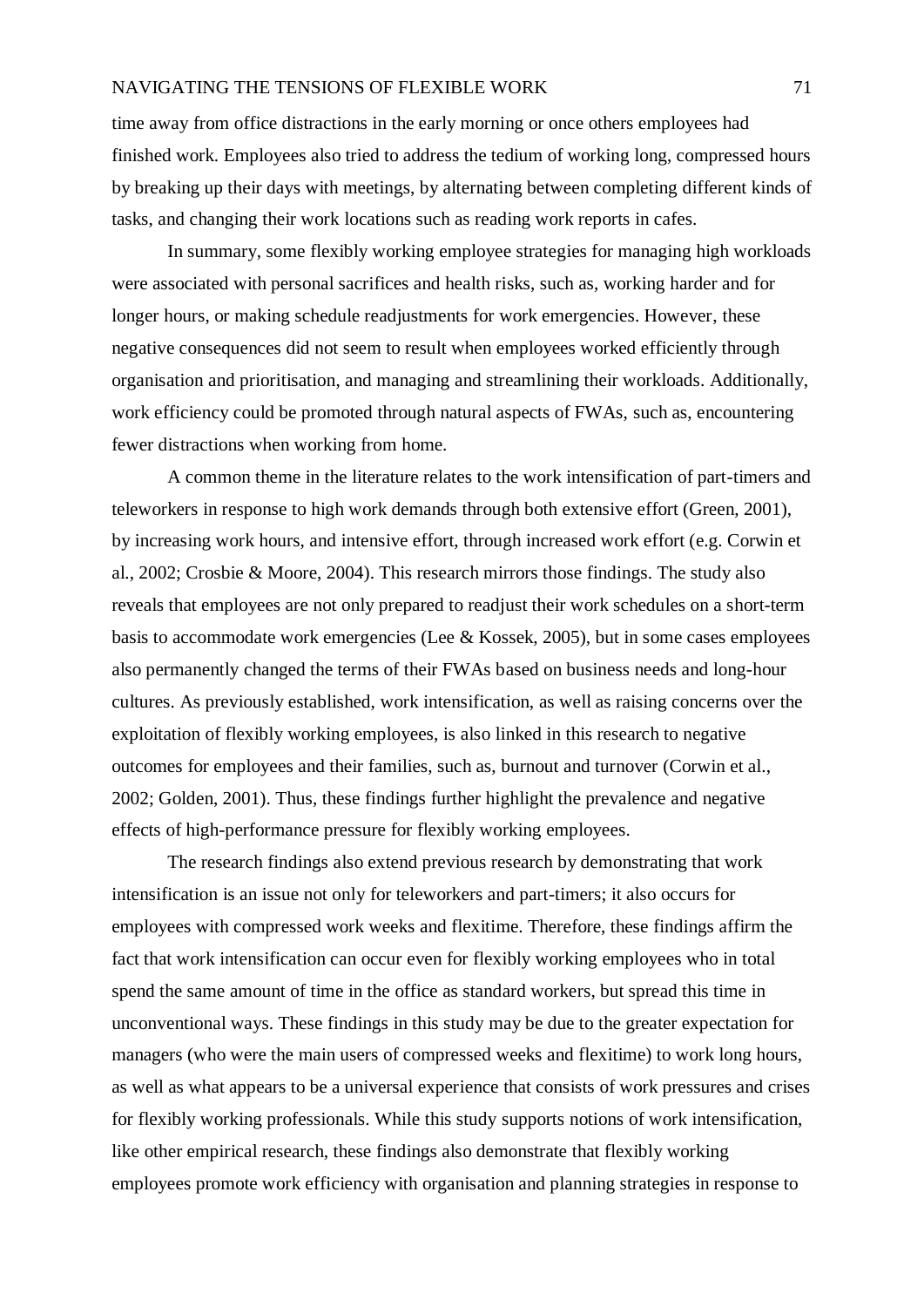time away from office distractions in the early morning or once others employees had finished work. Employees also tried to address the tedium of working long, compressed hours by breaking up their days with meetings, by alternating between completing different kinds of tasks, and changing their work locations such as reading work reports in cafes.

In summary, some flexibly working employee strategies for managing high workloads were associated with personal sacrifices and health risks, such as, working harder and for longer hours, or making schedule readjustments for work emergencies. However, these negative consequences did not seem to result when employees worked efficiently through organisation and prioritisation, and managing and streamlining their workloads. Additionally, work efficiency could be promoted through natural aspects of FWAs, such as, encountering fewer distractions when working from home.

A common theme in the literature relates to the work intensification of part-timers and teleworkers in response to high work demands through both extensive effort (Green, 2001), by increasing work hours, and intensive effort, through increased work effort (e.g. Corwin et al., 2002; Crosbie & Moore, 2004). This research mirrors those findings. The study also reveals that employees are not only prepared to readjust their work schedules on a short-term basis to accommodate work emergencies (Lee & Kossek, 2005), but in some cases employees also permanently changed the terms of their FWAs based on business needs and long-hour cultures. As previously established, work intensification, as well as raising concerns over the exploitation of flexibly working employees, is also linked in this research to negative outcomes for employees and their families, such as, burnout and turnover (Corwin et al., 2002; Golden, 2001). Thus, these findings further highlight the prevalence and negative effects of high-performance pressure for flexibly working employees.

The research findings also extend previous research by demonstrating that work intensification is an issue not only for teleworkers and part-timers; it also occurs for employees with compressed work weeks and flexitime. Therefore, these findings affirm the fact that work intensification can occur even for flexibly working employees who in total spend the same amount of time in the office as standard workers, but spread this time in unconventional ways. These findings in this study may be due to the greater expectation for managers (who were the main users of compressed weeks and flexitime) to work long hours, as well as what appears to be a universal experience that consists of work pressures and crises for flexibly working professionals. While this study supports notions of work intensification, like other empirical research, these findings also demonstrate that flexibly working employees promote work efficiency with organisation and planning strategies in response to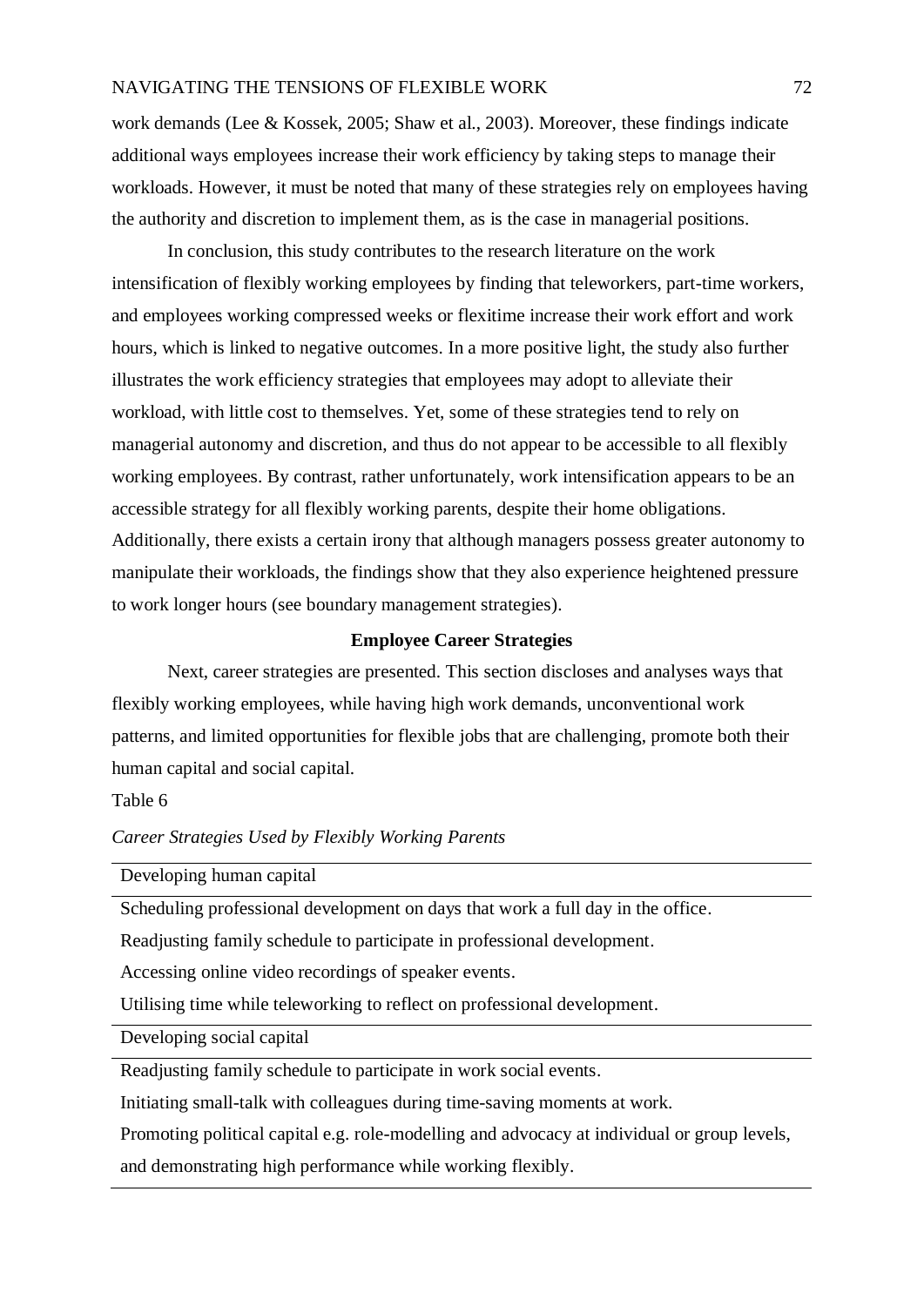work demands (Lee & Kossek, 2005; Shaw et al., 2003). Moreover, these findings indicate additional ways employees increase their work efficiency by taking steps to manage their workloads. However, it must be noted that many of these strategies rely on employees having the authority and discretion to implement them, as is the case in managerial positions.

In conclusion, this study contributes to the research literature on the work intensification of flexibly working employees by finding that teleworkers, part-time workers, and employees working compressed weeks or flexitime increase their work effort and work hours, which is linked to negative outcomes. In a more positive light, the study also further illustrates the work efficiency strategies that employees may adopt to alleviate their workload, with little cost to themselves. Yet, some of these strategies tend to rely on managerial autonomy and discretion, and thus do not appear to be accessible to all flexibly working employees. By contrast, rather unfortunately, work intensification appears to be an accessible strategy for all flexibly working parents, despite their home obligations. Additionally, there exists a certain irony that although managers possess greater autonomy to manipulate their workloads, the findings show that they also experience heightened pressure to work longer hours (see boundary management strategies).

## Employee Career Strategies

Next, career strategies are presented. This section discloses and analyses ways that flexibly working employees, while having high work demands, unconventional work patterns, and limited opportunities for flexible jobs that are challenging, promote both their human capital and social capital.

Table 6

*Career Strategies Used by Flexibly Working Parents*

| Developing human capital |
|---|
| Scheduling professional development on days that work a full day in the office. |
| Readjusting family schedule to participate in professional development. |
| Accessing online video recordings of speaker events. |
| Utilising time while teleworking to reflect on professional development. |
| **Developing social capital** |
| Readjusting family schedule to participate in work social events. |
| Initiating small-talk with colleagues during time-saving moments at work. |
| Promoting political capital e.g. role-modelling and advocacy at individual or group levels, and demonstrating high performance while working flexibly. |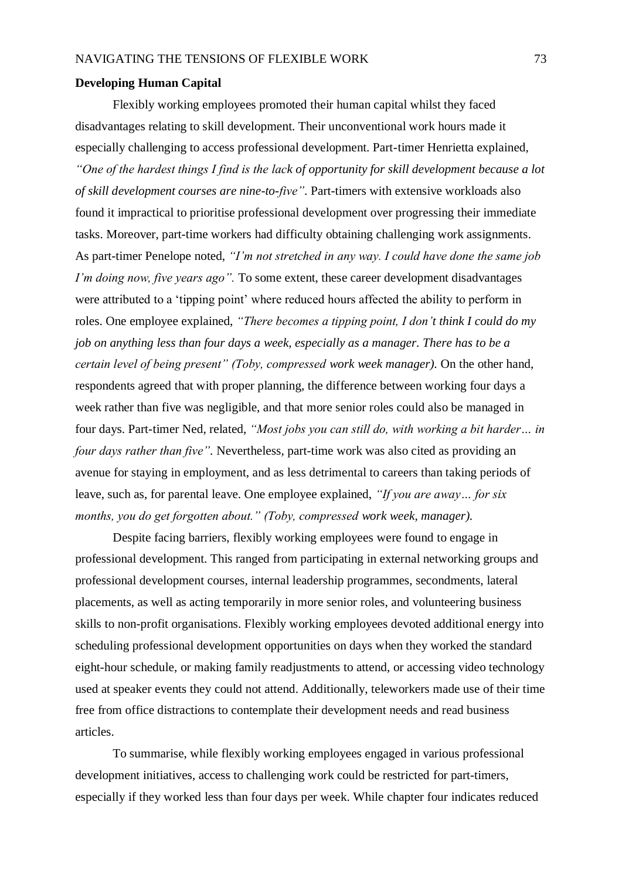**Developing Human Capital**

Flexibly working employees promoted their human capital whilst they faced disadvantages relating to skill development. Their unconventional work hours made it especially challenging to access professional development. Part-timer Henrietta explained, *"One of the hardest things I find is the lack of opportunity for skill development because a lot of skill development courses are nine-to-five"*. Part-timers with extensive workloads also found it impractical to prioritise professional development over progressing their immediate tasks. Moreover, part-time workers had difficulty obtaining challenging work assignments. As part-timer Penelope noted, *"I'm not stretched in any way. I could have done the same job I'm doing now, five years ago".* To some extent, these career development disadvantages were attributed to a 'tipping point' where reduced hours affected the ability to perform in roles. One employee explained, *"There becomes a tipping point, I don't think I could do my job on anything less than four days a week, especially as a manager. There has to be a certain level of being present" (Toby, compressed work week manager).* On the other hand, respondents agreed that with proper planning, the difference between working four days a week rather than five was negligible, and that more senior roles could also be managed in four days. Part-timer Ned, related, *"Most jobs you can still do, with working a bit harder… in four days rather than five"*. Nevertheless, part-time work was also cited as providing an avenue for staying in employment, and as less detrimental to careers than taking periods of leave, such as, for parental leave. One employee explained, *"If you are away… for six months, you do get forgotten about." (Toby, compressed work week, manager).*

Despite facing barriers, flexibly working employees were found to engage in professional development. This ranged from participating in external networking groups and professional development courses, internal leadership programmes, secondments, lateral placements, as well as acting temporarily in more senior roles, and volunteering business skills to non-profit organisations. Flexibly working employees devoted additional energy into scheduling professional development opportunities on days when they worked the standard eight-hour schedule, or making family readjustments to attend, or accessing video technology used at speaker events they could not attend. Additionally, teleworkers made use of their time free from office distractions to contemplate their development needs and read business articles.

To summarise, while flexibly working employees engaged in various professional development initiatives, access to challenging work could be restricted for part-timers, especially if they worked less than four days per week. While chapter four indicates reduced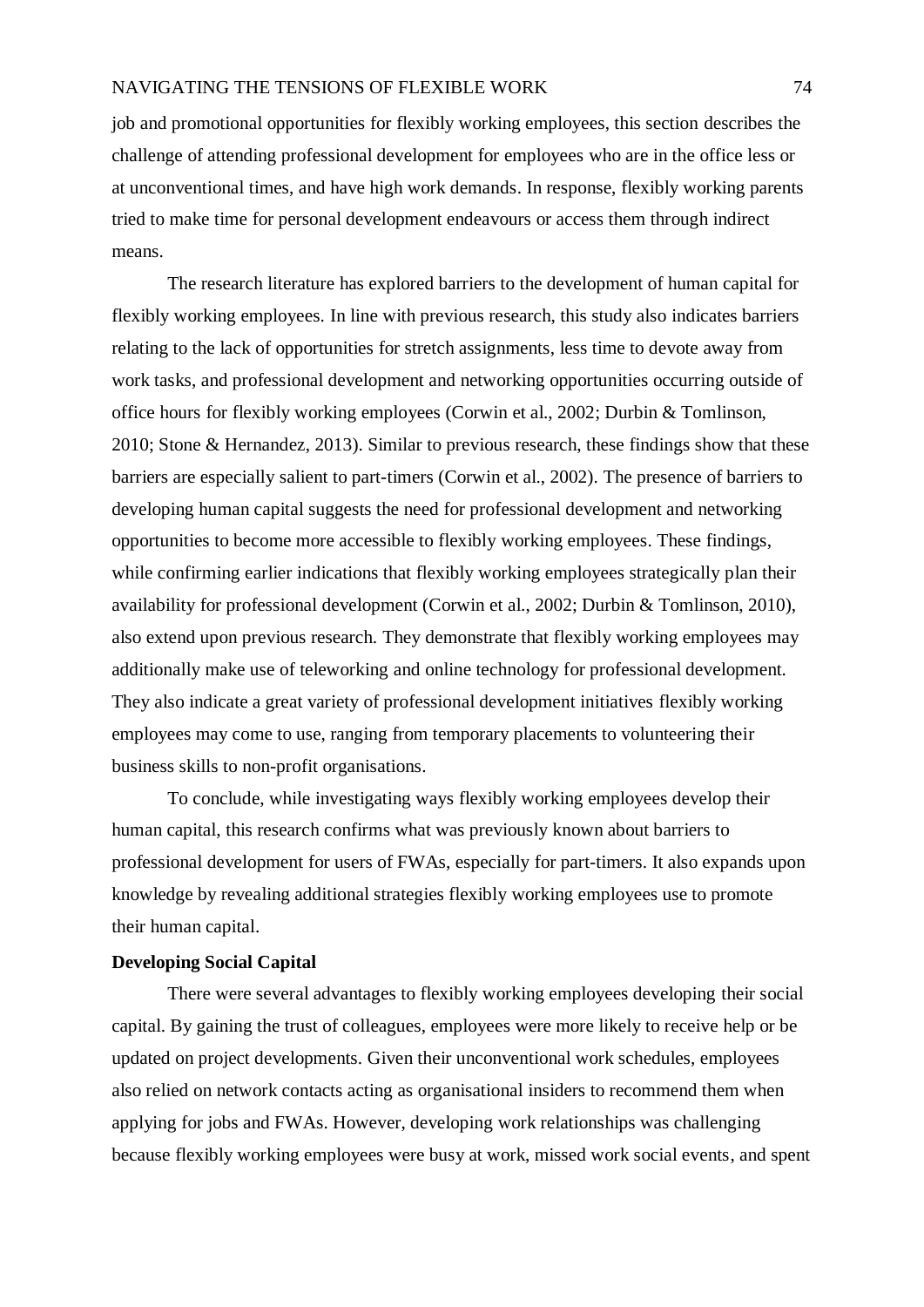job and promotional opportunities for flexibly working employees, this section describes the challenge of attending professional development for employees who are in the office less or at unconventional times, and have high work demands. In response, flexibly working parents tried to make time for personal development endeavours or access them through indirect means.

The research literature has explored barriers to the development of human capital for flexibly working employees. In line with previous research, this study also indicates barriers relating to the lack of opportunities for stretch assignments, less time to devote away from work tasks, and professional development and networking opportunities occurring outside of office hours for flexibly working employees (Corwin et al., 2002; Durbin & Tomlinson, 2010; Stone & Hernandez, 2013). Similar to previous research, these findings show that these barriers are especially salient to part-timers (Corwin et al., 2002). The presence of barriers to developing human capital suggests the need for professional development and networking opportunities to become more accessible to flexibly working employees. These findings, while confirming earlier indications that flexibly working employees strategically plan their availability for professional development (Corwin et al., 2002; Durbin & Tomlinson, 2010), also extend upon previous research. They demonstrate that flexibly working employees may additionally make use of teleworking and online technology for professional development. They also indicate a great variety of professional development initiatives flexibly working employees may come to use, ranging from temporary placements to volunteering their business skills to non-profit organisations.

To conclude, while investigating ways flexibly working employees develop their human capital, this research confirms what was previously known about barriers to professional development for users of FWAs, especially for part-timers. It also expands upon knowledge by revealing additional strategies flexibly working employees use to promote their human capital.

**Developing Social Capital**

There were several advantages to flexibly working employees developing their social capital. By gaining the trust of colleagues, employees were more likely to receive help or be updated on project developments. Given their unconventional work schedules, employees also relied on network contacts acting as organisational insiders to recommend them when applying for jobs and FWAs. However, developing work relationships was challenging because flexibly working employees were busy at work, missed work social events, and spent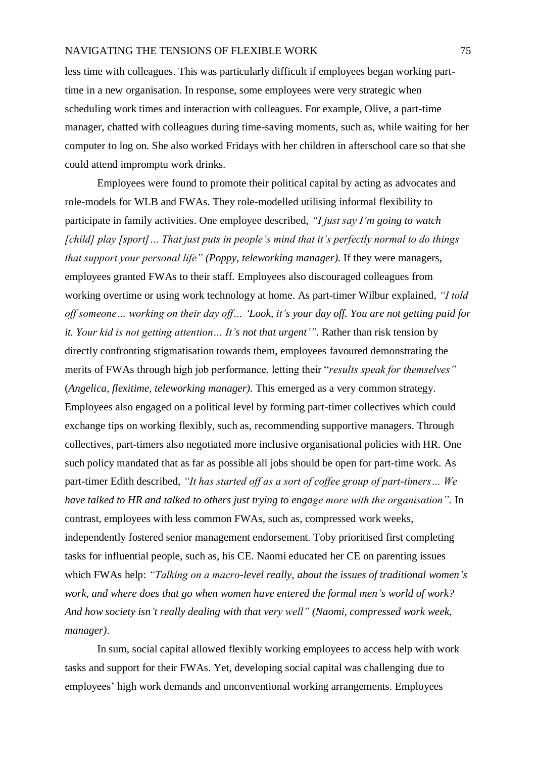less time with colleagues. This was particularly difficult if employees began working part-time in a new organisation. In response, some employees were very strategic when scheduling work times and interaction with colleagues. For example, Olive, a part-time manager, chatted with colleagues during time-saving moments, such as, while waiting for her computer to log on. She also worked Fridays with her children in afterschool care so that she could attend impromptu work drinks.

Employees were found to promote their political capital by acting as advocates and role-models for WLB and FWAs. They role-modelled utilising informal flexibility to participate in family activities. One employee described, *"I just say I'm going to watch [child] play [sport]… That just puts in people's mind that it's perfectly normal to do things that support your personal life" (Poppy, teleworking manager).* If they were managers, employees granted FWAs to their staff. Employees also discouraged colleagues from working overtime or using work technology at home. As part-timer Wilbur explained, *"I told off someone… working on their day off… 'Look, it's your day off. You are not getting paid for it. Your kid is not getting attention… It's not that urgent'".* Rather than risk tension by directly confronting stigmatisation towards them, employees favoured demonstrating the merits of FWAs through high job performance, letting their "*results speak for themselves"* (*Angelica, flexitime, teleworking manager).* This emerged as a very common strategy. Employees also engaged on a political level by forming part-timer collectives which could exchange tips on working flexibly, such as, recommending supportive managers. Through collectives, part-timers also negotiated more inclusive organisational policies with HR. One such policy mandated that as far as possible all jobs should be open for part-time work. As part-timer Edith described, *"It has started off as a sort of coffee group of part-timers… We have talked to HR and talked to others just trying to engage more with the organisation".* In contrast, employees with less common FWAs, such as, compressed work weeks, independently fostered senior management endorsement. Toby prioritised first completing tasks for influential people, such as, his CE. Naomi educated her CE on parenting issues which FWAs help: *"Talking on a macro-level really, about the issues of traditional women's work, and where does that go when women have entered the formal men's world of work? And how society isn't really dealing with that very well" (Naomi, compressed work week, manager).*

In sum, social capital allowed flexibly working employees to access help with work tasks and support for their FWAs. Yet, developing social capital was challenging due to employees' high work demands and unconventional working arrangements. Employees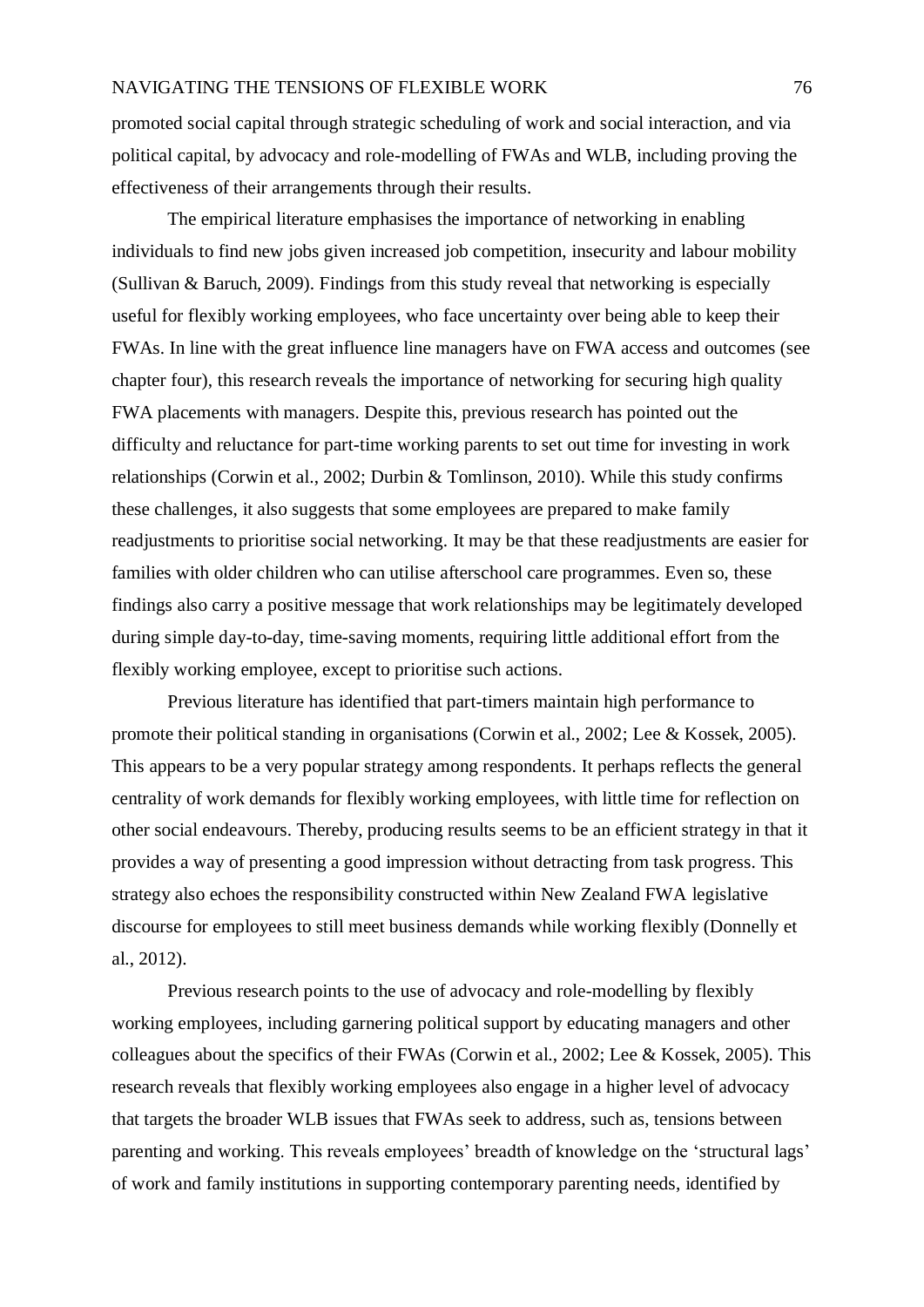promoted social capital through strategic scheduling of work and social interaction, and via political capital, by advocacy and role-modelling of FWAs and WLB, including proving the effectiveness of their arrangements through their results.

The empirical literature emphasises the importance of networking in enabling individuals to find new jobs given increased job competition, insecurity and labour mobility (Sullivan & Baruch, 2009). Findings from this study reveal that networking is especially useful for flexibly working employees, who face uncertainty over being able to keep their FWAs. In line with the great influence line managers have on FWA access and outcomes (see chapter four), this research reveals the importance of networking for securing high quality FWA placements with managers. Despite this, previous research has pointed out the difficulty and reluctance for part-time working parents to set out time for investing in work relationships (Corwin et al., 2002; Durbin & Tomlinson, 2010). While this study confirms these challenges, it also suggests that some employees are prepared to make family readjustments to prioritise social networking. It may be that these readjustments are easier for families with older children who can utilise afterschool care programmes. Even so, these findings also carry a positive message that work relationships may be legitimately developed during simple day-to-day, time-saving moments, requiring little additional effort from the flexibly working employee, except to prioritise such actions.

Previous literature has identified that part-timers maintain high performance to promote their political standing in organisations (Corwin et al., 2002; Lee & Kossek, 2005). This appears to be a very popular strategy among respondents. It perhaps reflects the general centrality of work demands for flexibly working employees, with little time for reflection on other social endeavours. Thereby, producing results seems to be an efficient strategy in that it provides a way of presenting a good impression without detracting from task progress. This strategy also echoes the responsibility constructed within New Zealand FWA legislative discourse for employees to still meet business demands while working flexibly (Donnelly et al., 2012).

Previous research points to the use of advocacy and role-modelling by flexibly working employees, including garnering political support by educating managers and other colleagues about the specifics of their FWAs (Corwin et al., 2002; Lee & Kossek, 2005). This research reveals that flexibly working employees also engage in a higher level of advocacy that targets the broader WLB issues that FWAs seek to address, such as, tensions between parenting and working. This reveals employees' breadth of knowledge on the 'structural lags' of work and family institutions in supporting contemporary parenting needs, identified by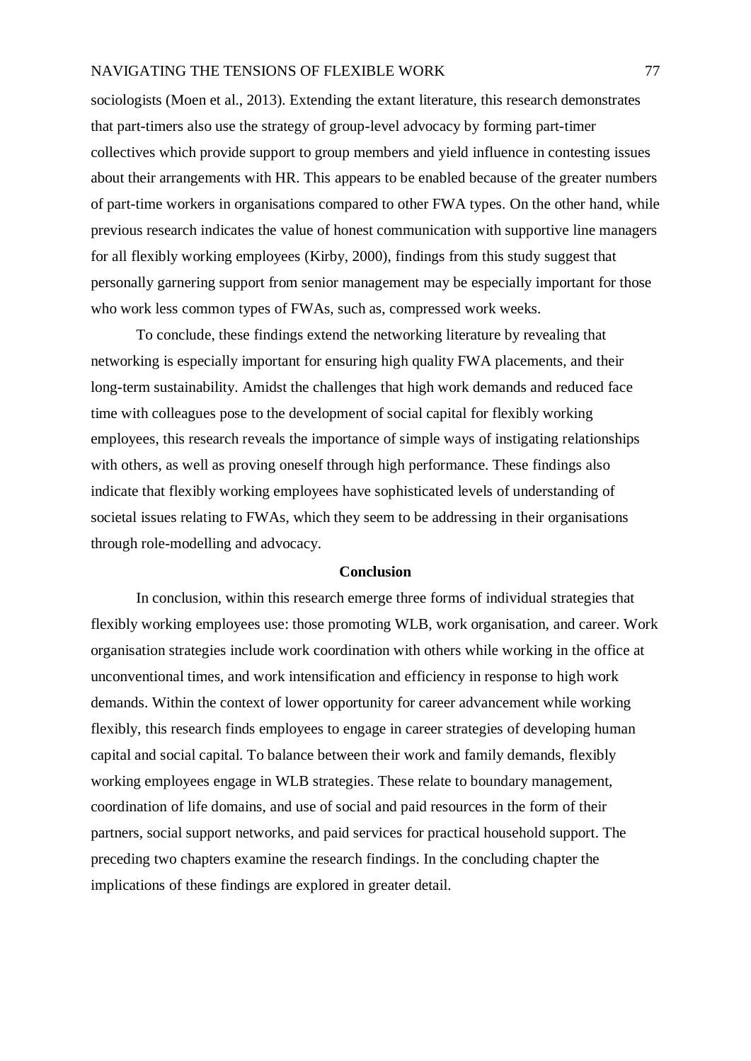sociologists (Moen et al., 2013). Extending the extant literature, this research demonstrates that part-timers also use the strategy of group-level advocacy by forming part-timer collectives which provide support to group members and yield influence in contesting issues about their arrangements with HR. This appears to be enabled because of the greater numbers of part-time workers in organisations compared to other FWA types. On the other hand, while previous research indicates the value of honest communication with supportive line managers for all flexibly working employees (Kirby, 2000), findings from this study suggest that personally garnering support from senior management may be especially important for those who work less common types of FWAs, such as, compressed work weeks.

To conclude, these findings extend the networking literature by revealing that networking is especially important for ensuring high quality FWA placements, and their long-term sustainability. Amidst the challenges that high work demands and reduced face time with colleagues pose to the development of social capital for flexibly working employees, this research reveals the importance of simple ways of instigating relationships with others, as well as proving oneself through high performance. These findings also indicate that flexibly working employees have sophisticated levels of understanding of societal issues relating to FWAs, which they seem to be addressing in their organisations through role-modelling and advocacy.

## Conclusion

In conclusion, within this research emerge three forms of individual strategies that flexibly working employees use: those promoting WLB, work organisation, and career. Work organisation strategies include work coordination with others while working in the office at unconventional times, and work intensification and efficiency in response to high work demands. Within the context of lower opportunity for career advancement while working flexibly, this research finds employees to engage in career strategies of developing human capital and social capital. To balance between their work and family demands, flexibly working employees engage in WLB strategies. These relate to boundary management, coordination of life domains, and use of social and paid resources in the form of their partners, social support networks, and paid services for practical household support. The preceding two chapters examine the research findings. In the concluding chapter the implications of these findings are explored in greater detail.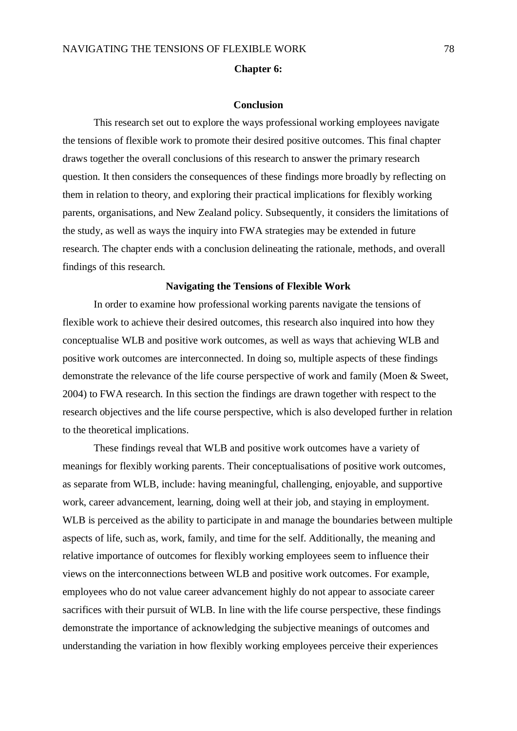# Chapter 6:

## Conclusion

This research set out to explore the ways professional working employees navigate the tensions of flexible work to promote their desired positive outcomes. This final chapter draws together the overall conclusions of this research to answer the primary research question. It then considers the consequences of these findings more broadly by reflecting on them in relation to theory, and exploring their practical implications for flexibly working parents, organisations, and New Zealand policy. Subsequently, it considers the limitations of the study, as well as ways the inquiry into FWA strategies may be extended in future research. The chapter ends with a conclusion delineating the rationale, methods, and overall findings of this research.

### Navigating the Tensions of Flexible Work

In order to examine how professional working parents navigate the tensions of flexible work to achieve their desired outcomes, this research also inquired into how they conceptualise WLB and positive work outcomes, as well as ways that achieving WLB and positive work outcomes are interconnected. In doing so, multiple aspects of these findings demonstrate the relevance of the life course perspective of work and family (Moen & Sweet, 2004) to FWA research. In this section the findings are drawn together with respect to the research objectives and the life course perspective, which is also developed further in relation to the theoretical implications.

These findings reveal that WLB and positive work outcomes have a variety of meanings for flexibly working parents. Their conceptualisations of positive work outcomes, as separate from WLB, include: having meaningful, challenging, enjoyable, and supportive work, career advancement, learning, doing well at their job, and staying in employment. WLB is perceived as the ability to participate in and manage the boundaries between multiple aspects of life, such as, work, family, and time for the self. Additionally, the meaning and relative importance of outcomes for flexibly working employees seem to influence their views on the interconnections between WLB and positive work outcomes. For example, employees who do not value career advancement highly do not appear to associate career sacrifices with their pursuit of WLB. In line with the life course perspective, these findings demonstrate the importance of acknowledging the subjective meanings of outcomes and understanding the variation in how flexibly working employees perceive their experiences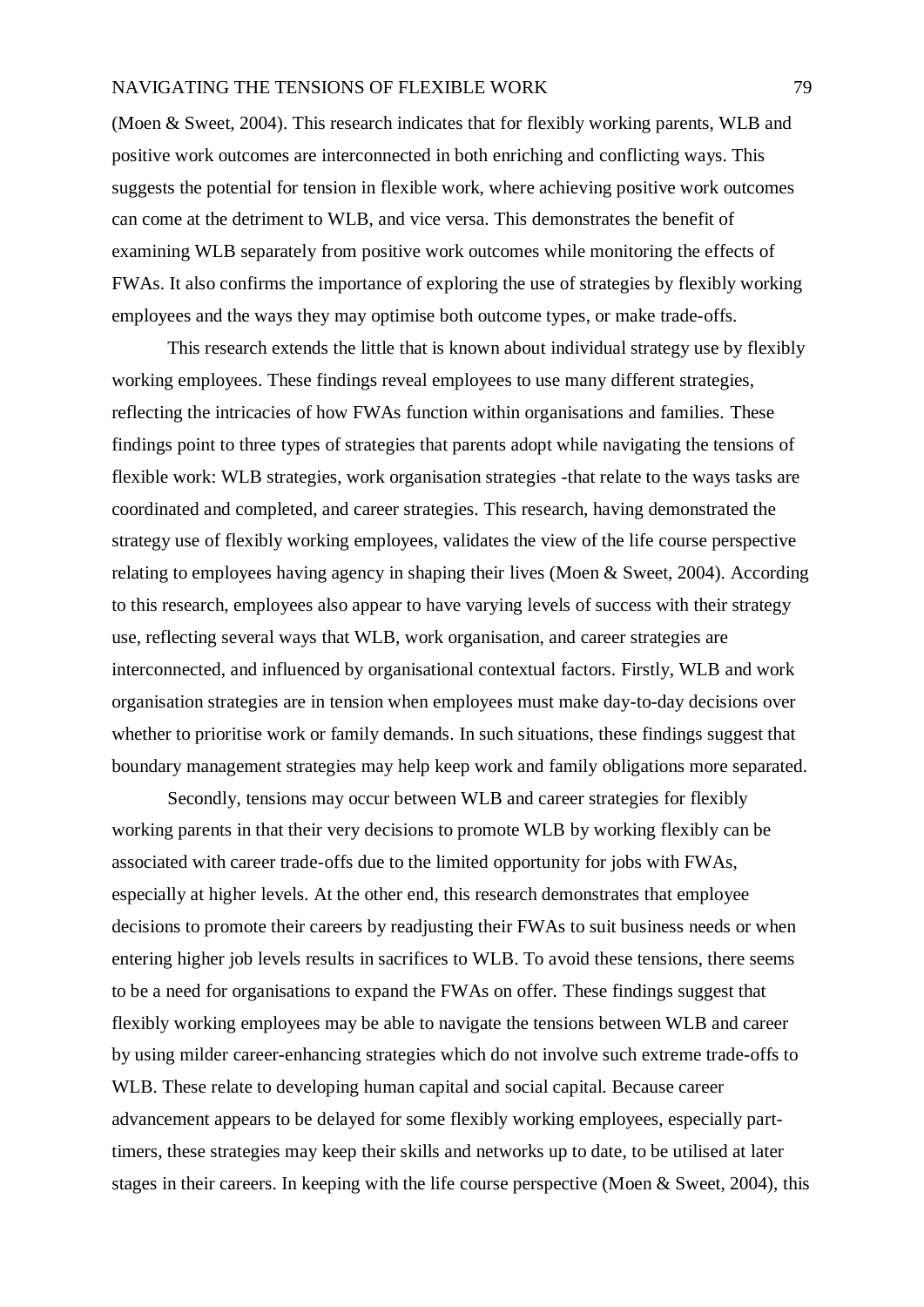(Moen & Sweet, 2004). This research indicates that for flexibly working parents, WLB and positive work outcomes are interconnected in both enriching and conflicting ways. This suggests the potential for tension in flexible work, where achieving positive work outcomes can come at the detriment to WLB, and vice versa. This demonstrates the benefit of examining WLB separately from positive work outcomes while monitoring the effects of FWAs. It also confirms the importance of exploring the use of strategies by flexibly working employees and the ways they may optimise both outcome types, or make trade-offs.

This research extends the little that is known about individual strategy use by flexibly working employees. These findings reveal employees to use many different strategies, reflecting the intricacies of how FWAs function within organisations and families. These findings point to three types of strategies that parents adopt while navigating the tensions of flexible work: WLB strategies, work organisation strategies -that relate to the ways tasks are coordinated and completed, and career strategies. This research, having demonstrated the strategy use of flexibly working employees, validates the view of the life course perspective relating to employees having agency in shaping their lives (Moen & Sweet, 2004). According to this research, employees also appear to have varying levels of success with their strategy use, reflecting several ways that WLB, work organisation, and career strategies are interconnected, and influenced by organisational contextual factors. Firstly, WLB and work organisation strategies are in tension when employees must make day-to-day decisions over whether to prioritise work or family demands. In such situations, these findings suggest that boundary management strategies may help keep work and family obligations more separated.

Secondly, tensions may occur between WLB and career strategies for flexibly working parents in that their very decisions to promote WLB by working flexibly can be associated with career trade-offs due to the limited opportunity for jobs with FWAs, especially at higher levels. At the other end, this research demonstrates that employee decisions to promote their careers by readjusting their FWAs to suit business needs or when entering higher job levels results in sacrifices to WLB. To avoid these tensions, there seems to be a need for organisations to expand the FWAs on offer. These findings suggest that flexibly working employees may be able to navigate the tensions between WLB and career by using milder career-enhancing strategies which do not involve such extreme trade-offs to WLB. These relate to developing human capital and social capital. Because career advancement appears to be delayed for some flexibly working employees, especially part-timers, these strategies may keep their skills and networks up to date, to be utilised at later stages in their careers. In keeping with the life course perspective (Moen & Sweet, 2004), this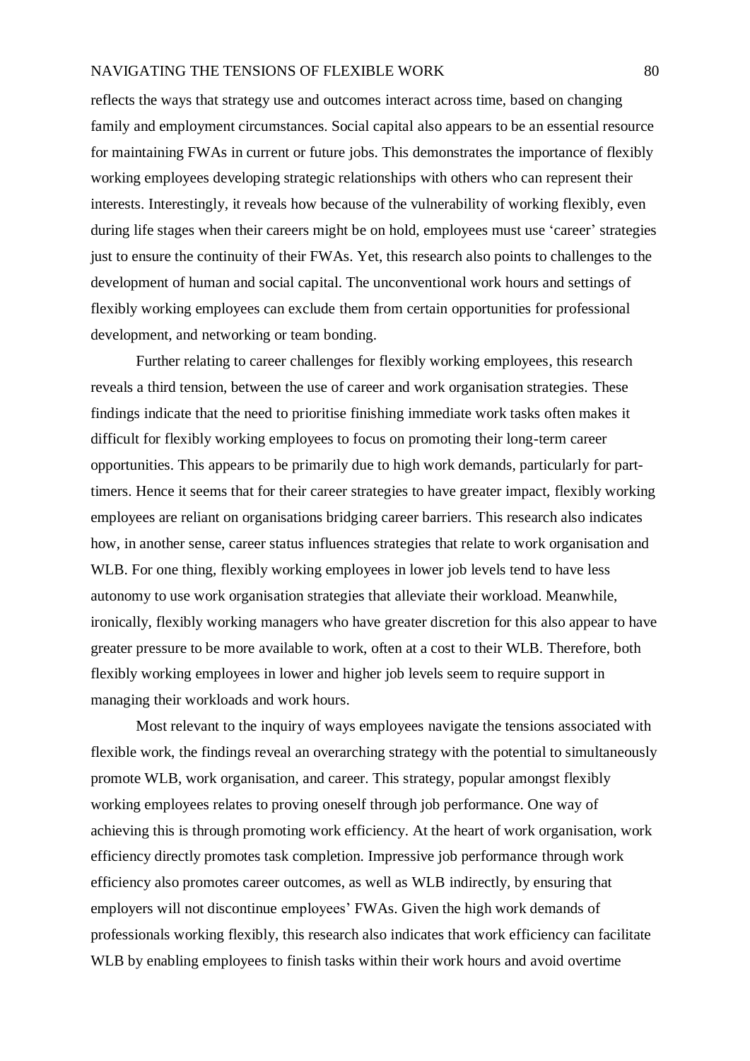reflects the ways that strategy use and outcomes interact across time, based on changing family and employment circumstances. Social capital also appears to be an essential resource for maintaining FWAs in current or future jobs. This demonstrates the importance of flexibly working employees developing strategic relationships with others who can represent their interests. Interestingly, it reveals how because of the vulnerability of working flexibly, even during life stages when their careers might be on hold, employees must use 'career' strategies just to ensure the continuity of their FWAs. Yet, this research also points to challenges to the development of human and social capital. The unconventional work hours and settings of flexibly working employees can exclude them from certain opportunities for professional development, and networking or team bonding.

Further relating to career challenges for flexibly working employees, this research reveals a third tension, between the use of career and work organisation strategies. These findings indicate that the need to prioritise finishing immediate work tasks often makes it difficult for flexibly working employees to focus on promoting their long-term career opportunities. This appears to be primarily due to high work demands, particularly for part-timers. Hence it seems that for their career strategies to have greater impact, flexibly working employees are reliant on organisations bridging career barriers. This research also indicates how, in another sense, career status influences strategies that relate to work organisation and WLB. For one thing, flexibly working employees in lower job levels tend to have less autonomy to use work organisation strategies that alleviate their workload. Meanwhile, ironically, flexibly working managers who have greater discretion for this also appear to have greater pressure to be more available to work, often at a cost to their WLB. Therefore, both flexibly working employees in lower and higher job levels seem to require support in managing their workloads and work hours.

Most relevant to the inquiry of ways employees navigate the tensions associated with flexible work, the findings reveal an overarching strategy with the potential to simultaneously promote WLB, work organisation, and career. This strategy, popular amongst flexibly working employees relates to proving oneself through job performance. One way of achieving this is through promoting work efficiency. At the heart of work organisation, work efficiency directly promotes task completion. Impressive job performance through work efficiency also promotes career outcomes, as well as WLB indirectly, by ensuring that employers will not discontinue employees' FWAs. Given the high work demands of professionals working flexibly, this research also indicates that work efficiency can facilitate WLB by enabling employees to finish tasks within their work hours and avoid overtime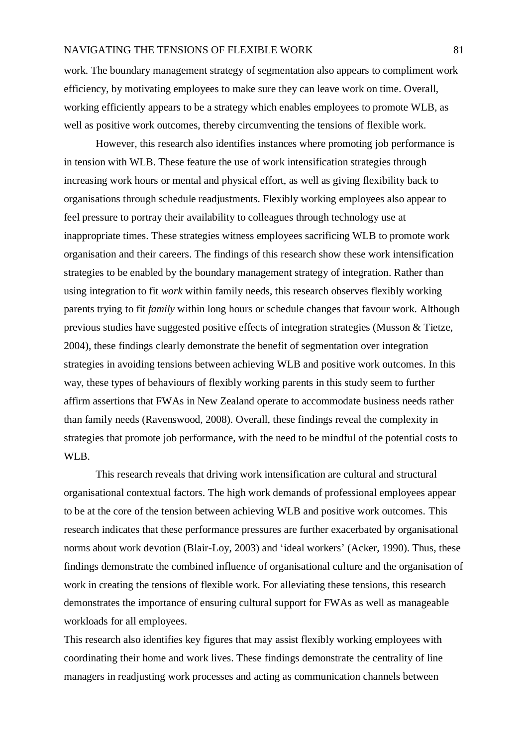work. The boundary management strategy of segmentation also appears to compliment work efficiency, by motivating employees to make sure they can leave work on time. Overall, working efficiently appears to be a strategy which enables employees to promote WLB, as well as positive work outcomes, thereby circumventing the tensions of flexible work.

However, this research also identifies instances where promoting job performance is in tension with WLB. These feature the use of work intensification strategies through increasing work hours or mental and physical effort, as well as giving flexibility back to organisations through schedule readjustments. Flexibly working employees also appear to feel pressure to portray their availability to colleagues through technology use at inappropriate times. These strategies witness employees sacrificing WLB to promote work organisation and their careers. The findings of this research show these work intensification strategies to be enabled by the boundary management strategy of integration. Rather than using integration to fit *work* within family needs, this research observes flexibly working parents trying to fit *family* within long hours or schedule changes that favour work. Although previous studies have suggested positive effects of integration strategies (Musson & Tietze, 2004), these findings clearly demonstrate the benefit of segmentation over integration strategies in avoiding tensions between achieving WLB and positive work outcomes. In this way, these types of behaviours of flexibly working parents in this study seem to further affirm assertions that FWAs in New Zealand operate to accommodate business needs rather than family needs (Ravenswood, 2008). Overall, these findings reveal the complexity in strategies that promote job performance, with the need to be mindful of the potential costs to WLB.

This research reveals that driving work intensification are cultural and structural organisational contextual factors. The high work demands of professional employees appear to be at the core of the tension between achieving WLB and positive work outcomes. This research indicates that these performance pressures are further exacerbated by organisational norms about work devotion (Blair-Loy, 2003) and 'ideal workers' (Acker, 1990). Thus, these findings demonstrate the combined influence of organisational culture and the organisation of work in creating the tensions of flexible work. For alleviating these tensions, this research demonstrates the importance of ensuring cultural support for FWAs as well as manageable workloads for all employees.

This research also identifies key figures that may assist flexibly working employees with coordinating their home and work lives. These findings demonstrate the centrality of line managers in readjusting work processes and acting as communication channels between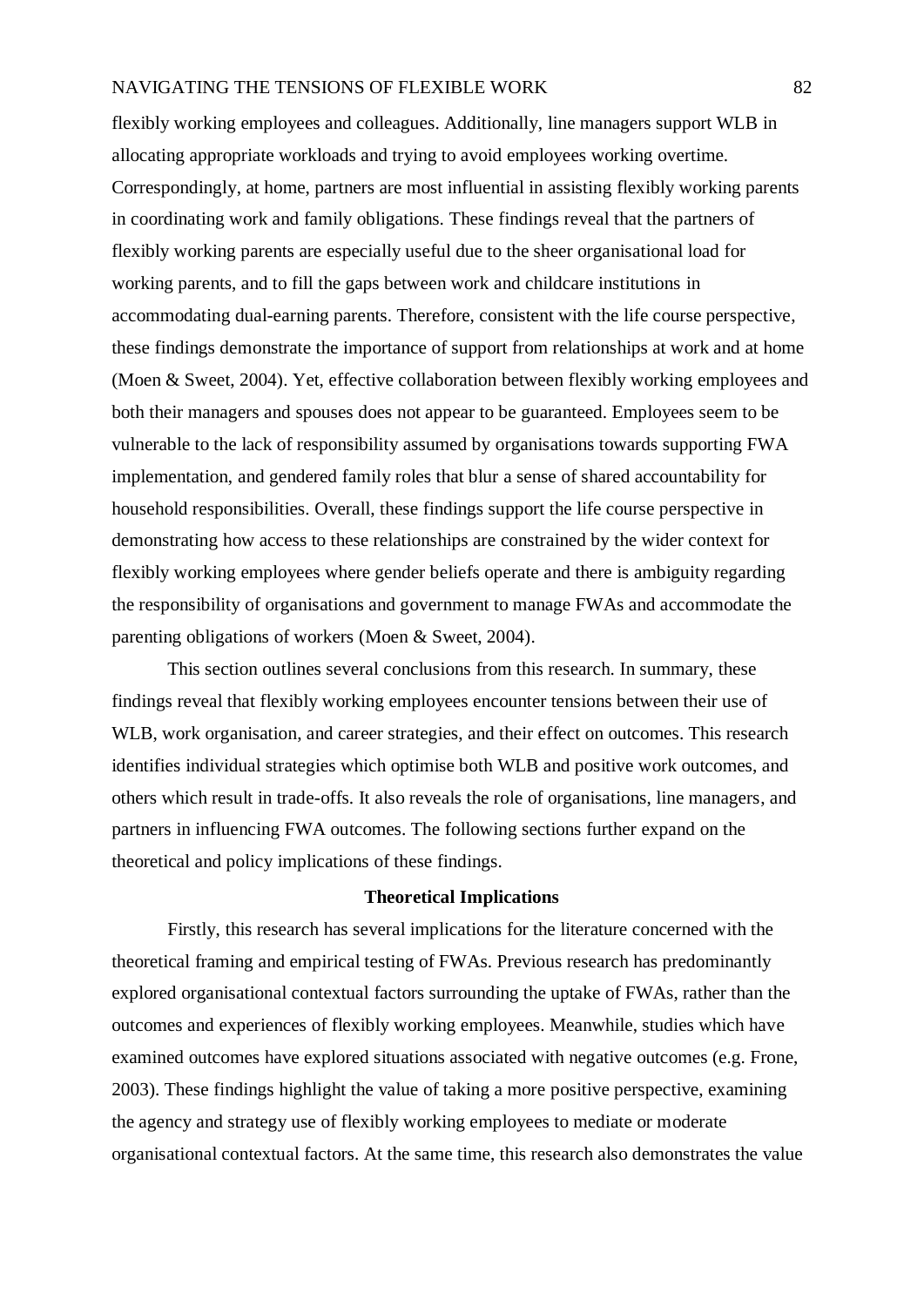flexibly working employees and colleagues. Additionally, line managers support WLB in allocating appropriate workloads and trying to avoid employees working overtime. Correspondingly, at home, partners are most influential in assisting flexibly working parents in coordinating work and family obligations. These findings reveal that the partners of flexibly working parents are especially useful due to the sheer organisational load for working parents, and to fill the gaps between work and childcare institutions in accommodating dual-earning parents. Therefore, consistent with the life course perspective, these findings demonstrate the importance of support from relationships at work and at home (Moen & Sweet, 2004). Yet, effective collaboration between flexibly working employees and both their managers and spouses does not appear to be guaranteed. Employees seem to be vulnerable to the lack of responsibility assumed by organisations towards supporting FWA implementation, and gendered family roles that blur a sense of shared accountability for household responsibilities. Overall, these findings support the life course perspective in demonstrating how access to these relationships are constrained by the wider context for flexibly working employees where gender beliefs operate and there is ambiguity regarding the responsibility of organisations and government to manage FWAs and accommodate the parenting obligations of workers (Moen & Sweet, 2004).

This section outlines several conclusions from this research. In summary, these findings reveal that flexibly working employees encounter tensions between their use of WLB, work organisation, and career strategies, and their effect on outcomes. This research identifies individual strategies which optimise both WLB and positive work outcomes, and others which result in trade-offs. It also reveals the role of organisations, line managers, and partners in influencing FWA outcomes. The following sections further expand on the theoretical and policy implications of these findings.

## Theoretical Implications

Firstly, this research has several implications for the literature concerned with the theoretical framing and empirical testing of FWAs. Previous research has predominantly explored organisational contextual factors surrounding the uptake of FWAs, rather than the outcomes and experiences of flexibly working employees. Meanwhile, studies which have examined outcomes have explored situations associated with negative outcomes (e.g. Frone, 2003). These findings highlight the value of taking a more positive perspective, examining the agency and strategy use of flexibly working employees to mediate or moderate organisational contextual factors. At the same time, this research also demonstrates the value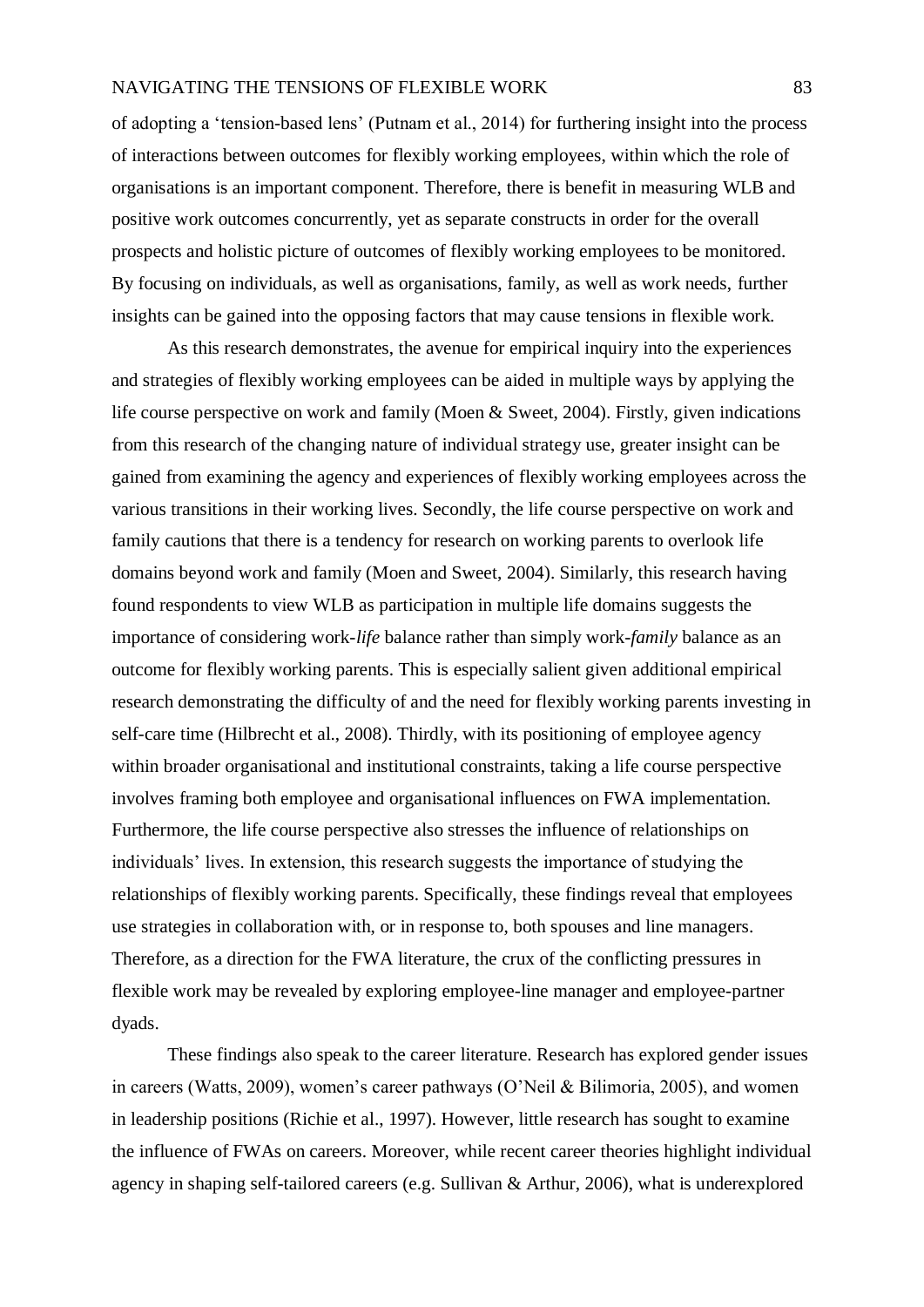of adopting a 'tension-based lens' (Putnam et al., 2014) for furthering insight into the process of interactions between outcomes for flexibly working employees, within which the role of organisations is an important component. Therefore, there is benefit in measuring WLB and positive work outcomes concurrently, yet as separate constructs in order for the overall prospects and holistic picture of outcomes of flexibly working employees to be monitored. By focusing on individuals, as well as organisations, family, as well as work needs, further insights can be gained into the opposing factors that may cause tensions in flexible work.

As this research demonstrates, the avenue for empirical inquiry into the experiences and strategies of flexibly working employees can be aided in multiple ways by applying the life course perspective on work and family (Moen & Sweet, 2004). Firstly, given indications from this research of the changing nature of individual strategy use, greater insight can be gained from examining the agency and experiences of flexibly working employees across the various transitions in their working lives. Secondly, the life course perspective on work and family cautions that there is a tendency for research on working parents to overlook life domains beyond work and family (Moen and Sweet, 2004). Similarly, this research having found respondents to view WLB as participation in multiple life domains suggests the importance of considering work-*life* balance rather than simply work-*family* balance as an outcome for flexibly working parents. This is especially salient given additional empirical research demonstrating the difficulty of and the need for flexibly working parents investing in self-care time (Hilbrecht et al., 2008). Thirdly, with its positioning of employee agency within broader organisational and institutional constraints, taking a life course perspective involves framing both employee and organisational influences on FWA implementation. Furthermore, the life course perspective also stresses the influence of relationships on individuals' lives. In extension, this research suggests the importance of studying the relationships of flexibly working parents. Specifically, these findings reveal that employees use strategies in collaboration with, or in response to, both spouses and line managers. Therefore, as a direction for the FWA literature, the crux of the conflicting pressures in flexible work may be revealed by exploring employee-line manager and employee-partner dyads.

These findings also speak to the career literature. Research has explored gender issues in careers (Watts, 2009), women's career pathways (O'Neil & Bilimoria, 2005), and women in leadership positions (Richie et al., 1997). However, little research has sought to examine the influence of FWAs on careers. Moreover, while recent career theories highlight individual agency in shaping self-tailored careers (e.g. Sullivan & Arthur, 2006), what is underexplored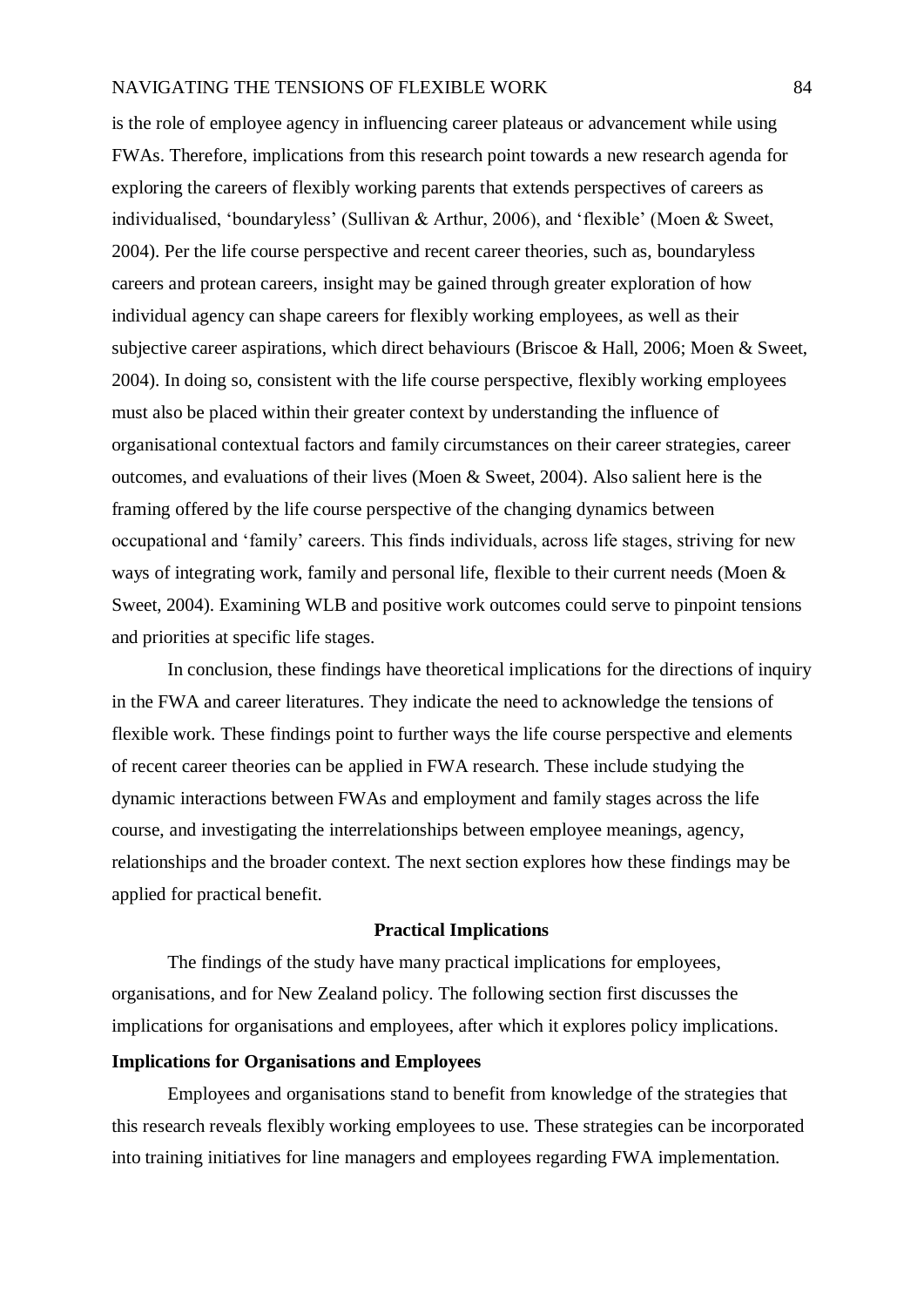is the role of employee agency in influencing career plateaus or advancement while using FWAs. Therefore, implications from this research point towards a new research agenda for exploring the careers of flexibly working parents that extends perspectives of careers as individualised, 'boundaryless' (Sullivan & Arthur, 2006), and 'flexible' (Moen & Sweet, 2004). Per the life course perspective and recent career theories, such as, boundaryless careers and protean careers, insight may be gained through greater exploration of how individual agency can shape careers for flexibly working employees, as well as their subjective career aspirations, which direct behaviours (Briscoe & Hall, 2006; Moen & Sweet, 2004). In doing so, consistent with the life course perspective, flexibly working employees must also be placed within their greater context by understanding the influence of organisational contextual factors and family circumstances on their career strategies, career outcomes, and evaluations of their lives (Moen & Sweet, 2004). Also salient here is the framing offered by the life course perspective of the changing dynamics between occupational and 'family' careers. This finds individuals, across life stages, striving for new ways of integrating work, family and personal life, flexible to their current needs (Moen & Sweet, 2004). Examining WLB and positive work outcomes could serve to pinpoint tensions and priorities at specific life stages.

In conclusion, these findings have theoretical implications for the directions of inquiry in the FWA and career literatures. They indicate the need to acknowledge the tensions of flexible work. These findings point to further ways the life course perspective and elements of recent career theories can be applied in FWA research. These include studying the dynamic interactions between FWAs and employment and family stages across the life course, and investigating the interrelationships between employee meanings, agency, relationships and the broader context. The next section explores how these findings may be applied for practical benefit.

## Practical Implications

The findings of the study have many practical implications for employees, organisations, and for New Zealand policy. The following section first discusses the implications for organisations and employees, after which it explores policy implications.

### Implications for Organisations and Employees

Employees and organisations stand to benefit from knowledge of the strategies that this research reveals flexibly working employees to use. These strategies can be incorporated into training initiatives for line managers and employees regarding FWA implementation.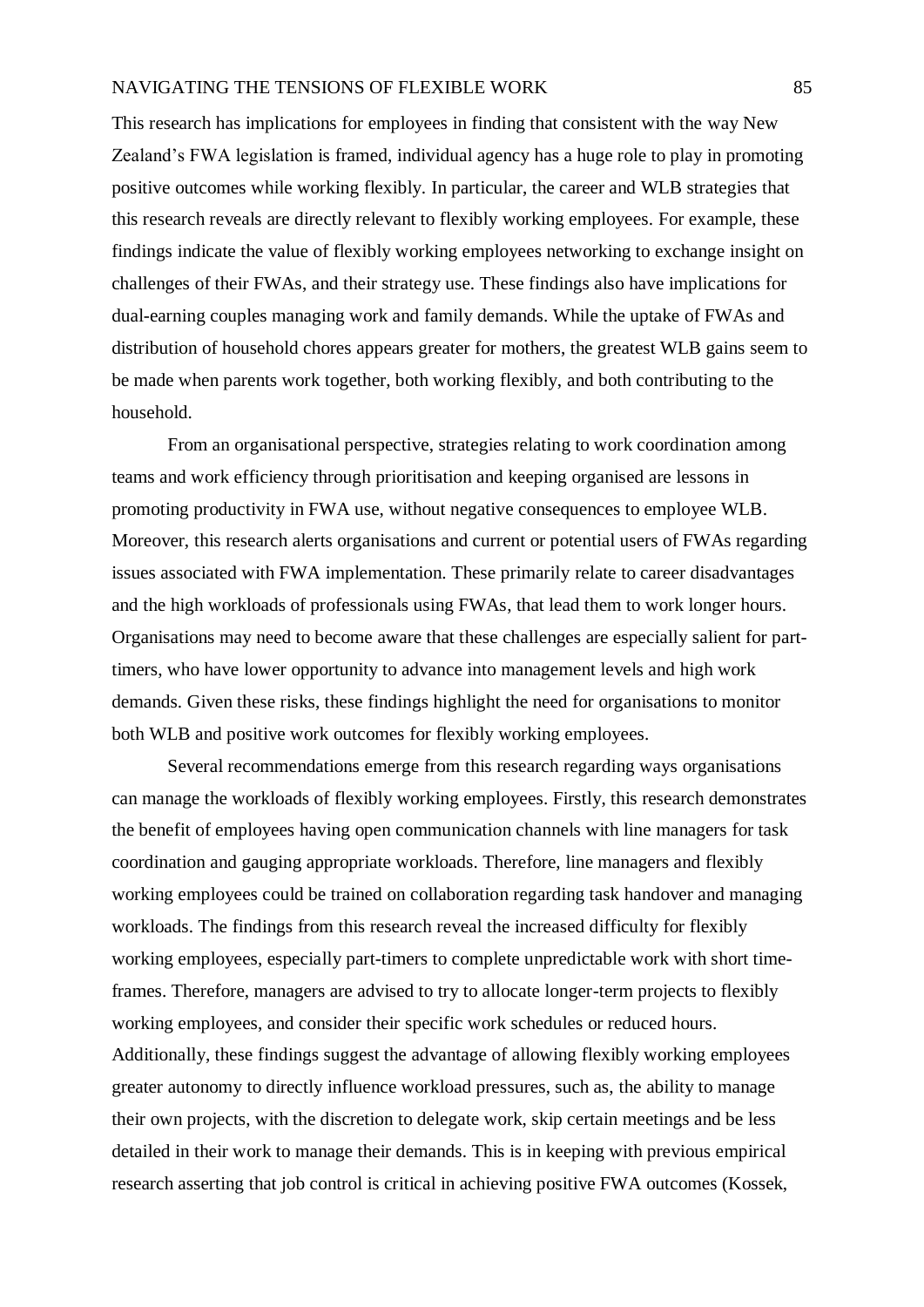This research has implications for employees in finding that consistent with the way New Zealand's FWA legislation is framed, individual agency has a huge role to play in promoting positive outcomes while working flexibly. In particular, the career and WLB strategies that this research reveals are directly relevant to flexibly working employees. For example, these findings indicate the value of flexibly working employees networking to exchange insight on challenges of their FWAs, and their strategy use. These findings also have implications for dual-earning couples managing work and family demands. While the uptake of FWAs and distribution of household chores appears greater for mothers, the greatest WLB gains seem to be made when parents work together, both working flexibly, and both contributing to the household.

From an organisational perspective, strategies relating to work coordination among teams and work efficiency through prioritisation and keeping organised are lessons in promoting productivity in FWA use, without negative consequences to employee WLB. Moreover, this research alerts organisations and current or potential users of FWAs regarding issues associated with FWA implementation. These primarily relate to career disadvantages and the high workloads of professionals using FWAs, that lead them to work longer hours. Organisations may need to become aware that these challenges are especially salient for part-timers, who have lower opportunity to advance into management levels and high work demands. Given these risks, these findings highlight the need for organisations to monitor both WLB and positive work outcomes for flexibly working employees.

Several recommendations emerge from this research regarding ways organisations can manage the workloads of flexibly working employees. Firstly, this research demonstrates the benefit of employees having open communication channels with line managers for task coordination and gauging appropriate workloads. Therefore, line managers and flexibly working employees could be trained on collaboration regarding task handover and managing workloads. The findings from this research reveal the increased difficulty for flexibly working employees, especially part-timers to complete unpredictable work with short time-frames. Therefore, managers are advised to try to allocate longer-term projects to flexibly working employees, and consider their specific work schedules or reduced hours. Additionally, these findings suggest the advantage of allowing flexibly working employees greater autonomy to directly influence workload pressures, such as, the ability to manage their own projects, with the discretion to delegate work, skip certain meetings and be less detailed in their work to manage their demands. This is in keeping with previous empirical research asserting that job control is critical in achieving positive FWA outcomes (Kossek,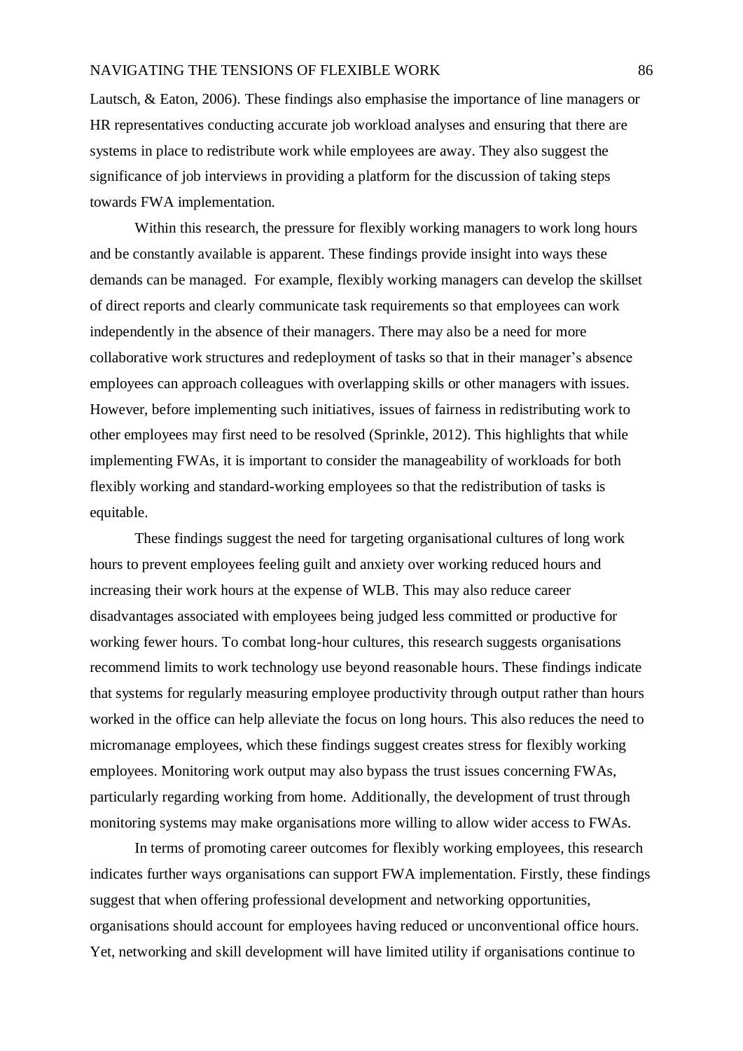Lautsch, & Eaton, 2006). These findings also emphasise the importance of line managers or HR representatives conducting accurate job workload analyses and ensuring that there are systems in place to redistribute work while employees are away. They also suggest the significance of job interviews in providing a platform for the discussion of taking steps towards FWA implementation.

Within this research, the pressure for flexibly working managers to work long hours and be constantly available is apparent. These findings provide insight into ways these demands can be managed. For example, flexibly working managers can develop the skillset of direct reports and clearly communicate task requirements so that employees can work independently in the absence of their managers. There may also be a need for more collaborative work structures and redeployment of tasks so that in their manager's absence employees can approach colleagues with overlapping skills or other managers with issues. However, before implementing such initiatives, issues of fairness in redistributing work to other employees may first need to be resolved (Sprinkle, 2012). This highlights that while implementing FWAs, it is important to consider the manageability of workloads for both flexibly working and standard-working employees so that the redistribution of tasks is equitable.

These findings suggest the need for targeting organisational cultures of long work hours to prevent employees feeling guilt and anxiety over working reduced hours and increasing their work hours at the expense of WLB. This may also reduce career disadvantages associated with employees being judged less committed or productive for working fewer hours. To combat long-hour cultures, this research suggests organisations recommend limits to work technology use beyond reasonable hours. These findings indicate that systems for regularly measuring employee productivity through output rather than hours worked in the office can help alleviate the focus on long hours. This also reduces the need to micromanage employees, which these findings suggest creates stress for flexibly working employees. Monitoring work output may also bypass the trust issues concerning FWAs, particularly regarding working from home. Additionally, the development of trust through monitoring systems may make organisations more willing to allow wider access to FWAs.

In terms of promoting career outcomes for flexibly working employees, this research indicates further ways organisations can support FWA implementation. Firstly, these findings suggest that when offering professional development and networking opportunities, organisations should account for employees having reduced or unconventional office hours. Yet, networking and skill development will have limited utility if organisations continue to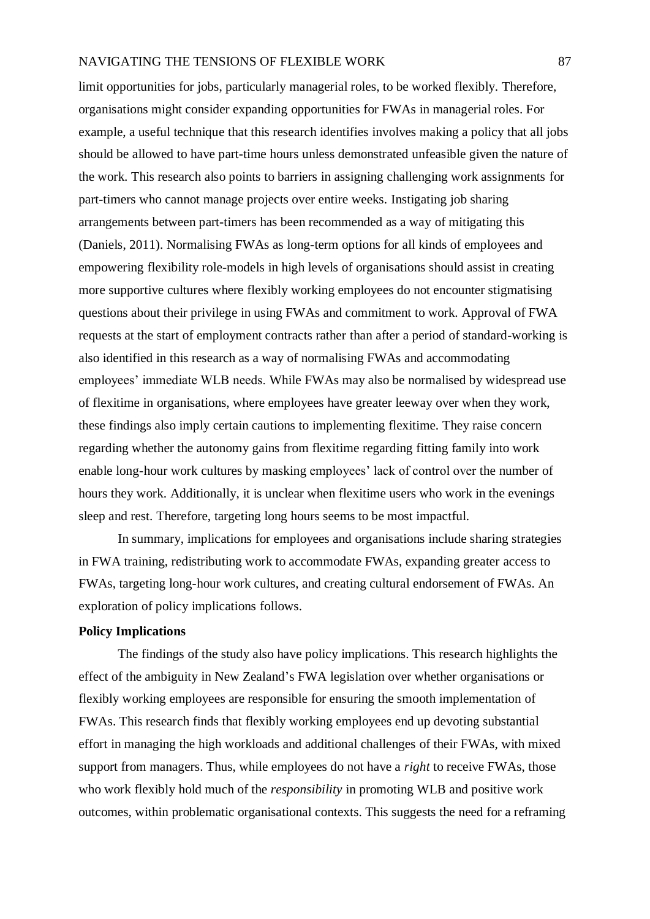limit opportunities for jobs, particularly managerial roles, to be worked flexibly. Therefore, organisations might consider expanding opportunities for FWAs in managerial roles. For example, a useful technique that this research identifies involves making a policy that all jobs should be allowed to have part-time hours unless demonstrated unfeasible given the nature of the work. This research also points to barriers in assigning challenging work assignments for part-timers who cannot manage projects over entire weeks. Instigating job sharing arrangements between part-timers has been recommended as a way of mitigating this (Daniels, 2011). Normalising FWAs as long-term options for all kinds of employees and empowering flexibility role-models in high levels of organisations should assist in creating more supportive cultures where flexibly working employees do not encounter stigmatising questions about their privilege in using FWAs and commitment to work. Approval of FWA requests at the start of employment contracts rather than after a period of standard-working is also identified in this research as a way of normalising FWAs and accommodating employees' immediate WLB needs. While FWAs may also be normalised by widespread use of flexitime in organisations, where employees have greater leeway over when they work, these findings also imply certain cautions to implementing flexitime. They raise concern regarding whether the autonomy gains from flexitime regarding fitting family into work enable long-hour work cultures by masking employees' lack of control over the number of hours they work. Additionally, it is unclear when flexitime users who work in the evenings sleep and rest. Therefore, targeting long hours seems to be most impactful.

In summary, implications for employees and organisations include sharing strategies in FWA training, redistributing work to accommodate FWAs, expanding greater access to FWAs, targeting long-hour work cultures, and creating cultural endorsement of FWAs. An exploration of policy implications follows.

**Policy Implications**

The findings of the study also have policy implications. This research highlights the effect of the ambiguity in New Zealand's FWA legislation over whether organisations or flexibly working employees are responsible for ensuring the smooth implementation of FWAs. This research finds that flexibly working employees end up devoting substantial effort in managing the high workloads and additional challenges of their FWAs, with mixed support from managers. Thus, while employees do not have a *right* to receive FWAs, those who work flexibly hold much of the *responsibility* in promoting WLB and positive work outcomes, within problematic organisational contexts. This suggests the need for a reframing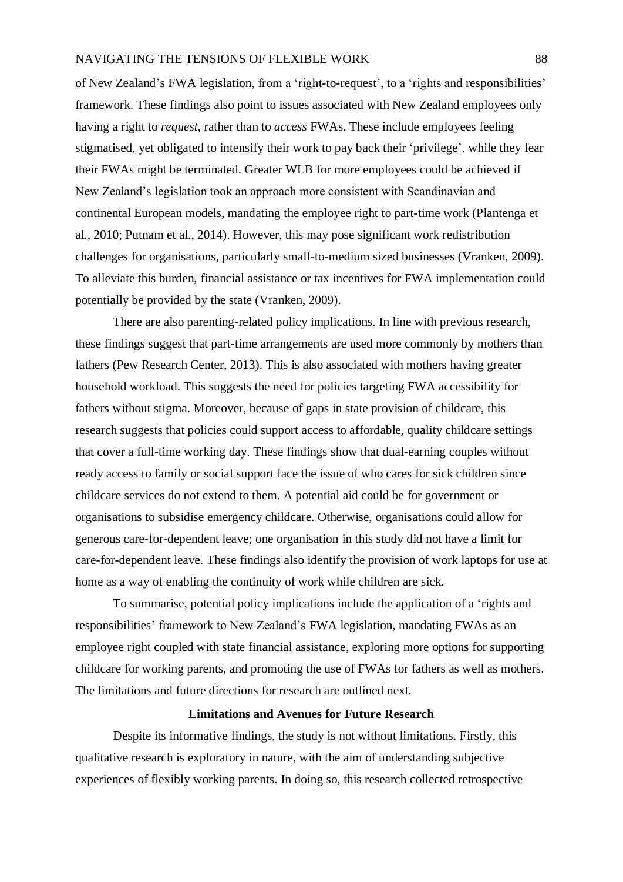of New Zealand's FWA legislation, from a 'right-to-request', to a 'rights and responsibilities' framework. These findings also point to issues associated with New Zealand employees only having a right to *request*, rather than to *access* FWAs. These include employees feeling stigmatised, yet obligated to intensify their work to pay back their 'privilege', while they fear their FWAs might be terminated. Greater WLB for more employees could be achieved if New Zealand's legislation took an approach more consistent with Scandinavian and continental European models, mandating the employee right to part-time work (Plantenga et al., 2010; Putnam et al., 2014). However, this may pose significant work redistribution challenges for organisations, particularly small-to-medium sized businesses (Vranken, 2009). To alleviate this burden, financial assistance or tax incentives for FWA implementation could potentially be provided by the state (Vranken, 2009).

There are also parenting-related policy implications. In line with previous research, these findings suggest that part-time arrangements are used more commonly by mothers than fathers (Pew Research Center, 2013). This is also associated with mothers having greater household workload. This suggests the need for policies targeting FWA accessibility for fathers without stigma. Moreover, because of gaps in state provision of childcare, this research suggests that policies could support access to affordable, quality childcare settings that cover a full-time working day. These findings show that dual-earning couples without ready access to family or social support face the issue of who cares for sick children since childcare services do not extend to them. A potential aid could be for government or organisations to subsidise emergency childcare. Otherwise, organisations could allow for generous care-for-dependent leave; one organisation in this study did not have a limit for care-for-dependent leave. These findings also identify the provision of work laptops for use at home as a way of enabling the continuity of work while children are sick.

To summarise, potential policy implications include the application of a 'rights and responsibilities' framework to New Zealand's FWA legislation, mandating FWAs as an employee right coupled with state financial assistance, exploring more options for supporting childcare for working parents, and promoting the use of FWAs for fathers as well as mothers. The limitations and future directions for research are outlined next.

## Limitations and Avenues for Future Research

Despite its informative findings, the study is not without limitations. Firstly, this qualitative research is exploratory in nature, with the aim of understanding subjective experiences of flexibly working parents. In doing so, this research collected retrospective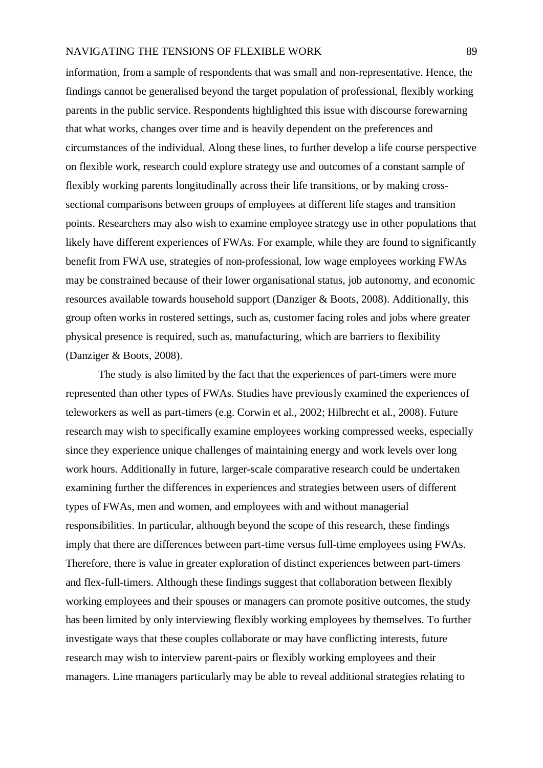information, from a sample of respondents that was small and non-representative. Hence, the findings cannot be generalised beyond the target population of professional, flexibly working parents in the public service. Respondents highlighted this issue with discourse forewarning that what works, changes over time and is heavily dependent on the preferences and circumstances of the individual. Along these lines, to further develop a life course perspective on flexible work, research could explore strategy use and outcomes of a constant sample of flexibly working parents longitudinally across their life transitions, or by making cross-sectional comparisons between groups of employees at different life stages and transition points. Researchers may also wish to examine employee strategy use in other populations that likely have different experiences of FWAs. For example, while they are found to significantly benefit from FWA use, strategies of non-professional, low wage employees working FWAs may be constrained because of their lower organisational status, job autonomy, and economic resources available towards household support (Danziger & Boots, 2008). Additionally, this group often works in rostered settings, such as, customer facing roles and jobs where greater physical presence is required, such as, manufacturing, which are barriers to flexibility (Danziger & Boots, 2008).

The study is also limited by the fact that the experiences of part-timers were more represented than other types of FWAs. Studies have previously examined the experiences of teleworkers as well as part-timers (e.g. Corwin et al., 2002; Hilbrecht et al., 2008). Future research may wish to specifically examine employees working compressed weeks, especially since they experience unique challenges of maintaining energy and work levels over long work hours. Additionally in future, larger-scale comparative research could be undertaken examining further the differences in experiences and strategies between users of different types of FWAs, men and women, and employees with and without managerial responsibilities. In particular, although beyond the scope of this research, these findings imply that there are differences between part-time versus full-time employees using FWAs. Therefore, there is value in greater exploration of distinct experiences between part-timers and flex-full-timers. Although these findings suggest that collaboration between flexibly working employees and their spouses or managers can promote positive outcomes, the study has been limited by only interviewing flexibly working employees by themselves. To further investigate ways that these couples collaborate or may have conflicting interests, future research may wish to interview parent-pairs or flexibly working employees and their managers. Line managers particularly may be able to reveal additional strategies relating to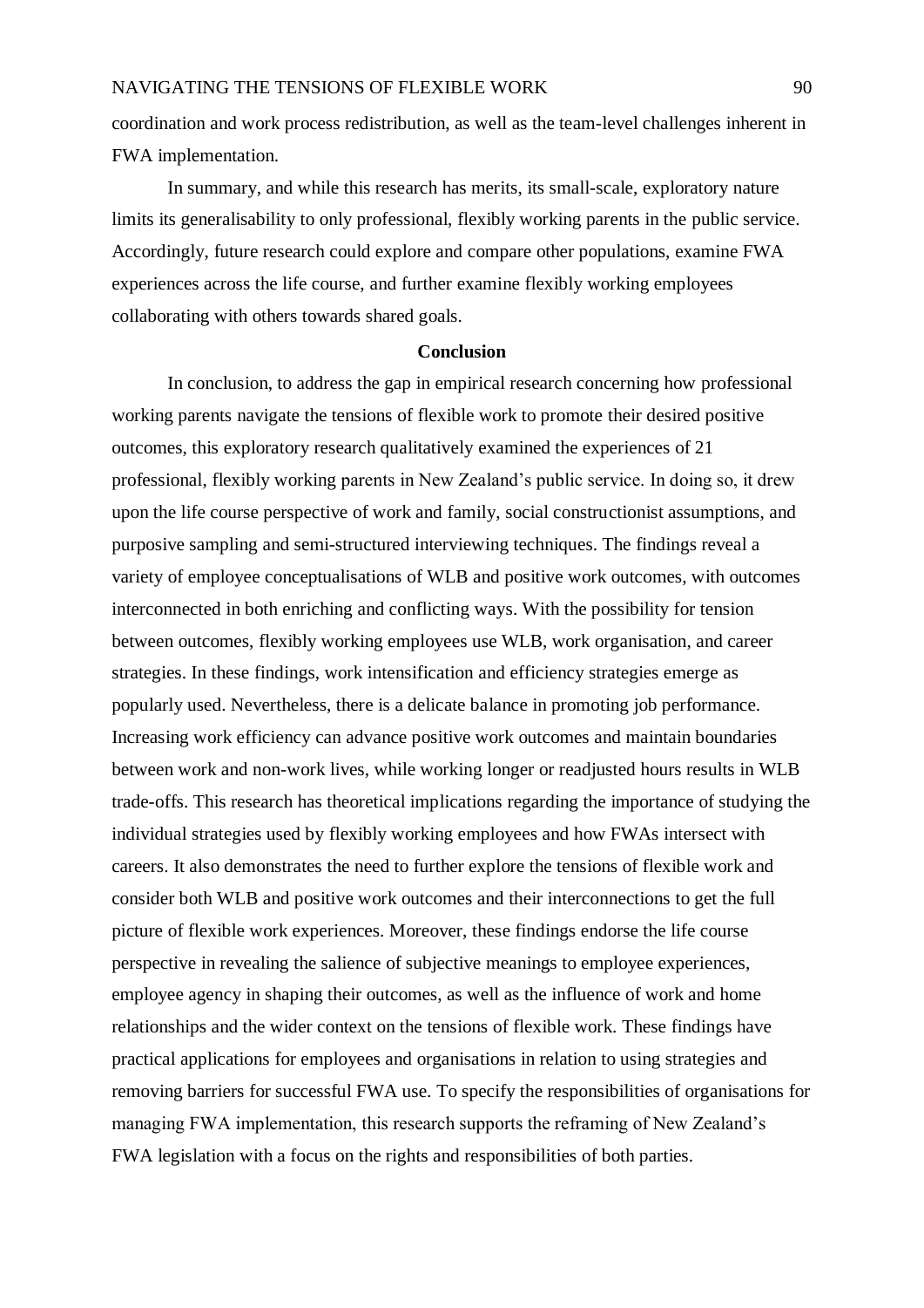coordination and work process redistribution, as well as the team-level challenges inherent in FWA implementation.

In summary, and while this research has merits, its small-scale, exploratory nature limits its generalisability to only professional, flexibly working parents in the public service. Accordingly, future research could explore and compare other populations, examine FWA experiences across the life course, and further examine flexibly working employees collaborating with others towards shared goals.

## Conclusion

In conclusion, to address the gap in empirical research concerning how professional working parents navigate the tensions of flexible work to promote their desired positive outcomes, this exploratory research qualitatively examined the experiences of 21 professional, flexibly working parents in New Zealand's public service. In doing so, it drew upon the life course perspective of work and family, social constructionist assumptions, and purposive sampling and semi-structured interviewing techniques. The findings reveal a variety of employee conceptualisations of WLB and positive work outcomes, with outcomes interconnected in both enriching and conflicting ways. With the possibility for tension between outcomes, flexibly working employees use WLB, work organisation, and career strategies. In these findings, work intensification and efficiency strategies emerge as popularly used. Nevertheless, there is a delicate balance in promoting job performance. Increasing work efficiency can advance positive work outcomes and maintain boundaries between work and non-work lives, while working longer or readjusted hours results in WLB trade-offs. This research has theoretical implications regarding the importance of studying the individual strategies used by flexibly working employees and how FWAs intersect with careers. It also demonstrates the need to further explore the tensions of flexible work and consider both WLB and positive work outcomes and their interconnections to get the full picture of flexible work experiences. Moreover, these findings endorse the life course perspective in revealing the salience of subjective meanings to employee experiences, employee agency in shaping their outcomes, as well as the influence of work and home relationships and the wider context on the tensions of flexible work. These findings have practical applications for employees and organisations in relation to using strategies and removing barriers for successful FWA use. To specify the responsibilities of organisations for managing FWA implementation, this research supports the reframing of New Zealand's FWA legislation with a focus on the rights and responsibilities of both parties.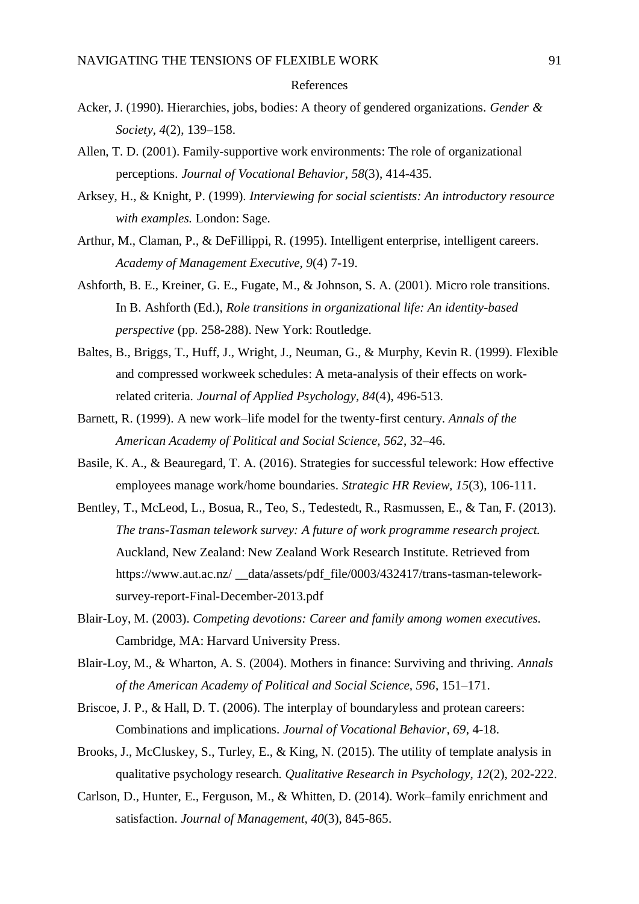# References

Acker, J. (1990). Hierarchies, jobs, bodies: A theory of gendered organizations. *Gender & Society*, *4*(2), 139–158.

Allen, T. D. (2001). Family-supportive work environments: The role of organizational perceptions. *Journal of Vocational Behavior*, *58*(3), 414-435.

Arksey, H., & Knight, P. (1999). *Interviewing for social scientists: An introductory resource with examples.* London: Sage.

Arthur, M., Claman, P., & DeFillippi, R. (1995). Intelligent enterprise, intelligent careers. *Academy of Management Executive, 9*(4) 7-19.

Ashforth, B. E., Kreiner, G. E., Fugate, M., & Johnson, S. A. (2001). Micro role transitions. In B. Ashforth (Ed.), *Role transitions in organizational life: An identity-based perspective* (pp. 258-288). New York: Routledge.

Baltes, B., Briggs, T., Huff, J., Wright, J., Neuman, G., & Murphy, Kevin R. (1999). Flexible and compressed workweek schedules: A meta-analysis of their effects on work-related criteria. *Journal of Applied Psychology, 84*(4), 496-513.

Barnett, R. (1999). A new work–life model for the twenty-first century. *Annals of the American Academy of Political and Social Science, 562*, 32–46.

Basile, K. A., & Beauregard, T. A. (2016). Strategies for successful telework: How effective employees manage work/home boundaries. *Strategic HR Review, 15*(3), 106-111.

Bentley, T., McLeod, L., Bosua, R., Teo, S., Tedestedt, R., Rasmussen, E., & Tan, F. (2013). *The trans-Tasman telework survey: A future of work programme research project.* Auckland, New Zealand: New Zealand Work Research Institute. Retrieved from https://www.aut.ac.nz/ __data/assets/pdf_file/0003/432417/trans-tasman-telework-survey-report-Final-December-2013.pdf

Blair-Loy, M. (2003). *Competing devotions: Career and family among women executives.* Cambridge, MA: Harvard University Press.

Blair-Loy, M., & Wharton, A. S. (2004). Mothers in finance: Surviving and thriving. *Annals of the American Academy of Political and Social Science, 596*, 151–171.

Briscoe, J. P., & Hall, D. T. (2006). The interplay of boundaryless and protean careers: Combinations and implications. *Journal of Vocational Behavior, 69*, 4-18.

Brooks, J., McCluskey, S., Turley, E., & King, N. (2015). The utility of template analysis in qualitative psychology research. *Qualitative Research in Psychology, 12*(2), 202-222.

Carlson, D., Hunter, E., Ferguson, M., & Whitten, D. (2014). Work–family enrichment and satisfaction. *Journal of Management, 40*(3), 845-865.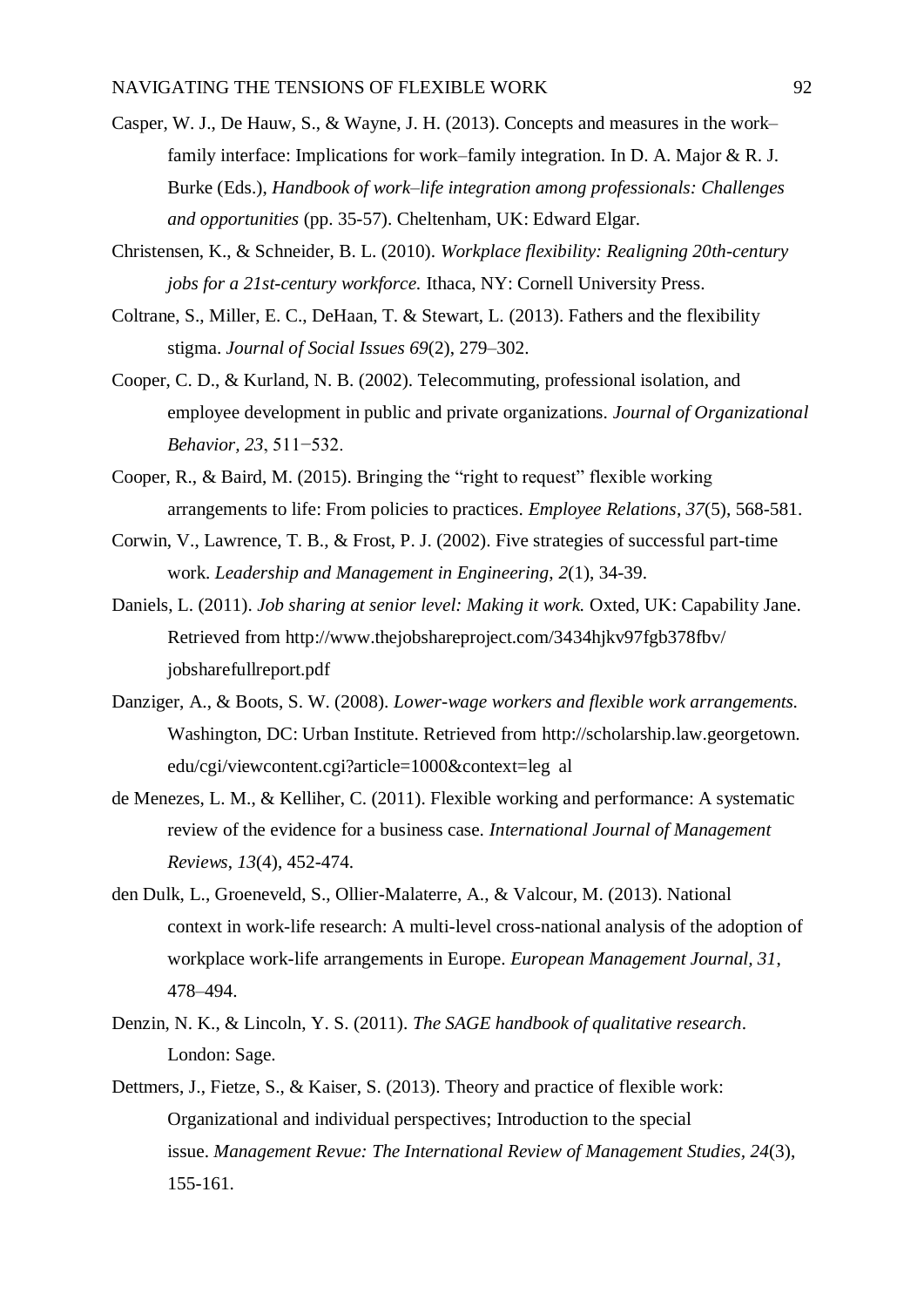Casper, W. J., De Hauw, S., & Wayne, J. H. (2013). Concepts and measures in the work–family interface: Implications for work–family integration. In D. A. Major & R. J. Burke (Eds.), *Handbook of work–life integration among professionals: Challenges and opportunities* (pp. 35-57). Cheltenham, UK: Edward Elgar.

Christensen, K., & Schneider, B. L. (2010). *Workplace flexibility: Realigning 20th-century jobs for a 21st-century workforce.* Ithaca, NY: Cornell University Press.

Coltrane, S., Miller, E. C., DeHaan, T. & Stewart, L. (2013). Fathers and the flexibility stigma. *Journal of Social Issues 69*(2), 279–302.

Cooper, C. D., & Kurland, N. B. (2002). Telecommuting, professional isolation, and employee development in public and private organizations. *Journal of Organizational Behavior, 23*, 511−532.

Cooper, R., & Baird, M. (2015). Bringing the "right to request" flexible working arrangements to life: From policies to practices. *Employee Relations*, *37*(5), 568-581.

Corwin, V., Lawrence, T. B., & Frost, P. J. (2002). Five strategies of successful part-time work. *Leadership and Management in Engineering*, *2*(1), 34-39.

Daniels, L. (2011). *Job sharing at senior level: Making it work.* Oxted, UK: Capability Jane. Retrieved from http://www.thejobshareproject.com/3434hjkv97fgb378fbv/jobsharefullreport.pdf

Danziger, A., & Boots, S. W. (2008). *Lower-wage workers and flexible work arrangements.* Washington, DC: Urban Institute. Retrieved from http://scholarship.law.georgetown.edu/cgi/viewcontent.cgi?article=1000&context=leg al

de Menezes, L. M., & Kelliher, C. (2011). Flexible working and performance: A systematic review of the evidence for a business case. *International Journal of Management Reviews*, *13*(4), 452-474.

den Dulk, L., Groeneveld, S., Ollier-Malaterre, A., & Valcour, M. (2013). National context in work-life research: A multi-level cross-national analysis of the adoption of workplace work-life arrangements in Europe. *European Management Journal, 31*, 478–494.

Denzin, N. K., & Lincoln, Y. S. (2011). *The SAGE handbook of qualitative research*. London: Sage.

Dettmers, J., Fietze, S., & Kaiser, S. (2013). Theory and practice of flexible work: Organizational and individual perspectives; Introduction to the special issue. *Management Revue: The International Review of Management Studies, 24*(3), 155-161.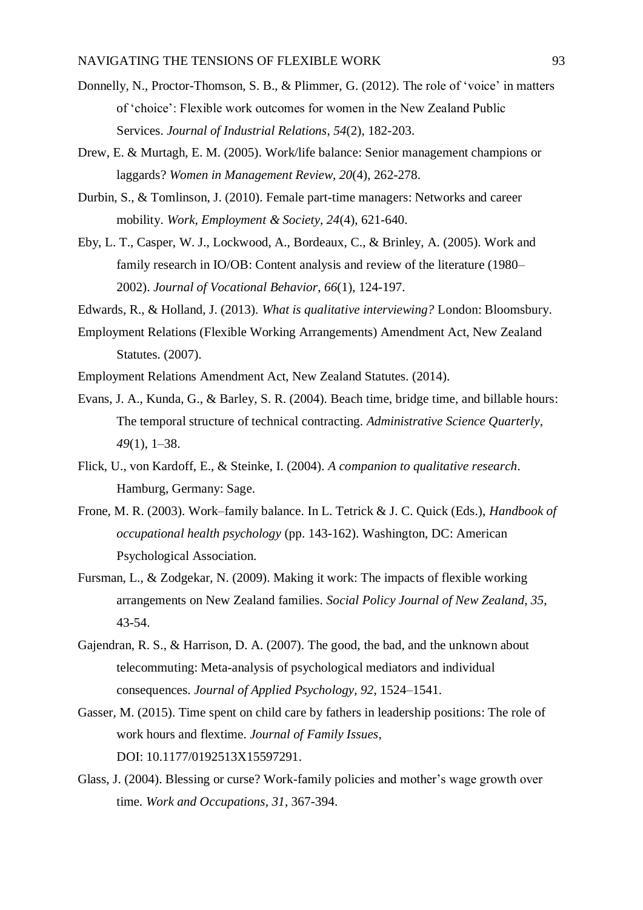Donnelly, N., Proctor-Thomson, S. B., & Plimmer, G. (2012). The role of 'voice' in matters of 'choice': Flexible work outcomes for women in the New Zealand Public Services. *Journal of Industrial Relations*, *54*(2), 182-203.

Drew, E. & Murtagh, E. M. (2005). Work/life balance: Senior management champions or laggards? *Women in Management Review, 20*(4), 262-278.

Durbin, S., & Tomlinson, J. (2010). Female part-time managers: Networks and career mobility. *Work, Employment & Society*, *24*(4), 621-640.

Eby, L. T., Casper, W. J., Lockwood, A., Bordeaux, C., & Brinley, A. (2005). Work and family research in IO/OB: Content analysis and review of the literature (1980–2002). *Journal of Vocational Behavior*, *66*(1), 124-197.

Edwards, R., & Holland, J. (2013). *What is qualitative interviewing?* London: Bloomsbury.

Employment Relations (Flexible Working Arrangements) Amendment Act, New Zealand Statutes. (2007).

Employment Relations Amendment Act, New Zealand Statutes. (2014).

Evans, J. A., Kunda, G., & Barley, S. R. (2004). Beach time, bridge time, and billable hours: The temporal structure of technical contracting. *Administrative Science Quarterly*, *49*(1), 1–38.

Flick, U., von Kardoff, E., & Steinke, I. (2004). *A companion to qualitative research*. Hamburg, Germany: Sage.

Frone, M. R. (2003). Work–family balance. In L. Tetrick & J. C. Quick (Eds.), *Handbook of occupational health psychology* (pp. 143-162). Washington, DC: American Psychological Association.

Fursman, L., & Zodgekar, N. (2009). Making it work: The impacts of flexible working arrangements on New Zealand families. *Social Policy Journal of New Zealand*, *35*, 43-54.

Gajendran, R. S., & Harrison, D. A. (2007). The good, the bad, and the unknown about telecommuting: Meta-analysis of psychological mediators and individual consequences. *Journal of Applied Psychology*, *92*, 1524–1541.

Gasser, M. (2015). Time spent on child care by fathers in leadership positions: The role of work hours and flextime. *Journal of Family Issues*, DOI: 10.1177/0192513X15597291.

Glass, J. (2004). Blessing or curse? Work-family policies and mother's wage growth over time. *Work and Occupations, 31*, 367-394.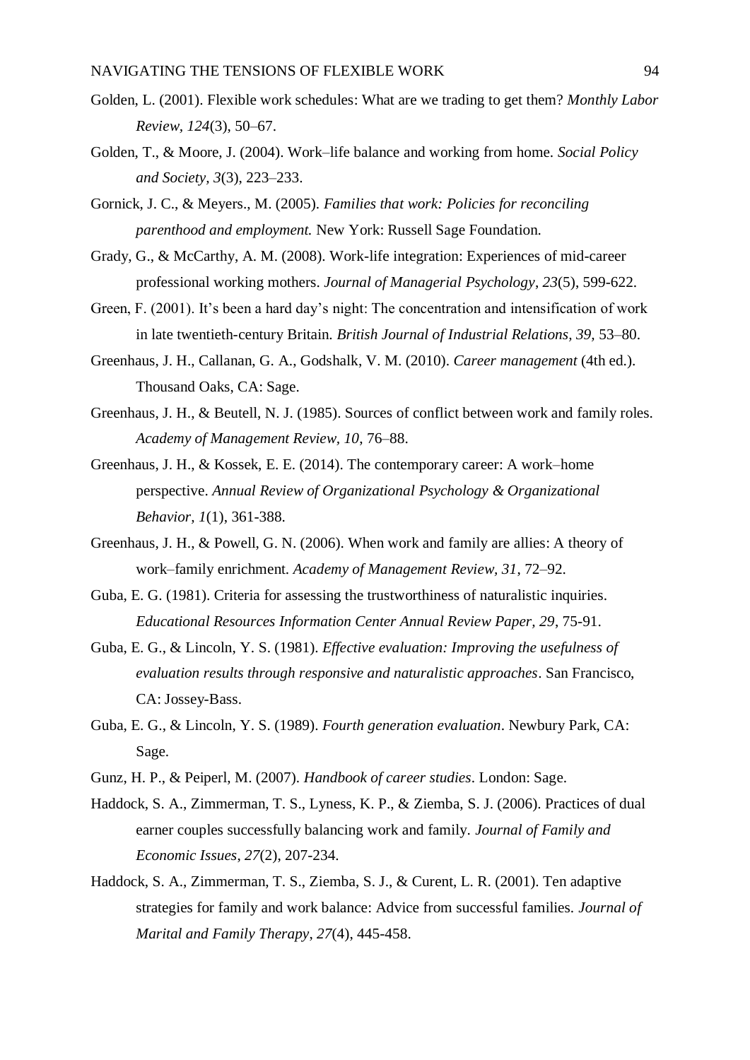Golden, L. (2001). Flexible work schedules: What are we trading to get them? *Monthly Labor Review*, *124*(3), 50–67.

Golden, T., & Moore, J. (2004). Work–life balance and working from home. *Social Policy and Society*, *3*(3), 223–233.

Gornick, J. C., & Meyers., M. (2005). *Families that work: Policies for reconciling parenthood and employment.* New York: Russell Sage Foundation.

Grady, G., & McCarthy, A. M. (2008). Work-life integration: Experiences of mid-career professional working mothers. *Journal of Managerial Psychology*, *23*(5), 599-622.

Green, F. (2001). It's been a hard day's night: The concentration and intensification of work in late twentieth-century Britain. *British Journal of Industrial Relations, 39,* 53–80.

Greenhaus, J. H., Callanan, G. A., Godshalk, V. M. (2010). *Career management* (4th ed.). Thousand Oaks, CA: Sage.

Greenhaus, J. H., & Beutell, N. J. (1985). Sources of conflict between work and family roles. *Academy of Management Review, 10*, 76–88.

Greenhaus, J. H., & Kossek, E. E. (2014). The contemporary career: A work–home perspective. *Annual Review of Organizational Psychology & Organizational Behavior, 1*(1), 361-388.

Greenhaus, J. H., & Powell, G. N. (2006). When work and family are allies: A theory of work–family enrichment. *Academy of Management Review, 31*, 72–92.

Guba, E. G. (1981). Criteria for assessing the trustworthiness of naturalistic inquiries. *Educational Resources Information Center Annual Review Paper, 29*, 75-91.

Guba, E. G., & Lincoln, Y. S. (1981). *Effective evaluation: Improving the usefulness of evaluation results through responsive and naturalistic approaches*. San Francisco, CA: Jossey-Bass.

Guba, E. G., & Lincoln, Y. S. (1989). *Fourth generation evaluation*. Newbury Park, CA: Sage.

Gunz, H. P., & Peiperl, M. (2007). *Handbook of career studies*. London: Sage.

Haddock, S. A., Zimmerman, T. S., Lyness, K. P., & Ziemba, S. J. (2006). Practices of dual earner couples successfully balancing work and family. *Journal of Family and Economic Issues*, *27*(2), 207-234.

Haddock, S. A., Zimmerman, T. S., Ziemba, S. J., & Curent, L. R. (2001). Ten adaptive strategies for family and work balance: Advice from successful families. *Journal of Marital and Family Therapy*, *27*(4), 445-458.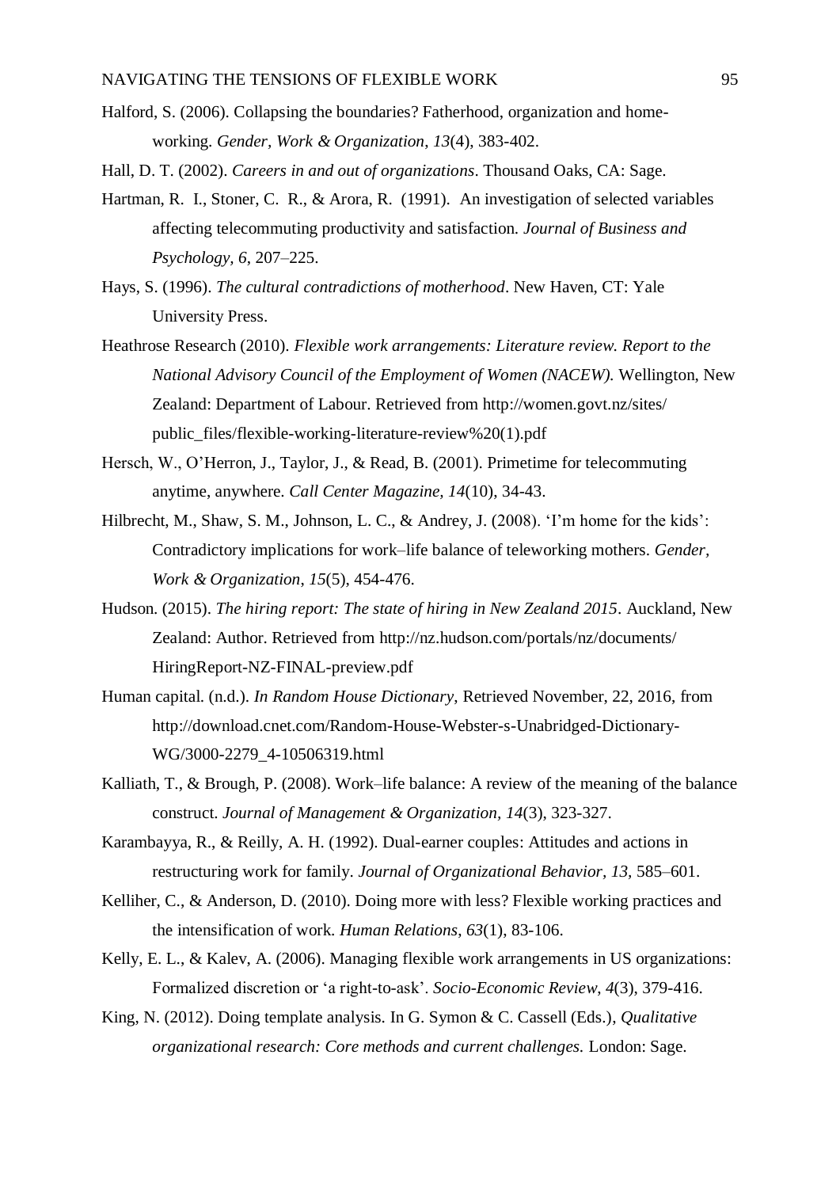Halford, S. (2006). Collapsing the boundaries? Fatherhood, organization and home-working. *Gender, Work & Organization*, *13*(4), 383-402.

Hall, D. T. (2002). *Careers in and out of organizations*. Thousand Oaks, CA: Sage.

Hartman, R. I., Stoner, C. R., & Arora, R. (1991). An investigation of selected variables affecting telecommuting productivity and satisfaction. *Journal of Business and Psychology*, *6*, 207–225.

Hays, S. (1996). *The cultural contradictions of motherhood*. New Haven, CT: Yale University Press.

Heathrose Research (2010). *Flexible work arrangements: Literature review. Report to the National Advisory Council of the Employment of Women (NACEW).* Wellington, New Zealand: Department of Labour. Retrieved from http://women.govt.nz/sites/public_files/flexible-working-literature-review%20(1).pdf

Hersch, W., O'Herron, J., Taylor, J., & Read, B. (2001). Primetime for telecommuting anytime, anywhere. *Call Center Magazine*, *14*(10), 34-43.

Hilbrecht, M., Shaw, S. M., Johnson, L. C., & Andrey, J. (2008). 'I'm home for the kids': Contradictory implications for work–life balance of teleworking mothers. *Gender, Work & Organization*, *15*(5), 454-476.

Hudson. (2015). *The hiring report: The state of hiring in New Zealand 2015*. Auckland, New Zealand: Author. Retrieved from http://nz.hudson.com/portals/nz/documents/HiringReport-NZ-FINAL-preview.pdf

Human capital. (n.d.). *In Random House Dictionary,* Retrieved November, 22, 2016, from http://download.cnet.com/Random-House-Webster-s-Unabridged-Dictionary-WG/3000-2279_4-10506319.html

Kalliath, T., & Brough, P. (2008). Work–life balance: A review of the meaning of the balance construct. *Journal of Management & Organization, 14*(3), 323-327.

Karambayya, R., & Reilly, A. H. (1992). Dual-earner couples: Attitudes and actions in restructuring work for family. *Journal of Organizational Behavior*, *13*, 585–601.

Kelliher, C., & Anderson, D. (2010). Doing more with less? Flexible working practices and the intensification of work. *Human Relations*, *63*(1), 83-106.

Kelly, E. L., & Kalev, A. (2006). Managing flexible work arrangements in US organizations: Formalized discretion or 'a right-to-ask'. *Socio-Economic Review*, *4*(3), 379-416.

King, N. (2012). Doing template analysis. In G. Symon & C. Cassell (Eds.), *Qualitative organizational research: Core methods and current challenges.* London: Sage.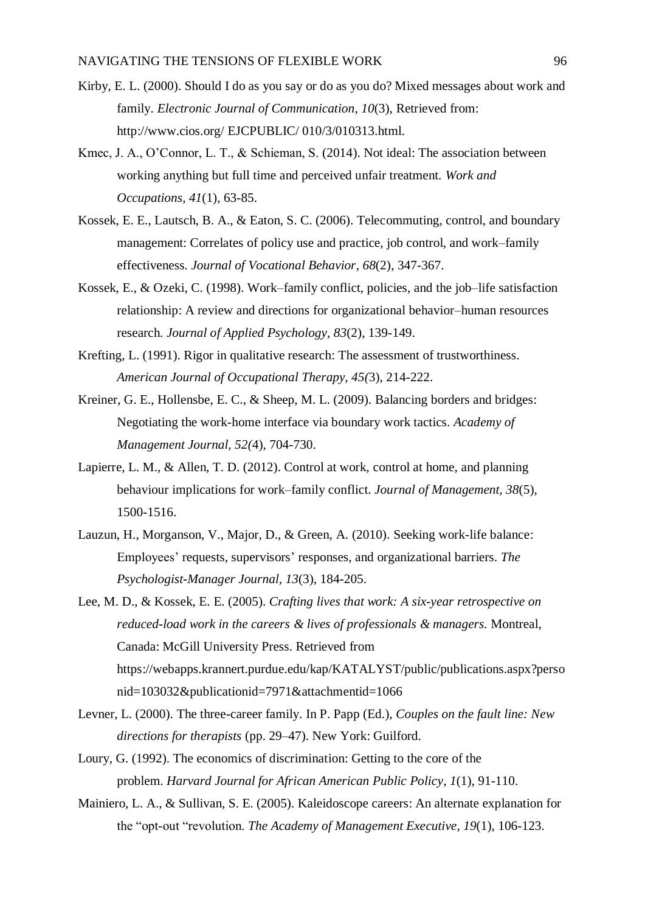Kirby, E. L. (2000). Should I do as you say or do as you do? Mixed messages about work and family. *Electronic Journal of Communication*, *10*(3), Retrieved from: http://www.cios.org/ EJCPUBLIC/ 010/3/010313.html.

Kmec, J. A., O'Connor, L. T., & Schieman, S. (2014). Not ideal: The association between working anything but full time and perceived unfair treatment. *Work and Occupations*, *41*(1), 63-85.

Kossek, E. E., Lautsch, B. A., & Eaton, S. C. (2006). Telecommuting, control, and boundary management: Correlates of policy use and practice, job control, and work–family effectiveness. *Journal of Vocational Behavior*, *68*(2), 347-367.

Kossek, E., & Ozeki, C. (1998). Work–family conflict, policies, and the job–life satisfaction relationship: A review and directions for organizational behavior–human resources research. *Journal of Applied Psychology*, *83*(2), 139-149.

Krefting, L. (1991). Rigor in qualitative research: The assessment of trustworthiness. *American Journal of Occupational Therapy, 45(*3), 214-222.

Kreiner, G. E., Hollensbe, E. C., & Sheep, M. L. (2009). Balancing borders and bridges: Negotiating the work-home interface via boundary work tactics. *Academy of Management Journal, 52(*4), 704-730.

Lapierre, L. M., & Allen, T. D. (2012). Control at work, control at home, and planning behaviour implications for work–family conflict. *Journal of Management*, *38*(5), 1500-1516.

Lauzun, H., Morganson, V., Major, D., & Green, A. (2010). Seeking work-life balance: Employees' requests, supervisors' responses, and organizational barriers. *The Psychologist-Manager Journal, 13*(3), 184-205.

Lee, M. D., & Kossek, E. E. (2005). *Crafting lives that work: A six-year retrospective on reduced-load work in the careers & lives of professionals & managers.* Montreal, Canada: McGill University Press. Retrieved from https://webapps.krannert.purdue.edu/kap/KATALYST/public/publications.aspx?personid=103032&publicationid=7971&attachmentid=1066

Levner, L. (2000). The three-career family. In P. Papp (Ed.), *Couples on the fault line: New directions for therapists* (pp. 29–47). New York: Guilford.

Loury, G. (1992). The economics of discrimination: Getting to the core of the problem. *Harvard Journal for African American Public Policy*, *1*(1), 91-110.

Mainiero, L. A., & Sullivan, S. E. (2005). Kaleidoscope careers: An alternate explanation for the "opt-out "revolution. *The Academy of Management Executive*, *19*(1), 106-123.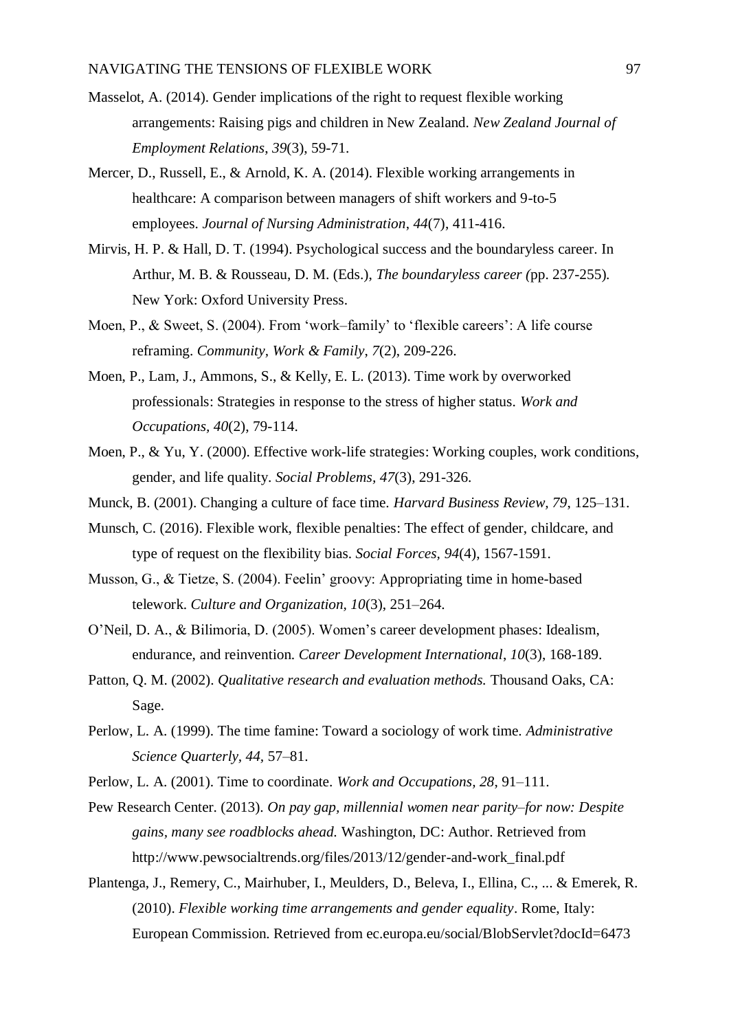Masselot, A. (2014). Gender implications of the right to request flexible working arrangements: Raising pigs and children in New Zealand. *New Zealand Journal of Employment Relations*, *39*(3), 59-71.

Mercer, D., Russell, E., & Arnold, K. A. (2014). Flexible working arrangements in healthcare: A comparison between managers of shift workers and 9-to-5 employees. *Journal of Nursing Administration*, *44*(7), 411-416.

Mirvis, H. P. & Hall, D. T. (1994). Psychological success and the boundaryless career. In Arthur, M. B. & Rousseau, D. M. (Eds.), *The boundaryless career (*pp. 237-255). New York: Oxford University Press.

Moen, P., & Sweet, S. (2004). From 'work–family' to 'flexible careers': A life course reframing. *Community, Work & Family*, *7*(2), 209-226.

Moen, P., Lam, J., Ammons, S., & Kelly, E. L. (2013). Time work by overworked professionals: Strategies in response to the stress of higher status. *Work and Occupations*, *40*(2), 79-114.

Moen, P., & Yu, Y. (2000). Effective work-life strategies: Working couples, work conditions, gender, and life quality. *Social Problems*, *47*(3), 291-326.

Munck, B. (2001). Changing a culture of face time. *Harvard Business Review, 79*, 125–131.

Munsch, C. (2016). Flexible work, flexible penalties: The effect of gender, childcare, and type of request on the flexibility bias. *Social Forces, 94*(4), 1567-1591.

Musson, G., & Tietze, S. (2004). Feelin' groovy: Appropriating time in home-based telework. *Culture and Organization, 10*(3), 251–264.

O'Neil, D. A., & Bilimoria, D. (2005). Women's career development phases: Idealism, endurance, and reinvention. *Career Development International*, *10*(3), 168-189.

Patton, Q. M. (2002). *Qualitative research and evaluation methods.* Thousand Oaks, CA: Sage.

Perlow, L. A. (1999). The time famine: Toward a sociology of work time. *Administrative Science Quarterly, 44*, 57–81.

Perlow, L. A. (2001). Time to coordinate. *Work and Occupations, 28*, 91–111.

Pew Research Center. (2013). *On pay gap, millennial women near parity–for now: Despite gains, many see roadblocks ahead.* Washington, DC: Author. Retrieved from http://www.pewsocialtrends.org/files/2013/12/gender-and-work_final.pdf

Plantenga, J., Remery, C., Mairhuber, I., Meulders, D., Beleva, I., Ellina, C., ... & Emerek, R. (2010). *Flexible working time arrangements and gender equality*. Rome, Italy: European Commission. Retrieved from ec.europa.eu/social/BlobServlet?docId=6473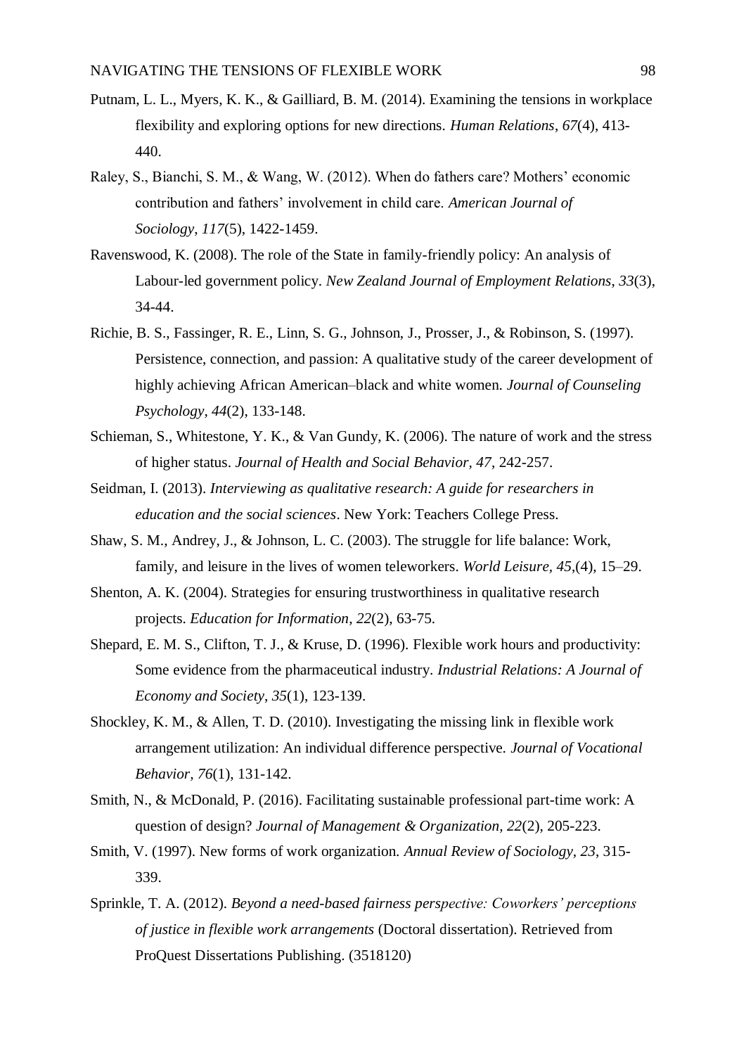Putnam, L. L., Myers, K. K., & Gailliard, B. M. (2014). Examining the tensions in workplace flexibility and exploring options for new directions. *Human Relations*, *67*(4), 413-440.

Raley, S., Bianchi, S. M., & Wang, W. (2012). When do fathers care? Mothers' economic contribution and fathers' involvement in child care. *American Journal of Sociology*, *117*(5), 1422-1459.

Ravenswood, K. (2008). The role of the State in family-friendly policy: An analysis of Labour-led government policy. *New Zealand Journal of Employment Relations*, *33*(3), 34-44.

Richie, B. S., Fassinger, R. E., Linn, S. G., Johnson, J., Prosser, J., & Robinson, S. (1997). Persistence, connection, and passion: A qualitative study of the career development of highly achieving African American–black and white women. *Journal of Counseling Psychology*, *44*(2), 133-148.

Schieman, S., Whitestone, Y. K., & Van Gundy, K. (2006). The nature of work and the stress of higher status. *Journal of Health and Social Behavior, 47*, 242-257.

Seidman, I. (2013). *Interviewing as qualitative research: A guide for researchers in education and the social sciences*. New York: Teachers College Press.

Shaw, S. M., Andrey, J., & Johnson, L. C. (2003). The struggle for life balance: Work, family, and leisure in the lives of women teleworkers. *World Leisure*, *45*,(4), 15–29.

Shenton, A. K. (2004). Strategies for ensuring trustworthiness in qualitative research projects. *Education for Information*, *22*(2), 63-75.

Shepard, E. M. S., Clifton, T. J., & Kruse, D. (1996). Flexible work hours and productivity: Some evidence from the pharmaceutical industry. *Industrial Relations: A Journal of Economy and Society*, *35*(1), 123-139.

Shockley, K. M., & Allen, T. D. (2010). Investigating the missing link in flexible work arrangement utilization: An individual difference perspective. *Journal of Vocational Behavior, 76*(1), 131-142.

Smith, N., & McDonald, P. (2016). Facilitating sustainable professional part-time work: A question of design? *Journal of Management & Organization, 22*(2), 205-223.

Smith, V. (1997). New forms of work organization. *Annual Review of Sociology, 23*, 315-339.

Sprinkle, T. A. (2012). *Beyond a need-based fairness perspective: Coworkers' perceptions of justice in flexible work arrangements* (Doctoral dissertation). Retrieved from ProQuest Dissertations Publishing. (3518120)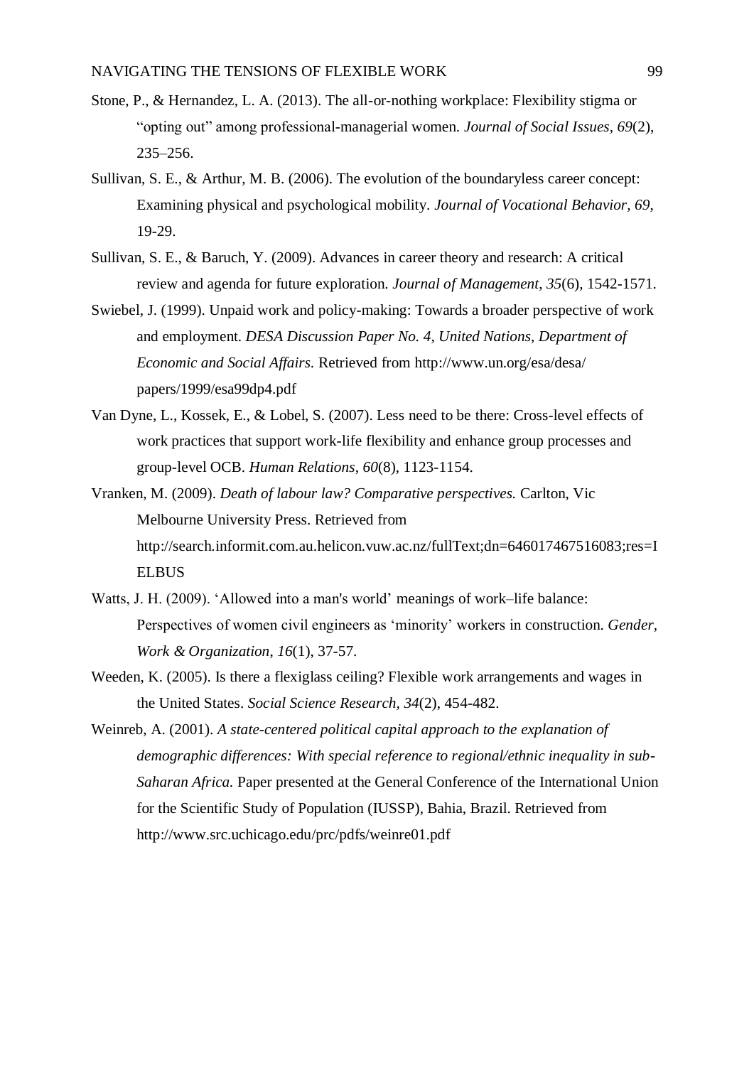Stone, P., & Hernandez, L. A. (2013). The all-or-nothing workplace: Flexibility stigma or "opting out" among professional-managerial women. *Journal of Social Issues*, *69*(2), 235–256.

Sullivan, S. E., & Arthur, M. B. (2006). The evolution of the boundaryless career concept: Examining physical and psychological mobility. *Journal of Vocational Behavior, 69*, 19-29.

Sullivan, S. E., & Baruch, Y. (2009). Advances in career theory and research: A critical review and agenda for future exploration. *Journal of Management, 35*(6), 1542-1571.

Swiebel, J. (1999). Unpaid work and policy-making: Towards a broader perspective of work and employment. *DESA Discussion Paper No. 4, United Nations, Department of Economic and Social Affairs.* Retrieved from http://www.un.org/esa/desa/papers/1999/esa99dp4.pdf

Van Dyne, L., Kossek, E., & Lobel, S. (2007). Less need to be there: Cross-level effects of work practices that support work-life flexibility and enhance group processes and group-level OCB. *Human Relations*, *60*(8), 1123-1154.

Vranken, M. (2009). *Death of labour law? Comparative perspectives.* Carlton, Vic Melbourne University Press. Retrieved from http://search.informit.com.au.helicon.vuw.ac.nz/fullText;dn=646017467516083;res=IELBUS

Watts, J. H. (2009). 'Allowed into a man's world' meanings of work–life balance: Perspectives of women civil engineers as 'minority' workers in construction. *Gender, Work & Organization*, *16*(1), 37-57.

Weeden, K. (2005). Is there a flexiglass ceiling? Flexible work arrangements and wages in the United States. *Social Science Research*, *34*(2), 454-482.

Weinreb, A. (2001). *A state-centered political capital approach to the explanation of demographic differences: With special reference to regional/ethnic inequality in sub-Saharan Africa.* Paper presented at the General Conference of the International Union for the Scientific Study of Population (IUSSP), Bahia, Brazil. Retrieved from http://www.src.uchicago.edu/prc/pdfs/weinre01.pdf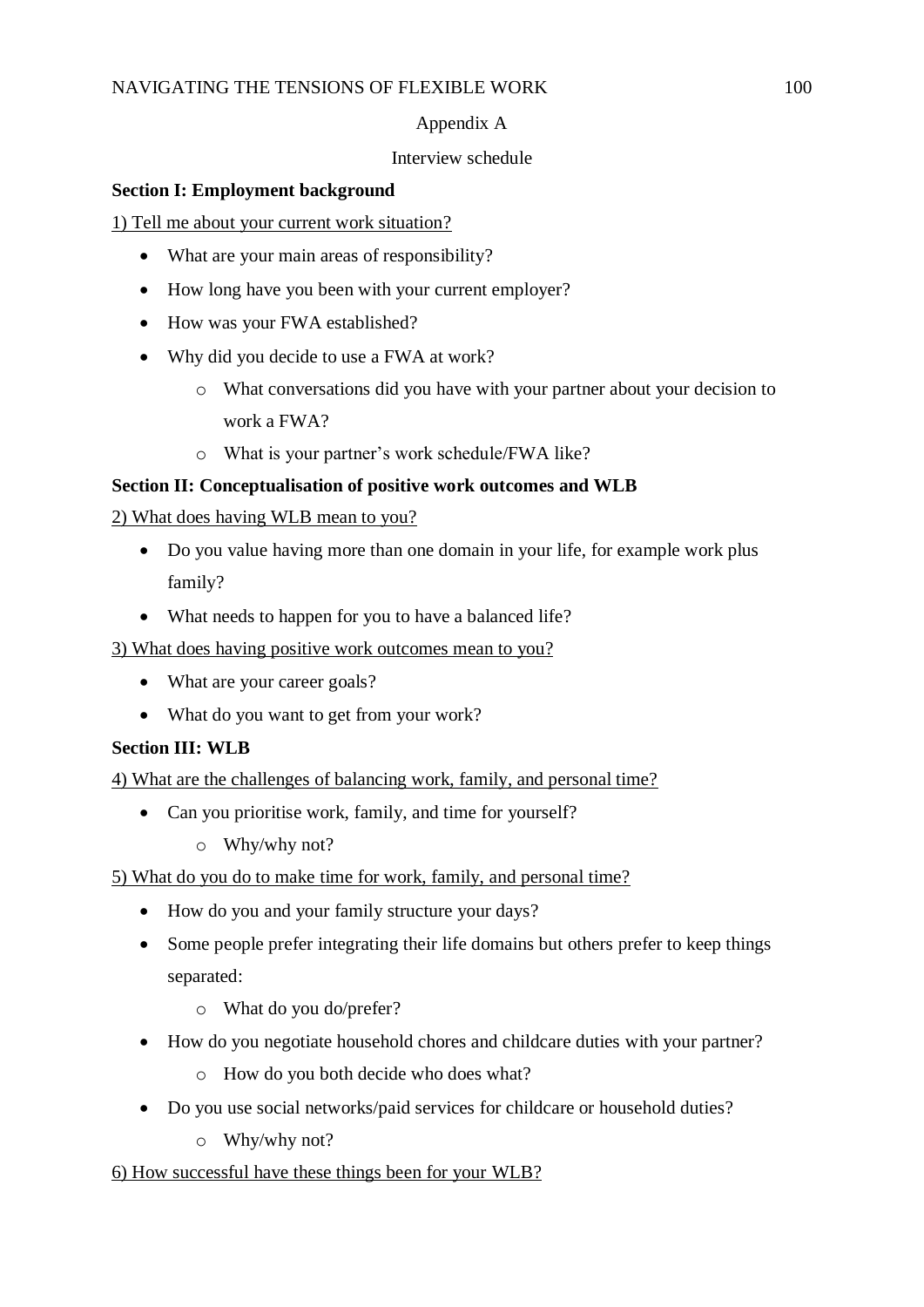# Appendix A

## Interview schedule

**Section I: Employment background**

1) Tell me about your current work situation?

- What are your main areas of responsibility?
- How long have you been with your current employer?
- How was your FWA established?
- Why did you decide to use a FWA at work?
  - What conversations did you have with your partner about your decision to work a FWA?
  - What is your partner's work schedule/FWA like?

**Section II: Conceptualisation of positive work outcomes and WLB**

2) What does having WLB mean to you?

- Do you value having more than one domain in your life, for example work plus family?
- What needs to happen for you to have a balanced life?

3) What does having positive work outcomes mean to you?

- What are your career goals?
- What do you want to get from your work?

**Section III: WLB**

4) What are the challenges of balancing work, family, and personal time?

- Can you prioritise work, family, and time for yourself?
  - Why/why not?

5) What do you do to make time for work, family, and personal time?

- How do you and your family structure your days?
- Some people prefer integrating their life domains but others prefer to keep things separated:
  - What do you do/prefer?
- How do you negotiate household chores and childcare duties with your partner?
  - How do you both decide who does what?
- Do you use social networks/paid services for childcare or household duties?
  - Why/why not?

6) How successful have these things been for your WLB?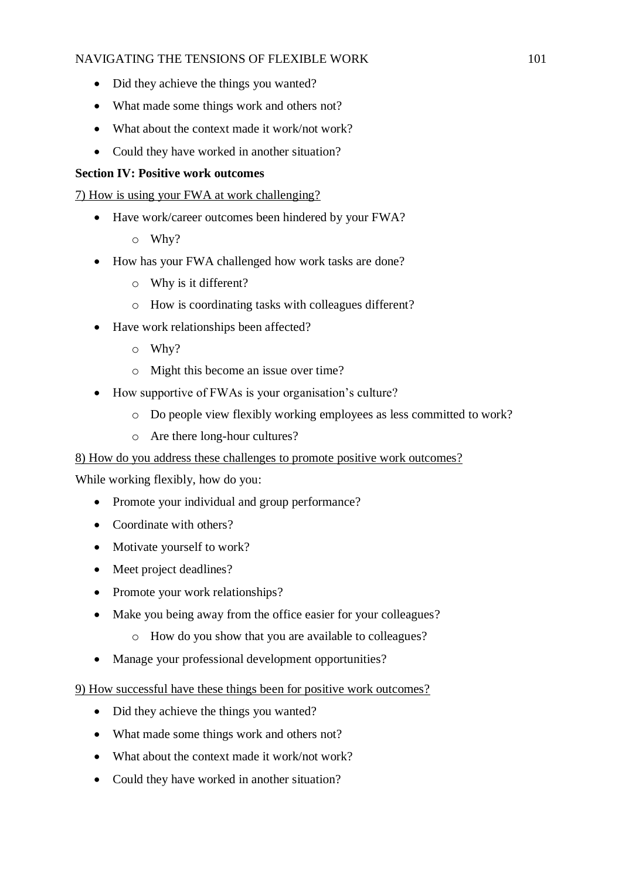- Did they achieve the things you wanted?
- What made some things work and others not?
- What about the context made it work/not work?
- Could they have worked in another situation?

**Section IV: Positive work outcomes**

<u>7) How is using your FWA at work challenging?</u>

- Have work/career outcomes been hindered by your FWA?
    - Why?
- How has your FWA challenged how work tasks are done?
    - Why is it different?
    - How is coordinating tasks with colleagues different?
- Have work relationships been affected?
    - Why?
    - Might this become an issue over time?
- How supportive of FWAs is your organisation's culture?
    - Do people view flexibly working employees as less committed to work?
    - Are there long-hour cultures?

<u>8) How do you address these challenges to promote positive work outcomes?</u>

While working flexibly, how do you:

- Promote your individual and group performance?
- Coordinate with others?
- Motivate yourself to work?
- Meet project deadlines?
- Promote your work relationships?
- Make you being away from the office easier for your colleagues?
    - How do you show that you are available to colleagues?
- Manage your professional development opportunities?

<u>9) How successful have these things been for positive work outcomes?</u>

- Did they achieve the things you wanted?
- What made some things work and others not?
- What about the context made it work/not work?
- Could they have worked in another situation?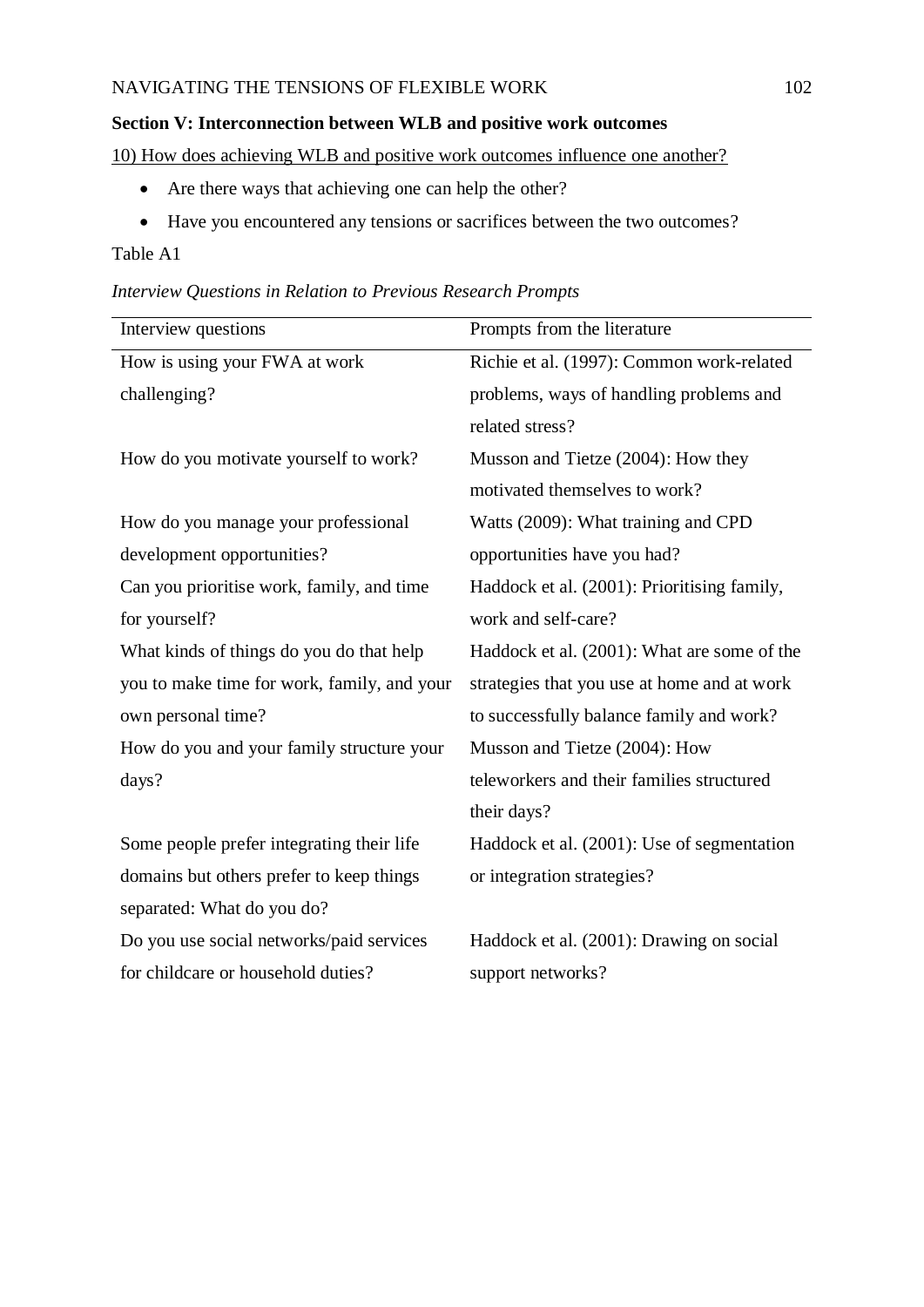**Section V: Interconnection between WLB and positive work outcomes**

10) How does achieving WLB and positive work outcomes influence one another?

- Are there ways that achieving one can help the other?
- Have you encountered any tensions or sacrifices between the two outcomes?

Table A1

*Interview Questions in Relation to Previous Research Prompts*

| Interview questions | Prompts from the literature |
|---|---|
| How is using your FWA at work challenging? | Richie et al. (1997): Common work-related problems, ways of handling problems and related stress? |
| How do you motivate yourself to work? | Musson and Tietze (2004): How they motivated themselves to work? |
| How do you manage your professional development opportunities? | Watts (2009): What training and CPD opportunities have you had? |
| Can you prioritise work, family, and time for yourself? | Haddock et al. (2001): Prioritising family, work and self-care? |
| What kinds of things do you do that help you to make time for work, family, and your own personal time? | Haddock et al. (2001): What are some of the strategies that you use at home and at work to successfully balance family and work? |
| How do you and your family structure your days? | Musson and Tietze (2004): How teleworkers and their families structured their days? |
| Some people prefer integrating their life domains but others prefer to keep things separated: What do you do? | Haddock et al. (2001): Use of segmentation or integration strategies? |
| Do you use social networks/paid services for childcare or household duties? | Haddock et al. (2001): Drawing on social support networks? |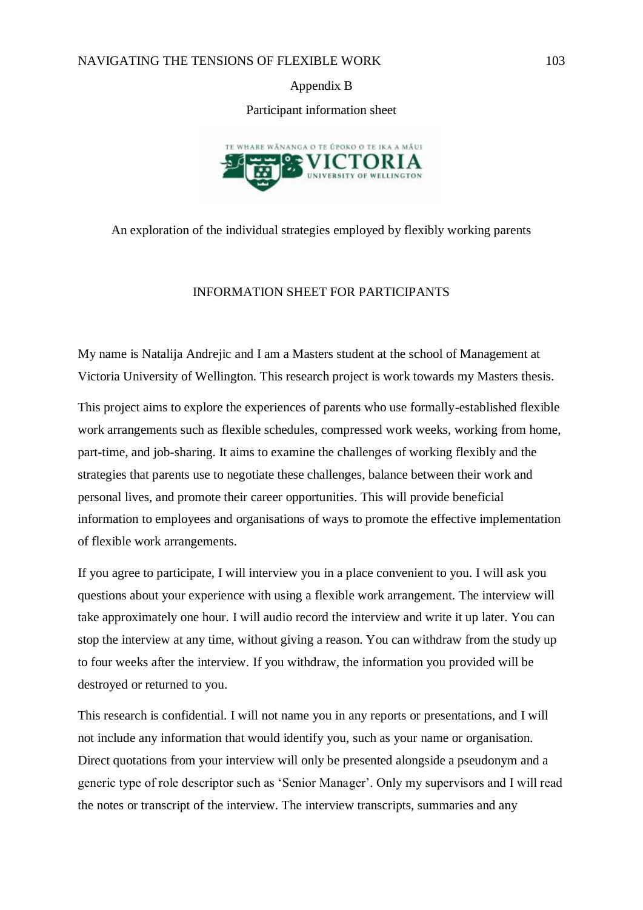## Appendix B

### Participant information sheet

An exploration of the individual strategies employed by flexibly working parents

#### INFORMATION SHEET FOR PARTICIPANTS

My name is Natalija Andrejic and I am a Masters student at the school of Management at Victoria University of Wellington. This research project is work towards my Masters thesis.

This project aims to explore the experiences of parents who use formally-established flexible work arrangements such as flexible schedules, compressed work weeks, working from home, part-time, and job-sharing. It aims to examine the challenges of working flexibly and the strategies that parents use to negotiate these challenges, balance between their work and personal lives, and promote their career opportunities. This will provide beneficial information to employees and organisations of ways to promote the effective implementation of flexible work arrangements.

If you agree to participate, I will interview you in a place convenient to you. I will ask you questions about your experience with using a flexible work arrangement. The interview will take approximately one hour. I will audio record the interview and write it up later. You can stop the interview at any time, without giving a reason. You can withdraw from the study up to four weeks after the interview. If you withdraw, the information you provided will be destroyed or returned to you.

This research is confidential. I will not name you in any reports or presentations, and I will not include any information that would identify you, such as your name or organisation. Direct quotations from your interview will only be presented alongside a pseudonym and a generic type of role descriptor such as 'Senior Manager'. Only my supervisors and I will read the notes or transcript of the interview. The interview transcripts, summaries and any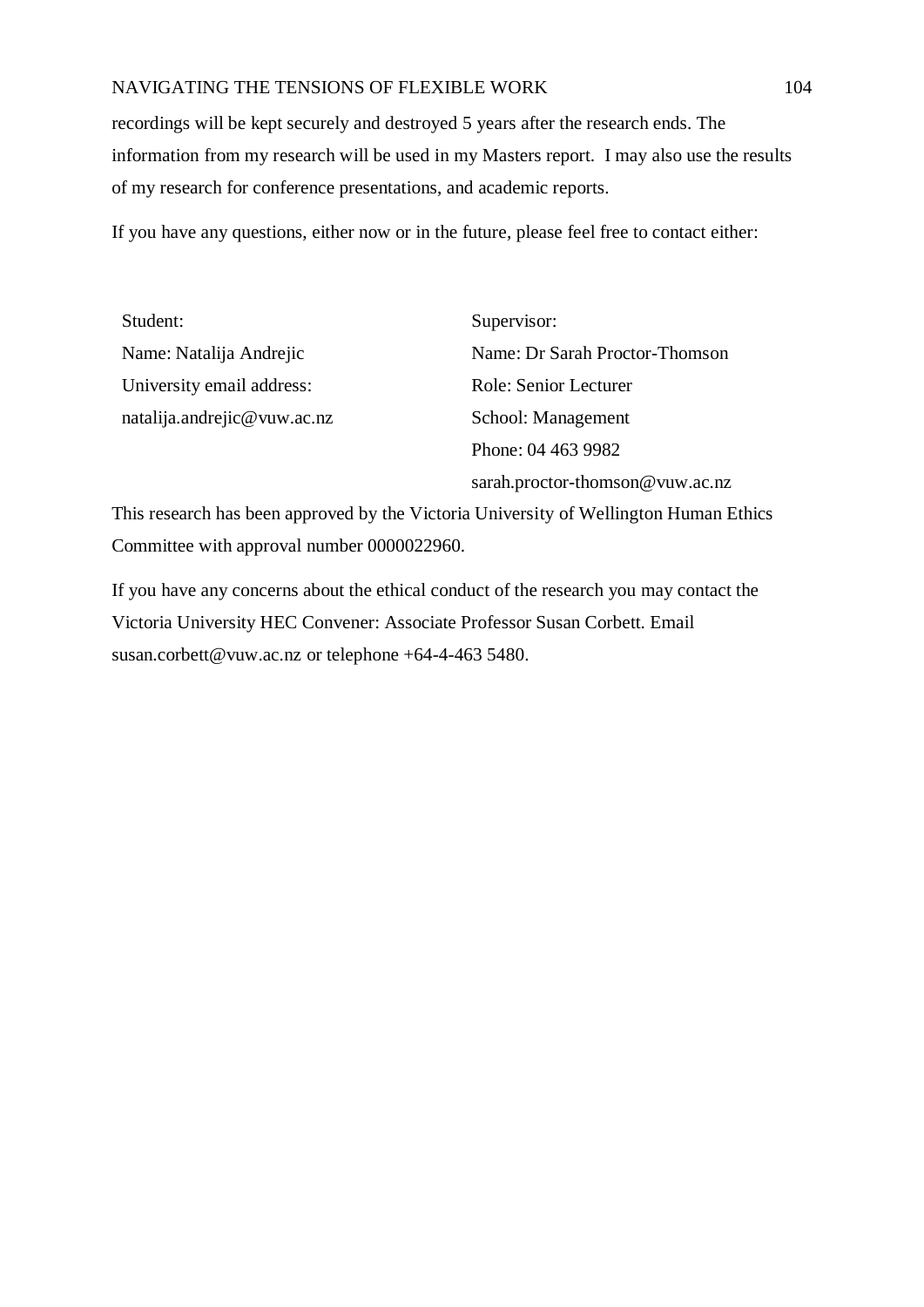recordings will be kept securely and destroyed 5 years after the research ends. The information from my research will be used in my Masters report. I may also use the results of my research for conference presentations, and academic reports.

If you have any questions, either now or in the future, please feel free to contact either:

Student:
Name: Natalija Andrejic
University email address:
natalija.andrejic@vuw.ac.nz

Supervisor:
Name: Dr Sarah Proctor-Thomson
Role: Senior Lecturer
School: Management
Phone: 04 463 9982
sarah.proctor-thomson@vuw.ac.nz

This research has been approved by the Victoria University of Wellington Human Ethics Committee with approval number 0000022960.

If you have any concerns about the ethical conduct of the research you may contact the Victoria University HEC Convener: Associate Professor Susan Corbett. Email susan.corbett@vuw.ac.nz or telephone +64-4-463 5480.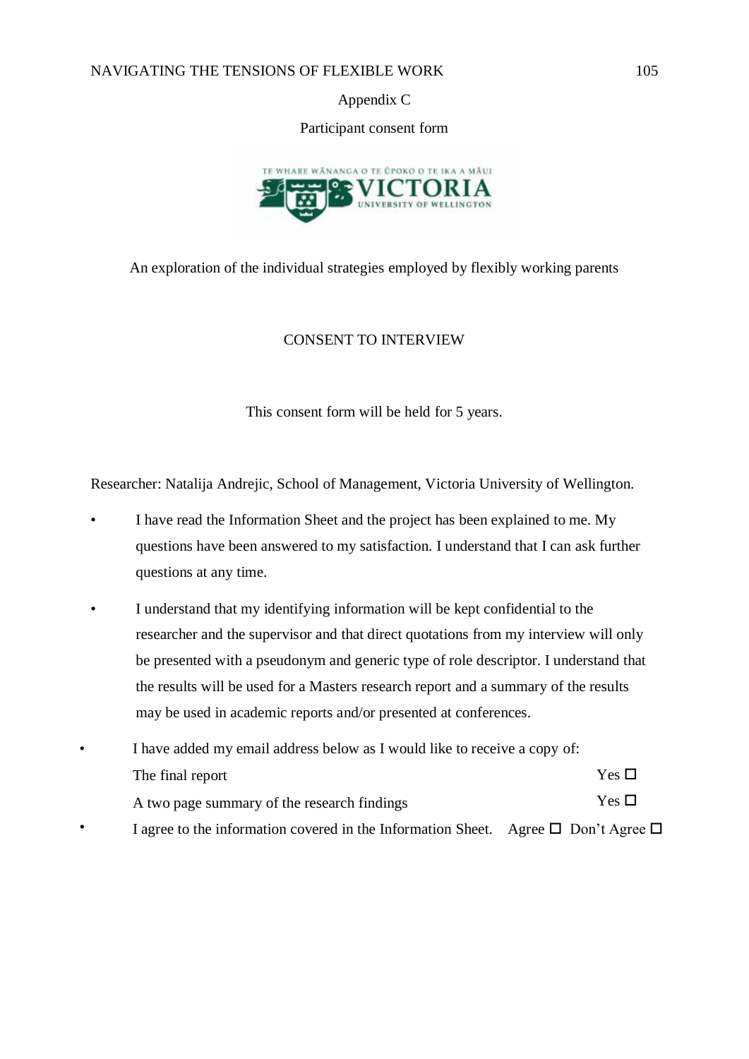# Appendix C

## Participant consent form

TE WHARE WĀNANGA O TE ŪPOKO O TE IKA A MĀUI
VICTORIA
UNIVERSITY OF WELLINGTON

An exploration of the individual strategies employed by flexibly working parents

CONSENT TO INTERVIEW

This consent form will be held for 5 years.

Researcher: Natalija Andrejic, School of Management, Victoria University of Wellington.

- I have read the Information Sheet and the project has been explained to me. My questions have been answered to my satisfaction. I understand that I can ask further questions at any time.
- I understand that my identifying information will be kept confidential to the researcher and the supervisor and that direct quotations from my interview will only be presented with a pseudonym and generic type of role descriptor. I understand that the results will be used for a Masters research report and a summary of the results may be used in academic reports and/or presented at conferences.
- I have added my email address below as I would like to receive a copy of:
  - The final report — Yes ☐
  - A two page summary of the research findings — Yes ☐
- I agree to the information covered in the Information Sheet. Agree ☐ Don't Agree ☐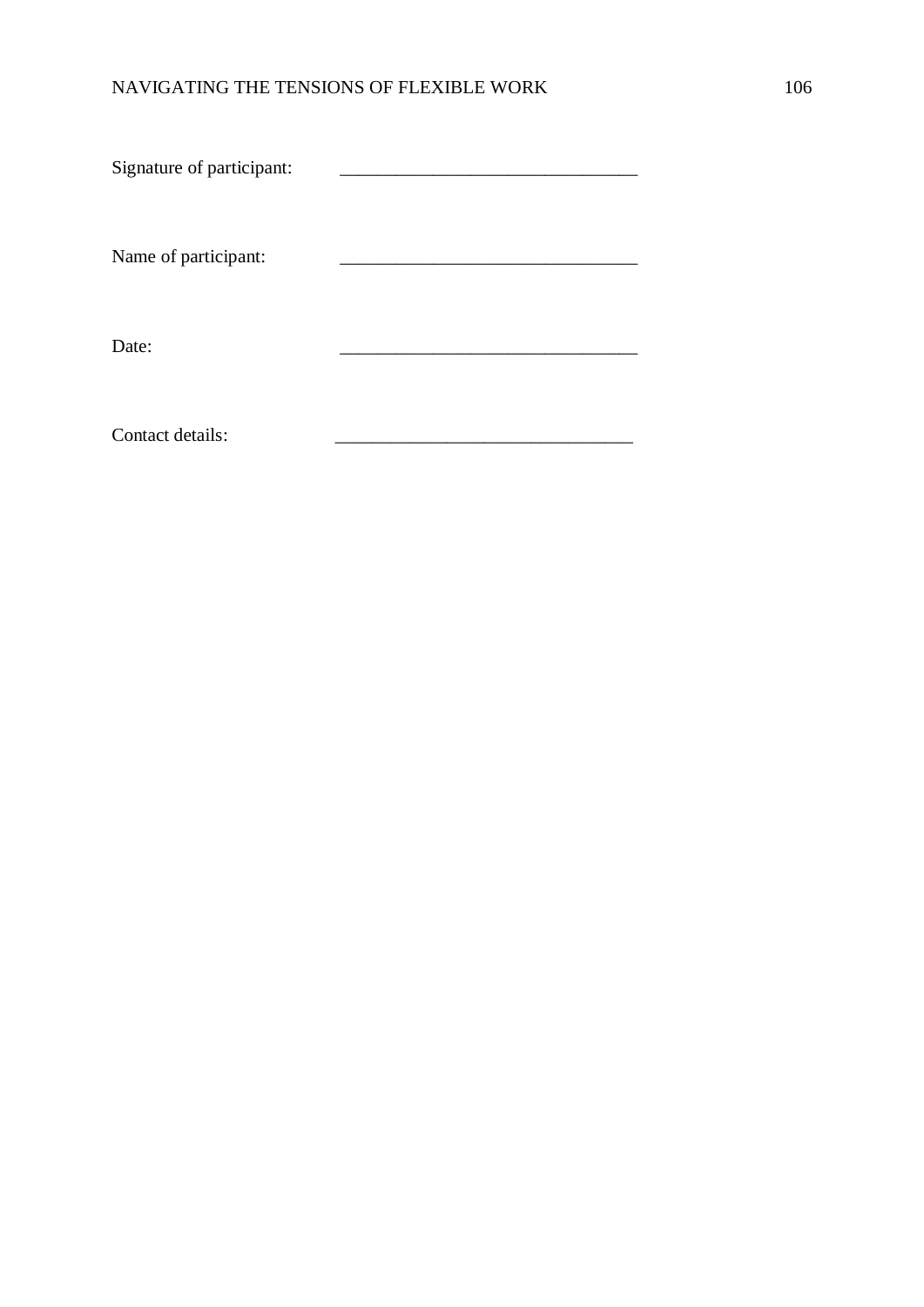Signature of participant: _______________________________

Name of participant: _______________________________

Date: _______________________________

Contact details: _______________________________